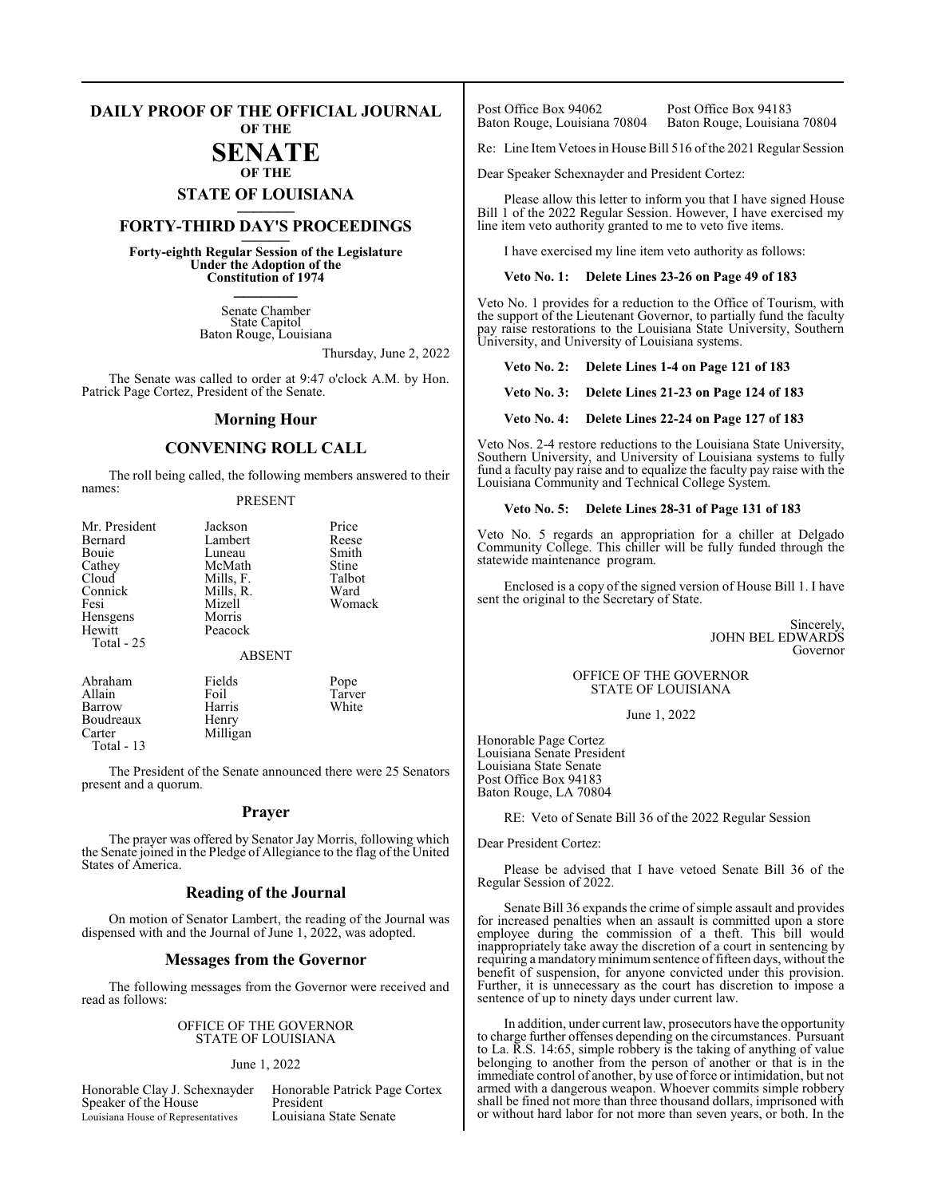# DAILY PROOF OF THE OFFICIAL JOURNAL OF THE SENATE OF THE STATE OF LOUISIANA

## FORTY-THIRD DAY'S PROCEEDINGS

**Forty-eighth Regular Session of the Legislature Under the Adoption of the Constitution of 1974**

Senate Chamber
State Capitol
Baton Rouge, Louisiana

Thursday, June 2, 2022

The Senate was called to order at 9:47 o'clock A.M. by Hon. Patrick Page Cortez, President of the Senate.

## Morning Hour

## CONVENING ROLL CALL

The roll being called, the following members answered to their names:

PRESENT

| | | |
|---|---|---|
| Mr. President | Jackson | Price |
| Bernard | Lambert | Reese |
| Bouie | Luneau | Smith |
| Cathey | McMath | Stine |
| Cloud | Mills, F. | Talbot |
| Connick | Mills, R. | Ward |
| Fesi | Mizell | Womack |
| Hensgens | Morris | |
| Hewitt | Peacock | |
| Total - 25 | | |

ABSENT

| | | |
|---|---|---|
| Abraham | Fields | Pope |
| Allain | Foil | Tarver |
| Barrow | Harris | White |
| Boudreaux | Henry | |
| Carter | Milligan | |
| Total - 13 | | |

The President of the Senate announced there were 25 Senators present and a quorum.

## Prayer

The prayer was offered by Senator Jay Morris, following which the Senate joined in the Pledge of Allegiance to the flag of the United States of America.

## Reading of the Journal

On motion of Senator Lambert, the reading of the Journal was dispensed with and the Journal of June 1, 2022, was adopted.

## Messages from the Governor

The following messages from the Governor were received and read as follows:

OFFICE OF THE GOVERNOR
STATE OF LOUISIANA

June 1, 2022

Honorable Clay J. Schexnayder
Speaker of the House
Louisiana House of Representatives
Post Office Box 94062
Baton Rouge, Louisiana 70804

Honorable Patrick Page Cortex
President
Louisiana State Senate
Post Office Box 94183
Baton Rouge, Louisiana 70804

Re: Line Item Vetoes in House Bill 516 of the 2021 Regular Session

Dear Speaker Schexnayder and President Cortez:

Please allow this letter to inform you that I have signed House Bill 1 of the 2022 Regular Session. However, I have exercised my line item veto authority granted to me to veto five items.

I have exercised my line item veto authority as follows:

**Veto No. 1: Delete Lines 23-26 on Page 49 of 183**

Veto No. 1 provides for a reduction to the Office of Tourism, with the support of the Lieutenant Governor, to partially fund the faculty pay raise restorations to the Louisiana State University, Southern University, and University of Louisiana systems.

**Veto No. 2: Delete Lines 1-4 on Page 121 of 183**

**Veto No. 3: Delete Lines 21-23 on Page 124 of 183**

**Veto No. 4: Delete Lines 22-24 on Page 127 of 183**

Veto Nos. 2-4 restore reductions to the Louisiana State University, Southern University, and University of Louisiana systems to fully fund a faculty pay raise and to equalize the faculty pay raise with the Louisiana Community and Technical College System.

**Veto No. 5: Delete Lines 28-31 of Page 131 of 183**

Veto No. 5 regards an appropriation for a chiller at Delgado Community College. This chiller will be fully funded through the statewide maintenance program.

Enclosed is a copy of the signed version of House Bill 1. I have sent the original to the Secretary of State.

Sincerely,
JOHN BEL EDWARDS
Governor

OFFICE OF THE GOVERNOR
STATE OF LOUISIANA

June 1, 2022

Honorable Page Cortez
Louisiana Senate President
Louisiana State Senate
Post Office Box 94183
Baton Rouge, LA 70804

RE: Veto of Senate Bill 36 of the 2022 Regular Session

Dear President Cortez:

Please be advised that I have vetoed Senate Bill 36 of the Regular Session of 2022.

Senate Bill 36 expands the crime of simple assault and provides for increased penalties when an assault is committed upon a store employee during the commission of a theft. This bill would inappropriately take away the discretion of a court in sentencing by requiring a mandatory minimum sentence of fifteen days, without the benefit of suspension, for anyone convicted under this provision. Further, it is unnecessary as the court has discretion to impose a sentence of up to ninety days under current law.

In addition, under current law, prosecutors have the opportunity to charge further offenses depending on the circumstances. Pursuant to La. R.S. 14:65, simple robbery is the taking of anything of value belonging to another from the person of another or that is in the immediate control of another, by use of force or intimidation, but not armed with a dangerous weapon. Whoever commits simple robbery shall be fined not more than three thousand dollars, imprisoned with or without hard labor for not more than seven years, or both. In the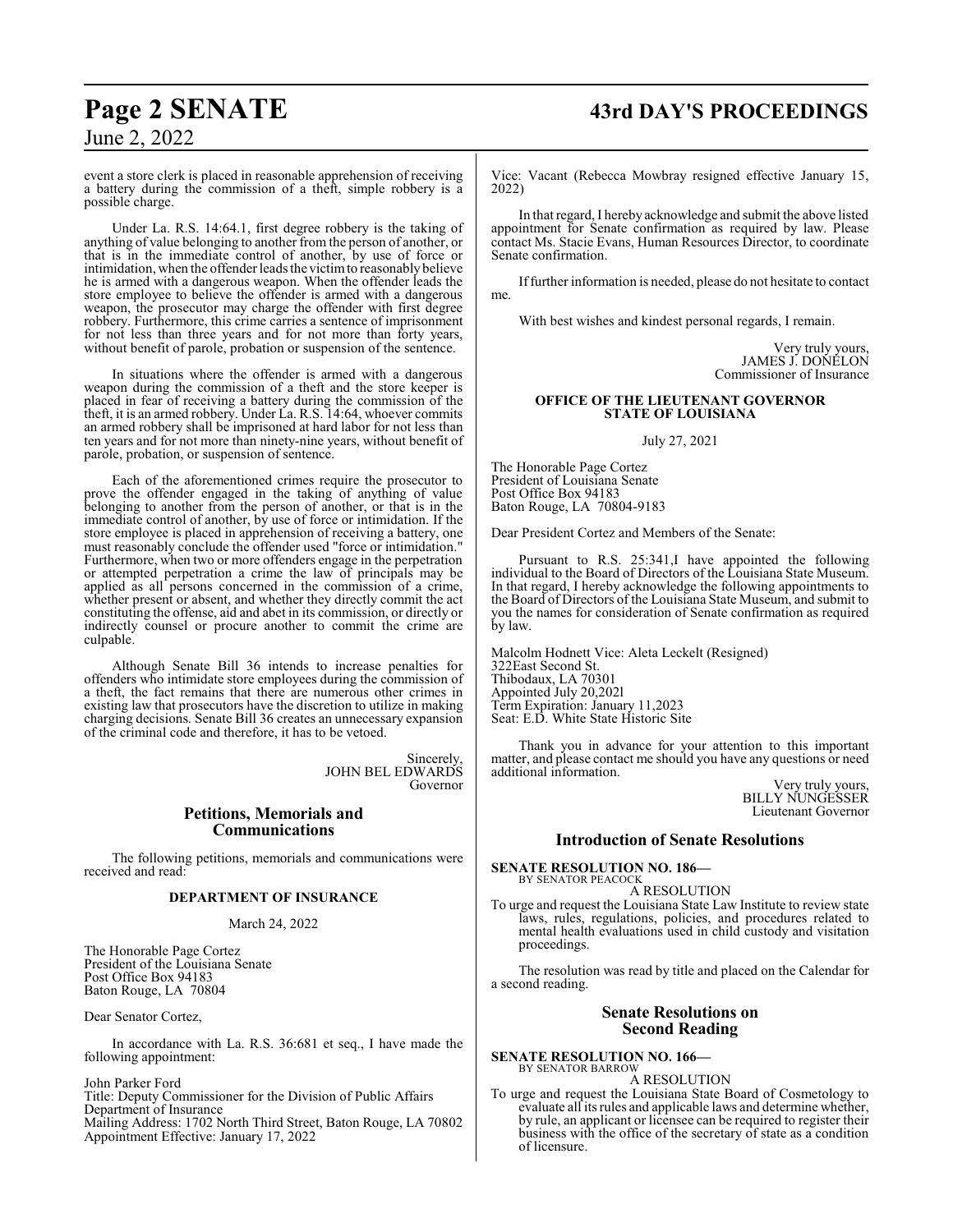event a store clerk is placed in reasonable apprehension of receiving a battery during the commission of a theft, simple robbery is a possible charge.

Under La. R.S. 14:64.1, first degree robbery is the taking of anything of value belonging to another from the person of another, or that is in the immediate control of another, by use of force or intimidation, when the offender leads the victim to reasonably believe he is armed with a dangerous weapon. When the offender leads the store employee to believe the offender is armed with a dangerous weapon, the prosecutor may charge the offender with first degree robbery. Furthermore, this crime carries a sentence of imprisonment for not less than three years and for not more than forty years, without benefit of parole, probation or suspension of the sentence.

In situations where the offender is armed with a dangerous weapon during the commission of a theft and the store keeper is placed in fear of receiving a battery during the commission of the theft, it is an armed robbery. Under La. R.S. 14:64, whoever commits an armed robbery shall be imprisoned at hard labor for not less than ten years and for not more than ninety-nine years, without benefit of parole, probation, or suspension of sentence.

Each of the aforementioned crimes require the prosecutor to prove the offender engaged in the taking of anything of value belonging to another from the person of another, or that is in the immediate control of another, by use of force or intimidation. If the store employee is placed in apprehension of receiving a battery, one must reasonably conclude the offender used "force or intimidation." Furthermore, when two or more offenders engage in the perpetration or attempted perpetration a crime the law of principals may be applied as all persons concerned in the commission of a crime, whether present or absent, and whether they directly commit the act constituting the offense, aid and abet in its commission, or directly or indirectly counsel or procure another to commit the crime are culpable.

Although Senate Bill 36 intends to increase penalties for offenders who intimidate store employees during the commission of a theft, the fact remains that there are numerous other crimes in existing law that prosecutors have the discretion to utilize in making charging decisions. Senate Bill 36 creates an unnecessary expansion of the criminal code and therefore, it has to be vetoed.

Sincerely,
JOHN BEL EDWARDS
Governor

## Petitions, Memorials and Communications

The following petitions, memorials and communications were received and read:

**DEPARTMENT OF INSURANCE**

March 24, 2022

The Honorable Page Cortez
President of the Louisiana Senate
Post Office Box 94183
Baton Rouge, LA 70804

Dear Senator Cortez,

In accordance with La. R.S. 36:681 et seq., I have made the following appointment:

John Parker Ford
Title: Deputy Commissioner for the Division of Public Affairs
Department of Insurance
Mailing Address: 1702 North Third Street, Baton Rouge, LA 70802
Appointment Effective: January 17, 2022
Vice: Vacant (Rebecca Mowbray resigned effective January 15, 2022)

In that regard, I hereby acknowledge and submit the above listed appointment for Senate confirmation as required by law. Please contact Ms. Stacie Evans, Human Resources Director, to coordinate Senate confirmation.

If further information is needed, please do not hesitate to contact me.

With best wishes and kindest personal regards, I remain.

Very truly yours,
JAMES J. DONELON
Commissioner of Insurance

**OFFICE OF THE LIEUTENANT GOVERNOR**
**STATE OF LOUISIANA**

July 27, 2021

The Honorable Page Cortez
President of Louisiana Senate
Post Office Box 94183
Baton Rouge, LA 70804-9183

Dear President Cortez and Members of the Senate:

Pursuant to R.S. 25:341,I have appointed the following individual to the Board of Directors of the Louisiana State Museum. In that regard, I hereby acknowledge the following appointments to the Board of Directors of the Louisiana State Museum, and submit to you the names for consideration of Senate confirmation as required by law.

Malcolm Hodnett Vice: Aleta Leckelt (Resigned)
322East Second St.
Thibodaux, LA 70301
Appointed July 20,202l
Term Expiration: January 11,2023
Seat: E.D. White State Historic Site

Thank you in advance for your attention to this important matter, and please contact me should you have any questions or need additional information.

Very truly yours,
BILLY NUNGESSER
Lieutenant Governor

## Introduction of Senate Resolutions

**SENATE RESOLUTION NO. 186—**
BY SENATOR PEACOCK

A RESOLUTION

To urge and request the Louisiana State Law Institute to review state laws, rules, regulations, policies, and procedures related to mental health evaluations used in child custody and visitation proceedings.

The resolution was read by title and placed on the Calendar for a second reading.

## Senate Resolutions on Second Reading

**SENATE RESOLUTION NO. 166—**
BY SENATOR BARROW

A RESOLUTION

To urge and request the Louisiana State Board of Cosmetology to evaluate all its rules and applicable laws and determine whether, by rule, an applicant or licensee can be required to register their business with the office of the secretary of state as a condition of licensure.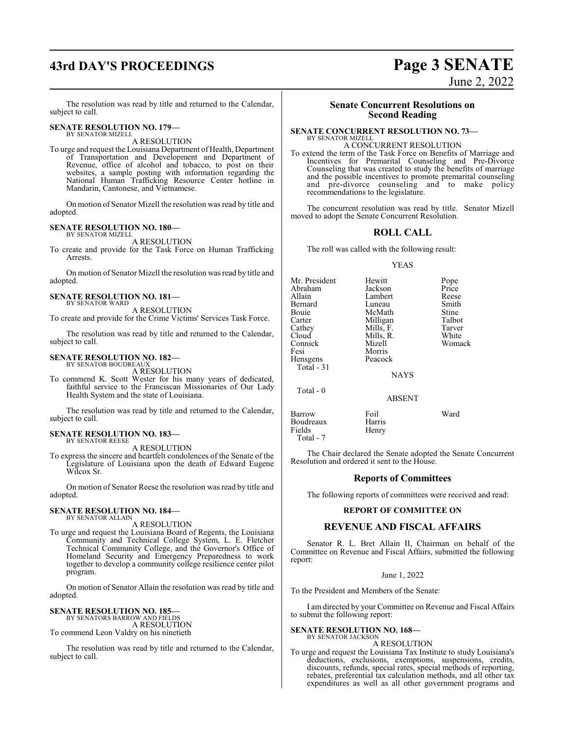The resolution was read by title and returned to the Calendar, subject to call.

**SENATE RESOLUTION NO. 179—**
BY SENATOR MIZELL

A RESOLUTION

To urge and request the Louisiana Department of Health, Department of Transportation and Development and Department of Revenue, office of alcohol and tobacco, to post on their websites, a sample posting with information regarding the National Human Trafficking Resource Center hotline in Mandarin, Cantonese, and Vietnamese.

On motion of Senator Mizell the resolution was read by title and adopted.

**SENATE RESOLUTION NO. 180—**
BY SENATOR MIZELL

A RESOLUTION

To create and provide for the Task Force on Human Trafficking Arrests.

On motion of Senator Mizell the resolution was read by title and adopted.

**SENATE RESOLUTION NO. 181—**
BY SENATOR WARD

A RESOLUTION

To create and provide for the Crime Victims' Services Task Force.

The resolution was read by title and returned to the Calendar, subject to call.

**SENATE RESOLUTION NO. 182—**
BY SENATOR BOUDREAUX

A RESOLUTION

To commend K. Scott Wester for his many years of dedicated, faithful service to the Franciscan Missionaries of Our Lady Health System and the state of Louisiana.

The resolution was read by title and returned to the Calendar, subject to call.

**SENATE RESOLUTION NO. 183—**
BY SENATOR REESE

A RESOLUTION

To express the sincere and heartfelt condolences of the Senate of the Legislature of Louisiana upon the death of Edward Eugene Wilcox Sr.

On motion of Senator Reese the resolution was read by title and adopted.

**SENATE RESOLUTION NO. 184—**
BY SENATOR ALLAIN

A RESOLUTION

To urge and request the Louisiana Board of Regents, the Louisiana Community and Technical College System, L. E. Fletcher Technical Community College, and the Governor's Office of Homeland Security and Emergency Preparedness to work together to develop a community college resilience center pilot program.

On motion of Senator Allain the resolution was read by title and adopted.

**SENATE RESOLUTION NO. 185—**
BY SENATORS BARROW AND FIELDS

A RESOLUTION

To commend Leon Valdry on his ninetieth

The resolution was read by title and returned to the Calendar, subject to call.

## Senate Concurrent Resolutions on Second Reading

**SENATE CONCURRENT RESOLUTION NO. 73—**
BY SENATOR MIZELL

A CONCURRENT RESOLUTION

To extend the term of the Task Force on Benefits of Marriage and Incentives for Premarital Counseling and Pre-Divorce Counseling that was created to study the benefits of marriage and the possible incentives to promote premarital counseling and pre-divorce counseling and to make policy recommendations to the legislature.

The concurrent resolution was read by title. Senator Mizell moved to adopt the Senate Concurrent Resolution.

## ROLL CALL

The roll was called with the following result:

YEAS

| | | |
|---|---|---|
| Mr. President | Hewitt | Pope |
| Abraham | Jackson | Price |
| Allain | Lambert | Reese |
| Bernard | Luneau | Smith |
| Bouie | McMath | Stine |
| Carter | Milligan | Talbot |
| Cathey | Mills, F. | Tarver |
| Cloud | Mills, R. | White |
| Connick | Mizell | Womack |
| Fesi | Morris | |
| Hensgens | Peacock | |

Total - 31

NAYS

Total - 0

ABSENT

| | | |
|---|---|---|
| Barrow | Foil | Ward |
| Boudreaux | Harris | |
| Fields | Henry | |

Total - 7

The Chair declared the Senate adopted the Senate Concurrent Resolution and ordered it sent to the House.

## Reports of Committees

The following reports of committees were received and read:

**REPORT OF COMMITTEE ON**

## REVENUE AND FISCAL AFFAIRS

Senator R. L. Bret Allain II, Chairman on behalf of the Committee on Revenue and Fiscal Affairs, submitted the following report:

June 1, 2022

To the President and Members of the Senate:

I am directed by your Committee on Revenue and Fiscal Affairs to submit the following report:

**SENATE RESOLUTION NO. 168—**
BY SENATOR JACKSON

A RESOLUTION

To urge and request the Louisiana Tax Institute to study Louisiana's deductions, exclusions, exemptions, suspensions, credits, discounts, refunds, special rates, special methods of reporting, rebates, preferential tax calculation methods, and all other tax expenditures as well as all other government programs and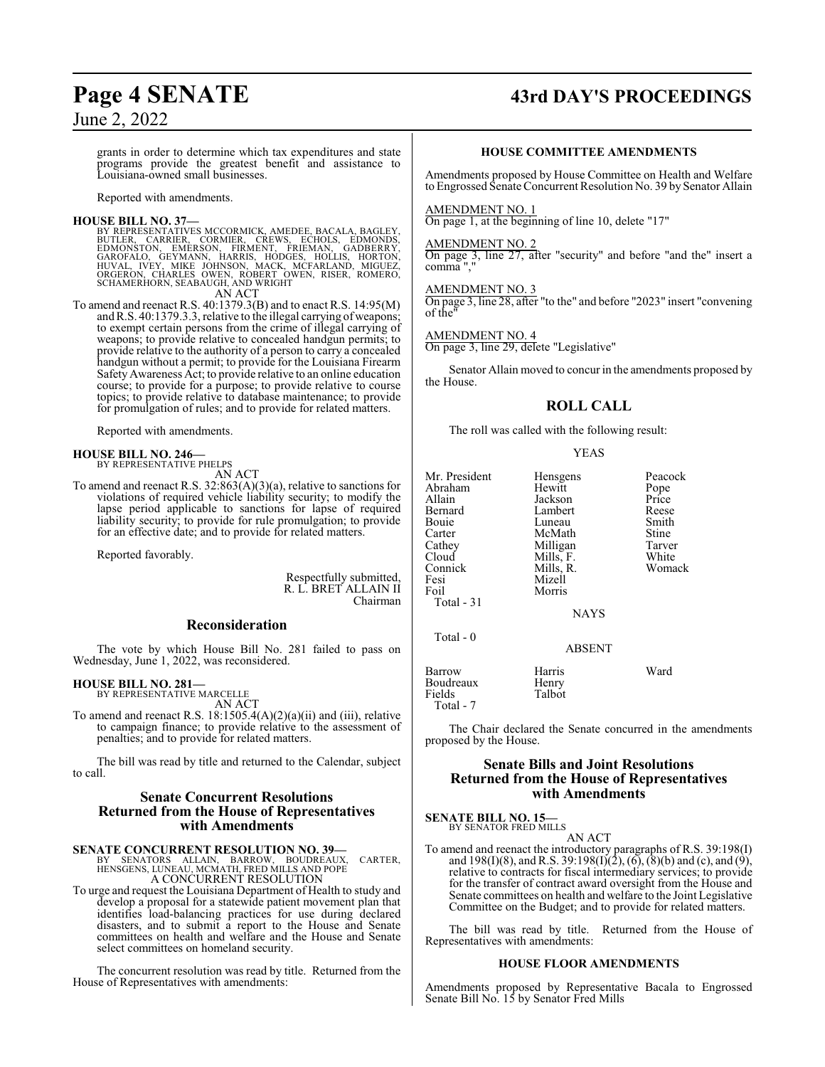grants in order to determine which tax expenditures and state programs provide the greatest benefit and assistance to Louisiana-owned small businesses.

Reported with amendments.

**HOUSE BILL NO. 37—**
BY REPRESENTATIVES MCCORMICK, AMEDEE, BACALA, BAGLEY, BUTLER, CARRIER, CORMIER, CREWS, ECHOLS, EDMONDS, EDMONSTON, EMERSON, FIRMENT, FRIEMAN, GADBERRY, GAROFALO, GEYMANN, HARRIS, HODGES, HOLLIS, HORTON, HUVAL, IVEY, MIKE JOHNSON, MACK, MCFARLAND, MIGUEZ, ORGERON, CHARLES OWEN, ROBERT OWEN, RISER, ROMERO, SCHAMERHORN, SEABAUGH, AND WRIGHT
AN ACT

To amend and reenact R.S. 40:1379.3(B) and to enact R.S. 14:95(M) and R.S. 40:1379.3.3, relative to the illegal carrying of weapons; to exempt certain persons from the crime of illegal carrying of weapons; to provide relative to concealed handgun permits; to provide relative to the authority of a person to carry a concealed handgun without a permit; to provide for the Louisiana Firearm Safety Awareness Act; to provide relative to an online education course; to provide for a purpose; to provide relative to course topics; to provide relative to database maintenance; to provide for promulgation of rules; and to provide for related matters.

Reported with amendments.

**HOUSE BILL NO. 246—**
BY REPRESENTATIVE PHELPS
AN ACT

To amend and reenact R.S. 32:863(A)(3)(a), relative to sanctions for violations of required vehicle liability security; to modify the lapse period applicable to sanctions for lapse of required liability security; to provide for rule promulgation; to provide for an effective date; and to provide for related matters.

Reported favorably.

Respectfully submitted,
R. L. BRET ALLAIN II
Chairman

## Reconsideration

The vote by which House Bill No. 281 failed to pass on Wednesday, June 1, 2022, was reconsidered.

**HOUSE BILL NO. 281—**
BY REPRESENTATIVE MARCELLE
AN ACT

To amend and reenact R.S. 18:1505.4(A)(2)(a)(ii) and (iii), relative to campaign finance; to provide relative to the assessment of penalties; and to provide for related matters.

The bill was read by title and returned to the Calendar, subject to call.

## Senate Concurrent Resolutions Returned from the House of Representatives with Amendments

**SENATE CONCURRENT RESOLUTION NO. 39—**
BY SENATORS ALLAIN, BARROW, BOUDREAUX, CARTER, HENSGENS, LUNEAU, MCMATH, FRED MILLS AND POPE
A CONCURRENT RESOLUTION

To urge and request the Louisiana Department of Health to study and develop a proposal for a statewide patient movement plan that identifies load-balancing practices for use during declared disasters, and to submit a report to the House and Senate committees on health and welfare and the House and Senate select committees on homeland security.

The concurrent resolution was read by title. Returned from the House of Representatives with amendments:

### HOUSE COMMITTEE AMENDMENTS

Amendments proposed by House Committee on Health and Welfare to Engrossed Senate Concurrent Resolution No. 39 by Senator Allain

AMENDMENT NO. 1
On page 1, at the beginning of line 10, delete "17"

AMENDMENT NO. 2
On page 3, line 27, after "security" and before "and the" insert a comma ","

AMENDMENT NO. 3
On page 3, line 28, after "to the" and before "2023" insert "convening of the"

AMENDMENT NO. 4
On page 3, line 29, delete "Legislative"

Senator Allain moved to concur in the amendments proposed by the House.

## ROLL CALL

The roll was called with the following result:

YEAS

| | | |
|---|---|---|
| Mr. President | Hensgens | Peacock |
| Abraham | Hewitt | Pope |
| Allain | Jackson | Price |
| Bernard | Lambert | Reese |
| Bouie | Luneau | Smith |
| Carter | McMath | Stine |
| Cathey | Milligan | Tarver |
| Cloud | Mills, F. | White |
| Connick | Mills, R. | Womack |
| Fesi | Mizell | |
| Foil | Morris | |

Total - 31

NAYS

Total - 0

ABSENT

| | | |
|---|---|---|
| Barrow | Harris | Ward |
| Boudreaux | Henry | |
| Fields | Talbot | |

Total - 7

The Chair declared the Senate concurred in the amendments proposed by the House.

## Senate Bills and Joint Resolutions Returned from the House of Representatives with Amendments

**SENATE BILL NO. 15—**
BY SENATOR FRED MILLS
AN ACT

To amend and reenact the introductory paragraphs of R.S. 39:198(I) and 198(I)(8), and R.S. 39:198(I)(2), (6), (8)(b) and (c), and (9), relative to contracts for fiscal intermediary services; to provide for the transfer of contract award oversight from the House and Senate committees on health and welfare to the Joint Legislative Committee on the Budget; and to provide for related matters.

The bill was read by title. Returned from the House of Representatives with amendments:

### HOUSE FLOOR AMENDMENTS

Amendments proposed by Representative Bacala to Engrossed Senate Bill No. 15 by Senator Fred Mills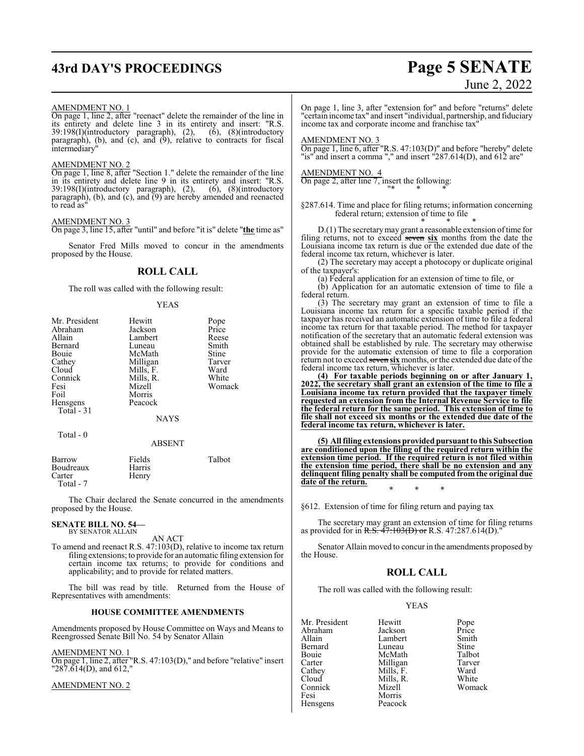AMENDMENT NO. 1

On page 1, line 2, after "reenact" delete the remainder of the line in its entirety and delete line 3 in its entirety and insert: "R.S. 39:198(I)(introductory paragraph), (2), (6), (8)(introductory paragraph), (b), and (c), and (9), relative to contracts for fiscal intermediary"

AMENDMENT NO. 2

On page 1, line 8, after "Section 1." delete the remainder of the line in its entirety and delete line 9 in its entirety and insert: "R.S. 39:198(I)(introductory paragraph), (2), (6), (8)(introductory paragraph), (b), and (c), and (9) are hereby amended and reenacted to read as"

AMENDMENT NO. 3

On page 3, line 15, after "until" and before "it is" delete "**the** time as"

Senator Fred Mills moved to concur in the amendments proposed by the House.

## ROLL CALL

The roll was called with the following result:

YEAS

| | | |
|---|---|---|
| Mr. President | Hewitt | Pope |
| Abraham | Jackson | Price |
| Allain | Lambert | Reese |
| Bernard | Luneau | Smith |
| Bouie | McMath | Stine |
| Cathey | Milligan | Tarver |
| Cloud | Mills, F. | Ward |
| Connick | Mills, R. | White |
| Fesi | Mizell | Womack |
| Foil | Morris | |
| Hensgens | Peacock | |

Total - 31

NAYS

Total - 0

ABSENT

| | | |
|---|---|---|
| Barrow | Fields | Talbot |
| Boudreaux | Harris | |
| Carter | Henry | |

Total - 7

The Chair declared the Senate concurred in the amendments proposed by the House.

**SENATE BILL NO. 54—**
BY SENATOR ALLAIN

AN ACT

To amend and reenact R.S. 47:103(D), relative to income tax return filing extensions; to provide for an automatic filing extension for certain income tax returns; to provide for conditions and applicability; and to provide for related matters.

The bill was read by title. Returned from the House of Representatives with amendments:

### HOUSE COMMITTEE AMENDMENTS

Amendments proposed by House Committee on Ways and Means to Reengrossed Senate Bill No. 54 by Senator Allain

AMENDMENT NO. 1

On page 1, line 2, after "R.S. 47:103(D)," and before "relative" insert "287.614(D), and 612,"

AMENDMENT NO. 2

On page 1, line 3, after "extension for" and before "returns" delete "certain income tax" and insert "individual, partnership, and fiduciary income tax and corporate income and franchise tax"

AMENDMENT NO. 3

On page 1, line 6, after "R.S. 47:103(D)" and before "hereby" delete "is" and insert a comma "," and insert "287.614(D), and 612 are"

AMENDMENT NO. 4

On page 2, after line 7, insert the following:

"* * *

§287.614. Time and place for filing returns; information concerning federal return; extension of time to file

\* \* \*

D.(1) The secretary may grant a reasonable extension of time for filing returns, not to exceed ~~seven~~ **six** months from the date the Louisiana income tax return is due or the extended due date of the federal income tax return, whichever is later.

(2) The secretary may accept a photocopy or duplicate original of the taxpayer's:

(a) Federal application for an extension of time to file, or

(b) Application for an automatic extension of time to file a federal return.

(3) The secretary may grant an extension of time to file a Louisiana income tax return for a specific taxable period if the taxpayer has received an automatic extension of time to file a federal income tax return for that taxable period. The method for taxpayer notification of the secretary that an automatic federal extension was obtained shall be established by rule. The secretary may otherwise provide for the automatic extension of time to file a corporation return not to exceed ~~seven~~ **six** months, or the extended due date of the federal income tax return, whichever is later.

**(4) For taxable periods beginning on or after January 1, 2022, the secretary shall grant an extension of the time to file a Louisiana income tax return provided that the taxpayer timely requested an extension from the Internal Revenue Service to file the federal return for the same period. This extension of time to file shall not exceed six months or the extended due date of the federal income tax return, whichever is later.**

**(5) All filing extensions provided pursuant to this Subsection are conditioned upon the filing of the required return within the extension time period. If the required return is not filed within the extension time period, there shall be no extension and any delinquent filing penalty shall be computed from the original due date of the return.**

\* \* \*

§612. Extension of time for filing return and paying tax

The secretary may grant an extension of time for filing returns as provided for in ~~R.S. 47:103(D) or~~ R.S. 47:287.614(D)."

Senator Allain moved to concur in the amendments proposed by the House.

## ROLL CALL

The roll was called with the following result:

YEAS

| | | |
|---|---|---|
| Mr. President | Hewitt | Pope |
| Abraham | Jackson | Price |
| Allain | Lambert | Smith |
| Bernard | Luneau | Stine |
| Bouie | McMath | Talbot |
| Carter | Milligan | Tarver |
| Cathey | Mills, F. | Ward |
| Cloud | Mills, R. | White |
| Connick | Mizell | Womack |
| Fesi | Morris | |
| Hensgens | Peacock | |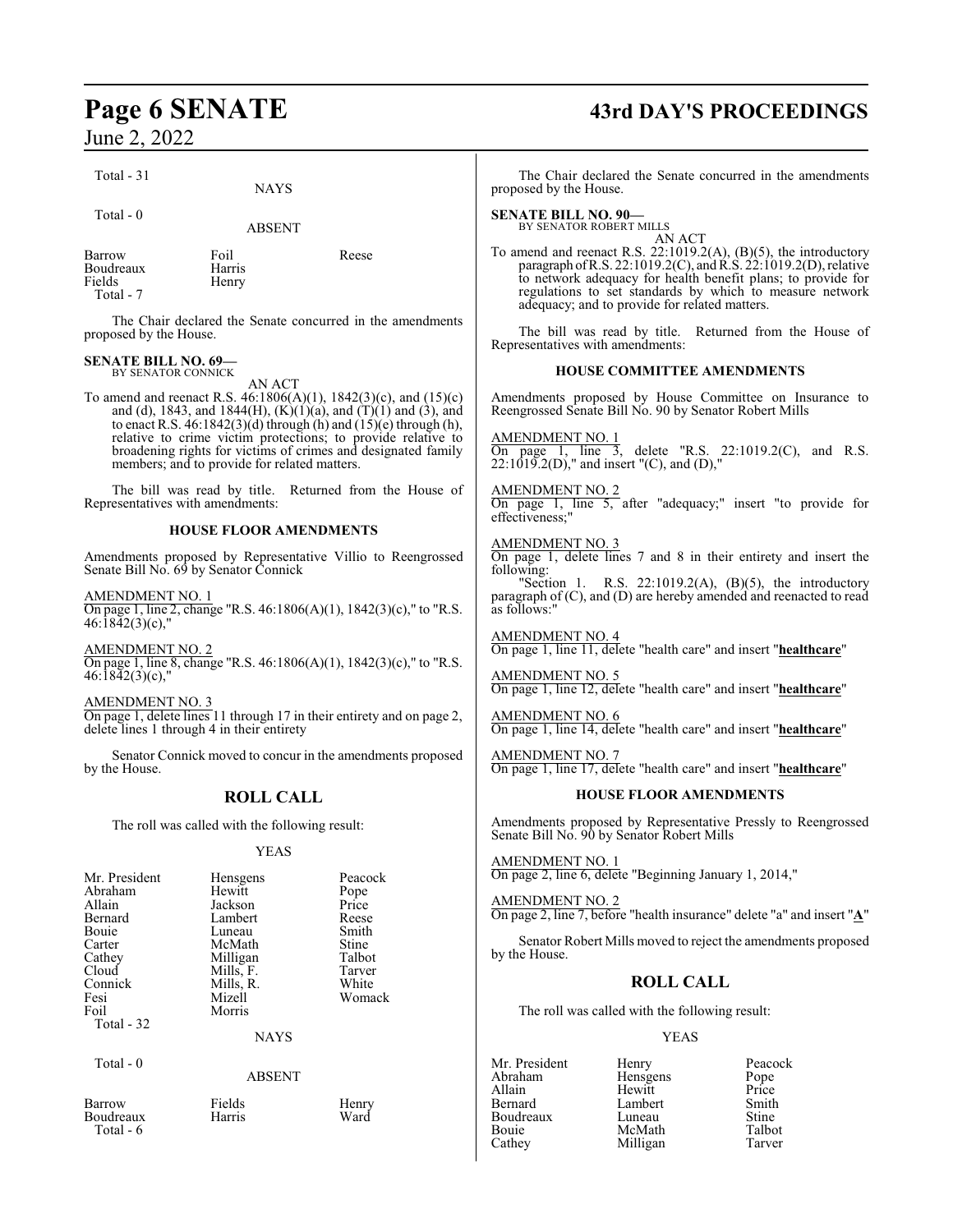Total - 31

NAYS

Total - 0

ABSENT

| | | |
|---|---|---|
| Barrow | Foil | Reese |
| Boudreaux | Harris | |
| Fields | Henry | |

Total - 7

The Chair declared the Senate concurred in the amendments proposed by the House.

**SENATE BILL NO. 69—**
BY SENATOR CONNICK

AN ACT

To amend and reenact R.S. 46:1806(A)(1), 1842(3)(c), and (15)(c) and (d), 1843, and 1844(H), (K)(1)(a), and (T)(1) and (3), and to enact R.S. 46:1842(3)(d) through (h) and (15)(e) through (h), relative to crime victim protections; to provide relative to broadening rights for victims of crimes and designated family members; and to provide for related matters.

The bill was read by title. Returned from the House of Representatives with amendments:

**HOUSE FLOOR AMENDMENTS**

Amendments proposed by Representative Villio to Reengrossed Senate Bill No. 69 by Senator Connick

AMENDMENT NO. 1
On page 1, line 2, change "R.S. 46:1806(A)(1), 1842(3)(c)," to "R.S. 46:1842(3)(c),"

AMENDMENT NO. 2
On page 1, line 8, change "R.S. 46:1806(A)(1), 1842(3)(c)," to "R.S. 46:1842(3)(c),"

AMENDMENT NO. 3
On page 1, delete lines 11 through 17 in their entirety and on page 2, delete lines 1 through 4 in their entirety

Senator Connick moved to concur in the amendments proposed by the House.

## ROLL CALL

The roll was called with the following result:

YEAS

| | | |
|---|---|---|
| Mr. President | Hensgens | Peacock |
| Abraham | Hewitt | Pope |
| Allain | Jackson | Price |
| Bernard | Lambert | Reese |
| Bouie | Luneau | Smith |
| Carter | McMath | Stine |
| Cathey | Milligan | Talbot |
| Cloud | Mills, F. | Tarver |
| Connick | Mills, R. | White |
| Fesi | Mizell | Womack |
| Foil | Morris | |

Total - 32

NAYS

Total - 0

ABSENT

| | | |
|---|---|---|
| Barrow | Fields | Henry |
| Boudreaux | Harris | Ward |

Total - 6

The Chair declared the Senate concurred in the amendments proposed by the House.

**SENATE BILL NO. 90—**
BY SENATOR ROBERT MILLS

AN ACT

To amend and reenact R.S. 22:1019.2(A), (B)(5), the introductory paragraph of R.S. 22:1019.2(C), and R.S. 22:1019.2(D), relative to network adequacy for health benefit plans; to provide for regulations to set standards by which to measure network adequacy; and to provide for related matters.

The bill was read by title. Returned from the House of Representatives with amendments:

**HOUSE COMMITTEE AMENDMENTS**

Amendments proposed by House Committee on Insurance to Reengrossed Senate Bill No. 90 by Senator Robert Mills

AMENDMENT NO. 1
On page 1, line 3, delete "R.S. 22:1019.2(C), and R.S. 22:1019.2(D)," and insert "(C), and (D),"

AMENDMENT NO. 2
On page 1, line 5, after "adequacy;" insert "to provide for effectiveness;"

AMENDMENT NO. 3
On page 1, delete lines 7 and 8 in their entirety and insert the following:
"Section 1. R.S. 22:1019.2(A), (B)(5), the introductory paragraph of (C), and (D) are hereby amended and reenacted to read as follows:"

AMENDMENT NO. 4
On page 1, line 11, delete "health care" and insert "**healthcare**"

AMENDMENT NO. 5
On page 1, line 12, delete "health care" and insert "**healthcare**"

AMENDMENT NO. 6
On page 1, line 14, delete "health care" and insert "**healthcare**"

AMENDMENT NO. 7
On page 1, line 17, delete "health care" and insert "**healthcare**"

**HOUSE FLOOR AMENDMENTS**

Amendments proposed by Representative Pressly to Reengrossed Senate Bill No. 90 by Senator Robert Mills

AMENDMENT NO. 1
On page 2, line 6, delete "Beginning January 1, 2014,"

AMENDMENT NO. 2
On page 2, line 7, before "health insurance" delete "a" and insert "**A**"

Senator Robert Mills moved to reject the amendments proposed by the House.

## ROLL CALL

The roll was called with the following result:

YEAS

| | | |
|---|---|---|
| Mr. President | Henry | Peacock |
| Abraham | Hensgens | Pope |
| Allain | Hewitt | Price |
| Bernard | Lambert | Smith |
| Boudreaux | Luneau | Stine |
| Bouie | McMath | Talbot |
| Cathey | Milligan | Tarver |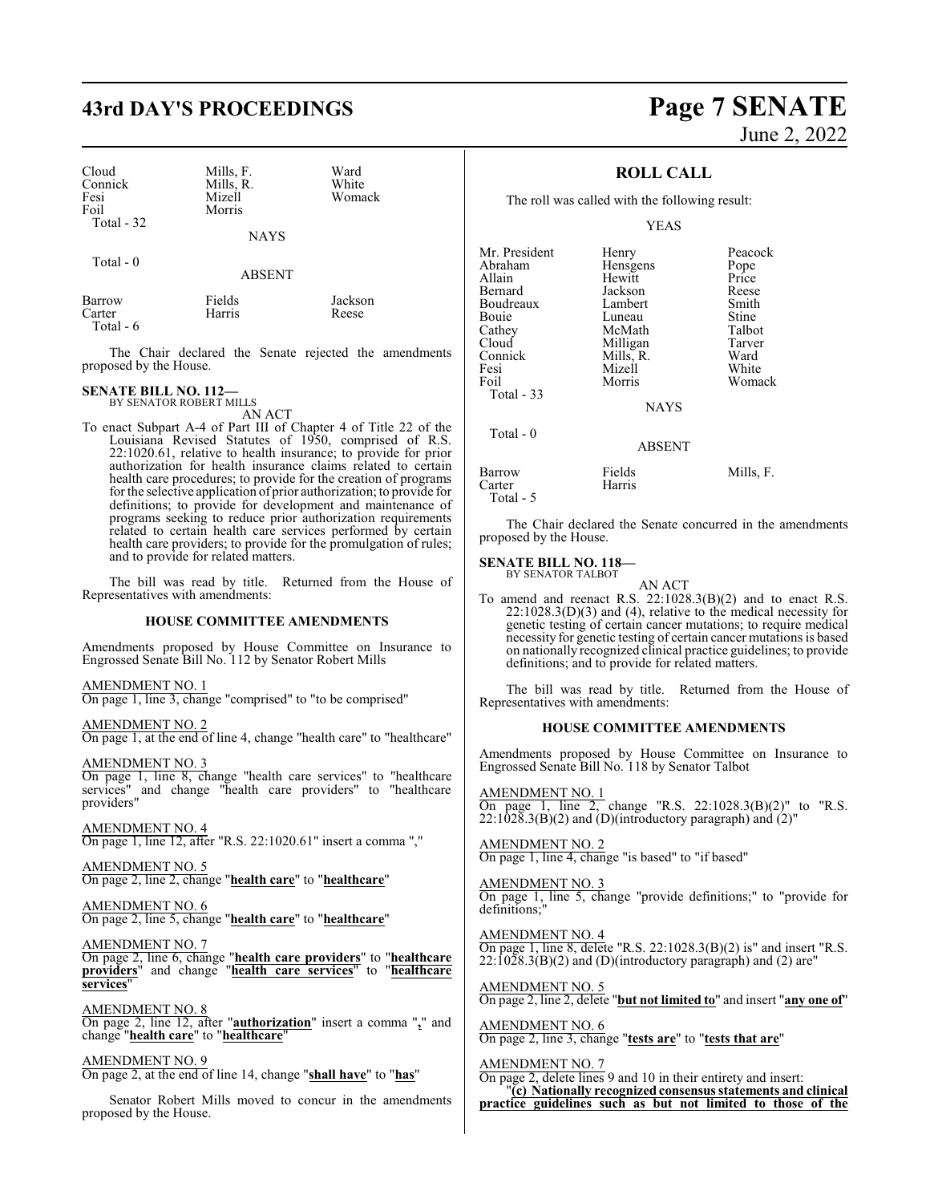| Cloud | Mills, F. | Ward |
|---|---|---|
| Connick | Mills, R. | White |
| Fesi | Mizell | Womack |
| Foil | Morris | |

Total - 32

NAYS

Total - 0

ABSENT

| Barrow | Fields | Jackson |
|---|---|---|
| Carter | Harris | Reese |

Total - 6

The Chair declared the Senate rejected the amendments proposed by the House.

**SENATE BILL NO. 112—**
BY SENATOR ROBERT MILLS

AN ACT

To enact Subpart A-4 of Part III of Chapter 4 of Title 22 of the Louisiana Revised Statutes of 1950, comprised of R.S. 22:1020.61, relative to health insurance; to provide for prior authorization for health insurance claims related to certain health care procedures; to provide for the creation of programs for the selective application of prior authorization; to provide for definitions; to provide for development and maintenance of programs seeking to reduce prior authorization requirements related to certain health care services performed by certain health care providers; to provide for the promulgation of rules; and to provide for related matters.

The bill was read by title. Returned from the House of Representatives with amendments:

**HOUSE COMMITTEE AMENDMENTS**

Amendments proposed by House Committee on Insurance to Engrossed Senate Bill No. 112 by Senator Robert Mills

AMENDMENT NO. 1
On page 1, line 3, change "comprised" to "to be comprised"

AMENDMENT NO. 2
On page 1, at the end of line 4, change "health care" to "healthcare"

AMENDMENT NO. 3
On page 1, line 8, change "health care services" to "healthcare services" and change "health care providers" to "healthcare providers"

AMENDMENT NO. 4
On page 1, line 12, after "R.S. 22:1020.61" insert a comma ","

AMENDMENT NO. 5
On page 2, line 2, change "**health care**" to "**healthcare**"

AMENDMENT NO. 6
On page 2, line 5, change "**health care**" to "**healthcare**"

AMENDMENT NO. 7
On page 2, line 6, change "**health care providers**" to "**healthcare providers**" and change "**health care services**" to "**healthcare services**"

AMENDMENT NO. 8
On page 2, line 12, after "**authorization**" insert a comma "**,**" and change "**health care**" to "**healthcare**"

AMENDMENT NO. 9
On page 2, at the end of line 14, change "**shall have**" to "**has**"

Senator Robert Mills moved to concur in the amendments proposed by the House.

**ROLL CALL**

The roll was called with the following result:

YEAS

| Mr. President | Henry | Peacock |
|---|---|---|
| Abraham | Hensgens | Pope |
| Allain | Hewitt | Price |
| Bernard | Jackson | Reese |
| Boudreaux | Lambert | Smith |
| Bouie | Luneau | Stine |
| Cathey | McMath | Talbot |
| Cloud | Milligan | Tarver |
| Connick | Mills, R. | Ward |
| Fesi | Mizell | White |
| Foil | Morris | Womack |

Total - 33

NAYS

Total - 0

ABSENT

| Barrow | Fields | Mills, F. |
|---|---|---|
| Carter | Harris | |

Total - 5

The Chair declared the Senate concurred in the amendments proposed by the House.

**SENATE BILL NO. 118—**
BY SENATOR TALBOT

AN ACT

To amend and reenact R.S. 22:1028.3(B)(2) and to enact R.S. 22:1028.3(D)(3) and (4), relative to the medical necessity for genetic testing of certain cancer mutations; to require medical necessity for genetic testing of certain cancer mutations is based on nationally recognized clinical practice guidelines; to provide definitions; and to provide for related matters.

The bill was read by title. Returned from the House of Representatives with amendments:

**HOUSE COMMITTEE AMENDMENTS**

Amendments proposed by House Committee on Insurance to Engrossed Senate Bill No. 118 by Senator Talbot

AMENDMENT NO. 1
On page 1, line 2, change "R.S. 22:1028.3(B)(2)" to "R.S. 22:1028.3(B)(2) and (D)(introductory paragraph) and (2)"

AMENDMENT NO. 2
On page 1, line 4, change "is based" to "if based"

AMENDMENT NO. 3
On page 1, line 5, change "provide definitions;" to "provide for definitions;"

AMENDMENT NO. 4
On page 1, line 8, delete "R.S. 22:1028.3(B)(2) is" and insert "R.S. 22:1028.3(B)(2) and (D)(introductory paragraph) and (2) are"

AMENDMENT NO. 5
On page 2, line 2, delete "**but not limited to**" and insert "**any one of**"

AMENDMENT NO. 6
On page 2, line 3, change "**tests are**" to "**tests that are**"

AMENDMENT NO. 7
On page 2, delete lines 9 and 10 in their entirety and insert:

"**(c) Nationally recognized consensus statements and clinical practice guidelines such as but not limited to those of the**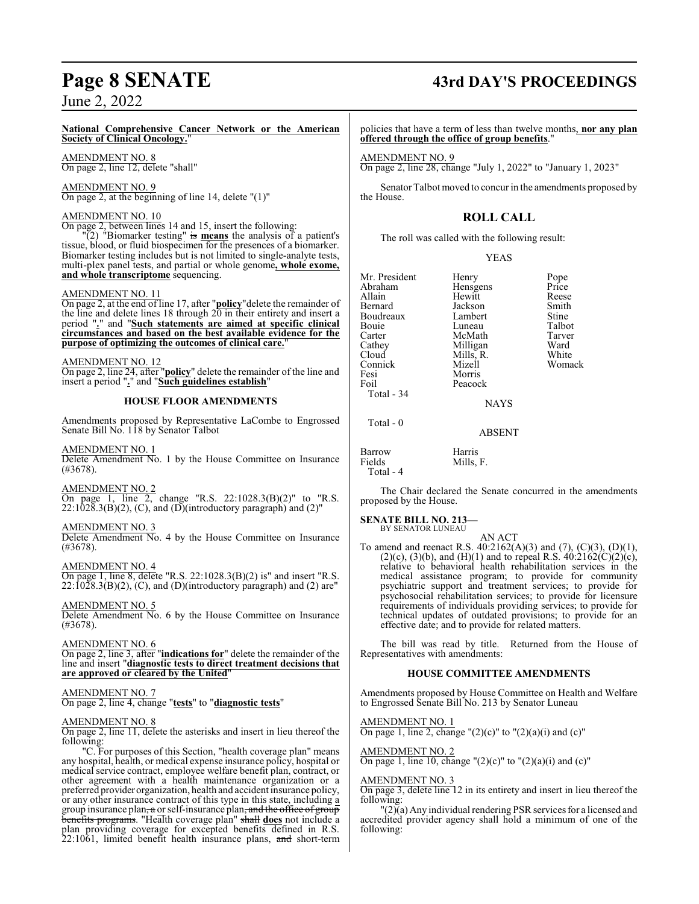**National Comprehensive Cancer Network or the American Society of Clinical Oncology.**"

AMENDMENT NO. 8
On page 2, line 12, delete "shall"

AMENDMENT NO. 9
On page 2, at the beginning of line 14, delete "(1)"

AMENDMENT NO. 10
On page 2, between lines 14 and 15, insert the following:

"(2) "Biomarker testing" ~~is~~ **means** the analysis of a patient's tissue, blood, or fluid biospecimen for the presences of a biomarker. Biomarker testing includes but is not limited to single-analyte tests, multi-plex panel tests, and partial or whole genome**, whole exome, and whole transcriptome** sequencing.

AMENDMENT NO. 11
On page 2, at the end of line 17, after "**policy**"delete the remainder of the line and delete lines 18 through 20 in their entirety and insert a period "**.**" and "**Such statements are aimed at specific clinical circumstances and based on the best available evidence for the purpose of optimizing the outcomes of clinical care.**"

AMENDMENT NO. 12
On page 2, line 24, after "**policy**" delete the remainder of the line and insert a period "**.**" and "**Such guidelines establish**"

## HOUSE FLOOR AMENDMENTS

Amendments proposed by Representative LaCombe to Engrossed Senate Bill No. 118 by Senator Talbot

AMENDMENT NO. 1
Delete Amendment No. 1 by the House Committee on Insurance (#3678).

AMENDMENT NO. 2
On page 1, line 2, change "R.S. 22:1028.3(B)(2)" to "R.S. 22:1028.3(B)(2), (C), and (D)(introductory paragraph) and (2)"

AMENDMENT NO. 3
Delete Amendment No. 4 by the House Committee on Insurance (#3678).

AMENDMENT NO. 4
On page 1, line 8, delete "R.S. 22:1028.3(B)(2) is" and insert "R.S. 22:1028.3(B)(2), (C), and (D)(introductory paragraph) and (2) are"

AMENDMENT NO. 5
Delete Amendment No. 6 by the House Committee on Insurance (#3678).

AMENDMENT NO. 6
On page 2, line 3, after "**indications for**" delete the remainder of the line and insert "**diagnostic tests to direct treatment decisions that are approved or cleared by the United**"

AMENDMENT NO. 7
On page 2, line 4, change "**tests**" to "**diagnostic tests**"

AMENDMENT NO. 8
On page 2, line 11, delete the asterisks and insert in lieu thereof the following:

"C. For purposes of this Section, "health coverage plan" means any hospital, health, or medical expense insurance policy, hospital or medical service contract, employee welfare benefit plan, contract, or other agreement with a health maintenance organization or a preferred provider organization, health and accident insurance policy, or any other insurance contract of this type in this state, including a group insurance plan~~, a~~ or self-insurance plan~~, and the office of group benefits programs~~. "Health coverage plan" ~~shall~~ **does** not include a plan providing coverage for excepted benefits defined in R.S. 22:1061, limited benefit health insurance plans, ~~and~~ short-term policies that have a term of less than twelve months**, nor any plan offered through the office of group benefits**."

AMENDMENT NO. 9
On page 2, line 28, change "July 1, 2022" to "January 1, 2023"

Senator Talbot moved to concur in the amendments proposed by the House.

## ROLL CALL

The roll was called with the following result:

YEAS

| | | |
|---|---|---|
| Mr. President | Henry | Pope |
| Abraham | Hensgens | Price |
| Allain | Hewitt | Reese |
| Bernard | Jackson | Smith |
| Boudreaux | Lambert | Stine |
| Bouie | Luneau | Talbot |
| Carter | McMath | Tarver |
| Cathey | Milligan | Ward |
| Cloud | Mills, R. | White |
| Connick | Mizell | Womack |
| Fesi | Morris | |
| Foil | Peacock | |

Total - 34

NAYS

Total - 0

ABSENT

| | |
|---|---|
| Barrow | Harris |
| Fields | Mills, F. |

Total - 4

The Chair declared the Senate concurred in the amendments proposed by the House.

**SENATE BILL NO. 213—**
BY SENATOR LUNEAU

AN ACT

To amend and reenact R.S. 40:2162(A)(3) and (7), (C)(3), (D)(1), (2)(c), (3)(b), and (H)(1) and to repeal R.S. 40:2162(C)(2)(c), relative to behavioral health rehabilitation services in the medical assistance program; to provide for community psychiatric support and treatment services; to provide for psychosocial rehabilitation services; to provide for licensure requirements of individuals providing services; to provide for technical updates of outdated provisions; to provide for an effective date; and to provide for related matters.

The bill was read by title. Returned from the House of Representatives with amendments:

## HOUSE COMMITTEE AMENDMENTS

Amendments proposed by House Committee on Health and Welfare to Engrossed Senate Bill No. 213 by Senator Luneau

AMENDMENT NO. 1
On page 1, line 2, change "(2)(c)" to "(2)(a)(i) and (c)"

AMENDMENT NO. 2
On page 1, line 10, change "(2)(c)" to "(2)(a)(i) and (c)"

AMENDMENT NO. 3
On page 3, delete line 12 in its entirety and insert in lieu thereof the following:

"(2)(a) Any individual rendering PSR services for a licensed and accredited provider agency shall hold a minimum of one of the following: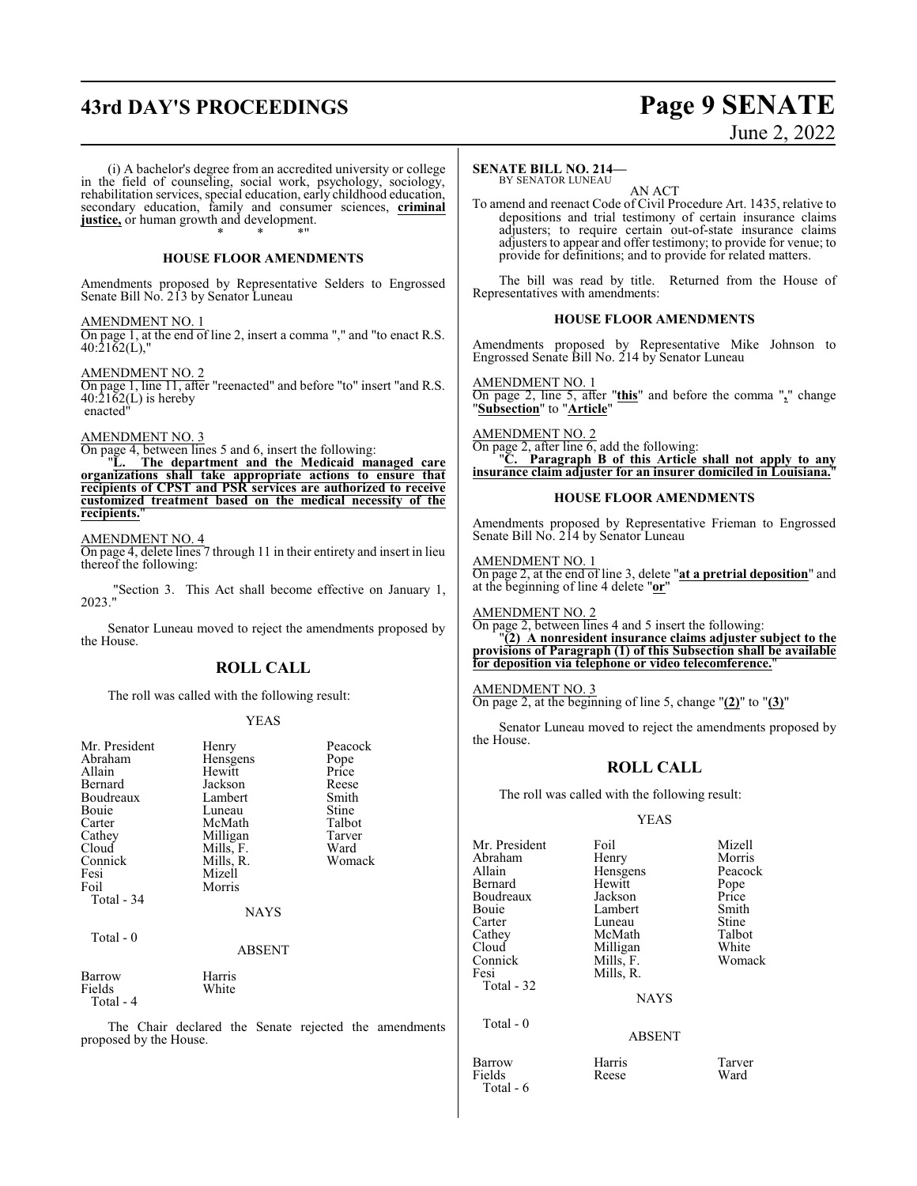(i) A bachelor's degree from an accredited university or college in the field of counseling, social work, psychology, sociology, rehabilitation services, special education, early childhood education, secondary education, family and consumer sciences, **criminal justice,** or human growth and development.

\* \* \*"

### HOUSE FLOOR AMENDMENTS

Amendments proposed by Representative Selders to Engrossed Senate Bill No. 213 by Senator Luneau

AMENDMENT NO. 1

On page 1, at the end of line 2, insert a comma "," and "to enact R.S. 40:2162(L),"

AMENDMENT NO. 2

On page 1, line 11, after "reenacted" and before "to" insert "and R.S. 40:2162(L) is hereby enacted"

AMENDMENT NO. 3

On page 4, between lines 5 and 6, insert the following:

"**L. The department and the Medicaid managed care organizations shall take appropriate actions to ensure that recipients of CPST and PSR services are authorized to receive customized treatment based on the medical necessity of the recipients.**"

AMENDMENT NO. 4

On page 4, delete lines 7 through 11 in their entirety and insert in lieu thereof the following:

"Section 3. This Act shall become effective on January 1, 2023."

Senator Luneau moved to reject the amendments proposed by the House.

## ROLL CALL

The roll was called with the following result:

YEAS

| | | |
|---|---|---|
| Mr. President | Henry | Peacock |
| Abraham | Hensgens | Pope |
| Allain | Hewitt | Price |
| Bernard | Jackson | Reese |
| Boudreaux | Lambert | Smith |
| Bouie | Luneau | Stine |
| Carter | McMath | Talbot |
| Cathey | Milligan | Tarver |
| Cloud | Mills, F. | Ward |
| Connick | Mills, R. | Womack |
| Fesi | Mizell | |
| Foil | Morris | |

Total - 34

NAYS

Total - 0

ABSENT

| | |
|---|---|
| Barrow | Harris |
| Fields | White |

Total - 4

The Chair declared the Senate rejected the amendments proposed by the House.

**SENATE BILL NO. 214—**
BY SENATOR LUNEAU

AN ACT

To amend and reenact Code of Civil Procedure Art. 1435, relative to depositions and trial testimony of certain insurance claims adjusters; to require certain out-of-state insurance claims adjusters to appear and offer testimony; to provide for venue; to provide for definitions; and to provide for related matters.

The bill was read by title. Returned from the House of Representatives with amendments:

### HOUSE FLOOR AMENDMENTS

Amendments proposed by Representative Mike Johnson to Engrossed Senate Bill No. 214 by Senator Luneau

AMENDMENT NO. 1

On page 2, line 5, after "**this**" and before the comma "**,**" change "**Subsection**" to "**Article**"

AMENDMENT NO. 2

On page 2, after line 6, add the following:

"**C. Paragraph B of this Article shall not apply to any insurance claim adjuster for an insurer domiciled in Louisiana.**"

### HOUSE FLOOR AMENDMENTS

Amendments proposed by Representative Frieman to Engrossed Senate Bill No. 214 by Senator Luneau

AMENDMENT NO. 1

On page 2, at the end of line 3, delete "**at a pretrial deposition**" and at the beginning of line 4 delete "**or**"

AMENDMENT NO. 2

On page 2, between lines 4 and 5 insert the following:

"**(2) A nonresident insurance claims adjuster subject to the provisions of Paragraph (1) of this Subsection shall be available for deposition via telephone or video telecomference.**"

AMENDMENT NO. 3

On page 2, at the beginning of line 5, change "**(2)**" to "**(3)**"

Senator Luneau moved to reject the amendments proposed by the House.

## ROLL CALL

The roll was called with the following result:

YEAS

| | | |
|---|---|---|
| Mr. President | Foil | Mizell |
| Abraham | Henry | Morris |
| Allain | Hensgens | Peacock |
| Bernard | Hewitt | Pope |
| Boudreaux | Jackson | Price |
| Bouie | Lambert | Smith |
| Carter | Luneau | Stine |
| Cathey | McMath | Talbot |
| Cloud | Milligan | White |
| Connick | Mills, F. | Womack |
| Fesi | Mills, R. | |

Total - 32

NAYS

Total - 0

ABSENT

| | | |
|---|---|---|
| Barrow | Harris | Tarver |
| Fields | Reese | Ward |

Total - 6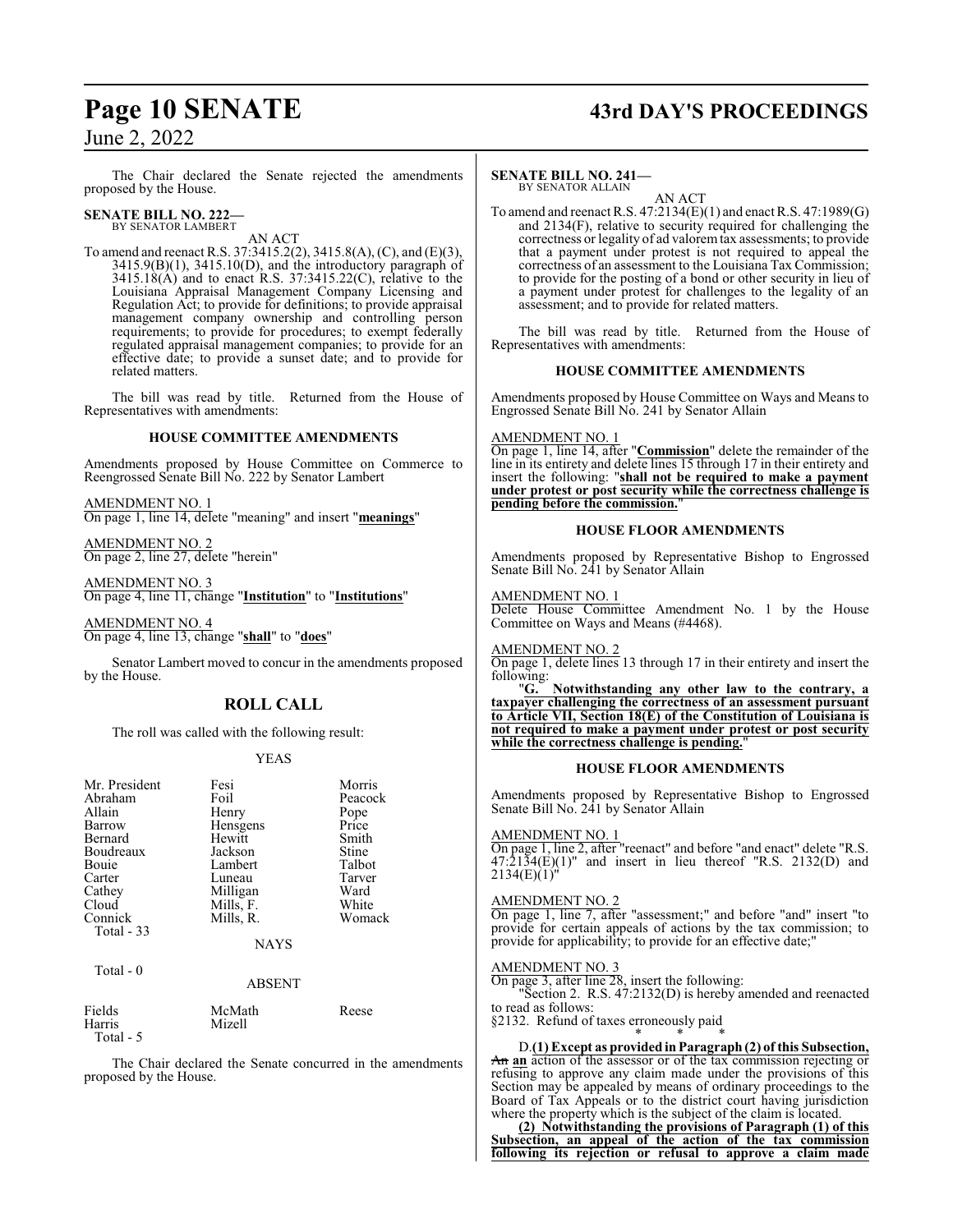The Chair declared the Senate rejected the amendments proposed by the House.

**SENATE BILL NO. 222—**
BY SENATOR LAMBERT

AN ACT

To amend and reenact R.S. 37:3415.2(2), 3415.8(A), (C), and (E)(3), 3415.9(B)(1), 3415.10(D), and the introductory paragraph of 3415.18(A) and to enact R.S. 37:3415.22(C), relative to the Louisiana Appraisal Management Company Licensing and Regulation Act; to provide for definitions; to provide appraisal management company ownership and controlling person requirements; to provide for procedures; to exempt federally regulated appraisal management companies; to provide for an effective date; to provide a sunset date; and to provide for related matters.

The bill was read by title. Returned from the House of Representatives with amendments:

**HOUSE COMMITTEE AMENDMENTS**

Amendments proposed by House Committee on Commerce to Reengrossed Senate Bill No. 222 by Senator Lambert

AMENDMENT NO. 1
On page 1, line 14, delete "meaning" and insert "**meanings**"

AMENDMENT NO. 2
On page 2, line 27, delete "herein"

AMENDMENT NO. 3
On page 4, line 11, change "**Institution**" to "**Institutions**"

AMENDMENT NO. 4
On page 4, line 13, change "**shall**" to "**does**"

Senator Lambert moved to concur in the amendments proposed by the House.

## ROLL CALL

The roll was called with the following result:

YEAS

| | | |
|---|---|---|
| Mr. President | Fesi | Morris |
| Abraham | Foil | Peacock |
| Allain | Henry | Pope |
| Barrow | Hensgens | Price |
| Bernard | Hewitt | Smith |
| Boudreaux | Jackson | Stine |
| Bouie | Lambert | Talbot |
| Carter | Luneau | Tarver |
| Cathey | Milligan | Ward |
| Cloud | Mills, F. | White |
| Connick | Mills, R. | Womack |

Total - 33

NAYS

Total - 0

ABSENT

| | | |
|---|---|---|
| Fields | McMath | Reese |
| Harris | Mizell | |

Total - 5

The Chair declared the Senate concurred in the amendments proposed by the House.

**SENATE BILL NO. 241—**
BY SENATOR ALLAIN

AN ACT

To amend and reenact R.S. 47:2134(E)(1) and enact R.S. 47:1989(G) and 2134(F), relative to security required for challenging the correctness or legality of ad valorem tax assessments; to provide that a payment under protest is not required to appeal the correctness of an assessment to the Louisiana Tax Commission; to provide for the posting of a bond or other security in lieu of a payment under protest for challenges to the legality of an assessment; and to provide for related matters.

The bill was read by title. Returned from the House of Representatives with amendments:

**HOUSE COMMITTEE AMENDMENTS**

Amendments proposed by House Committee on Ways and Means to Engrossed Senate Bill No. 241 by Senator Allain

AMENDMENT NO. 1
On page 1, line 14, after "**Commission**" delete the remainder of the line in its entirety and delete lines 15 through 17 in their entirety and insert the following: "**shall not be required to make a payment under protest or post security while the correctness challenge is pending before the commission.**"

**HOUSE FLOOR AMENDMENTS**

Amendments proposed by Representative Bishop to Engrossed Senate Bill No. 241 by Senator Allain

AMENDMENT NO. 1
Delete House Committee Amendment No. 1 by the House Committee on Ways and Means (#4468).

AMENDMENT NO. 2
On page 1, delete lines 13 through 17 in their entirety and insert the following:

"**G. Notwithstanding any other law to the contrary, a taxpayer challenging the correctness of an assessment pursuant to Article VII, Section 18(E) of the Constitution of Louisiana is not required to make a payment under protest or post security while the correctness challenge is pending.**"

**HOUSE FLOOR AMENDMENTS**

Amendments proposed by Representative Bishop to Engrossed Senate Bill No. 241 by Senator Allain

AMENDMENT NO. 1
On page 1, line 2, after "reenact" and before "and enact" delete "R.S. 47:2134(E)(1)" and insert in lieu thereof "R.S. 2132(D) and 2134(E)(1)"

AMENDMENT NO. 2
On page 1, line 7, after "assessment;" and before "and" insert "to provide for certain appeals of actions by the tax commission; to provide for applicability; to provide for an effective date;"

AMENDMENT NO. 3
On page 3, after line 28, insert the following:

"Section 2. R.S. 47:2132(D) is hereby amended and reenacted to read as follows:

§2132. Refund of taxes erroneously paid

\* \* \*

D.**(1) Except as provided in Paragraph (2) of this Subsection,** ~~An~~ **an** action of the assessor or of the tax commission rejecting or refusing to approve any claim made under the provisions of this Section may be appealed by means of ordinary proceedings to the Board of Tax Appeals or to the district court having jurisdiction where the property which is the subject of the claim is located.

**(2) Notwithstanding the provisions of Paragraph (1) of this Subsection, an appeal of the action of the tax commission following its rejection or refusal to approve a claim made**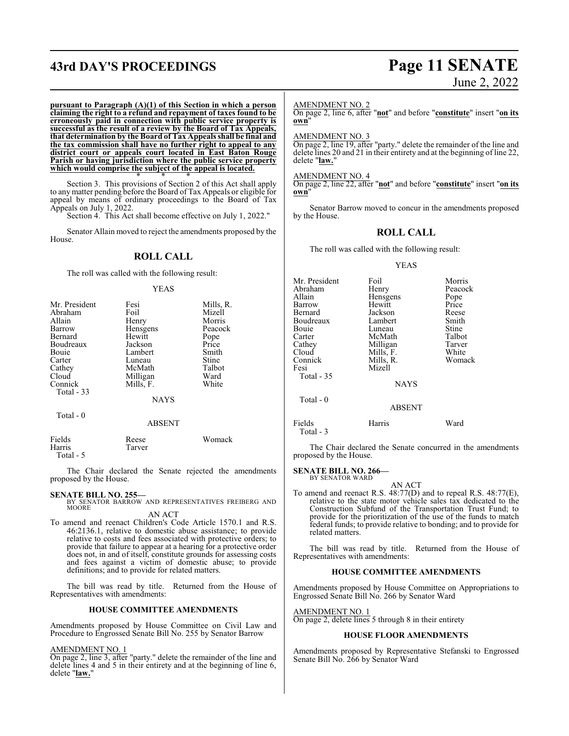**pursuant to Paragraph (A)(1) of this Section in which a person claiming the right to a refund and repayment of taxes found to be erroneously paid in connection with public service property is successful as the result of a review by the Board of Tax Appeals, that determination by the Board of Tax Appeals shall be final and the tax commission shall have no further right to appeal to any district court or appeals court located in East Baton Rouge Parish or having jurisdiction where the public service property which would comprise the subject of the appeal is located.**

\* \* \*

Section 3. This provisions of Section 2 of this Act shall apply to any matter pending before the Board of Tax Appeals or eligible for appeal by means of ordinary proceedings to the Board of Tax Appeals on July 1, 2022.

Section 4. This Act shall become effective on July 1, 2022."

Senator Allain moved to reject the amendments proposed by the House.

## ROLL CALL

The roll was called with the following result:

YEAS

| | | |
|---|---|---|
| Mr. President | Fesi | Mills, R. |
| Abraham | Foil | Mizell |
| Allain | Henry | Morris |
| Barrow | Hensgens | Peacock |
| Bernard | Hewitt | Pope |
| Boudreaux | Jackson | Price |
| Bouie | Lambert | Smith |
| Carter | Luneau | Stine |
| Cathey | McMath | Talbot |
| Cloud | Milligan | Ward |
| Connick | Mills, F. | White |

Total - 33

NAYS

Total - 0

ABSENT

| | | |
|---|---|---|
| Fields | Reese | Womack |
| Harris | Tarver | |

Total - 5

The Chair declared the Senate rejected the amendments proposed by the House.

**SENATE BILL NO. 255—**
BY SENATOR BARROW AND REPRESENTATIVES FREIBERG AND MOORE

AN ACT

To amend and reenact Children's Code Article 1570.1 and R.S. 46:2136.1, relative to domestic abuse assistance; to provide relative to costs and fees associated with protective orders; to provide that failure to appear at a hearing for a protective order does not, in and of itself, constitute grounds for assessing costs and fees against a victim of domestic abuse; to provide definitions; and to provide for related matters.

The bill was read by title. Returned from the House of Representatives with amendments:

### HOUSE COMMITTEE AMENDMENTS

Amendments proposed by House Committee on Civil Law and Procedure to Engrossed Senate Bill No. 255 by Senator Barrow

AMENDMENT NO. 1
On page 2, line 3, after "party." delete the remainder of the line and delete lines 4 and 5 in their entirety and at the beginning of line 6, delete "**law.**"

AMENDMENT NO. 2
On page 2, line 6, after "**not**" and before "**constitute**" insert "**on its own**"

AMENDMENT NO. 3
On page 2, line 19, after "party." delete the remainder of the line and delete lines 20 and 21 in their entirety and at the beginning of line 22, delete "**law.**"

AMENDMENT NO. 4
On page 2, line 22, after "**not**" and before "**constitute**" insert "**on its own**"

Senator Barrow moved to concur in the amendments proposed by the House.

## ROLL CALL

The roll was called with the following result:

YEAS

| | | |
|---|---|---|
| Mr. President | Foil | Morris |
| Abraham | Henry | Peacock |
| Allain | Hensgens | Pope |
| Barrow | Hewitt | Price |
| Bernard | Jackson | Reese |
| Boudreaux | Lambert | Smith |
| Bouie | Luneau | Stine |
| Carter | McMath | Talbot |
| Cathey | Milligan | Tarver |
| Cloud | Mills, F. | White |
| Connick | Mills, R. | Womack |
| Fesi | Mizell | |

Total - 35

NAYS

Total - 0

ABSENT

| | | |
|---|---|---|
| Fields | Harris | Ward |

Total - 3

The Chair declared the Senate concurred in the amendments proposed by the House.

**SENATE BILL NO. 266—**
BY SENATOR WARD

AN ACT

To amend and reenact R.S. 48:77(D) and to repeal R.S. 48:77(E), relative to the state motor vehicle sales tax dedicated to the Construction Subfund of the Transportation Trust Fund; to provide for the prioritization of the use of the funds to match federal funds; to provide relative to bonding; and to provide for related matters.

The bill was read by title. Returned from the House of Representatives with amendments:

### HOUSE COMMITTEE AMENDMENTS

Amendments proposed by House Committee on Appropriations to Engrossed Senate Bill No. 266 by Senator Ward

AMENDMENT NO. 1
On page 2, delete lines 5 through 8 in their entirety

### HOUSE FLOOR AMENDMENTS

Amendments proposed by Representative Stefanski to Engrossed Senate Bill No. 266 by Senator Ward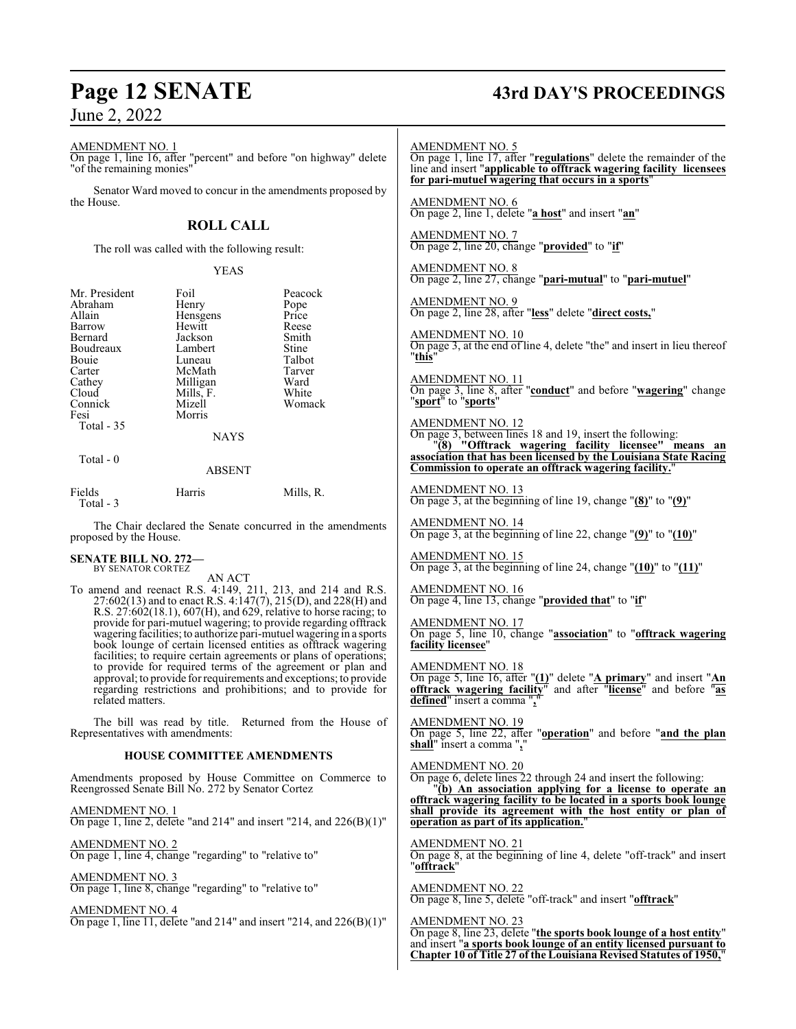AMENDMENT NO. 1
On page 1, line 16, after "percent" and before "on highway" delete "of the remaining monies"

Senator Ward moved to concur in the amendments proposed by the House.

## ROLL CALL

The roll was called with the following result:

YEAS

| | | |
|---|---|---|
| Mr. President | Foil | Peacock |
| Abraham | Henry | Pope |
| Allain | Hensgens | Price |
| Barrow | Hewitt | Reese |
| Bernard | Jackson | Smith |
| Boudreaux | Lambert | Stine |
| Bouie | Luneau | Talbot |
| Carter | McMath | Tarver |
| Cathey | Milligan | Ward |
| Cloud | Mills, F. | White |
| Connick | Mizell | Womack |
| Fesi | Morris | |

Total - 35

NAYS

Total - 0

ABSENT

| | | |
|---|---|---|
| Fields | Harris | Mills, R. |

Total - 3

The Chair declared the Senate concurred in the amendments proposed by the House.

**SENATE BILL NO. 272—**
BY SENATOR CORTEZ

AN ACT

To amend and reenact R.S. 4:149, 211, 213, and 214 and R.S. 27:602(13) and to enact R.S. 4:147(7), 215(D), and 228(H) and R.S. 27:602(18.1), 607(H), and 629, relative to horse racing; to provide for pari-mutuel wagering; to provide regarding offtrack wagering facilities; to authorize pari-mutuel wagering in a sports book lounge of certain licensed entities as offtrack wagering facilities; to require certain agreements or plans of operations; to provide for required terms of the agreement or plan and approval; to provide for requirements and exceptions; to provide regarding restrictions and prohibitions; and to provide for related matters.

The bill was read by title. Returned from the House of Representatives with amendments:

### HOUSE COMMITTEE AMENDMENTS

Amendments proposed by House Committee on Commerce to Reengrossed Senate Bill No. 272 by Senator Cortez

AMENDMENT NO. 1
On page 1, line 2, delete "and 214" and insert "214, and 226(B)(1)"

AMENDMENT NO. 2
On page 1, line 4, change "regarding" to "relative to"

AMENDMENT NO. 3
On page 1, line 8, change "regarding" to "relative to"

AMENDMENT NO. 4
On page 1, line 11, delete "and 214" and insert "214, and 226(B)(1)"

AMENDMENT NO. 5
On page 1, line 17, after "**regulations**" delete the remainder of the line and insert "**applicable to offtrack wagering facility licensees for pari-mutuel wagering that occurs in a sports**"

AMENDMENT NO. 6
On page 2, line 1, delete "**a host**" and insert "**an**"

AMENDMENT NO. 7
On page 2, line 20, change "**provided**" to "**if**"

AMENDMENT NO. 8
On page 2, line 27, change "**pari-mutual**" to "**pari-mutuel**"

AMENDMENT NO. 9
On page 2, line 28, after "**less**" delete "**direct costs,**"

AMENDMENT NO. 10
On page 3, at the end of line 4, delete "the" and insert in lieu thereof "**this**"

AMENDMENT NO. 11
On page 3, line 8, after "**conduct**" and before "**wagering**" change "**sport**" to "**sports**"

AMENDMENT NO. 12
On page 3, between lines 18 and 19, insert the following:

"**(8) "Offtrack wagering facility licensee" means an association that has been licensed by the Louisiana State Racing Commission to operate an offtrack wagering facility.**"

AMENDMENT NO. 13
On page 3, at the beginning of line 19, change "**(8)**" to "**(9)**"

AMENDMENT NO. 14
On page 3, at the beginning of line 22, change "**(9)**" to "**(10)**"

AMENDMENT NO. 15
On page 3, at the beginning of line 24, change "**(10)**" to "**(11)**"

AMENDMENT NO. 16
On page 4, line 13, change "**provided that**" to "**if**"

AMENDMENT NO. 17
On page 5, line 10, change "**association**" to "**offtrack wagering facility licensee**"

AMENDMENT NO. 18
On page 5, line 16, after "**(1)**" delete "**A primary**" and insert "**An offtrack wagering facility**" and after "**license**" and before "**as defined**" insert a comma "**,**"

AMENDMENT NO. 19
On page 5, line 22, after "**operation**" and before "**and the plan shall**" insert a comma "**,**"

AMENDMENT NO. 20
On page 6, delete lines 22 through 24 and insert the following:

"**(b) An association applying for a license to operate an offtrack wagering facility to be located in a sports book lounge shall provide its agreement with the host entity or plan of operation as part of its application.**"

AMENDMENT NO. 21
On page 8, at the beginning of line 4, delete "off-track" and insert "**offtrack**"

AMENDMENT NO. 22
On page 8, line 5, delete "off-track" and insert "**offtrack**"

AMENDMENT NO. 23
On page 8, line 23, delete "**the sports book lounge of a host entity**" and insert "**a sports book lounge of an entity licensed pursuant to Chapter 10 of Title 27 of the Louisiana Revised Statutes of 1950,**"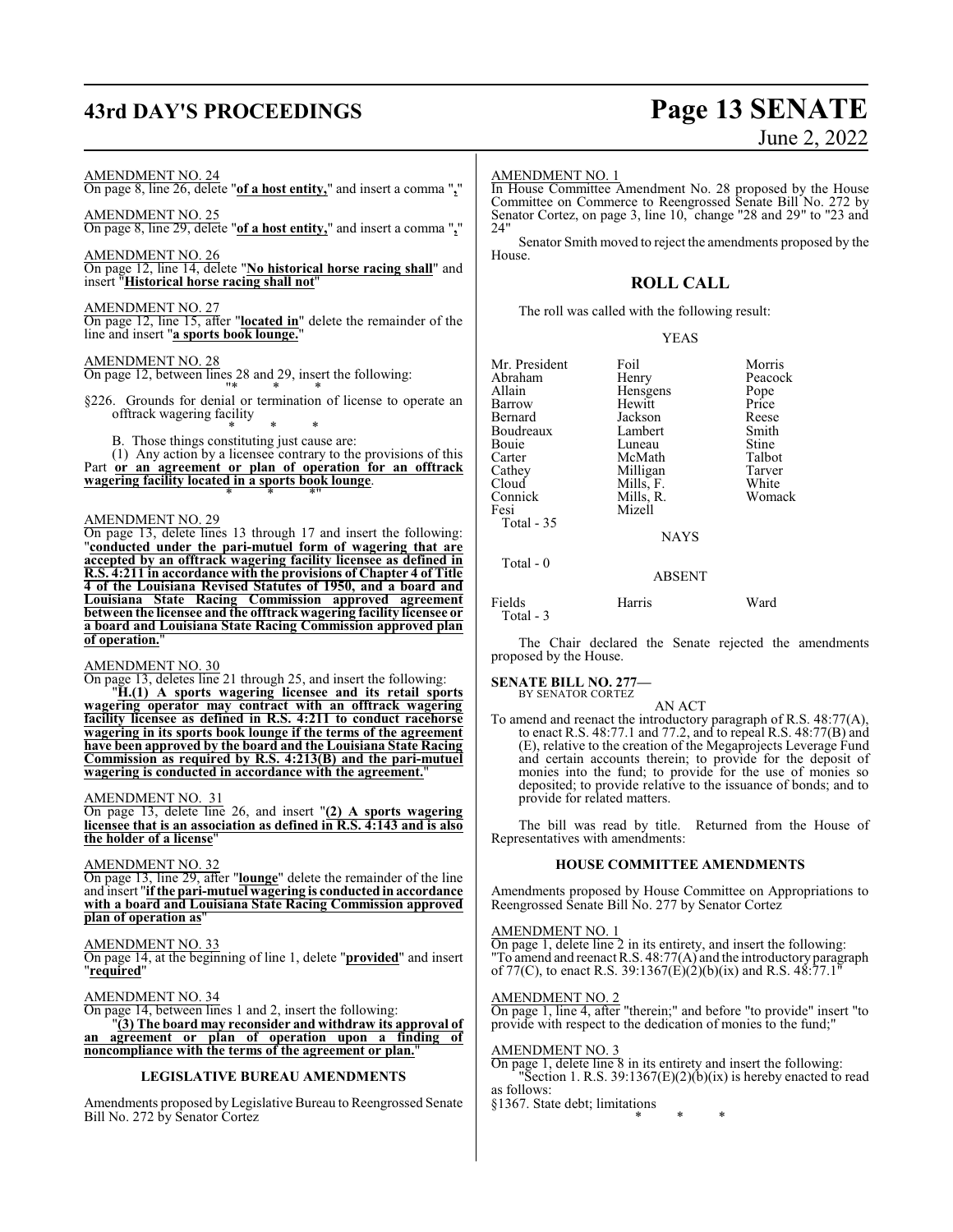AMENDMENT NO. 24

On page 8, line 26, delete "**of a host entity,**" and insert a comma "**,**"

AMENDMENT NO. 25

On page 8, line 29, delete "**of a host entity,**" and insert a comma "**,**"

AMENDMENT NO. 26

On page 12, line 14, delete "**No historical horse racing shall**" and insert "**Historical horse racing shall not**"

AMENDMENT NO. 27

On page 12, line 15, after "**located in**" delete the remainder of the line and insert "**a sports book lounge.**"

AMENDMENT NO. 28

On page 12, between lines 28 and 29, insert the following:

"* * *

§226. Grounds for denial or termination of license to operate an offtrack wagering facility

* * *

B. Those things constituting just cause are:

(1) Any action by a licensee contrary to the provisions of this Part **or an agreement or plan of operation for an offtrack wagering facility located in a sports book lounge**.

* * *"

AMENDMENT NO. 29

On page 13, delete lines 13 through 17 and insert the following: "**conducted under the pari-mutuel form of wagering that are accepted by an offtrack wagering facility licensee as defined in R.S. 4:211 in accordance with the provisions of Chapter 4 of Title 4 of the Louisiana Revised Statutes of 1950, and a board and Louisiana State Racing Commission approved agreement between the licensee and the offtrack wagering facility licensee or a board and Louisiana State Racing Commission approved plan of operation.**"

AMENDMENT NO. 30

On page 13, deletes line 21 through 25, and insert the following:

"**H.(1) A sports wagering licensee and its retail sports wagering operator may contract with an offtrack wagering facility licensee as defined in R.S. 4:211 to conduct racehorse wagering in its sports book lounge if the terms of the agreement have been approved by the board and the Louisiana State Racing Commission as required by R.S. 4:213(B) and the pari-mutuel wagering is conducted in accordance with the agreement.**"

AMENDMENT NO. 31

On page 13, delete line 26, and insert "**(2) A sports wagering licensee that is an association as defined in R.S. 4:143 and is also the holder of a license**"

AMENDMENT NO. 32

On page 13, line 29, after "**lounge**" delete the remainder of the line and insert "**if the pari-mutuel wagering is conducted in accordance with a board and Louisiana State Racing Commission approved plan of operation as**"

AMENDMENT NO. 33

On page 14, at the beginning of line 1, delete "**provided**" and insert "**required**"

AMENDMENT NO. 34

On page 14, between lines 1 and 2, insert the following:

"**(3) The board may reconsider and withdraw its approval of an agreement or plan of operation upon a finding of noncompliance with the terms of the agreement or plan.**"

### LEGISLATIVE BUREAU AMENDMENTS

Amendments proposed by Legislative Bureau to Reengrossed Senate Bill No. 272 by Senator Cortez

AMENDMENT NO. 1

In House Committee Amendment No. 28 proposed by the House Committee on Commerce to Reengrossed Senate Bill No. 272 by Senator Cortez, on page 3, line 10, change "28 and 29" to "23 and 24"

Senator Smith moved to reject the amendments proposed by the House.

## ROLL CALL

The roll was called with the following result:

YEAS

| | | |
|---|---|---|
| Mr. President | Foil | Morris |
| Abraham | Henry | Peacock |
| Allain | Hensgens | Pope |
| Barrow | Hewitt | Price |
| Bernard | Jackson | Reese |
| Boudreaux | Lambert | Smith |
| Bouie | Luneau | Stine |
| Carter | McMath | Talbot |
| Cathey | Milligan | Tarver |
| Cloud | Mills, F. | White |
| Connick | Mills, R. | Womack |
| Fesi | Mizell | |
| Total - 35 | | |

NAYS

Total - 0

ABSENT

| | | |
|---|---|---|
| Fields | Harris | Ward |
| Total - 3 | | |

The Chair declared the Senate rejected the amendments proposed by the House.

**SENATE BILL NO. 277—**
BY SENATOR CORTEZ

AN ACT

To amend and reenact the introductory paragraph of R.S. 48:77(A), to enact R.S. 48:77.1 and 77.2, and to repeal R.S. 48:77(B) and (E), relative to the creation of the Megaprojects Leverage Fund and certain accounts therein; to provide for the deposit of monies into the fund; to provide for the use of monies so deposited; to provide relative to the issuance of bonds; and to provide for related matters.

The bill was read by title. Returned from the House of Representatives with amendments:

### HOUSE COMMITTEE AMENDMENTS

Amendments proposed by House Committee on Appropriations to Reengrossed Senate Bill No. 277 by Senator Cortez

AMENDMENT NO. 1

On page 1, delete line 2 in its entirety, and insert the following: "To amend and reenact R.S. 48:77(A) and the introductory paragraph of 77(C), to enact R.S. 39:1367(E)(2)(b)(ix) and R.S. 48:77.1"

AMENDMENT NO. 2

On page 1, line 4, after "therein;" and before "to provide" insert "to provide with respect to the dedication of monies to the fund;"

AMENDMENT NO. 3

On page 1, delete line 8 in its entirety and insert the following:

"Section 1. R.S. 39:1367(E)(2)(b)(ix) is hereby enacted to read as follows:

§1367. State debt; limitations

* * *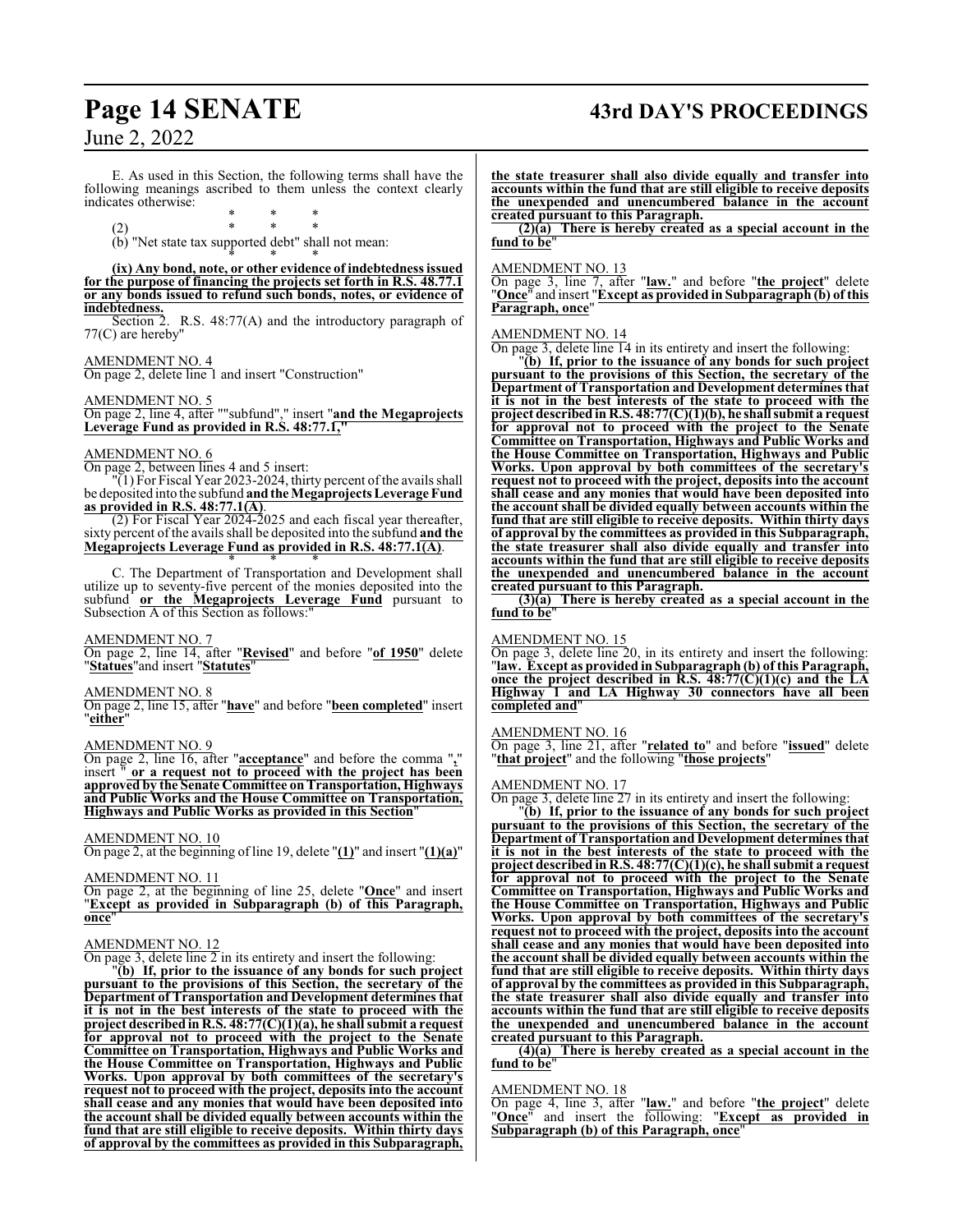E. As used in this Section, the following terms shall have the following meanings ascribed to them unless the context clearly indicates otherwise:

\*        \*        \*

(2)        \*        \*        \*

(b) "Net state tax supported debt" shall not mean:

\*        \*        \*

**(ix) Any bond, note, or other evidence of indebtedness issued for the purpose of financing the projects set forth in R.S. 48.77.1 or any bonds issued to refund such bonds, notes, or evidence of indebtedness.**

Section 2. R.S. 48:77(A) and the introductory paragraph of 77(C) are hereby"

AMENDMENT NO. 4

On page 2, delete line 1 and insert "Construction"

AMENDMENT NO. 5

On page 2, line 4, after ""subfund"," insert "**and the Megaprojects Leverage Fund as provided in R.S. 48:77.1,**"

AMENDMENT NO. 6

On page 2, between lines 4 and 5 insert:

"(1) For Fiscal Year 2023-2024, thirty percent of the avails shall be deposited into the subfund **and the Megaprojects Leverage Fund as provided in R.S. 48:77.1(A)**.

(2) For Fiscal Year 2024-2025 and each fiscal year thereafter, sixty percent of the avails shall be deposited into the subfund **and the Megaprojects Leverage Fund as provided in R.S. 48:77.1(A)**.

\*        \*        \*

C. The Department of Transportation and Development shall utilize up to seventy-five percent of the monies deposited into the subfund **or the Megaprojects Leverage Fund** pursuant to Subsection A of this Section as follows:"

AMENDMENT NO. 7

On page 2, line 14, after "**Revised**" and before "**of 1950**" delete "**Statues**"and insert "**Statutes**"

AMENDMENT NO. 8

On page 2, line 15, after "**have**" and before "**been completed**" insert "**either**"

AMENDMENT NO. 9

On page 2, line 16, after "**acceptance**" and before the comma "**,**" insert " **or a request not to proceed with the project has been approved by the Senate Committee on Transportation, Highways and Public Works and the House Committee on Transportation, Highways and Public Works as provided in this Section**"

AMENDMENT NO. 10

On page 2, at the beginning of line 19, delete "**(1)**" and insert "**(1)(a)**"

AMENDMENT NO. 11

On page 2, at the beginning of line 25, delete "**Once**" and insert "**Except as provided in Subparagraph (b) of this Paragraph, once**"

AMENDMENT NO. 12

On page 3, delete line 2 in its entirety and insert the following:

"**(b) If, prior to the issuance of any bonds for such project pursuant to the provisions of this Section, the secretary of the Department of Transportation and Development determines that it is not in the best interests of the state to proceed with the project described in R.S. 48:77(C)(1)(a), he shall submit a request for approval not to proceed with the project to the Senate Committee on Transportation, Highways and Public Works and the House Committee on Transportation, Highways and Public Works. Upon approval by both committees of the secretary's request not to proceed with the project, deposits into the account shall cease and any monies that would have been deposited into the account shall be divided equally between accounts within the fund that are still eligible to receive deposits. Within thirty days of approval by the committees as provided in this Subparagraph, the state treasurer shall also divide equally and transfer into accounts within the fund that are still eligible to receive deposits the unexpended and unencumbered balance in the account created pursuant to this Paragraph.**

**(2)(a) There is hereby created as a special account in the fund to be**"

AMENDMENT NO. 13

On page 3, line 7, after "**law.**" and before "**the project**" delete "**Once**" and insert "**Except as provided in Subparagraph (b) of this Paragraph, once**"

AMENDMENT NO. 14

On page 3, delete line 14 in its entirety and insert the following:

"**(b) If, prior to the issuance of any bonds for such project pursuant to the provisions of this Section, the secretary of the Department of Transportation and Development determines that it is not in the best interests of the state to proceed with the project described in R.S. 48:77(C)(1)(b), he shall submit a request for approval not to proceed with the project to the Senate Committee on Transportation, Highways and Public Works and the House Committee on Transportation, Highways and Public Works. Upon approval by both committees of the secretary's request not to proceed with the project, deposits into the account shall cease and any monies that would have been deposited into the account shall be divided equally between accounts within the fund that are still eligible to receive deposits. Within thirty days of approval by the committees as provided in this Subparagraph, the state treasurer shall also divide equally and transfer into accounts within the fund that are still eligible to receive deposits the unexpended and unencumbered balance in the account created pursuant to this Paragraph.**

**(3)(a) There is hereby created as a special account in the fund to be**"

AMENDMENT NO. 15

On page 3, delete line 20, in its entirety and insert the following: "**law. Except as provided in Subparagraph (b) of this Paragraph, once the project described in R.S. 48:77(C)(1)(c) and the LA Highway 1 and LA Highway 30 connectors have all been completed and**"

AMENDMENT NO. 16

On page 3, line 21, after "**related to**" and before "**issued**" delete "**that project**" and the following "**those projects**"

AMENDMENT NO. 17

On page 3, delete line 27 in its entirety and insert the following:

"**(b) If, prior to the issuance of any bonds for such project pursuant to the provisions of this Section, the secretary of the Department of Transportation and Development determines that it is not in the best interests of the state to proceed with the project described in R.S. 48:77(C)(1)(c), he shall submit a request for approval not to proceed with the project to the Senate Committee on Transportation, Highways and Public Works and the House Committee on Transportation, Highways and Public Works. Upon approval by both committees of the secretary's request not to proceed with the project, deposits into the account shall cease and any monies that would have been deposited into the account shall be divided equally between accounts within the fund that are still eligible to receive deposits. Within thirty days of approval by the committees as provided in this Subparagraph, the state treasurer shall also divide equally and transfer into accounts within the fund that are still eligible to receive deposits the unexpended and unencumbered balance in the account created pursuant to this Paragraph.**

**(4)(a) There is hereby created as a special account in the fund to be**"

AMENDMENT NO. 18

On page 4, line 3, after "**law.**" and before "**the project**" delete "**Once**" and insert the following: "**Except as provided in Subparagraph (b) of this Paragraph, once**"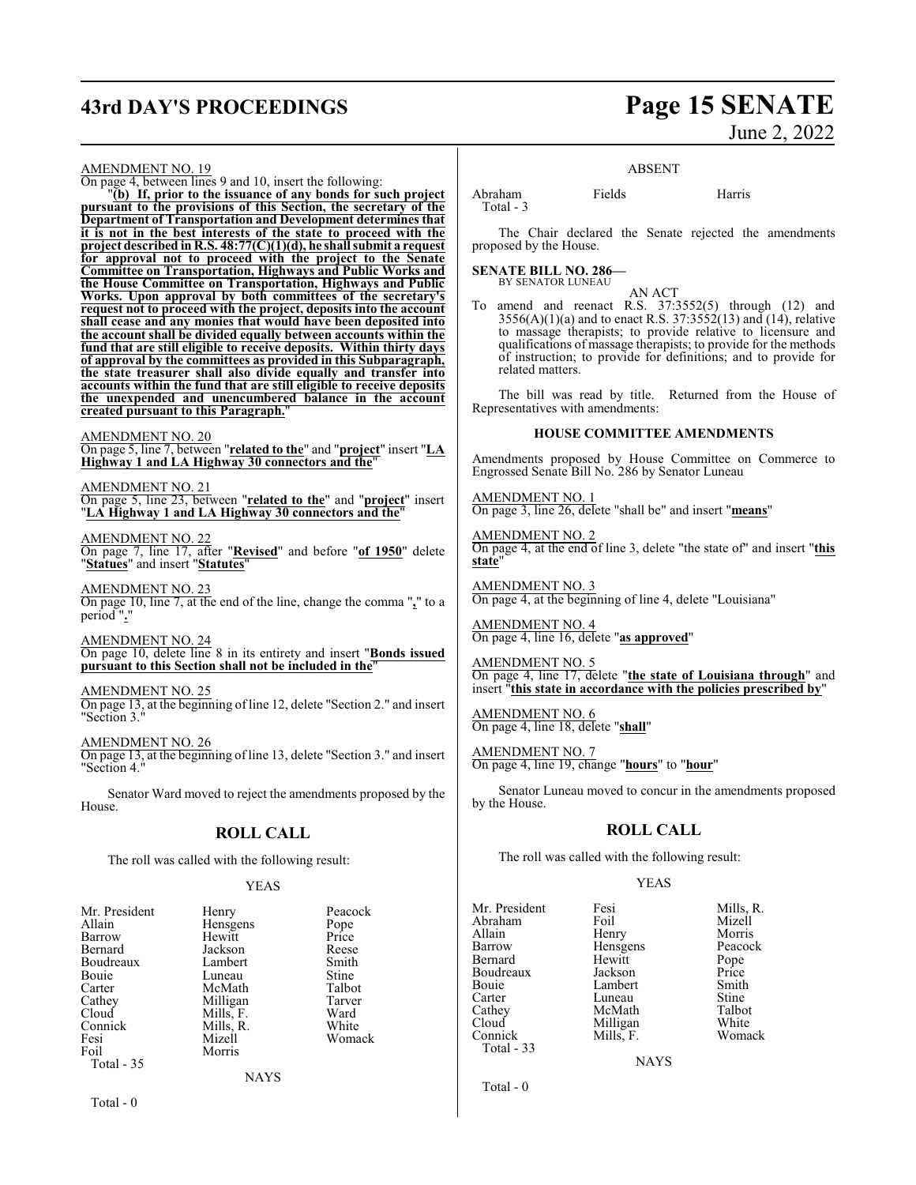AMENDMENT NO. 19

On page 4, between lines 9 and 10, insert the following:

"**(b) If, prior to the issuance of any bonds for such project pursuant to the provisions of this Section, the secretary of the Department of Transportation and Development determines that it is not in the best interests of the state to proceed with the project described in R.S. 48:77(C)(1)(d), he shall submit a request for approval not to proceed with the project to the Senate Committee on Transportation, Highways and Public Works and the House Committee on Transportation, Highways and Public Works. Upon approval by both committees of the secretary's request not to proceed with the project, deposits into the account shall cease and any monies that would have been deposited into the account shall be divided equally between accounts within the fund that are still eligible to receive deposits. Within thirty days of approval by the committees as provided in this Subparagraph, the state treasurer shall also divide equally and transfer into accounts within the fund that are still eligible to receive deposits the unexpended and unencumbered balance in the account created pursuant to this Paragraph.**"

AMENDMENT NO. 20

On page 5, line 7, between "**related to the**" and "**project**" insert "**LA Highway 1 and LA Highway 30 connectors and the**"

AMENDMENT NO. 21

On page 5, line 23, between "**related to the**" and "**project**" insert "**LA Highway 1 and LA Highway 30 connectors and the**"

AMENDMENT NO. 22

On page 7, line 17, after "**Revised**" and before "**of 1950**" delete "**Statues**" and insert "**Statutes**"

AMENDMENT NO. 23

On page 10, line 7, at the end of the line, change the comma "**,**" to a period "**.**"

AMENDMENT NO. 24

On page 10, delete line 8 in its entirety and insert "**Bonds issued pursuant to this Section shall not be included in the**"

AMENDMENT NO. 25

On page 13, at the beginning of line 12, delete "Section 2." and insert "Section 3."

AMENDMENT NO. 26

On page 13, at the beginning of line 13, delete "Section 3." and insert "Section 4."

Senator Ward moved to reject the amendments proposed by the House.

## ROLL CALL

The roll was called with the following result:

YEAS

| | | |
|---|---|---|
| Mr. President | Henry | Peacock |
| Allain | Hensgens | Pope |
| Barrow | Hewitt | Price |
| Bernard | Jackson | Reese |
| Boudreaux | Lambert | Smith |
| Bouie | Luneau | Stine |
| Carter | McMath | Talbot |
| Cathey | Milligan | Tarver |
| Cloud | Mills, F. | Ward |
| Connick | Mills, R. | White |
| Fesi | Mizell | Womack |
| Foil | Morris | |

Total - 35

NAYS

Total - 0

ABSENT

| | | |
|---|---|---|
| Abraham | Fields | Harris |

Total - 3

The Chair declared the Senate rejected the amendments proposed by the House.

**SENATE BILL NO. 286—**
BY SENATOR LUNEAU

AN ACT

To amend and reenact R.S. 37:3552(5) through (12) and 3556(A)(1)(a) and to enact R.S. 37:3552(13) and (14), relative to massage therapists; to provide relative to licensure and qualifications of massage therapists; to provide for the methods of instruction; to provide for definitions; and to provide for related matters.

The bill was read by title. Returned from the House of Representatives with amendments:

### HOUSE COMMITTEE AMENDMENTS

Amendments proposed by House Committee on Commerce to Engrossed Senate Bill No. 286 by Senator Luneau

AMENDMENT NO. 1

On page 3, line 26, delete "shall be" and insert "**means**"

AMENDMENT NO. 2

On page 4, at the end of line 3, delete "the state of" and insert "**this state**"

AMENDMENT NO. 3

On page 4, at the beginning of line 4, delete "Louisiana"

AMENDMENT NO. 4

On page 4, line 16, delete "**as approved**"

AMENDMENT NO. 5

On page 4, line 17, delete "**the state of Louisiana through**" and insert "**this state in accordance with the policies prescribed by**"

AMENDMENT NO. 6

On page 4, line 18, delete "**shall**"

AMENDMENT NO. 7

On page 4, line 19, change "**hours**" to "**hour**"

Senator Luneau moved to concur in the amendments proposed by the House.

## ROLL CALL

The roll was called with the following result:

YEAS

| | | |
|---|---|---|
| Mr. President | Fesi | Mills, R. |
| Abraham | Foil | Mizell |
| Allain | Henry | Morris |
| Barrow | Hensgens | Peacock |
| Bernard | Hewitt | Pope |
| Boudreaux | Jackson | Price |
| Bouie | Lambert | Smith |
| Carter | Luneau | Stine |
| Cathey | McMath | Talbot |
| Cloud | Milligan | White |
| Connick | Mills, F. | Womack |

Total - 33

NAYS

Total - 0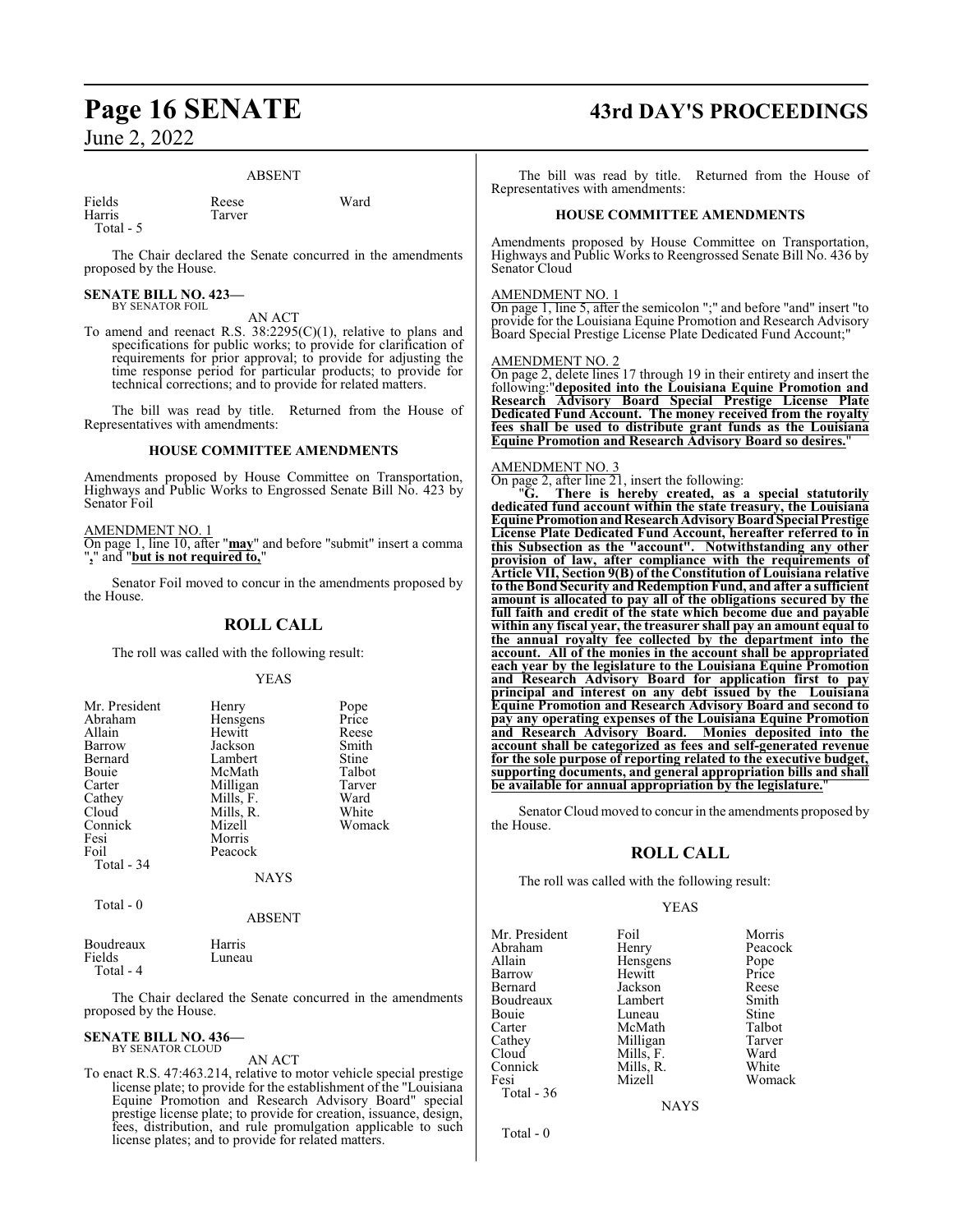ABSENT

| | | |
|---|---|---|
| Fields | Reese | Ward |
| Harris | Tarver | |
| Total - 5 | | |

The Chair declared the Senate concurred in the amendments proposed by the House.

**SENATE BILL NO. 423—**
BY SENATOR FOIL

AN ACT

To amend and reenact R.S. 38:2295(C)(1), relative to plans and specifications for public works; to provide for clarification of requirements for prior approval; to provide for adjusting the time response period for particular products; to provide for technical corrections; and to provide for related matters.

The bill was read by title. Returned from the House of Representatives with amendments:

**HOUSE COMMITTEE AMENDMENTS**

Amendments proposed by House Committee on Transportation, Highways and Public Works to Engrossed Senate Bill No. 423 by Senator Foil

AMENDMENT NO. 1

On page 1, line 10, after "**may**" and before "submit" insert a comma "**,**" and "**but is not required to,**"

Senator Foil moved to concur in the amendments proposed by the House.

## ROLL CALL

The roll was called with the following result:

YEAS

| | | |
|---|---|---|
| Mr. President | Henry | Pope |
| Abraham | Hensgens | Price |
| Allain | Hewitt | Reese |
| Barrow | Jackson | Smith |
| Bernard | Lambert | Stine |
| Bouie | McMath | Talbot |
| Carter | Milligan | Tarver |
| Cathey | Mills, F. | Ward |
| Cloud | Mills, R. | White |
| Connick | Mizell | Womack |
| Fesi | Morris | |
| Foil | Peacock | |
| Total - 34 | | |

NAYS

Total - 0

ABSENT

| | |
|---|---|
| Boudreaux | Harris |
| Fields | Luneau |
| Total - 4 | |

The Chair declared the Senate concurred in the amendments proposed by the House.

**SENATE BILL NO. 436—**
BY SENATOR CLOUD

AN ACT

To enact R.S. 47:463.214, relative to motor vehicle special prestige license plate; to provide for the establishment of the "Louisiana Equine Promotion and Research Advisory Board" special prestige license plate; to provide for creation, issuance, design, fees, distribution, and rule promulgation applicable to such license plates; and to provide for related matters.

The bill was read by title. Returned from the House of Representatives with amendments:

**HOUSE COMMITTEE AMENDMENTS**

Amendments proposed by House Committee on Transportation, Highways and Public Works to Reengrossed Senate Bill No. 436 by Senator Cloud

AMENDMENT NO. 1

On page 1, line 5, after the semicolon ";" and before "and" insert "to provide for the Louisiana Equine Promotion and Research Advisory Board Special Prestige License Plate Dedicated Fund Account;"

AMENDMENT NO. 2

On page 2, delete lines 17 through 19 in their entirety and insert the following:"**deposited into the Louisiana Equine Promotion and Research Advisory Board Special Prestige License Plate Dedicated Fund Account. The money received from the royalty fees shall be used to distribute grant funds as the Louisiana Equine Promotion and Research Advisory Board so desires.**"

AMENDMENT NO. 3

On page 2, after line 21, insert the following:

"**G. There is hereby created, as a special statutorily dedicated fund account within the state treasury, the Louisiana Equine Promotion and Research Advisory Board Special Prestige License Plate Dedicated Fund Account, hereafter referred to in this Subsection as the "account". Notwithstanding any other provision of law, after compliance with the requirements of Article VII, Section 9(B) of the Constitution of Louisiana relative to the Bond Security and Redemption Fund, and after a sufficient amount is allocated to pay all of the obligations secured by the full faith and credit of the state which become due and payable within any fiscal year, the treasurer shall pay an amount equal to the annual royalty fee collected by the department into the account. All of the monies in the account shall be appropriated each year by the legislature to the Louisiana Equine Promotion and Research Advisory Board for application first to pay principal and interest on any debt issued by the Louisiana Equine Promotion and Research Advisory Board and second to pay any operating expenses of the Louisiana Equine Promotion and Research Advisory Board. Monies deposited into the account shall be categorized as fees and self-generated revenue for the sole purpose of reporting related to the executive budget, supporting documents, and general appropriation bills and shall be available for annual appropriation by the legislature.**"

Senator Cloud moved to concur in the amendments proposed by the House.

## ROLL CALL

The roll was called with the following result:

YEAS

| | | |
|---|---|---|
| Mr. President | Foil | Morris |
| Abraham | Henry | Peacock |
| Allain | Hensgens | Pope |
| Barrow | Hewitt | Price |
| Bernard | Jackson | Reese |
| Boudreaux | Lambert | Smith |
| Bouie | Luneau | Stine |
| Carter | McMath | Talbot |
| Cathey | Milligan | Tarver |
| Cloud | Mills, F. | Ward |
| Connick | Mills, R. | White |
| Fesi | Mizell | Womack |
| Total - 36 | | |

NAYS

Total - 0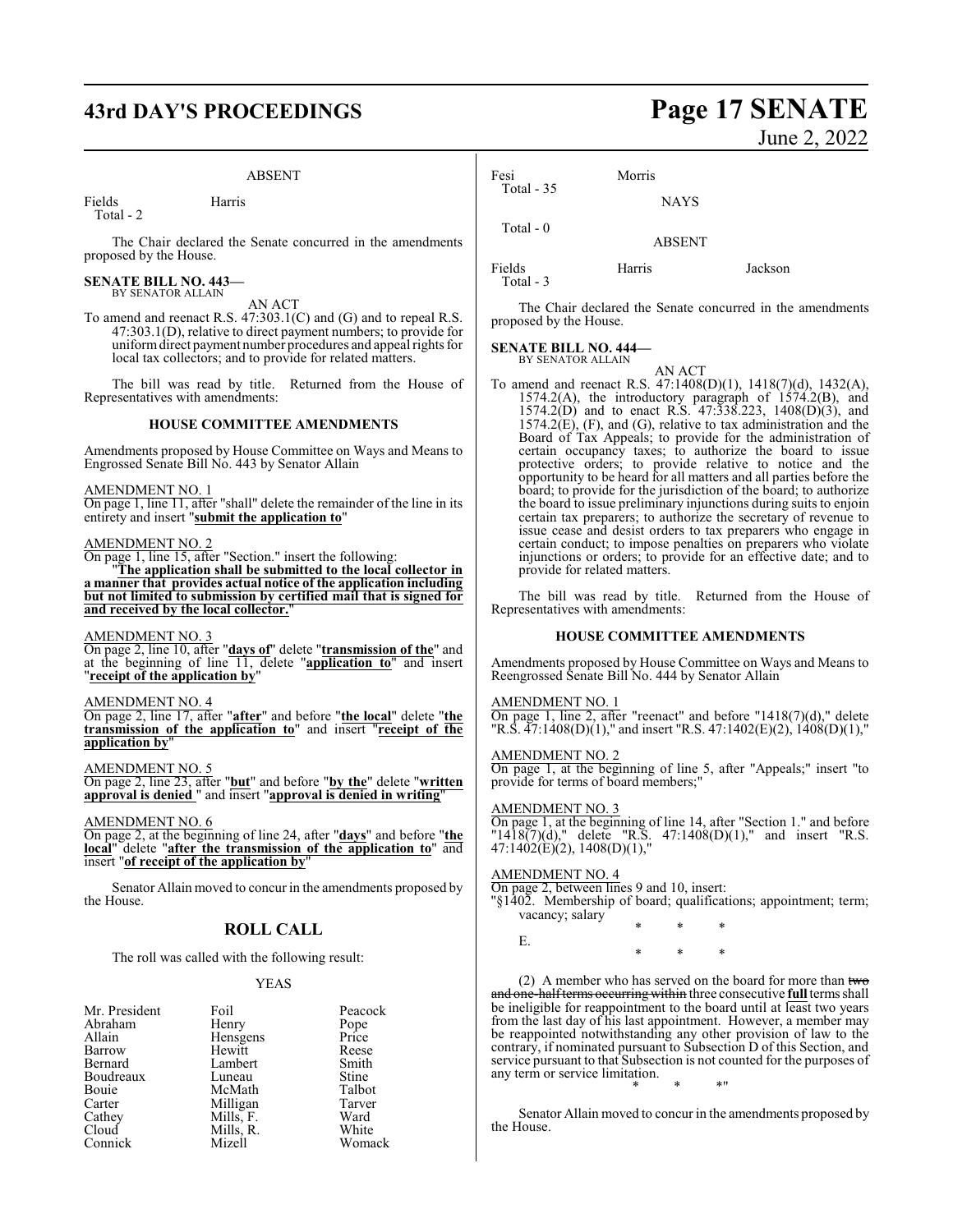ABSENT

| | |
|---|---|
| Fields | Harris |
| Total - 2 | |

The Chair declared the Senate concurred in the amendments proposed by the House.

**SENATE BILL NO. 443—**
BY SENATOR ALLAIN

AN ACT

To amend and reenact R.S. 47:303.1(C) and (G) and to repeal R.S. 47:303.1(D), relative to direct payment numbers; to provide for uniform direct payment number procedures and appeal rights for local tax collectors; and to provide for related matters.

The bill was read by title. Returned from the House of Representatives with amendments:

**HOUSE COMMITTEE AMENDMENTS**

Amendments proposed by House Committee on Ways and Means to Engrossed Senate Bill No. 443 by Senator Allain

AMENDMENT NO. 1
On page 1, line 11, after "shall" delete the remainder of the line in its entirety and insert "**submit the application to**"

AMENDMENT NO. 2
On page 1, line 15, after "Section." insert the following:
"**The application shall be submitted to the local collector in a manner that provides actual notice of the application including but not limited to submission by certified mail that is signed for and received by the local collector.**"

AMENDMENT NO. 3
On page 2, line 10, after "**days of**" delete "**transmission of the**" and at the beginning of line 11, delete "**application to**" and insert "**receipt of the application by**"

AMENDMENT NO. 4
On page 2, line 17, after "**after**" and before "**the local**" delete "**the transmission of the application to**" and insert "**receipt of the application by**"

AMENDMENT NO. 5
On page 2, line 23, after "**but**" and before "**by the**" delete "**written approval is denied** " and insert "**approval is denied in writing**"

AMENDMENT NO. 6
On page 2, at the beginning of line 24, after "**days**" and before "**the local**" delete "**after the transmission of the application to**" and insert "**of receipt of the application by**"

Senator Allain moved to concur in the amendments proposed by the House.

## ROLL CALL

The roll was called with the following result:

YEAS

| | | |
|---|---|---|
| Mr. President | Foil | Peacock |
| Abraham | Henry | Pope |
| Allain | Hensgens | Price |
| Barrow | Hewitt | Reese |
| Bernard | Lambert | Smith |
| Boudreaux | Luneau | Stine |
| Bouie | McMath | Talbot |
| Carter | Milligan | Tarver |
| Cathey | Mills, F. | Ward |
| Cloud | Mills, R. | White |
| Connick | Mizell | Womack |
| Fesi | Morris | |
| Total - 35 | | |

NAYS

Total - 0

ABSENT

| | | |
|---|---|---|
| Fields | Harris | Jackson |
| Total - 3 | | |

The Chair declared the Senate concurred in the amendments proposed by the House.

**SENATE BILL NO. 444—**
BY SENATOR ALLAIN

AN ACT

To amend and reenact R.S. 47:1408(D)(1), 1418(7)(d), 1432(A), 1574.2(A), the introductory paragraph of 1574.2(B), and 1574.2(D) and to enact R.S. 47:338.223, 1408(D)(3), and 1574.2(E), (F), and (G), relative to tax administration and the Board of Tax Appeals; to provide for the administration of certain occupancy taxes; to authorize the board to issue protective orders; to provide relative to notice and the opportunity to be heard for all matters and all parties before the board; to provide for the jurisdiction of the board; to authorize the board to issue preliminary injunctions during suits to enjoin certain tax preparers; to authorize the secretary of revenue to issue cease and desist orders to tax preparers who engage in certain conduct; to impose penalties on preparers who violate injunctions or orders; to provide for an effective date; and to provide for related matters.

The bill was read by title. Returned from the House of Representatives with amendments:

**HOUSE COMMITTEE AMENDMENTS**

Amendments proposed by House Committee on Ways and Means to Reengrossed Senate Bill No. 444 by Senator Allain

AMENDMENT NO. 1
On page 1, line 2, after "reenact" and before "1418(7)(d)," delete "R.S. 47:1408(D)(1)," and insert "R.S. 47:1402(E)(2), 1408(D)(1),"

AMENDMENT NO. 2
On page 1, at the beginning of line 5, after "Appeals;" insert "to provide for terms of board members;"

AMENDMENT NO. 3
On page 1, at the beginning of line 14, after "Section 1." and before "1418(7)(d)," delete "R.S. 47:1408(D)(1)," and insert "R.S. 47:1402(E)(2), 1408(D)(1),"

AMENDMENT NO. 4
On page 2, between lines 9 and 10, insert:
"§1402. Membership of board; qualifications; appointment; term; vacancy; salary

\* \* \*

E.

\* \* \*

(2) A member who has served on the board for more than ~~two and one-half terms occurring within~~ three consecutive **full** terms shall be ineligible for reappointment to the board until at least two years from the last day of his last appointment. However, a member may be reappointed notwithstanding any other provision of law to the contrary, if nominated pursuant to Subsection D of this Section, and service pursuant to that Subsection is not counted for the purposes of any term or service limitation.

\* \* \*"

Senator Allain moved to concur in the amendments proposed by the House.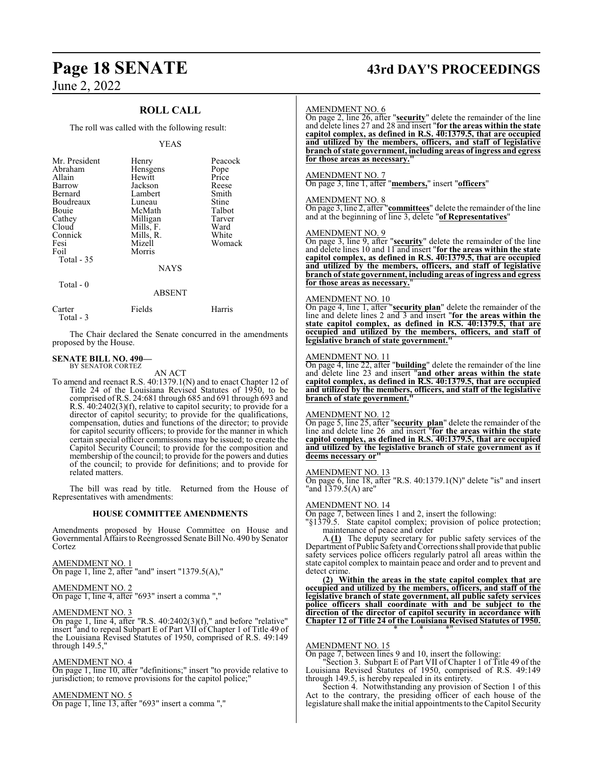## ROLL CALL

The roll was called with the following result:

YEAS

| | | |
|---|---|---|
| Mr. President | Henry | Peacock |
| Abraham | Hensgens | Pope |
| Allain | Hewitt | Price |
| Barrow | Jackson | Reese |
| Bernard | Lambert | Smith |
| Boudreaux | Luneau | Stine |
| Bouie | McMath | Talbot |
| Cathey | Milligan | Tarver |
| Cloud | Mills, F. | Ward |
| Connick | Mills, R. | White |
| Fesi | Mizell | Womack |
| Foil | Morris | |
| Total - 35 | | |

NAYS

Total - 0

ABSENT

| | | |
|---|---|---|
| Carter | Fields | Harris |
| Total - 3 | | |

The Chair declared the Senate concurred in the amendments proposed by the House.

**SENATE BILL NO. 490—**
BY SENATOR CORTEZ

AN ACT

To amend and reenact R.S. 40:1379.1(N) and to enact Chapter 12 of Title 24 of the Louisiana Revised Statutes of 1950, to be comprised of R.S. 24:681 through 685 and 691 through 693 and R.S. 40:2402(3)(f), relative to capitol security; to provide for a director of capitol security; to provide for the qualifications, compensation, duties and functions of the director; to provide for capitol security officers; to provide for the manner in which certain special officer commissions may be issued; to create the Capitol Security Council; to provide for the composition and membership of the council; to provide for the powers and duties of the council; to provide for definitions; and to provide for related matters.

The bill was read by title. Returned from the House of Representatives with amendments:

### HOUSE COMMITTEE AMENDMENTS

Amendments proposed by House Committee on House and Governmental Affairs to Reengrossed Senate Bill No. 490 by Senator Cortez

AMENDMENT NO. 1
On page 1, line 2, after "and" insert "1379.5(A),"

AMENDMENT NO. 2
On page 1, line 4, after "693" insert a comma ","

AMENDMENT NO. 3
On page 1, line 4, after "R.S. 40:2402(3)(f)," and before "relative" insert "and to repeal Subpart E of Part VII of Chapter 1 of Title 49 of the Louisiana Revised Statutes of 1950, comprised of R.S. 49:149 through 149.5,"

AMENDMENT NO. 4
On page 1, line 10, after "definitions;" insert "to provide relative to jurisdiction; to remove provisions for the capitol police;"

AMENDMENT NO. 5
On page 1, line 13, after "693" insert a comma ","

AMENDMENT NO. 6
On page 2, line 26, after "**security**" delete the remainder of the line and delete lines 27 and 28 and insert "**for the areas within the state capitol complex, as defined in R.S. 40:1379.5, that are occupied and utilized by the members, officers, and staff of legislative branch of state government, including areas of ingress and egress for those areas as necessary.**"

AMENDMENT NO. 7
On page 3, line 1, after "**members,**" insert "**officers**"

AMENDMENT NO. 8
On page 3, line 2, after "**committees**" delete the remainder of the line and at the beginning of line 3, delete "**of Representatives**"

AMENDMENT NO. 9
On page 3, line 9, after "**security**" delete the remainder of the line and delete lines 10 and 11 and insert "**for the areas within the state capitol complex, as defined in R.S. 40:1379.5, that are occupied and utilized by the members, officers, and staff of legislative branch of state government, including areas of ingress and egress for those areas as necessary.**"

AMENDMENT NO. 10
On page 4, line 1, after "**security plan**" delete the remainder of the line and delete lines 2 and 3 and insert "**for the areas within the state capitol complex, as defined in R.S. 40:1379.5, that are occupied and utilized by the members, officers, and staff of legislative branch of state government.**"

AMENDMENT NO. 11
On page 4, line 22, after "**building**" delete the remainder of the line and delete line 23 and insert "**and other areas within the state capitol complex, as defined in R.S. 40:1379.5, that are occupied and utilized by the members, officers, and staff of the legislative branch of state government.**"

AMENDMENT NO. 12
On page 5, line 25, after "**security plan**" delete the remainder of the line and delete line 26 and insert "**for the areas within the state capitol complex, as defined in R.S. 40:1379.5, that are occupied and utilized by the legislative branch of state government as it deems necessary or**"

AMENDMENT NO. 13
On page 6, line 18, after "R.S. 40:1379.1(N)" delete "is" and insert "and 1379.5(A) are"

AMENDMENT NO. 14
On page 7, between lines 1 and 2, insert the following:

"§1379.5. State capitol complex; provision of police protection; maintenance of peace and order

A.**(1)** The deputy secretary for public safety services of the Department of Public Safety and Corrections shall provide that public safety services police officers regularly patrol all areas within the state capitol complex to maintain peace and order and to prevent and detect crime.

**(2) Within the areas in the state capitol complex that are occupied and utilized by the members, officers, and staff of the legislative branch of state government, all public safety services police officers shall coordinate with and be subject to the direction of the director of capitol security in accordance with Chapter 12 of Title 24 of the Louisiana Revised Statutes of 1950.**

\* \* \*"

AMENDMENT NO. 15
On page 7, between lines 9 and 10, insert the following:

"Section 3. Subpart E of Part VII of Chapter 1 of Title 49 of the Louisiana Revised Statutes of 1950, comprised of R.S. 49:149 through 149.5, is hereby repealed in its entirety.

Section 4. Notwithstanding any provision of Section 1 of this Act to the contrary, the presiding officer of each house of the legislature shall make the initial appointments to the Capitol Security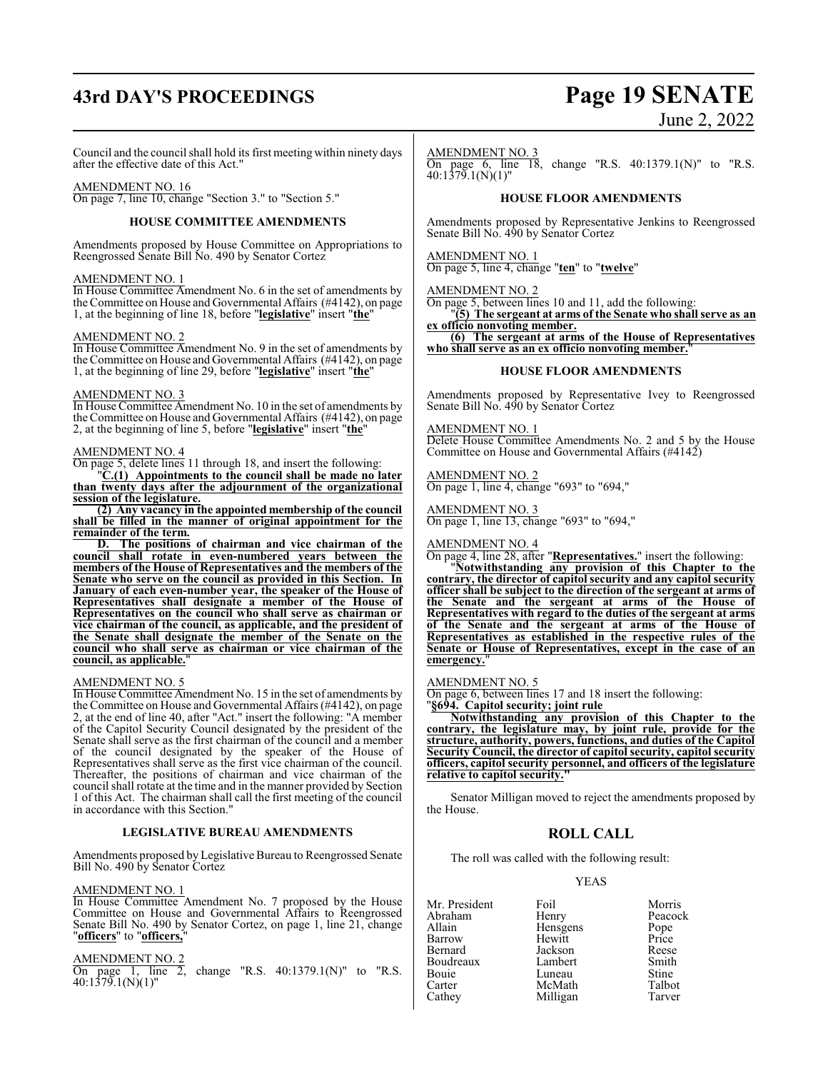Council and the council shall hold its first meeting within ninety days after the effective date of this Act."

AMENDMENT NO. 16
On page 7, line 10, change "Section 3." to "Section 5."

### HOUSE COMMITTEE AMENDMENTS

Amendments proposed by House Committee on Appropriations to Reengrossed Senate Bill No. 490 by Senator Cortez

AMENDMENT NO. 1
In House Committee Amendment No. 6 in the set of amendments by the Committee on House and Governmental Affairs (#4142), on page 1, at the beginning of line 18, before "**legislative**" insert "**the**"

AMENDMENT NO. 2
In House Committee Amendment No. 9 in the set of amendments by the Committee on House and Governmental Affairs (#4142), on page 1, at the beginning of line 29, before "**legislative**" insert "**the**"

AMENDMENT NO. 3
In House Committee Amendment No. 10 in the set of amendments by the Committee on House and Governmental Affairs (#4142), on page 2, at the beginning of line 5, before "**legislative**" insert "**the**"

AMENDMENT NO. 4
On page 5, delete lines 11 through 18, and insert the following:

"**C.(1) Appointments to the council shall be made no later than twenty days after the adjournment of the organizational session of the legislature.**

**(2) Any vacancy in the appointed membership of the council shall be filled in the manner of original appointment for the remainder of the term.**

**D. The positions of chairman and vice chairman of the council shall rotate in even-numbered years between the members of the House of Representatives and the members of the Senate who serve on the council as provided in this Section. In January of each even-number year, the speaker of the House of Representatives shall designate a member of the House of Representatives on the council who shall serve as chairman or vice chairman of the council, as applicable, and the president of the Senate shall designate the member of the Senate on the council who shall serve as chairman or vice chairman of the council, as applicable.**"

AMENDMENT NO. 5
In House Committee Amendment No. 15 in the set of amendments by the Committee on House and Governmental Affairs (#4142), on page 2, at the end of line 40, after "Act." insert the following: "A member of the Capitol Security Council designated by the president of the Senate shall serve as the first chairman of the council and a member of the council designated by the speaker of the House of Representatives shall serve as the first vice chairman of the council. Thereafter, the positions of chairman and vice chairman of the council shall rotate at the time and in the manner provided by Section 1 of this Act. The chairman shall call the first meeting of the council in accordance with this Section."

### LEGISLATIVE BUREAU AMENDMENTS

Amendments proposed by Legislative Bureau to Reengrossed Senate Bill No. 490 by Senator Cortez

AMENDMENT NO. 1
In House Committee Amendment No. 7 proposed by the House Committee on House and Governmental Affairs to Reengrossed Senate Bill No. 490 by Senator Cortez, on page 1, line 21, change "**officers**" to "**officers,**"

AMENDMENT NO. 2
On page 1, line 2, change "R.S. 40:1379.1(N)" to "R.S. 40:1379.1(N)(1)"

AMENDMENT NO. 3
On page 6, line 18, change "R.S. 40:1379.1(N)" to "R.S. 40:1379.1(N)(1)"

### HOUSE FLOOR AMENDMENTS

Amendments proposed by Representative Jenkins to Reengrossed Senate Bill No. 490 by Senator Cortez

AMENDMENT NO. 1
On page 5, line 4, change "**ten**" to "**twelve**"

AMENDMENT NO. 2
On page 5, between lines 10 and 11, add the following:

"**(5) The sergeant at arms of the Senate who shall serve as an ex officio nonvoting member.**

**(6) The sergeant at arms of the House of Representatives who shall serve as an ex officio nonvoting member.**"

### HOUSE FLOOR AMENDMENTS

Amendments proposed by Representative Ivey to Reengrossed Senate Bill No. 490 by Senator Cortez

AMENDMENT NO. 1
Delete House Committee Amendments No. 2 and 5 by the House Committee on House and Governmental Affairs (#4142)

AMENDMENT NO. 2
On page 1, line 4, change "693" to "694,"

AMENDMENT NO. 3
On page 1, line 13, change "693" to "694,"

AMENDMENT NO. 4
On page 4, line 28, after "**Representatives.**" insert the following:

"**Notwithstanding any provision of this Chapter to the contrary, the director of capitol security and any capitol security officer shall be subject to the direction of the sergeant at arms of the Senate and the sergeant at arms of the House of Representatives with regard to the duties of the sergeant at arms of the Senate and the sergeant at arms of the House of Representatives as established in the respective rules of the Senate or House of Representatives, except in the case of an emergency.**"

AMENDMENT NO. 5
On page 6, between lines 17 and 18 insert the following:

"**§694. Capitol security; joint rule**

**Notwithstanding any provision of this Chapter to the contrary, the legislature may, by joint rule, provide for the structure, authority, powers, functions, and duties of the Capitol Security Council, the director of capitol security, capitol security officers, capitol security personnel, and officers of the legislature relative to capitol security.**"

Senator Milligan moved to reject the amendments proposed by the House.

## ROLL CALL

The roll was called with the following result:

YEAS

| | | |
|---|---|---|
| Mr. President | Foil | Morris |
| Abraham | Henry | Peacock |
| Allain | Hensgens | Pope |
| Barrow | Hewitt | Price |
| Bernard | Jackson | Reese |
| Boudreaux | Lambert | Smith |
| Bouie | Luneau | Stine |
| Carter | McMath | Talbot |
| Cathey | Milligan | Tarver |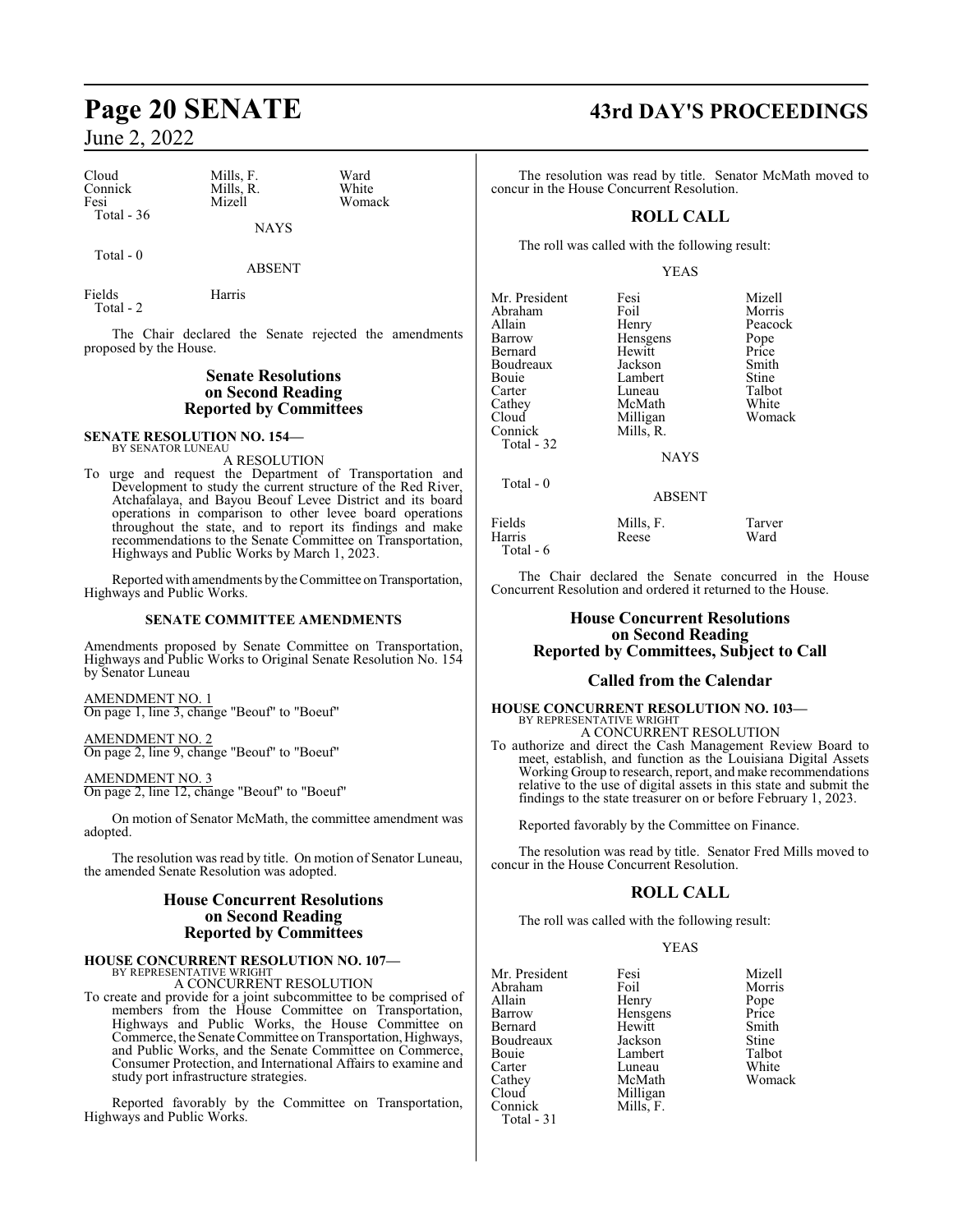| | | |
|---|---|---|
| Cloud | Mills, F. | Ward |
| Connick | Mills, R. | White |
| Fesi | Mizell | Womack |
| Total - 36 | | |

NAYS

Total - 0

ABSENT

| | |
|---|---|
| Fields | Harris |
| Total - 2 | |

The Chair declared the Senate rejected the amendments proposed by the House.

## Senate Resolutions on Second Reading Reported by Committees

**SENATE RESOLUTION NO. 154—**
BY SENATOR LUNEAU

A RESOLUTION

To urge and request the Department of Transportation and Development to study the current structure of the Red River, Atchafalaya, and Bayou Beouf Levee District and its board operations in comparison to other levee board operations throughout the state, and to report its findings and make recommendations to the Senate Committee on Transportation, Highways and Public Works by March 1, 2023.

Reported with amendments by the Committee on Transportation, Highways and Public Works.

**SENATE COMMITTEE AMENDMENTS**

Amendments proposed by Senate Committee on Transportation, Highways and Public Works to Original Senate Resolution No. 154 by Senator Luneau

AMENDMENT NO. 1
On page 1, line 3, change "Beouf" to "Boeuf"

AMENDMENT NO. 2
On page 2, line 9, change "Beouf" to "Boeuf"

AMENDMENT NO. 3
On page 2, line 12, change "Beouf" to "Boeuf"

On motion of Senator McMath, the committee amendment was adopted.

The resolution was read by title. On motion of Senator Luneau, the amended Senate Resolution was adopted.

## House Concurrent Resolutions on Second Reading Reported by Committees

**HOUSE CONCURRENT RESOLUTION NO. 107—**
BY REPRESENTATIVE WRIGHT

A CONCURRENT RESOLUTION

To create and provide for a joint subcommittee to be comprised of members from the House Committee on Transportation, Highways and Public Works, the House Committee on Commerce, the Senate Committee on Transportation, Highways, and Public Works, and the Senate Committee on Commerce, Consumer Protection, and International Affairs to examine and study port infrastructure strategies.

Reported favorably by the Committee on Transportation, Highways and Public Works.

The resolution was read by title. Senator McMath moved to concur in the House Concurrent Resolution.

### ROLL CALL

The roll was called with the following result:

YEAS

| | | |
|---|---|---|
| Mr. President | Fesi | Mizell |
| Abraham | Foil | Morris |
| Allain | Henry | Peacock |
| Barrow | Hensgens | Pope |
| Bernard | Hewitt | Price |
| Boudreaux | Jackson | Smith |
| Bouie | Lambert | Stine |
| Carter | Luneau | Talbot |
| Cathey | McMath | White |
| Cloud | Milligan | Womack |
| Connick | Mills, R. | |
| Total - 32 | | |

NAYS

Total - 0

ABSENT

| | | |
|---|---|---|
| Fields | Mills, F. | Tarver |
| Harris | Reese | Ward |
| Total - 6 | | |

The Chair declared the Senate concurred in the House Concurrent Resolution and ordered it returned to the House.

## House Concurrent Resolutions on Second Reading Reported by Committees, Subject to Call

### Called from the Calendar

**HOUSE CONCURRENT RESOLUTION NO. 103—**
BY REPRESENTATIVE WRIGHT

A CONCURRENT RESOLUTION

To authorize and direct the Cash Management Review Board to meet, establish, and function as the Louisiana Digital Assets Working Group to research, report, and make recommendations relative to the use of digital assets in this state and submit the findings to the state treasurer on or before February 1, 2023.

Reported favorably by the Committee on Finance.

The resolution was read by title. Senator Fred Mills moved to concur in the House Concurrent Resolution.

### ROLL CALL

The roll was called with the following result:

YEAS

| | | |
|---|---|---|
| Mr. President | Fesi | Mizell |
| Abraham | Foil | Morris |
| Allain | Henry | Pope |
| Barrow | Hensgens | Price |
| Bernard | Hewitt | Smith |
| Boudreaux | Jackson | Stine |
| Bouie | Lambert | Talbot |
| Carter | Luneau | White |
| Cathey | McMath | Womack |
| Cloud | Milligan | |
| Connick | Mills, F. | |
| Total - 31 | | |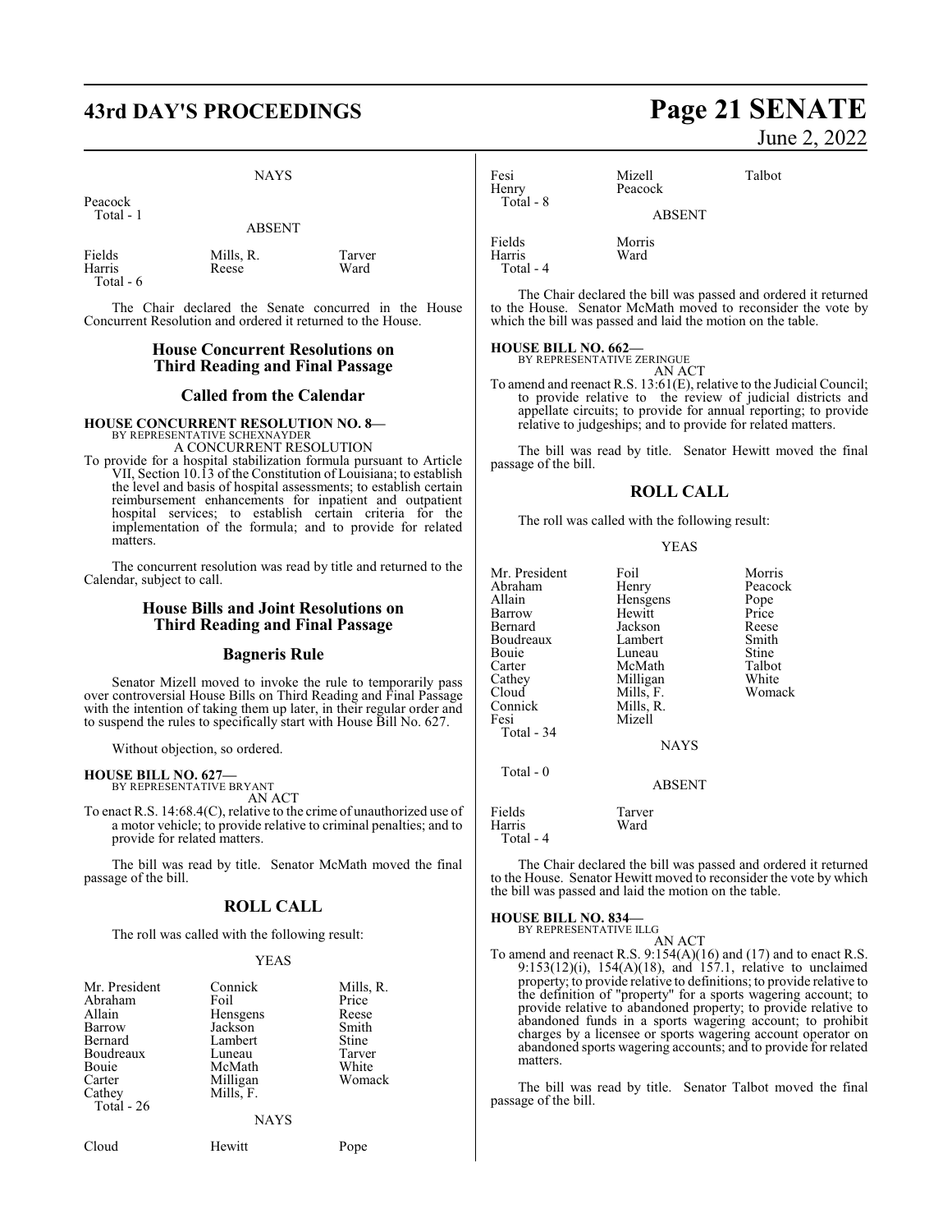NAYS

| | | |
|---|---|---|
| Peacock | | |
| Total - 1 | | |

ABSENT

| | | |
|---|---|---|
| Fields | Mills, R. | Tarver |
| Harris | Reese | Ward |
| Total - 6 | | |

The Chair declared the Senate concurred in the House Concurrent Resolution and ordered it returned to the House.

## House Concurrent Resolutions on Third Reading and Final Passage

## Called from the Calendar

**HOUSE CONCURRENT RESOLUTION NO. 8—**
BY REPRESENTATIVE SCHEXNAYDER
A CONCURRENT RESOLUTION

To provide for a hospital stabilization formula pursuant to Article VII, Section 10.13 of the Constitution of Louisiana; to establish the level and basis of hospital assessments; to establish certain reimbursement enhancements for inpatient and outpatient hospital services; to establish certain criteria for the implementation of the formula; and to provide for related matters.

The concurrent resolution was read by title and returned to the Calendar, subject to call.

## House Bills and Joint Resolutions on Third Reading and Final Passage

## Bagneris Rule

Senator Mizell moved to invoke the rule to temporarily pass over controversial House Bills on Third Reading and Final Passage with the intention of taking them up later, in their regular order and to suspend the rules to specifically start with House Bill No. 627.

Without objection, so ordered.

**HOUSE BILL NO. 627—**
BY REPRESENTATIVE BRYANT
AN ACT

To enact R.S. 14:68.4(C), relative to the crime of unauthorized use of a motor vehicle; to provide relative to criminal penalties; and to provide for related matters.

The bill was read by title. Senator McMath moved the final passage of the bill.

## ROLL CALL

The roll was called with the following result:

YEAS

| | | |
|---|---|---|
| Mr. President | Connick | Mills, R. |
| Abraham | Foil | Price |
| Allain | Hensgens | Reese |
| Barrow | Jackson | Smith |
| Bernard | Lambert | Stine |
| Boudreaux | Luneau | Tarver |
| Bouie | McMath | White |
| Carter | Milligan | Womack |
| Cathey | Mills, F. | |
| Total - 26 | | |

NAYS

| | | |
|---|---|---|
| Cloud | Hewitt | Pope |
| Fesi | Mizell | Talbot |
| Henry | Peacock | |
| Total - 8 | | |

ABSENT

| | | |
|---|---|---|
| Fields | Morris | |
| Harris | Ward | |
| Total - 4 | | |

The Chair declared the bill was passed and ordered it returned to the House. Senator McMath moved to reconsider the vote by which the bill was passed and laid the motion on the table.

**HOUSE BILL NO. 662—**
BY REPRESENTATIVE ZERINGUE
AN ACT

To amend and reenact R.S. 13:61(E), relative to the Judicial Council; to provide relative to the review of judicial districts and appellate circuits; to provide for annual reporting; to provide relative to judgeships; and to provide for related matters.

The bill was read by title. Senator Hewitt moved the final passage of the bill.

## ROLL CALL

The roll was called with the following result:

YEAS

| | | |
|---|---|---|
| Mr. President | Foil | Morris |
| Abraham | Henry | Peacock |
| Allain | Hensgens | Pope |
| Barrow | Hewitt | Price |
| Bernard | Jackson | Reese |
| Boudreaux | Lambert | Smith |
| Bouie | Luneau | Stine |
| Carter | McMath | Talbot |
| Cathey | Milligan | White |
| Cloud | Mills, F. | Womack |
| Connick | Mills, R. | |
| Fesi | Mizell | |
| Total - 34 | | |

NAYS

Total - 0

ABSENT

| | | |
|---|---|---|
| Fields | Tarver | |
| Harris | Ward | |
| Total - 4 | | |

The Chair declared the bill was passed and ordered it returned to the House. Senator Hewitt moved to reconsider the vote by which the bill was passed and laid the motion on the table.

**HOUSE BILL NO. 834—**
BY REPRESENTATIVE ILLG
AN ACT

To amend and reenact R.S. 9:154(A)(16) and (17) and to enact R.S. 9:153(12)(i), 154(A)(18), and 157.1, relative to unclaimed property; to provide relative to definitions; to provide relative to the definition of "property" for a sports wagering account; to provide relative to abandoned property; to provide relative to abandoned funds in a sports wagering account; to prohibit charges by a licensee or sports wagering account operator on abandoned sports wagering accounts; and to provide for related matters.

The bill was read by title. Senator Talbot moved the final passage of the bill.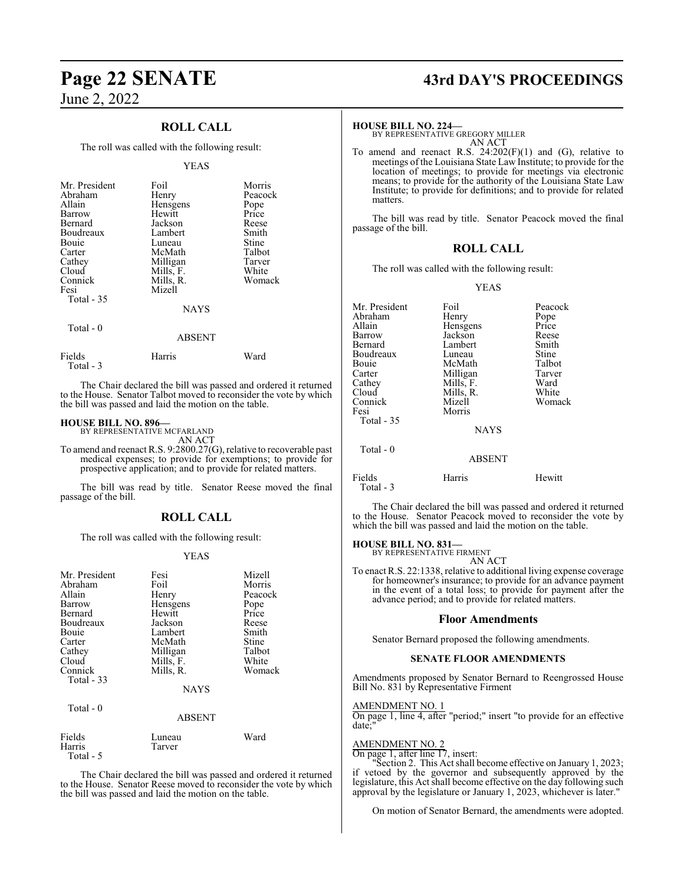## ROLL CALL

The roll was called with the following result:

YEAS

| | | |
|---|---|---|
| Mr. President | Foil | Morris |
| Abraham | Henry | Peacock |
| Allain | Hensgens | Pope |
| Barrow | Hewitt | Price |
| Bernard | Jackson | Reese |
| Boudreaux | Lambert | Smith |
| Bouie | Luneau | Stine |
| Carter | McMath | Talbot |
| Cathey | Milligan | Tarver |
| Cloud | Mills, F. | White |
| Connick | Mills, R. | Womack |
| Fesi | Mizell | |

Total - 35

NAYS

Total - 0

ABSENT

| | | |
|---|---|---|
| Fields | Harris | Ward |

Total - 3

The Chair declared the bill was passed and ordered it returned to the House. Senator Talbot moved to reconsider the vote by which the bill was passed and laid the motion on the table.

**HOUSE BILL NO. 896—**
BY REPRESENTATIVE MCFARLAND
AN ACT

To amend and reenact R.S. 9:2800.27(G), relative to recoverable past medical expenses; to provide for exemptions; to provide for prospective application; and to provide for related matters.

The bill was read by title. Senator Reese moved the final passage of the bill.

## ROLL CALL

The roll was called with the following result:

YEAS

| | | |
|---|---|---|
| Mr. President | Fesi | Mizell |
| Abraham | Foil | Morris |
| Allain | Henry | Peacock |
| Barrow | Hensgens | Pope |
| Bernard | Hewitt | Price |
| Boudreaux | Jackson | Reese |
| Bouie | Lambert | Smith |
| Carter | McMath | Stine |
| Cathey | Milligan | Talbot |
| Cloud | Mills, F. | White |
| Connick | Mills, R. | Womack |

Total - 33

NAYS

Total - 0

ABSENT

| | | |
|---|---|---|
| Fields | Luneau | Ward |
| Harris | Tarver | |

Total - 5

The Chair declared the bill was passed and ordered it returned to the House. Senator Reese moved to reconsider the vote by which the bill was passed and laid the motion on the table.

**HOUSE BILL NO. 224—**
BY REPRESENTATIVE GREGORY MILLER
AN ACT

To amend and reenact R.S. 24:202(F)(1) and (G), relative to meetings of the Louisiana State Law Institute; to provide for the location of meetings; to provide for meetings via electronic means; to provide for the authority of the Louisiana State Law Institute; to provide for definitions; and to provide for related matters.

The bill was read by title. Senator Peacock moved the final passage of the bill.

## ROLL CALL

The roll was called with the following result:

YEAS

| | | |
|---|---|---|
| Mr. President | Foil | Peacock |
| Abraham | Henry | Pope |
| Allain | Hensgens | Price |
| Barrow | Jackson | Reese |
| Bernard | Lambert | Smith |
| Boudreaux | Luneau | Stine |
| Bouie | McMath | Talbot |
| Carter | Milligan | Tarver |
| Cathey | Mills, F. | Ward |
| Cloud | Mills, R. | White |
| Connick | Mizell | Womack |
| Fesi | Morris | |

Total - 35

NAYS

Total - 0

ABSENT

| | | |
|---|---|---|
| Fields | Harris | Hewitt |

Total - 3

The Chair declared the bill was passed and ordered it returned to the House. Senator Peacock moved to reconsider the vote by which the bill was passed and laid the motion on the table.

**HOUSE BILL NO. 831—**
BY REPRESENTATIVE FIRMENT
AN ACT

To enact R.S. 22:1338, relative to additional living expense coverage for homeowner's insurance; to provide for an advance payment in the event of a total loss; to provide for payment after the advance period; and to provide for related matters.

## Floor Amendments

Senator Bernard proposed the following amendments.

### SENATE FLOOR AMENDMENTS

Amendments proposed by Senator Bernard to Reengrossed House Bill No. 831 by Representative Firment

AMENDMENT NO. 1

On page 1, line 4, after "period;" insert "to provide for an effective date;"

AMENDMENT NO. 2

On page 1, after line 17, insert:

"Section 2. This Act shall become effective on January 1, 2023; if vetoed by the governor and subsequently approved by the legislature, this Act shall become effective on the day following such approval by the legislature or January 1, 2023, whichever is later."

On motion of Senator Bernard, the amendments were adopted.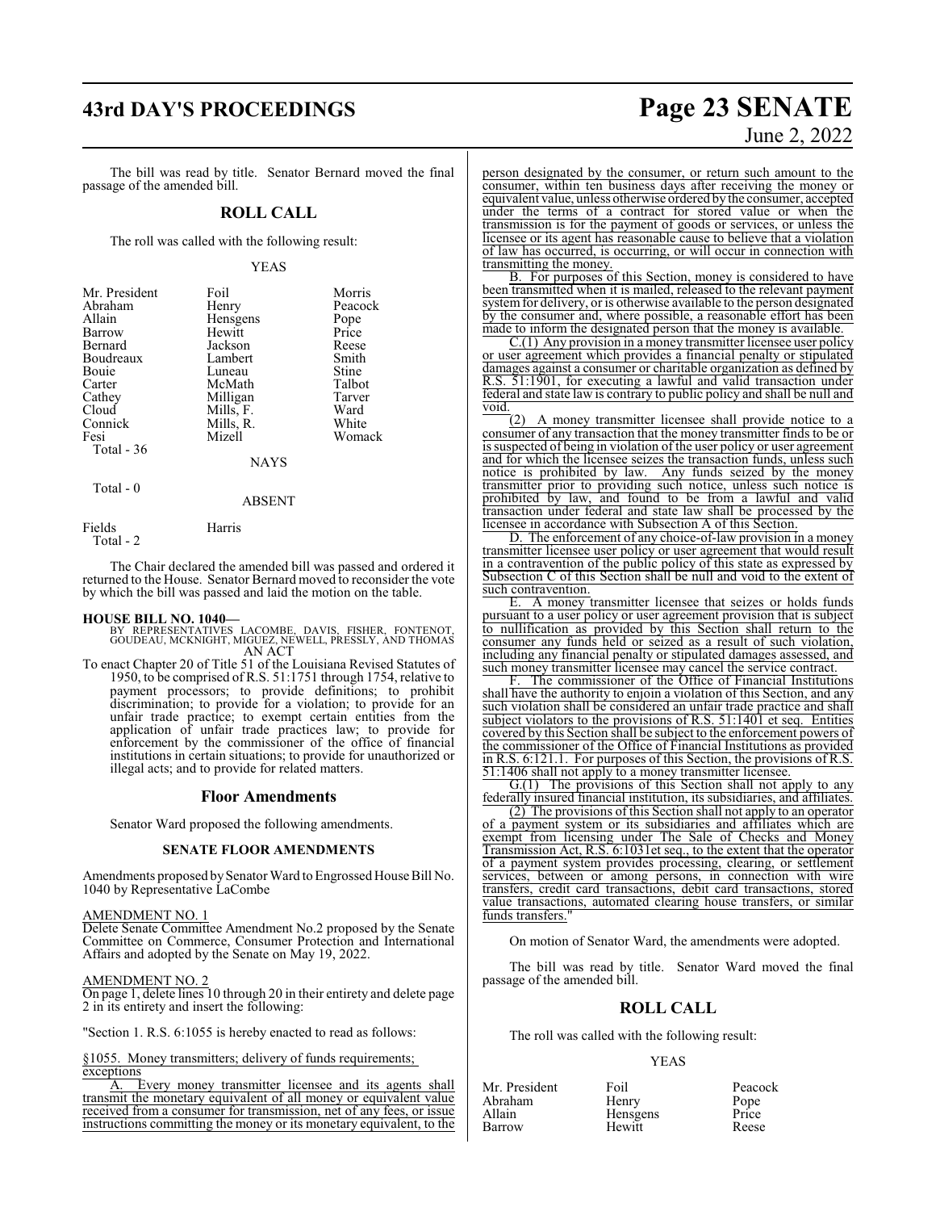The bill was read by title. Senator Bernard moved the final passage of the amended bill.

## ROLL CALL

The roll was called with the following result:

YEAS

| | | |
|---|---|---|
| Mr. President | Foil | Morris |
| Abraham | Henry | Peacock |
| Allain | Hensgens | Pope |
| Barrow | Hewitt | Price |
| Bernard | Jackson | Reese |
| Boudreaux | Lambert | Smith |
| Bouie | Luneau | Stine |
| Carter | McMath | Talbot |
| Cathey | Milligan | Tarver |
| Cloud | Mills, F. | Ward |
| Connick | Mills, R. | White |
| Fesi | Mizell | Womack |

Total - 36

NAYS

Total - 0

ABSENT

| | |
|---|---|
| Fields | Harris |

Total - 2

The Chair declared the amended bill was passed and ordered it returned to the House. Senator Bernard moved to reconsider the vote by which the bill was passed and laid the motion on the table.

**HOUSE BILL NO. 1040—**
BY REPRESENTATIVES LACOMBE, DAVIS, FISHER, FONTENOT, GOUDEAU, MCKNIGHT, MIGUEZ, NEWELL, PRESSLY, AND THOMAS
AN ACT

To enact Chapter 20 of Title 51 of the Louisiana Revised Statutes of 1950, to be comprised of R.S. 51:1751 through 1754, relative to payment processors; to provide definitions; to prohibit discrimination; to provide for a violation; to provide for an unfair trade practice; to exempt certain entities from the application of unfair trade practices law; to provide for enforcement by the commissioner of the office of financial institutions in certain situations; to provide for unauthorized or illegal acts; and to provide for related matters.

### Floor Amendments

Senator Ward proposed the following amendments.

#### SENATE FLOOR AMENDMENTS

Amendments proposed by Senator Ward to Engrossed House Bill No. 1040 by Representative LaCombe

AMENDMENT NO. 1

Delete Senate Committee Amendment No.2 proposed by the Senate Committee on Commerce, Consumer Protection and International Affairs and adopted by the Senate on May 19, 2022.

AMENDMENT NO. 2

On page 1, delete lines 10 through 20 in their entirety and delete page 2 in its entirety and insert the following:

"Section 1. R.S. 6:1055 is hereby enacted to read as follows:

§1055. Money transmitters; delivery of funds requirements; exceptions

A. Every money transmitter licensee and its agents shall transmit the monetary equivalent of all money or equivalent value received from a consumer for transmission, net of any fees, or issue instructions committing the money or its monetary equivalent, to the person designated by the consumer, or return such amount to the consumer, within ten business days after receiving the money or equivalent value, unless otherwise ordered by the consumer, accepted under the terms of a contract for stored value or when the transmission is for the payment of goods or services, or unless the licensee or its agent has reasonable cause to believe that a violation of law has occurred, is occurring, or will occur in connection with transmitting the money.

B. For purposes of this Section, money is considered to have been transmitted when it is mailed, released to the relevant payment system for delivery, or is otherwise available to the person designated by the consumer and, where possible, a reasonable effort has been made to inform the designated person that the money is available.

C.(1) Any provision in a money transmitter licensee user policy or user agreement which provides a financial penalty or stipulated damages against a consumer or charitable organization as defined by R.S. 51:1901, for executing a lawful and valid transaction under federal and state law is contrary to public policy and shall be null and void.

(2) A money transmitter licensee shall provide notice to a consumer of any transaction that the money transmitter finds to be or is suspected of being in violation of the user policy or user agreement and for which the licensee seizes the transaction funds, unless such notice is prohibited by law. Any funds seized by the money transmitter prior to providing such notice, unless such notice is prohibited by law, and found to be from a lawful and valid transaction under federal and state law shall be processed by the licensee in accordance with Subsection A of this Section.

D. The enforcement of any choice-of-law provision in a money transmitter licensee user policy or user agreement that would result in a contravention of the public policy of this state as expressed by Subsection C of this Section shall be null and void to the extent of such contravention.

E. A money transmitter licensee that seizes or holds funds pursuant to a user policy or user agreement provision that is subject to nullification as provided by this Section shall return to the consumer any funds held or seized as a result of such violation, including any financial penalty or stipulated damages assessed, and such money transmitter licensee may cancel the service contract.

F. The commissioner of the Office of Financial Institutions shall have the authority to enjoin a violation of this Section, and any such violation shall be considered an unfair trade practice and shall subject violators to the provisions of R.S. 51:1401 et seq. Entities covered by this Section shall be subject to the enforcement powers of the commissioner of the Office of Financial Institutions as provided in R.S. 6:121.1. For purposes of this Section, the provisions of R.S. 51:1406 shall not apply to a money transmitter licensee.

G.(1) The provisions of this Section shall not apply to any federally insured financial institution, its subsidiaries, and affiliates.

(2) The provisions of this Section shall not apply to an operator of a payment system or its subsidiaries and affiliates which are exempt from licensing under The Sale of Checks and Money Transmission Act, R.S. 6:1031et seq., to the extent that the operator of a payment system provides processing, clearing, or settlement services, between or among persons, in connection with wire transfers, credit card transactions, debit card transactions, stored value transactions, automated clearing house transfers, or similar funds transfers."

On motion of Senator Ward, the amendments were adopted.

The bill was read by title. Senator Ward moved the final passage of the amended bill.

## ROLL CALL

The roll was called with the following result:

YEAS

| | | |
|---|---|---|
| Mr. President | Foil | Peacock |
| Abraham | Henry | Pope |
| Allain | Hensgens | Price |
| Barrow | Hewitt | Reese |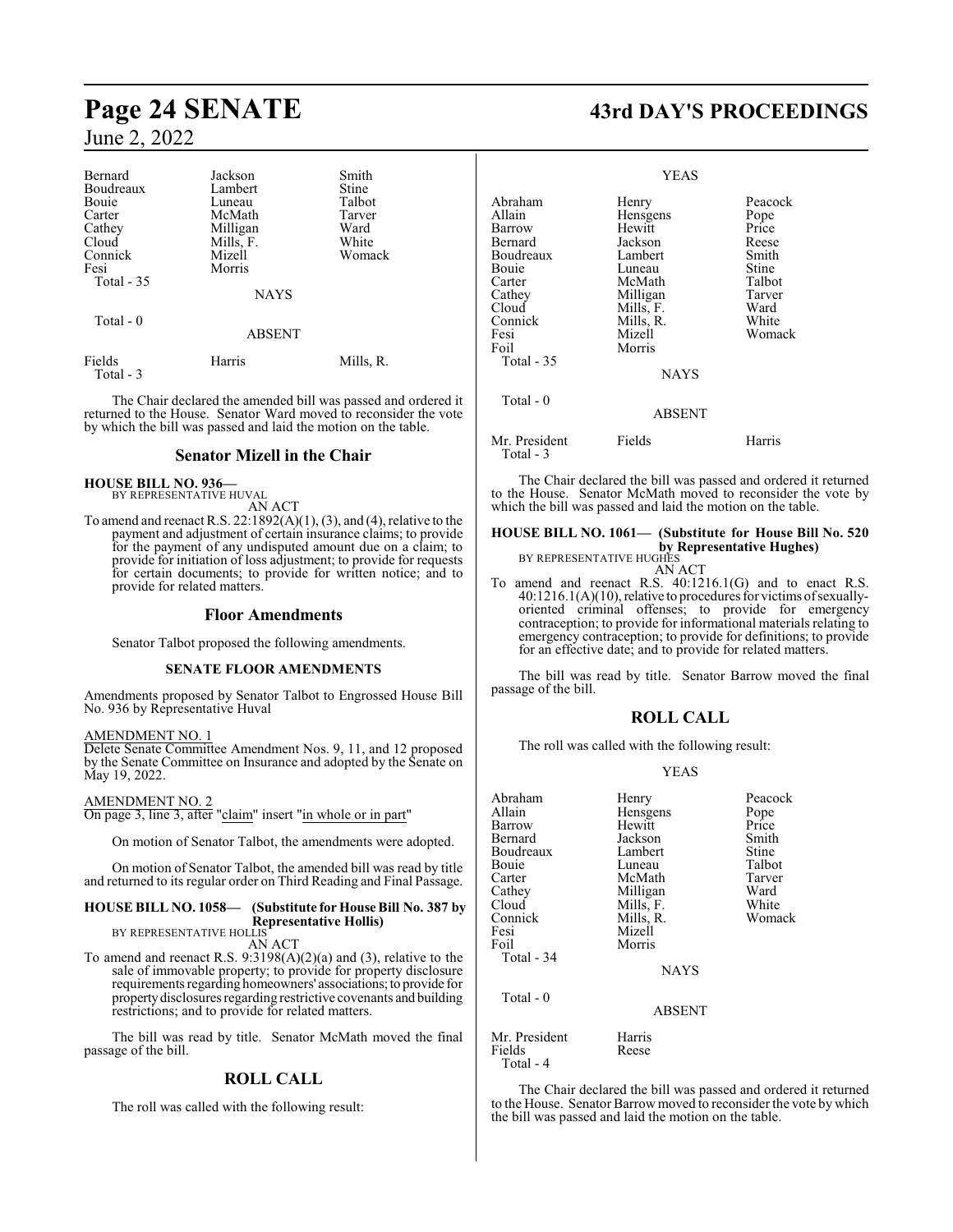| Bernard | Jackson | Smith |
|---|---|---|
| Boudreaux | Lambert | Stine |
| Bouie | Luneau | Talbot |
| Carter | McMath | Tarver |
| Cathey | Milligan | Ward |
| Cloud | Mills, F. | White |
| Connick | Mizell | Womack |
| Fesi | Morris | |
| Total - 35 | | |

NAYS

Total - 0

ABSENT

| Fields | Harris | Mills, R. |
|---|---|---|
| Total - 3 | | |

The Chair declared the amended bill was passed and ordered it returned to the House. Senator Ward moved to reconsider the vote by which the bill was passed and laid the motion on the table.

## Senator Mizell in the Chair

**HOUSE BILL NO. 936—**
BY REPRESENTATIVE HUVAL
AN ACT

To amend and reenact R.S. 22:1892(A)(1), (3), and (4), relative to the payment and adjustment of certain insurance claims; to provide for the payment of any undisputed amount due on a claim; to provide for initiation of loss adjustment; to provide for requests for certain documents; to provide for written notice; and to provide for related matters.

## Floor Amendments

Senator Talbot proposed the following amendments.

### SENATE FLOOR AMENDMENTS

Amendments proposed by Senator Talbot to Engrossed House Bill No. 936 by Representative Huval

AMENDMENT NO. 1
Delete Senate Committee Amendment Nos. 9, 11, and 12 proposed by the Senate Committee on Insurance and adopted by the Senate on May 19, 2022.

AMENDMENT NO. 2
On page 3, line 3, after "claim" insert "in whole or in part"

On motion of Senator Talbot, the amendments were adopted.

On motion of Senator Talbot, the amended bill was read by title and returned to its regular order on Third Reading and Final Passage.

**HOUSE BILL NO. 1058— (Substitute for House Bill No. 387 by Representative Hollis)**
BY REPRESENTATIVE HOLLIS
AN ACT

To amend and reenact R.S. 9:3198(A)(2)(a) and (3), relative to the sale of immovable property; to provide for property disclosure requirements regarding homeowners' associations; to provide for property disclosures regarding restrictive covenants and building restrictions; and to provide for related matters.

The bill was read by title. Senator McMath moved the final passage of the bill.

## ROLL CALL

The roll was called with the following result:

YEAS

| Abraham | Henry | Peacock |
|---|---|---|
| Allain | Hensgens | Pope |
| Barrow | Hewitt | Price |
| Bernard | Jackson | Reese |
| Boudreaux | Lambert | Smith |
| Bouie | Luneau | Stine |
| Carter | McMath | Talbot |
| Cathey | Milligan | Tarver |
| Cloud | Mills, F. | Ward |
| Connick | Mills, R. | White |
| Fesi | Mizell | Womack |
| Foil | Morris | |
| Total - 35 | | |

NAYS

Total - 0

ABSENT

| Mr. President | Fields | Harris |
|---|---|---|
| Total - 3 | | |

The Chair declared the bill was passed and ordered it returned to the House. Senator McMath moved to reconsider the vote by which the bill was passed and laid the motion on the table.

**HOUSE BILL NO. 1061— (Substitute for House Bill No. 520 by Representative Hughes)**
BY REPRESENTATIVE HUGHES
AN ACT

To amend and reenact R.S. 40:1216.1(G) and to enact R.S. 40:1216.1(A)(10), relative to procedures for victims of sexually-oriented criminal offenses; to provide for emergency contraception; to provide for informational materials relating to emergency contraception; to provide for definitions; to provide for an effective date; and to provide for related matters.

The bill was read by title. Senator Barrow moved the final passage of the bill.

## ROLL CALL

The roll was called with the following result:

YEAS

| Abraham | Henry | Peacock |
|---|---|---|
| Allain | Hensgens | Pope |
| Barrow | Hewitt | Price |
| Bernard | Jackson | Smith |
| Boudreaux | Lambert | Stine |
| Bouie | Luneau | Talbot |
| Carter | McMath | Tarver |
| Cathey | Milligan | Ward |
| Cloud | Mills, F. | White |
| Connick | Mills, R. | Womack |
| Fesi | Mizell | |
| Foil | Morris | |
| Total - 34 | | |

NAYS

Total - 0

ABSENT

| Mr. President | Harris |
|---|---|
| Fields | Reese |
| Total - 4 | |

The Chair declared the bill was passed and ordered it returned to the House. Senator Barrow moved to reconsider the vote by which the bill was passed and laid the motion on the table.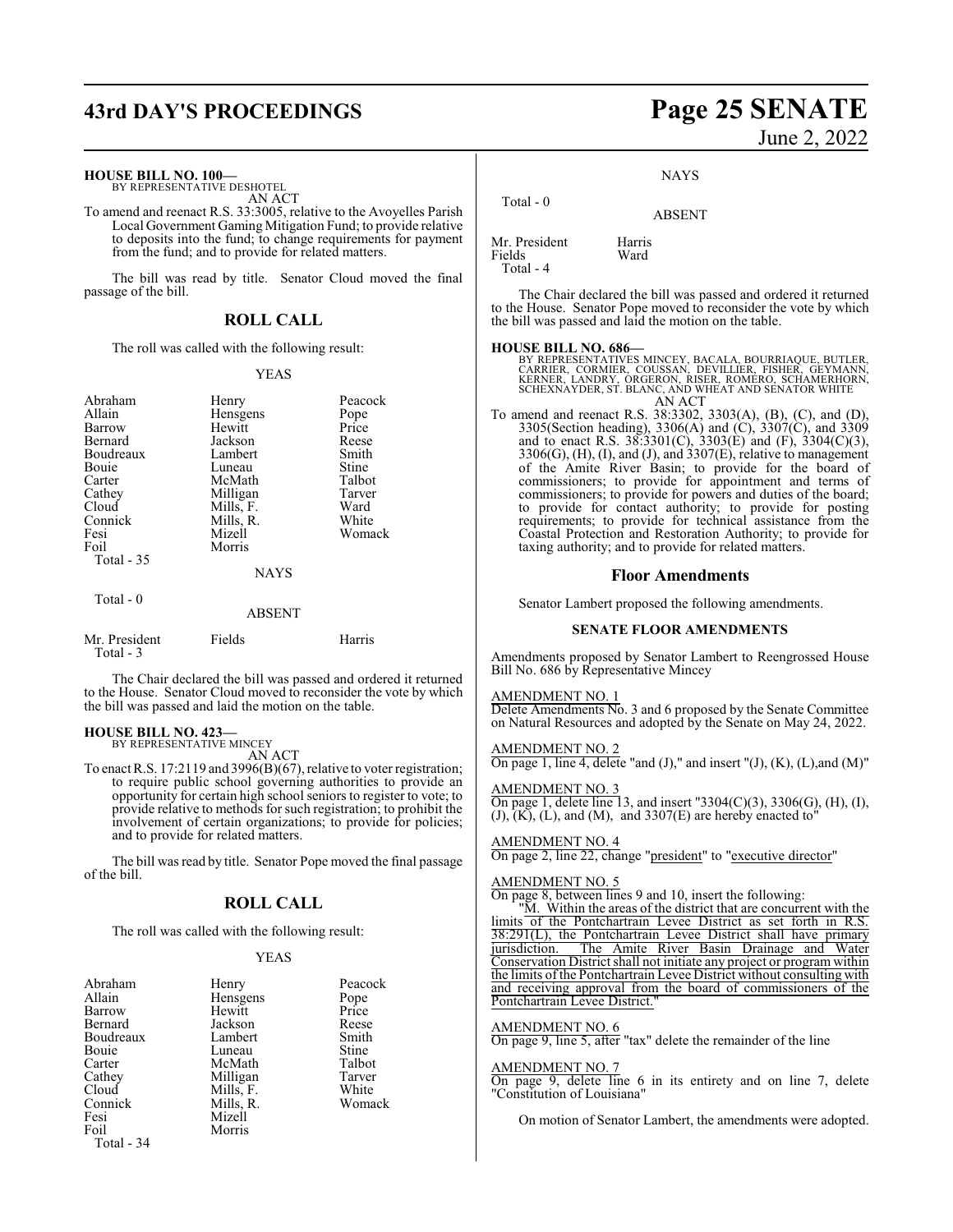**HOUSE BILL NO. 100—**
BY REPRESENTATIVE DESHOTEL
AN ACT

To amend and reenact R.S. 33:3005, relative to the Avoyelles Parish Local Government Gaming Mitigation Fund; to provide relative to deposits into the fund; to change requirements for payment from the fund; and to provide for related matters.

The bill was read by title. Senator Cloud moved the final passage of the bill.

## ROLL CALL

The roll was called with the following result:

YEAS

| | | |
|---|---|---|
| Abraham | Henry | Peacock |
| Allain | Hensgens | Pope |
| Barrow | Hewitt | Price |
| Bernard | Jackson | Reese |
| Boudreaux | Lambert | Smith |
| Bouie | Luneau | Stine |
| Carter | McMath | Talbot |
| Cathey | Milligan | Tarver |
| Cloud | Mills, F. | Ward |
| Connick | Mills, R. | White |
| Fesi | Mizell | Womack |
| Foil | Morris | |

Total - 35

NAYS

Total - 0

ABSENT

| | | |
|---|---|---|
| Mr. President | Fields | Harris |

Total - 3

The Chair declared the bill was passed and ordered it returned to the House. Senator Cloud moved to reconsider the vote by which the bill was passed and laid the motion on the table.

**HOUSE BILL NO. 423—**
BY REPRESENTATIVE MINCEY
AN ACT

To enact R.S. 17:2119 and 3996(B)(67), relative to voter registration; to require public school governing authorities to provide an opportunity for certain high school seniors to register to vote; to provide relative to methods for such registration; to prohibit the involvement of certain organizations; to provide for policies; and to provide for related matters.

The bill was read by title. Senator Pope moved the final passage of the bill.

## ROLL CALL

The roll was called with the following result:

YEAS

| | | |
|---|---|---|
| Abraham | Henry | Peacock |
| Allain | Hensgens | Pope |
| Barrow | Hewitt | Price |
| Bernard | Jackson | Reese |
| Boudreaux | Lambert | Smith |
| Bouie | Luneau | Stine |
| Carter | McMath | Talbot |
| Cathey | Milligan | Tarver |
| Cloud | Mills, F. | White |
| Connick | Mills, R. | Womack |
| Fesi | Mizell | |
| Foil | Morris | |

Total - 34

NAYS

Total - 0

ABSENT

| | |
|---|---|
| Mr. President | Harris |
| Fields | Ward |

Total - 4

The Chair declared the bill was passed and ordered it returned to the House. Senator Pope moved to reconsider the vote by which the bill was passed and laid the motion on the table.

**HOUSE BILL NO. 686—**
BY REPRESENTATIVES MINCEY, BACALA, BOURRIAQUE, BUTLER, CARRIER, CORMIER, COUSSAN, DEVILLIER, FISHER, GEYMANN, KERNER, LANDRY, ORGERON, RISER, ROMERO, SCHAMERHORN, SCHEXNAYDER, ST. BLANC, AND WHEAT AND SENATOR WHITE
AN ACT

To amend and reenact R.S. 38:3302, 3303(A), (B), (C), and (D), 3305(Section heading), 3306(A) and (C), 3307(C), and 3309 and to enact R.S. 38:3301(C), 3303(E) and (F), 3304(C)(3), 3306(G), (H), (I), and (J), and 3307(E), relative to management of the Amite River Basin; to provide for the board of commissioners; to provide for appointment and terms of commissioners; to provide for powers and duties of the board; to provide for contact authority; to provide for posting requirements; to provide for technical assistance from the Coastal Protection and Restoration Authority; to provide for taxing authority; and to provide for related matters.

## Floor Amendments

Senator Lambert proposed the following amendments.

### SENATE FLOOR AMENDMENTS

Amendments proposed by Senator Lambert to Reengrossed House Bill No. 686 by Representative Mincey

AMENDMENT NO. 1
Delete Amendments No. 3 and 6 proposed by the Senate Committee on Natural Resources and adopted by the Senate on May 24, 2022.

AMENDMENT NO. 2
On page 1, line 4, delete "and (J)," and insert "(J), (K), (L),and (M)"

AMENDMENT NO. 3
On page 1, delete line 13, and insert "3304(C)(3), 3306(G), (H), (I), (J), (K), (L), and (M), and 3307(E) are hereby enacted to"

AMENDMENT NO. 4
On page 2, line 22, change "president" to "executive director"

AMENDMENT NO. 5
On page 8, between lines 9 and 10, insert the following:

"M. Within the areas of the district that are concurrent with the limits of the Pontchartrain Levee District as set forth in R.S. 38:291(L), the Pontchartrain Levee District shall have primary jurisdiction. The Amite River Basin Drainage and Water Conservation District shall not initiate any project or program within the limits of the Pontchartrain Levee District without consulting with and receiving approval from the board of commissioners of the Pontchartrain Levee District."

AMENDMENT NO. 6
On page 9, line 5, after "tax" delete the remainder of the line

AMENDMENT NO. 7
On page 9, delete line 6 in its entirety and on line 7, delete "Constitution of Louisiana"

On motion of Senator Lambert, the amendments were adopted.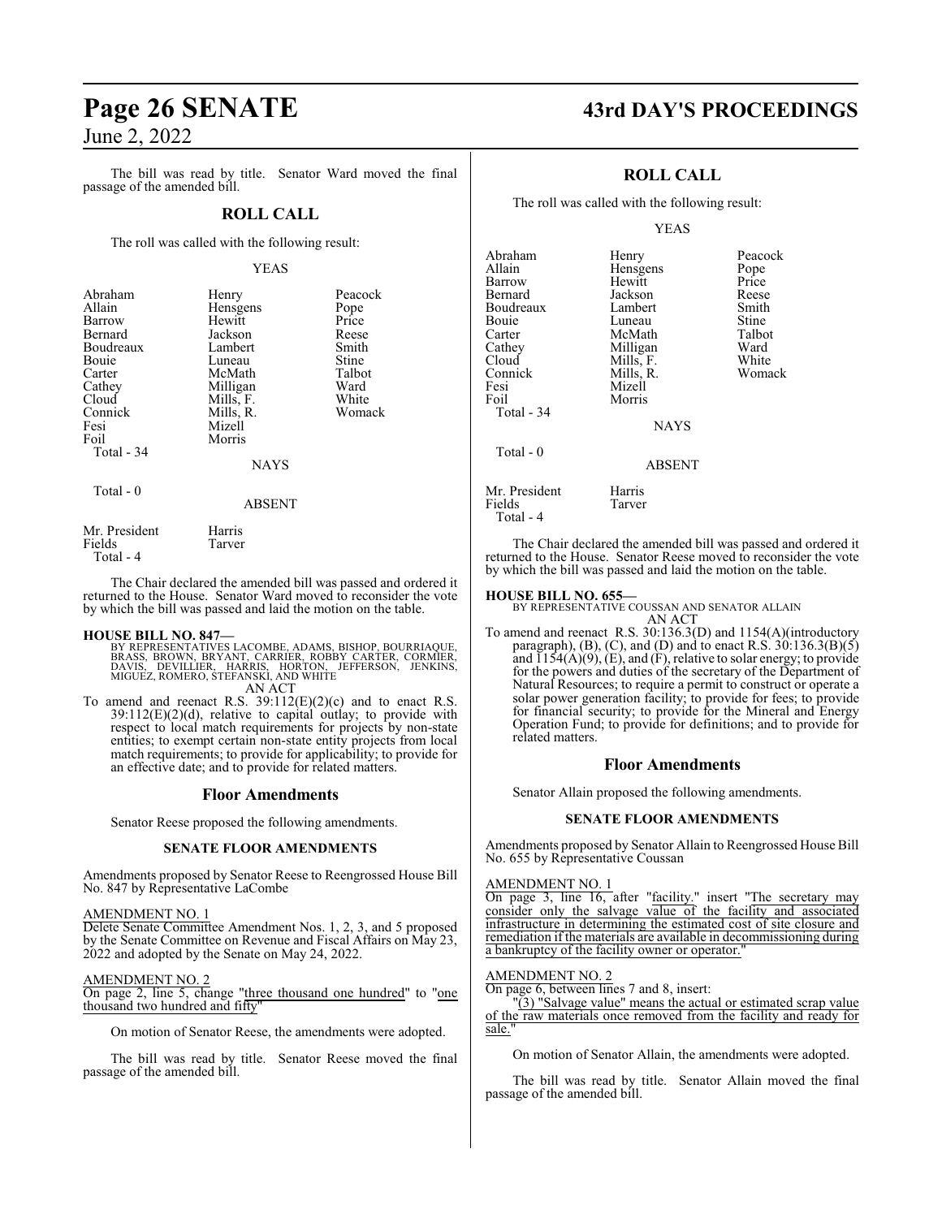The bill was read by title. Senator Ward moved the final passage of the amended bill.

## ROLL CALL

The roll was called with the following result:

YEAS

| | | |
|---|---|---|
| Abraham | Henry | Peacock |
| Allain | Hensgens | Pope |
| Barrow | Hewitt | Price |
| Bernard | Jackson | Reese |
| Boudreaux | Lambert | Smith |
| Bouie | Luneau | Stine |
| Carter | McMath | Talbot |
| Cathey | Milligan | Ward |
| Cloud | Mills, F. | White |
| Connick | Mills, R. | Womack |
| Fesi | Mizell | |
| Foil | Morris | |
| Total - 34 | | |

NAYS

Total - 0

ABSENT

| | |
|---|---|
| Mr. President | Harris |
| Fields | Tarver |
| Total - 4 | |

The Chair declared the amended bill was passed and ordered it returned to the House. Senator Ward moved to reconsider the vote by which the bill was passed and laid the motion on the table.

**HOUSE BILL NO. 847—**
BY REPRESENTATIVES LACOMBE, ADAMS, BISHOP, BOURRIAQUE, BRASS, BROWN, BRYANT, CARRIER, ROBBY CARTER, CORMIER, DAVIS, DEVILLIER, HARRIS, HORTON, JEFFERSON, JENKINS, MIGUEZ, ROMERO, STEFANSKI, AND WHITE
AN ACT
To amend and reenact R.S. 39:112(E)(2)(c) and to enact R.S. 39:112(E)(2)(d), relative to capital outlay; to provide with respect to local match requirements for projects by non-state entities; to exempt certain non-state entity projects from local match requirements; to provide for applicability; to provide for an effective date; and to provide for related matters.

### Floor Amendments

Senator Reese proposed the following amendments.

#### SENATE FLOOR AMENDMENTS

Amendments proposed by Senator Reese to Reengrossed House Bill No. 847 by Representative LaCombe

AMENDMENT NO. 1
Delete Senate Committee Amendment Nos. 1, 2, 3, and 5 proposed by the Senate Committee on Revenue and Fiscal Affairs on May 23, 2022 and adopted by the Senate on May 24, 2022.

AMENDMENT NO. 2
On page 2, line 5, change "three thousand one hundred" to "one thousand two hundred and fifty"

On motion of Senator Reese, the amendments were adopted.

The bill was read by title. Senator Reese moved the final passage of the amended bill.

## ROLL CALL

The roll was called with the following result:

YEAS

| | | |
|---|---|---|
| Abraham | Henry | Peacock |
| Allain | Hensgens | Pope |
| Barrow | Hewitt | Price |
| Bernard | Jackson | Reese |
| Boudreaux | Lambert | Smith |
| Bouie | Luneau | Stine |
| Carter | McMath | Talbot |
| Cathey | Milligan | Ward |
| Cloud | Mills, F. | White |
| Connick | Mills, R. | Womack |
| Fesi | Mizell | |
| Foil | Morris | |
| Total - 34 | | |

NAYS

Total - 0

ABSENT

| | |
|---|---|
| Mr. President | Harris |
| Fields | Tarver |
| Total - 4 | |

The Chair declared the amended bill was passed and ordered it returned to the House. Senator Reese moved to reconsider the vote by which the bill was passed and laid the motion on the table.

**HOUSE BILL NO. 655—**
BY REPRESENTATIVE COUSSAN AND SENATOR ALLAIN
AN ACT
To amend and reenact R.S. 30:136.3(D) and 1154(A)(introductory paragraph), (B), (C), and (D) and to enact R.S. 30:136.3(B)(5) and 1154(A)(9), (E), and (F), relative to solar energy; to provide for the powers and duties of the secretary of the Department of Natural Resources; to require a permit to construct or operate a solar power generation facility; to provide for fees; to provide for financial security; to provide for the Mineral and Energy Operation Fund; to provide for definitions; and to provide for related matters.

### Floor Amendments

Senator Allain proposed the following amendments.

#### SENATE FLOOR AMENDMENTS

Amendments proposed by Senator Allain to Reengrossed House Bill No. 655 by Representative Coussan

AMENDMENT NO. 1
On page 3, line 16, after "facility." insert "The secretary may consider only the salvage value of the facility and associated infrastructure in determining the estimated cost of site closure and remediation if the materials are available in decommissioning during a bankruptcy of the facility owner or operator."

AMENDMENT NO. 2
On page 6, between lines 7 and 8, insert:
"(3) "Salvage value" means the actual or estimated scrap value of the raw materials once removed from the facility and ready for sale."

On motion of Senator Allain, the amendments were adopted.

The bill was read by title. Senator Allain moved the final passage of the amended bill.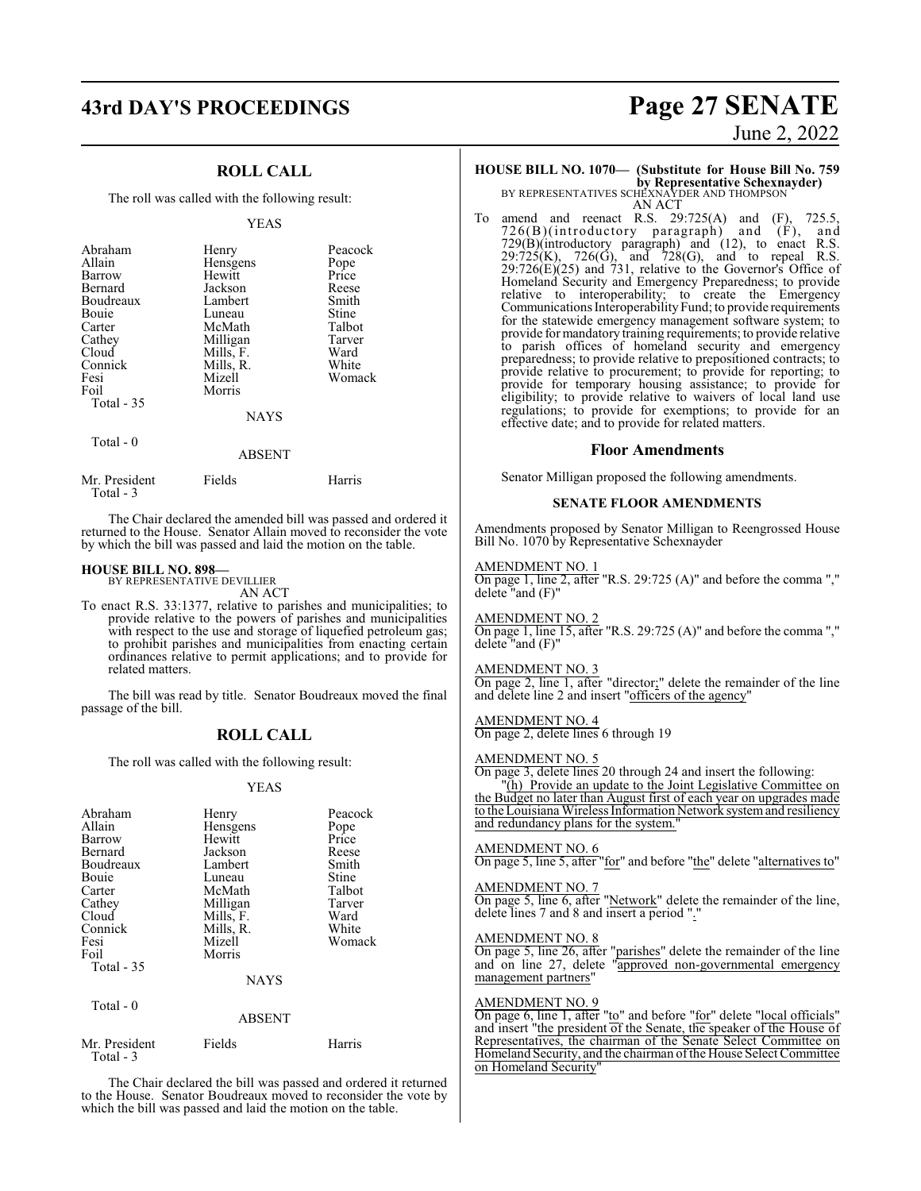## ROLL CALL

The roll was called with the following result:

YEAS

| | | |
|---|---|---|
| Abraham | Henry | Peacock |
| Allain | Hensgens | Pope |
| Barrow | Hewitt | Price |
| Bernard | Jackson | Reese |
| Boudreaux | Lambert | Smith |
| Bouie | Luneau | Stine |
| Carter | McMath | Talbot |
| Cathey | Milligan | Tarver |
| Cloud | Mills, F. | Ward |
| Connick | Mills, R. | White |
| Fesi | Mizell | Womack |
| Foil | Morris | |
| Total - 35 | | |

NAYS

Total - 0

ABSENT

| | | |
|---|---|---|
| Mr. President | Fields | Harris |
| Total - 3 | | |

The Chair declared the amended bill was passed and ordered it returned to the House. Senator Allain moved to reconsider the vote by which the bill was passed and laid the motion on the table.

**HOUSE BILL NO. 898—**
BY REPRESENTATIVE DEVILLIER
AN ACT

To enact R.S. 33:1377, relative to parishes and municipalities; to provide relative to the powers of parishes and municipalities with respect to the use and storage of liquefied petroleum gas; to prohibit parishes and municipalities from enacting certain ordinances relative to permit applications; and to provide for related matters.

The bill was read by title. Senator Boudreaux moved the final passage of the bill.

## ROLL CALL

The roll was called with the following result:

YEAS

| | | |
|---|---|---|
| Abraham | Henry | Peacock |
| Allain | Hensgens | Pope |
| Barrow | Hewitt | Price |
| Bernard | Jackson | Reese |
| Boudreaux | Lambert | Smith |
| Bouie | Luneau | Stine |
| Carter | McMath | Talbot |
| Cathey | Milligan | Tarver |
| Cloud | Mills, F. | Ward |
| Connick | Mills, R. | White |
| Fesi | Mizell | Womack |
| Foil | Morris | |
| Total - 35 | | |

NAYS

Total - 0

ABSENT

| | | |
|---|---|---|
| Mr. President | Fields | Harris |
| Total - 3 | | |

The Chair declared the bill was passed and ordered it returned to the House. Senator Boudreaux moved to reconsider the vote by which the bill was passed and laid the motion on the table.

**HOUSE BILL NO. 1070— (Substitute for House Bill No. 759 by Representative Schexnayder)**
BY REPRESENTATIVES SCHEXNAYDER AND THOMPSON
AN ACT

To amend and reenact R.S. 29:725(A) and (F), 725.5, 726(B)(introductory paragraph) and (F), and 729(B)(introductory paragraph) and (12), to enact R.S. 29:725(K), 726(G), and 728(G), and to repeal R.S. 29:726(E)(25) and 731, relative to the Governor's Office of Homeland Security and Emergency Preparedness; to provide relative to interoperability; to create the Emergency Communications Interoperability Fund; to provide requirements for the statewide emergency management software system; to provide for mandatory training requirements; to provide relative to parish offices of homeland security and emergency preparedness; to provide relative to prepositioned contracts; to provide relative to procurement; to provide for reporting; to provide for temporary housing assistance; to provide for eligibility; to provide relative to waivers of local land use regulations; to provide for exemptions; to provide for an effective date; and to provide for related matters.

### Floor Amendments

Senator Milligan proposed the following amendments.

**SENATE FLOOR AMENDMENTS**

Amendments proposed by Senator Milligan to Reengrossed House Bill No. 1070 by Representative Schexnayder

AMENDMENT NO. 1
On page 1, line 2, after "R.S. 29:725 (A)" and before the comma "," delete "and (F)"

AMENDMENT NO. 2
On page 1, line 15, after "R.S. 29:725 (A)" and before the comma "," delete "and (F)"

AMENDMENT NO. 3
On page 2, line 1, after "director;" delete the remainder of the line and delete line 2 and insert "officers of the agency"

AMENDMENT NO. 4
On page 2, delete lines 6 through 19

AMENDMENT NO. 5
On page 3, delete lines 20 through 24 and insert the following:
"(h) Provide an update to the Joint Legislative Committee on the Budget no later than August first of each year on upgrades made to the Louisiana Wireless Information Network system and resiliency and redundancy plans for the system."

AMENDMENT NO. 6
On page 5, line 5, after "for" and before "the" delete "alternatives to"

AMENDMENT NO. 7
On page 5, line 6, after "Network" delete the remainder of the line, delete lines 7 and 8 and insert a period "."

AMENDMENT NO. 8
On page 5, line 26, after "parishes" delete the remainder of the line and on line 27, delete "approved non-governmental emergency management partners"

AMENDMENT NO. 9
On page 6, line 1, after "to" and before "for" delete "local officials" and insert "the president of the Senate, the speaker of the House of Representatives, the chairman of the Senate Select Committee on Homeland Security, and the chairman of the House Select Committee on Homeland Security"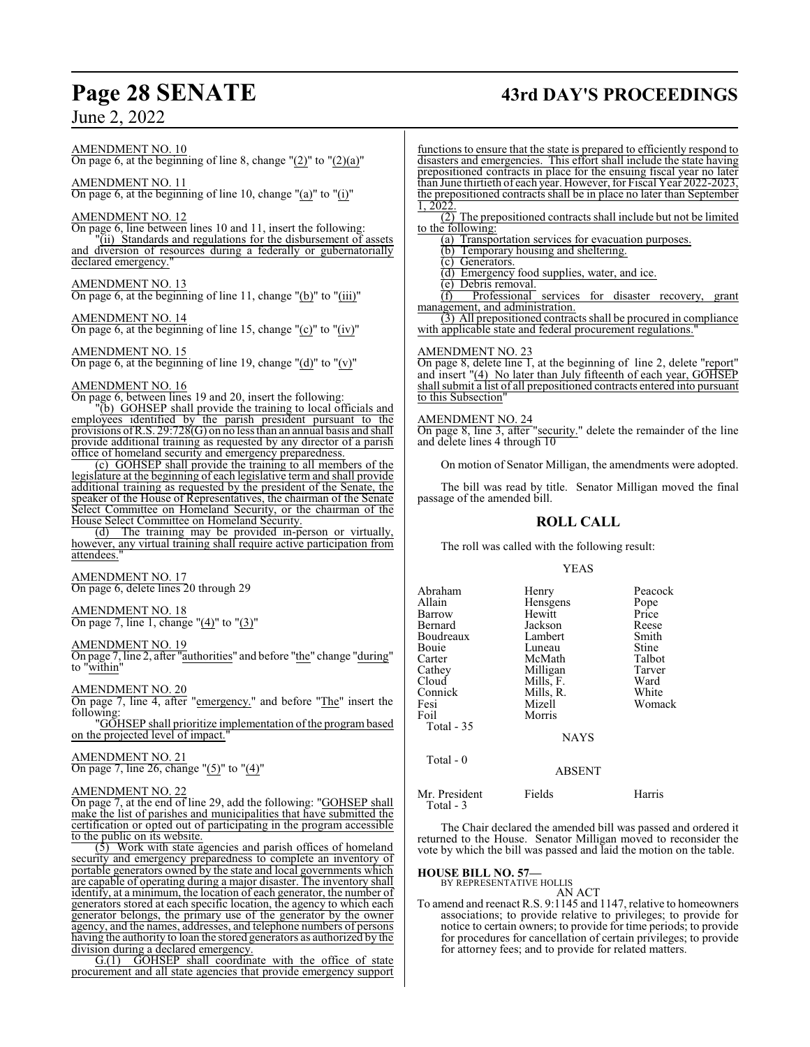AMENDMENT NO. 10
On page 6, at the beginning of line 8, change "(2)" to "(2)(a)"

AMENDMENT NO. 11
On page 6, at the beginning of line 10, change "(a)" to "(i)"

AMENDMENT NO. 12
On page 6, line between lines 10 and 11, insert the following:

"(ii) Standards and regulations for the disbursement of assets and diversion of resources during a federally or gubernatorially declared emergency."

AMENDMENT NO. 13
On page 6, at the beginning of line 11, change "(b)" to "(iii)"

AMENDMENT NO. 14
On page 6, at the beginning of line 15, change "(c)" to "(iv)"

AMENDMENT NO. 15
On page 6, at the beginning of line 19, change "(d)" to "(v)"

AMENDMENT NO. 16
On page 6, between lines 19 and 20, insert the following:

"(b) GOHSEP shall provide the training to local officials and employees identified by the parish president pursuant to the provisions of R.S. 29:728(G) on no less than an annual basis and shall provide additional training as requested by any director of a parish office of homeland security and emergency preparedness.

(c) GOHSEP shall provide the training to all members of the legislature at the beginning of each legislative term and shall provide additional training as requested by the president of the Senate, the speaker of the House of Representatives, the chairman of the Senate Select Committee on Homeland Security, or the chairman of the House Select Committee on Homeland Security.

(d) The training may be provided in-person or virtually, however, any virtual training shall require active participation from attendees."

AMENDMENT NO. 17
On page 6, delete lines 20 through 29

AMENDMENT NO. 18
On page 7, line 1, change "(4)" to "(3)"

AMENDMENT NO. 19
On page 7, line 2, after "authorities" and before "the" change "during" to "within"

AMENDMENT NO. 20
On page 7, line 4, after "emergency." and before "The" insert the following:

"GOHSEP shall prioritize implementation of the program based on the projected level of impact."

AMENDMENT NO. 21
On page 7, line 26, change "(5)" to "(4)"

AMENDMENT NO. 22
On page 7, at the end of line 29, add the following: "GOHSEP shall make the list of parishes and municipalities that have submitted the certification or opted out of participating in the program accessible to the public on its website.

(5) Work with state agencies and parish offices of homeland security and emergency preparedness to complete an inventory of portable generators owned by the state and local governments which are capable of operating during a major disaster. The inventory shall identify, at a minimum, the location of each generator, the number of generators stored at each specific location, the agency to which each generator belongs, the primary use of the generator by the owner agency, and the names, addresses, and telephone numbers of persons having the authority to loan the stored generators as authorized by the division during a declared emergency.

G.(1) GOHSEP shall coordinate with the office of state procurement and all state agencies that provide emergency support functions to ensure that the state is prepared to efficiently respond to disasters and emergencies. This effort shall include the state having prepositioned contracts in place for the ensuing fiscal year no later than June thirtieth of each year. However, for Fiscal Year 2022-2023, the prepositioned contracts shall be in place no later than September 1, 2022.

(2) The prepositioned contracts shall include but not be limited to the following:

(a) Transportation services for evacuation purposes.

(b) Temporary housing and sheltering.

(c) Generators.

(d) Emergency food supplies, water, and ice.

(e) Debris removal.

(f) Professional services for disaster recovery, grant management, and administration.

(3) All prepositioned contracts shall be procured in compliance with applicable state and federal procurement regulations."

AMENDMENT NO. 23
On page 8, delete line 1, at the beginning of line 2, delete "report" and insert "(4) No later than July fifteenth of each year, GOHSEP shall submit a list of all prepositioned contracts entered into pursuant to this Subsection"

AMENDMENT NO. 24
On page 8, line 3, after "security." delete the remainder of the line and delete lines 4 through 10

On motion of Senator Milligan, the amendments were adopted.

The bill was read by title. Senator Milligan moved the final passage of the amended bill.

## ROLL CALL

The roll was called with the following result:

YEAS

| | | |
|---|---|---|
| Abraham | Henry | Peacock |
| Allain | Hensgens | Pope |
| Barrow | Hewitt | Price |
| Bernard | Jackson | Reese |
| Boudreaux | Lambert | Smith |
| Bouie | Luneau | Stine |
| Carter | McMath | Talbot |
| Cathey | Milligan | Tarver |
| Cloud | Mills, F. | Ward |
| Connick | Mills, R. | White |
| Fesi | Mizell | Womack |
| Foil | Morris | |

Total - 35

NAYS

Total - 0

ABSENT

| | | |
|---|---|---|
| Mr. President | Fields | Harris |

Total - 3

The Chair declared the amended bill was passed and ordered it returned to the House. Senator Milligan moved to reconsider the vote by which the bill was passed and laid the motion on the table.

**HOUSE BILL NO. 57—**
BY REPRESENTATIVE HOLLIS
AN ACT

To amend and reenact R.S. 9:1145 and 1147, relative to homeowners associations; to provide relative to privileges; to provide for notice to certain owners; to provide for time periods; to provide for procedures for cancellation of certain privileges; to provide for attorney fees; and to provide for related matters.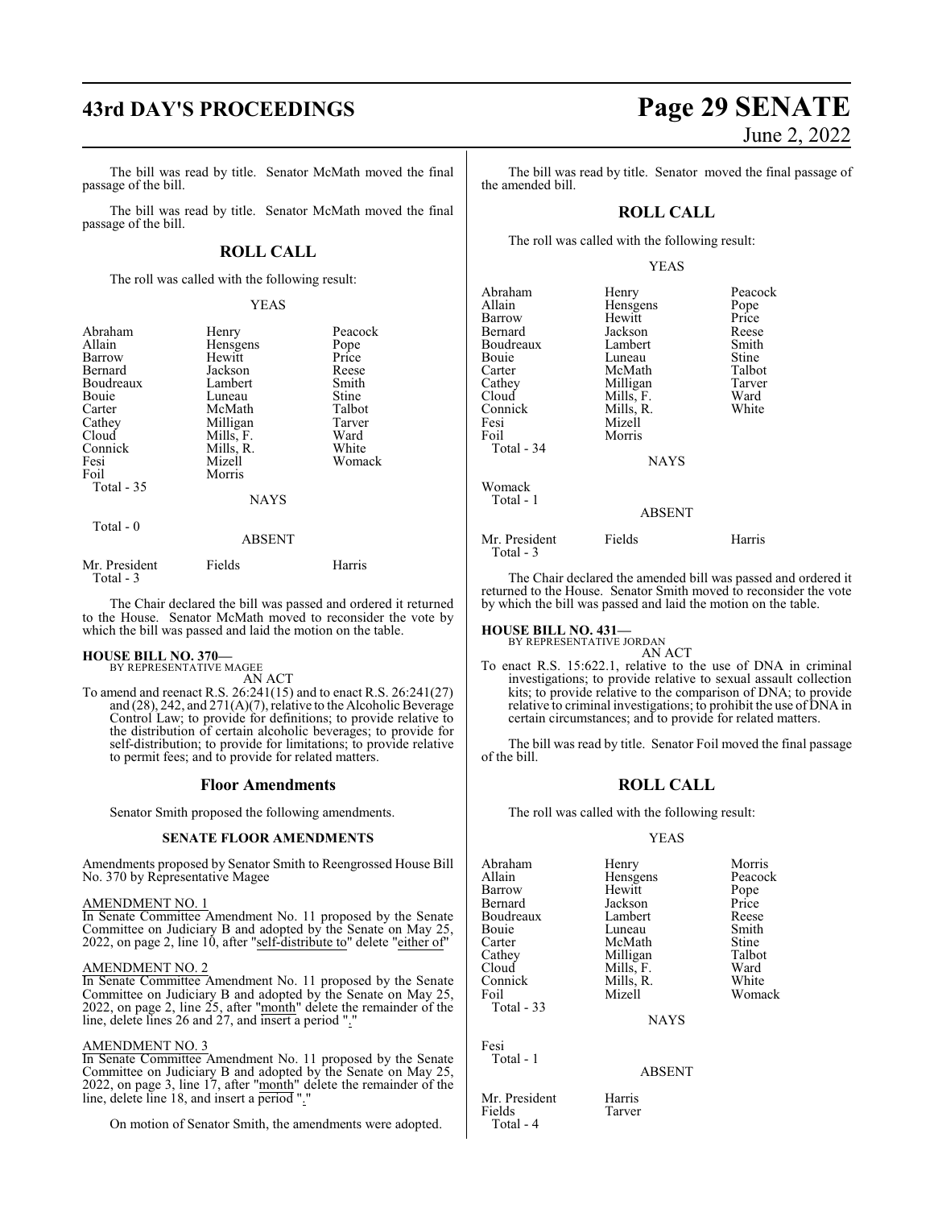The bill was read by title. Senator McMath moved the final passage of the bill.

The bill was read by title. Senator McMath moved the final passage of the bill.

## ROLL CALL

The roll was called with the following result:

YEAS

| | | |
|---|---|---|
| Abraham | Henry | Peacock |
| Allain | Hensgens | Pope |
| Barrow | Hewitt | Price |
| Bernard | Jackson | Reese |
| Boudreaux | Lambert | Smith |
| Bouie | Luneau | Stine |
| Carter | McMath | Talbot |
| Cathey | Milligan | Tarver |
| Cloud | Mills, F. | Ward |
| Connick | Mills, R. | White |
| Fesi | Mizell | Womack |
| Foil | Morris | |

Total - 35

NAYS

Total - 0

ABSENT

| | | |
|---|---|---|
| Mr. President | Fields | Harris |

Total - 3

The Chair declared the bill was passed and ordered it returned to the House. Senator McMath moved to reconsider the vote by which the bill was passed and laid the motion on the table.

**HOUSE BILL NO. 370—**
BY REPRESENTATIVE MAGEE
AN ACT

To amend and reenact R.S. 26:241(15) and to enact R.S. 26:241(27) and (28), 242, and 271(A)(7), relative to the Alcoholic Beverage Control Law; to provide for definitions; to provide relative to the distribution of certain alcoholic beverages; to provide for self-distribution; to provide for limitations; to provide relative to permit fees; and to provide for related matters.

## Floor Amendments

Senator Smith proposed the following amendments.

### SENATE FLOOR AMENDMENTS

Amendments proposed by Senator Smith to Reengrossed House Bill No. 370 by Representative Magee

AMENDMENT NO. 1
In Senate Committee Amendment No. 11 proposed by the Senate Committee on Judiciary B and adopted by the Senate on May 25, 2022, on page 2, line 10, after "self-distribute to" delete "either of"

AMENDMENT NO. 2
In Senate Committee Amendment No. 11 proposed by the Senate Committee on Judiciary B and adopted by the Senate on May 25, 2022, on page 2, line 25, after "month" delete the remainder of the line, delete lines 26 and 27, and insert a period "."

AMENDMENT NO. 3
In Senate Committee Amendment No. 11 proposed by the Senate Committee on Judiciary B and adopted by the Senate on May 25, 2022, on page 3, line 17, after "month" delete the remainder of the line, delete line 18, and insert a period "."

On motion of Senator Smith, the amendments were adopted.

The bill was read by title. Senator moved the final passage of the amended bill.

## ROLL CALL

The roll was called with the following result:

YEAS

| | | |
|---|---|---|
| Abraham | Henry | Peacock |
| Allain | Hensgens | Pope |
| Barrow | Hewitt | Price |
| Bernard | Jackson | Reese |
| Boudreaux | Lambert | Smith |
| Bouie | Luneau | Stine |
| Carter | McMath | Talbot |
| Cathey | Milligan | Tarver |
| Cloud | Mills, F. | Ward |
| Connick | Mills, R. | White |
| Fesi | Mizell | |
| Foil | Morris | |

Total - 34

NAYS

Womack

Total - 1

ABSENT

| | | |
|---|---|---|
| Mr. President | Fields | Harris |

Total - 3

The Chair declared the amended bill was passed and ordered it returned to the House. Senator Smith moved to reconsider the vote by which the bill was passed and laid the motion on the table.

**HOUSE BILL NO. 431—**
BY REPRESENTATIVE JORDAN
AN ACT

To enact R.S. 15:622.1, relative to the use of DNA in criminal investigations; to provide relative to sexual assault collection kits; to provide relative to the comparison of DNA; to provide relative to criminal investigations; to prohibit the use of DNA in certain circumstances; and to provide for related matters.

The bill was read by title. Senator Foil moved the final passage of the bill.

## ROLL CALL

The roll was called with the following result:

YEAS

| | | |
|---|---|---|
| Abraham | Henry | Morris |
| Allain | Hensgens | Peacock |
| Barrow | Hewitt | Pope |
| Bernard | Jackson | Price |
| Boudreaux | Lambert | Reese |
| Bouie | Luneau | Smith |
| Carter | McMath | Stine |
| Cathey | Milligan | Talbot |
| Cloud | Mills, F. | Ward |
| Connick | Mills, R. | White |
| Foil | Mizell | Womack |

Total - 33

NAYS

Fesi

Total - 1

ABSENT

| | |
|---|---|
| Mr. President | Harris |
| Fields | Tarver |

Total - 4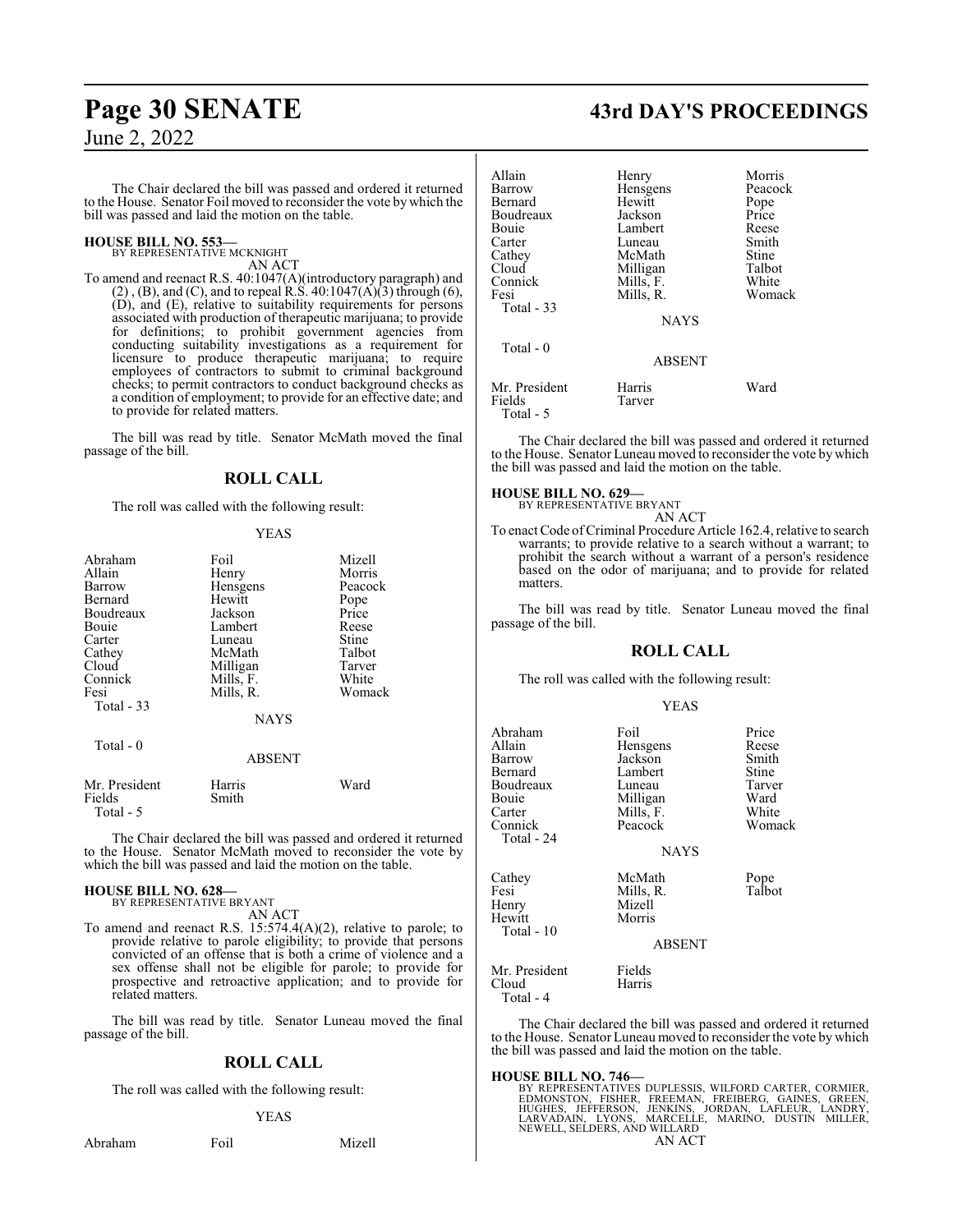The Chair declared the bill was passed and ordered it returned to the House. Senator Foil moved to reconsider the vote by which the bill was passed and laid the motion on the table.

**HOUSE BILL NO. 553—**
BY REPRESENTATIVE MCKNIGHT
AN ACT

To amend and reenact R.S. 40:1047(A)(introductory paragraph) and (2) , (B), and (C), and to repeal R.S. 40:1047(A)(3) through (6), (D), and (E), relative to suitability requirements for persons associated with production of therapeutic marijuana; to provide for definitions; to prohibit government agencies from conducting suitability investigations as a requirement for licensure to produce therapeutic marijuana; to require employees of contractors to submit to criminal background checks; to permit contractors to conduct background checks as a condition of employment; to provide for an effective date; and to provide for related matters.

The bill was read by title. Senator McMath moved the final passage of the bill.

## ROLL CALL

The roll was called with the following result:

YEAS

| | | |
|---|---|---|
| Abraham | Foil | Mizell |
| Allain | Henry | Morris |
| Barrow | Hensgens | Peacock |
| Bernard | Hewitt | Pope |
| Boudreaux | Jackson | Price |
| Bouie | Lambert | Reese |
| Carter | Luneau | Stine |
| Cathey | McMath | Talbot |
| Cloud | Milligan | Tarver |
| Connick | Mills, F. | White |
| Fesi | Mills, R. | Womack |
| Total - 33 | | |

NAYS

Total - 0

ABSENT

| | | |
|---|---|---|
| Mr. President | Harris | Ward |
| Fields | Smith | |
| Total - 5 | | |

The Chair declared the bill was passed and ordered it returned to the House. Senator McMath moved to reconsider the vote by which the bill was passed and laid the motion on the table.

**HOUSE BILL NO. 628—**
BY REPRESENTATIVE BRYANT
AN ACT

To amend and reenact R.S. 15:574.4(A)(2), relative to parole; to provide relative to parole eligibility; to provide that persons convicted of an offense that is both a crime of violence and a sex offense shall not be eligible for parole; to provide for prospective and retroactive application; and to provide for related matters.

The bill was read by title. Senator Luneau moved the final passage of the bill.

## ROLL CALL

The roll was called with the following result:

YEAS

| | | |
|---|---|---|
| Abraham | Foil | Mizell |
| Allain | Henry | Morris |
| Barrow | Hensgens | Peacock |
| Bernard | Hewitt | Pope |
| Boudreaux | Jackson | Price |
| Bouie | Lambert | Reese |
| Carter | Luneau | Smith |
| Cathey | McMath | Stine |
| Cloud | Milligan | Talbot |
| Connick | Mills, F. | White |
| Fesi | Mills, R. | Womack |
| Total - 33 | | |

NAYS

Total - 0

ABSENT

| | | |
|---|---|---|
| Mr. President | Harris | Ward |
| Fields | Tarver | |
| Total - 5 | | |

The Chair declared the bill was passed and ordered it returned to the House. Senator Luneau moved to reconsider the vote by which the bill was passed and laid the motion on the table.

**HOUSE BILL NO. 629—**
BY REPRESENTATIVE BRYANT
AN ACT

To enact Code of Criminal Procedure Article 162.4, relative to search warrants; to provide relative to a search without a warrant; to prohibit the search without a warrant of a person's residence based on the odor of marijuana; and to provide for related matters.

The bill was read by title. Senator Luneau moved the final passage of the bill.

## ROLL CALL

The roll was called with the following result:

YEAS

| | | |
|---|---|---|
| Abraham | Foil | Price |
| Allain | Hensgens | Reese |
| Barrow | Jackson | Smith |
| Bernard | Lambert | Stine |
| Boudreaux | Luneau | Tarver |
| Bouie | Milligan | Ward |
| Carter | Mills, F. | White |
| Connick | Peacock | Womack |
| Total - 24 | | |

NAYS

| | | |
|---|---|---|
| Cathey | McMath | Pope |
| Fesi | Mills, R. | Talbot |
| Henry | Mizell | |
| Hewitt | Morris | |
| Total - 10 | | |

ABSENT

| | |
|---|---|
| Mr. President | Fields |
| Cloud | Harris |
| Total - 4 | |

The Chair declared the bill was passed and ordered it returned to the House. Senator Luneau moved to reconsider the vote by which the bill was passed and laid the motion on the table.

**HOUSE BILL NO. 746—**
BY REPRESENTATIVES DUPLESSIS, WILFORD CARTER, CORMIER, EDMONSTON, FISHER, FREEMAN, FREIBERG, GAINES, GREEN, HUGHES, JEFFERSON, JENKINS, JORDAN, LAFLEUR, LANDRY, LARVADAIN, LYONS, MARCELLE, MARINO, DUSTIN MILLER, NEWELL, SELDERS, AND WILLARD
AN ACT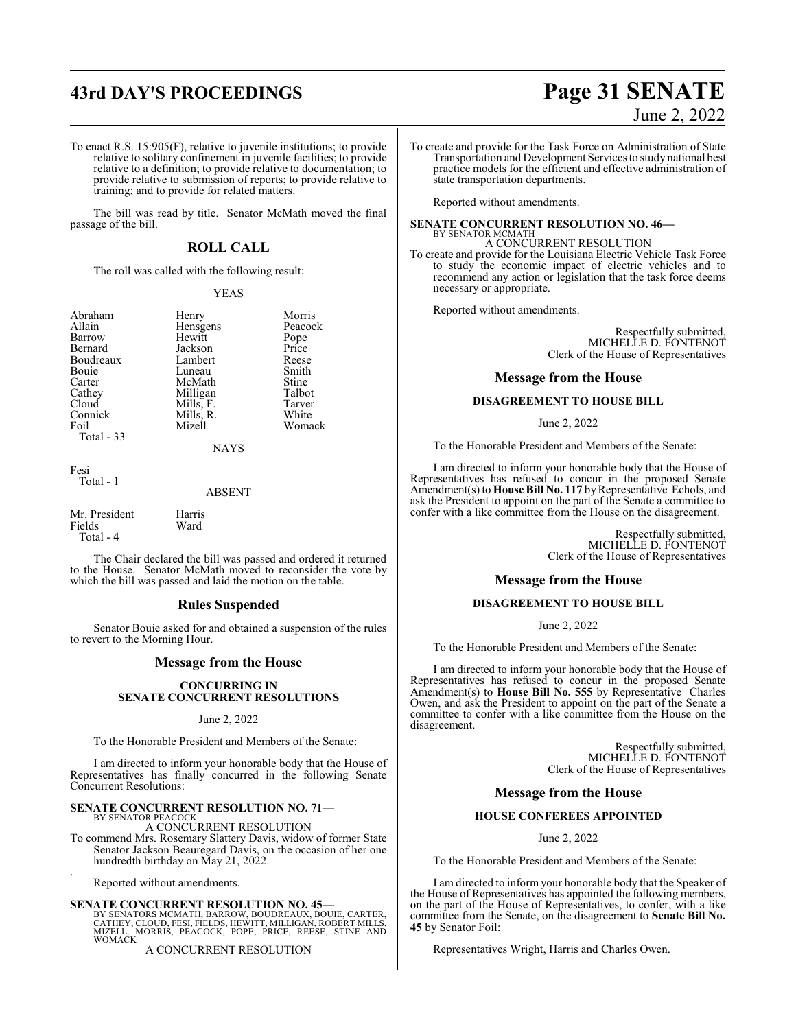To enact R.S. 15:905(F), relative to juvenile institutions; to provide relative to solitary confinement in juvenile facilities; to provide relative to a definition; to provide relative to documentation; to provide relative to submission of reports; to provide relative to training; and to provide for related matters.

The bill was read by title. Senator McMath moved the final passage of the bill.

## ROLL CALL

The roll was called with the following result:

YEAS

| | | |
|---|---|---|
| Abraham | Henry | Morris |
| Allain | Hensgens | Peacock |
| Barrow | Hewitt | Pope |
| Bernard | Jackson | Price |
| Boudreaux | Lambert | Reese |
| Bouie | Luneau | Smith |
| Carter | McMath | Stine |
| Cathey | Milligan | Talbot |
| Cloud | Mills, F. | Tarver |
| Connick | Mills, R. | White |
| Foil | Mizell | Womack |

Total - 33

NAYS

Fesi
Total - 1

ABSENT

| | |
|---|---|
| Mr. President | Harris |
| Fields | Ward |

Total - 4

The Chair declared the bill was passed and ordered it returned to the House. Senator McMath moved to reconsider the vote by which the bill was passed and laid the motion on the table.

## Rules Suspended

Senator Bouie asked for and obtained a suspension of the rules to revert to the Morning Hour.

## Message from the House

### CONCURRING IN SENATE CONCURRENT RESOLUTIONS

June 2, 2022

To the Honorable President and Members of the Senate:

I am directed to inform your honorable body that the House of Representatives has finally concurred in the following Senate Concurrent Resolutions:

**SENATE CONCURRENT RESOLUTION NO. 71—**
BY SENATOR PEACOCK
A CONCURRENT RESOLUTION
To commend Mrs. Rosemary Slattery Davis, widow of former State Senator Jackson Beauregard Davis, on the occasion of her one hundredth birthday on May 21, 2022.

Reported without amendments.

**SENATE CONCURRENT RESOLUTION NO. 45—**
BY SENATORS MCMATH, BARROW, BOUDREAUX, BOUIE, CARTER, CATHEY, CLOUD, FESI, FIELDS, HEWITT, MILLIGAN, ROBERT MILLS, MIZELL, MORRIS, PEACOCK, POPE, PRICE, REESE, STINE AND WOMACK
A CONCURRENT RESOLUTION
To create and provide for the Task Force on Administration of State Transportation and Development Services to study national best practice models for the efficient and effective administration of state transportation departments.

Reported without amendments.

**SENATE CONCURRENT RESOLUTION NO. 46—**
BY SENATOR MCMATH
A CONCURRENT RESOLUTION
To create and provide for the Louisiana Electric Vehicle Task Force to study the economic impact of electric vehicles and to recommend any action or legislation that the task force deems necessary or appropriate.

Reported without amendments.

Respectfully submitted,
MICHELLE D. FONTENOT
Clerk of the House of Representatives

## Message from the House

### DISAGREEMENT TO HOUSE BILL

June 2, 2022

To the Honorable President and Members of the Senate:

I am directed to inform your honorable body that the House of Representatives has refused to concur in the proposed Senate Amendment(s) to **House Bill No. 117** by Representative Echols, and ask the President to appoint on the part of the Senate a committee to confer with a like committee from the House on the disagreement.

Respectfully submitted,
MICHELLE D. FONTENOT
Clerk of the House of Representatives

## Message from the House

### DISAGREEMENT TO HOUSE BILL

June 2, 2022

To the Honorable President and Members of the Senate:

I am directed to inform your honorable body that the House of Representatives has refused to concur in the proposed Senate Amendment(s) to **House Bill No. 555** by Representative Charles Owen, and ask the President to appoint on the part of the Senate a committee to confer with a like committee from the House on the disagreement.

Respectfully submitted,
MICHELLE D. FONTENOT
Clerk of the House of Representatives

## Message from the House

### HOUSE CONFEREES APPOINTED

June 2, 2022

To the Honorable President and Members of the Senate:

I am directed to inform your honorable body that the Speaker of the House of Representatives has appointed the following members, on the part of the House of Representatives, to confer, with a like committee from the Senate, on the disagreement to **Senate Bill No. 45** by Senator Foil:

Representatives Wright, Harris and Charles Owen.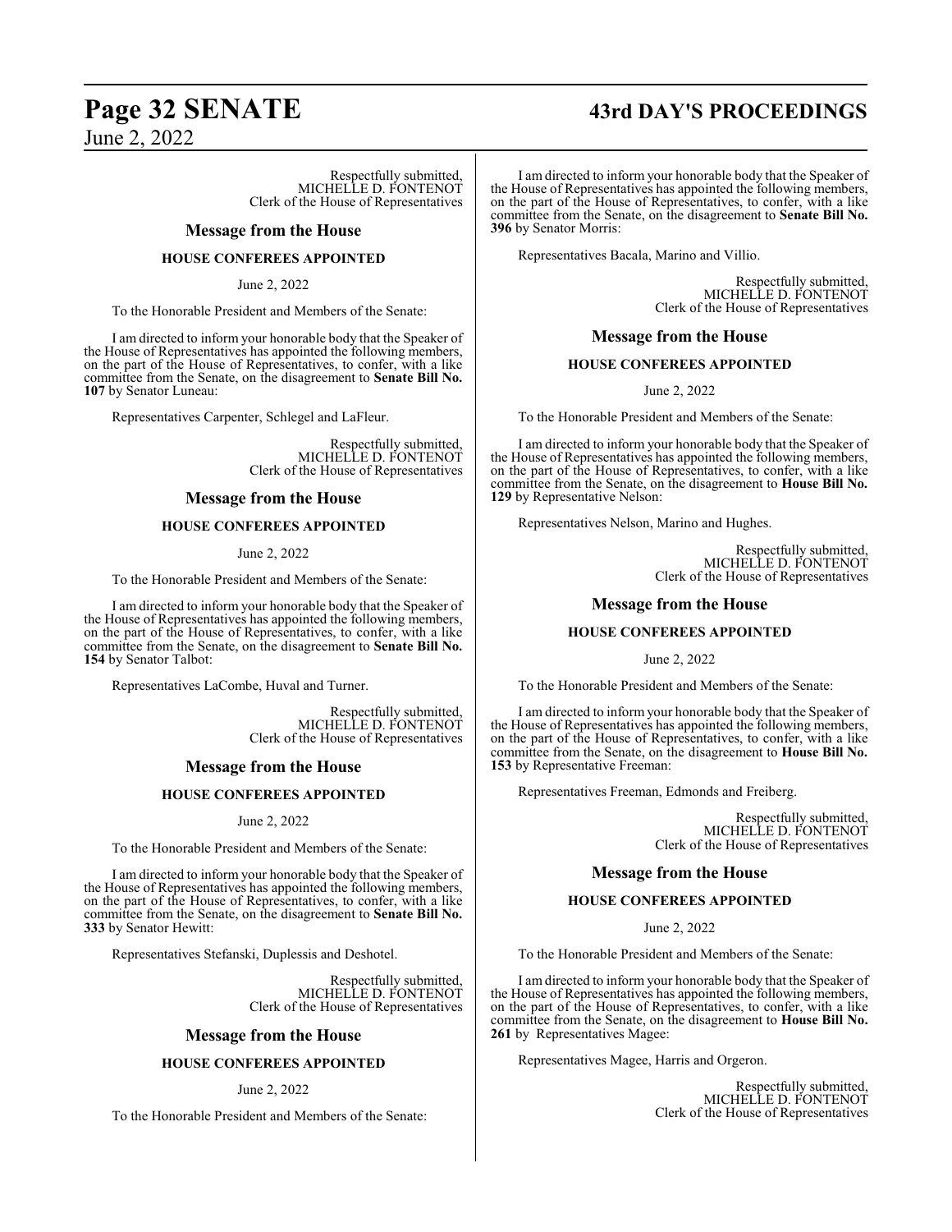Respectfully submitted,
MICHELLE D. FONTENOT
Clerk of the House of Representatives

### Message from the House

#### HOUSE CONFEREES APPOINTED

June 2, 2022

To the Honorable President and Members of the Senate:

I am directed to inform your honorable body that the Speaker of the House of Representatives has appointed the following members, on the part of the House of Representatives, to confer, with a like committee from the Senate, on the disagreement to **Senate Bill No. 107** by Senator Luneau:

Representatives Carpenter, Schlegel and LaFleur.

Respectfully submitted,
MICHELLE D. FONTENOT
Clerk of the House of Representatives

### Message from the House

#### HOUSE CONFEREES APPOINTED

June 2, 2022

To the Honorable President and Members of the Senate:

I am directed to inform your honorable body that the Speaker of the House of Representatives has appointed the following members, on the part of the House of Representatives, to confer, with a like committee from the Senate, on the disagreement to **Senate Bill No. 154** by Senator Talbot:

Representatives LaCombe, Huval and Turner.

Respectfully submitted,
MICHELLE D. FONTENOT
Clerk of the House of Representatives

### Message from the House

#### HOUSE CONFEREES APPOINTED

June 2, 2022

To the Honorable President and Members of the Senate:

I am directed to inform your honorable body that the Speaker of the House of Representatives has appointed the following members, on the part of the House of Representatives, to confer, with a like committee from the Senate, on the disagreement to **Senate Bill No. 333** by Senator Hewitt:

Representatives Stefanski, Duplessis and Deshotel.

Respectfully submitted,
MICHELLE D. FONTENOT
Clerk of the House of Representatives

### Message from the House

#### HOUSE CONFEREES APPOINTED

June 2, 2022

To the Honorable President and Members of the Senate:

I am directed to inform your honorable body that the Speaker of the House of Representatives has appointed the following members, on the part of the House of Representatives, to confer, with a like committee from the Senate, on the disagreement to **Senate Bill No. 396** by Senator Morris:

Representatives Bacala, Marino and Villio.

Respectfully submitted,
MICHELLE D. FONTENOT
Clerk of the House of Representatives

### Message from the House

#### HOUSE CONFEREES APPOINTED

June 2, 2022

To the Honorable President and Members of the Senate:

I am directed to inform your honorable body that the Speaker of the House of Representatives has appointed the following members, on the part of the House of Representatives, to confer, with a like committee from the Senate, on the disagreement to **House Bill No. 129** by Representative Nelson:

Representatives Nelson, Marino and Hughes.

Respectfully submitted,
MICHELLE D. FONTENOT
Clerk of the House of Representatives

### Message from the House

#### HOUSE CONFEREES APPOINTED

June 2, 2022

To the Honorable President and Members of the Senate:

I am directed to inform your honorable body that the Speaker of the House of Representatives has appointed the following members, on the part of the House of Representatives, to confer, with a like committee from the Senate, on the disagreement to **House Bill No. 153** by Representative Freeman:

Representatives Freeman, Edmonds and Freiberg.

Respectfully submitted,
MICHELLE D. FONTENOT
Clerk of the House of Representatives

### Message from the House

#### HOUSE CONFEREES APPOINTED

June 2, 2022

To the Honorable President and Members of the Senate:

I am directed to inform your honorable body that the Speaker of the House of Representatives has appointed the following members, on the part of the House of Representatives, to confer, with a like committee from the Senate, on the disagreement to **House Bill No. 261** by Representatives Magee:

Representatives Magee, Harris and Orgeron.

Respectfully submitted,
MICHELLE D. FONTENOT
Clerk of the House of Representatives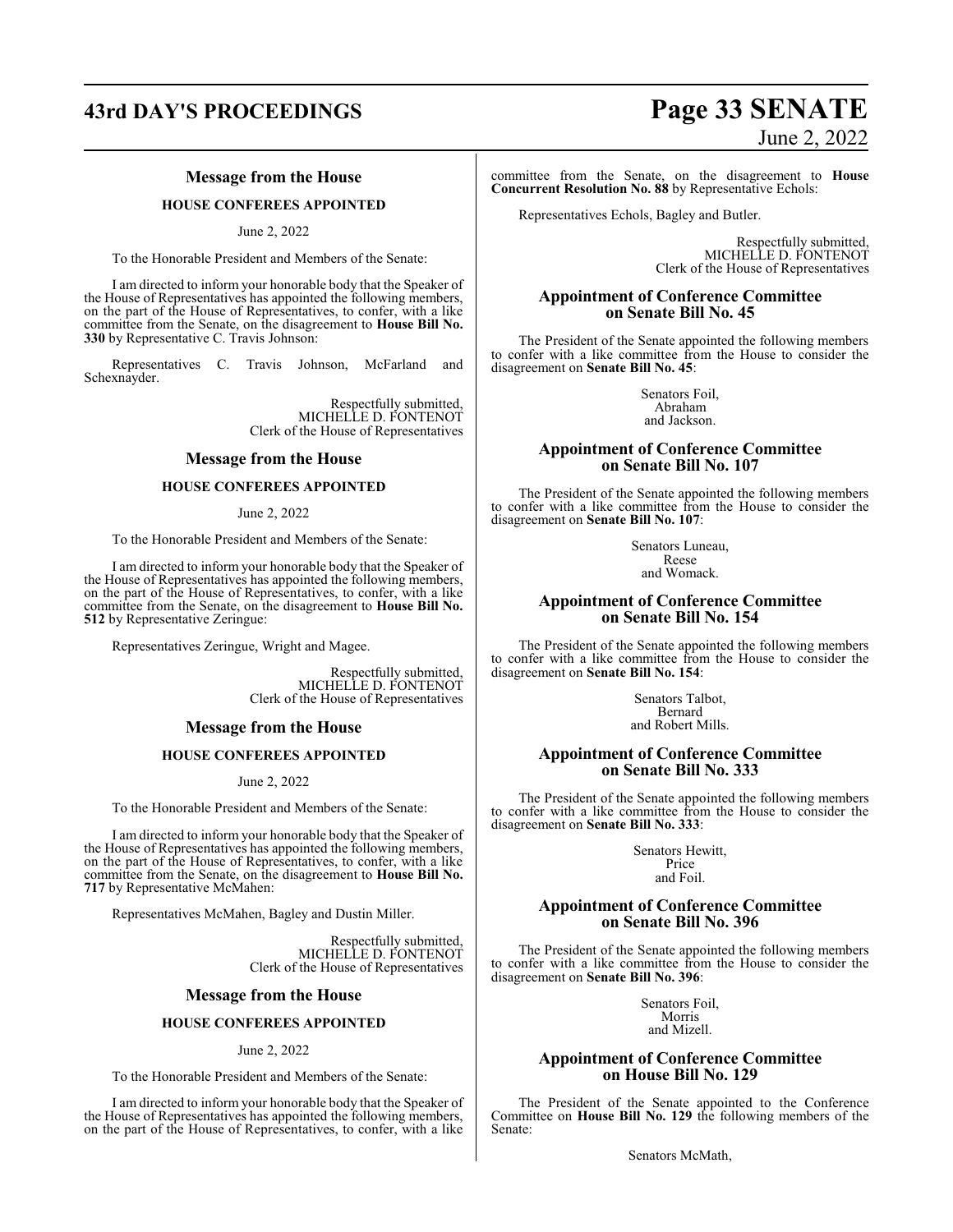### Message from the House

#### HOUSE CONFEREES APPOINTED

June 2, 2022

To the Honorable President and Members of the Senate:

I am directed to inform your honorable body that the Speaker of the House of Representatives has appointed the following members, on the part of the House of Representatives, to confer, with a like committee from the Senate, on the disagreement to **House Bill No. 330** by Representative C. Travis Johnson:

Representatives C. Travis Johnson, McFarland and Schexnayder.

Respectfully submitted,
MICHELLE D. FONTENOT
Clerk of the House of Representatives

### Message from the House

#### HOUSE CONFEREES APPOINTED

June 2, 2022

To the Honorable President and Members of the Senate:

I am directed to inform your honorable body that the Speaker of the House of Representatives has appointed the following members, on the part of the House of Representatives, to confer, with a like committee from the Senate, on the disagreement to **House Bill No. 512** by Representative Zeringue:

Representatives Zeringue, Wright and Magee.

Respectfully submitted,
MICHELLE D. FONTENOT
Clerk of the House of Representatives

### Message from the House

#### HOUSE CONFEREES APPOINTED

June 2, 2022

To the Honorable President and Members of the Senate:

I am directed to inform your honorable body that the Speaker of the House of Representatives has appointed the following members, on the part of the House of Representatives, to confer, with a like committee from the Senate, on the disagreement to **House Bill No. 717** by Representative McMahen:

Representatives McMahen, Bagley and Dustin Miller.

Respectfully submitted,
MICHELLE D. FONTENOT
Clerk of the House of Representatives

### Message from the House

#### HOUSE CONFEREES APPOINTED

June 2, 2022

To the Honorable President and Members of the Senate:

I am directed to inform your honorable body that the Speaker of the House of Representatives has appointed the following members, on the part of the House of Representatives, to confer, with a like committee from the Senate, on the disagreement to **House Concurrent Resolution No. 88** by Representative Echols:

Representatives Echols, Bagley and Butler.

Respectfully submitted,
MICHELLE D. FONTENOT
Clerk of the House of Representatives

### Appointment of Conference Committee on Senate Bill No. 45

The President of the Senate appointed the following members to confer with a like committee from the House to consider the disagreement on **Senate Bill No. 45**:

Senators Foil,
Abraham
and Jackson.

### Appointment of Conference Committee on Senate Bill No. 107

The President of the Senate appointed the following members to confer with a like committee from the House to consider the disagreement on **Senate Bill No. 107**:

Senators Luneau,
Reese
and Womack.

### Appointment of Conference Committee on Senate Bill No. 154

The President of the Senate appointed the following members to confer with a like committee from the House to consider the disagreement on **Senate Bill No. 154**:

Senators Talbot,
Bernard
and Robert Mills.

### Appointment of Conference Committee on Senate Bill No. 333

The President of the Senate appointed the following members to confer with a like committee from the House to consider the disagreement on **Senate Bill No. 333**:

Senators Hewitt,
Price
and Foil.

### Appointment of Conference Committee on Senate Bill No. 396

The President of the Senate appointed the following members to confer with a like committee from the House to consider the disagreement on **Senate Bill No. 396**:

Senators Foil,
Morris
and Mizell.

### Appointment of Conference Committee on House Bill No. 129

The President of the Senate appointed to the Conference Committee on **House Bill No. 129** the following members of the Senate:

Senators McMath,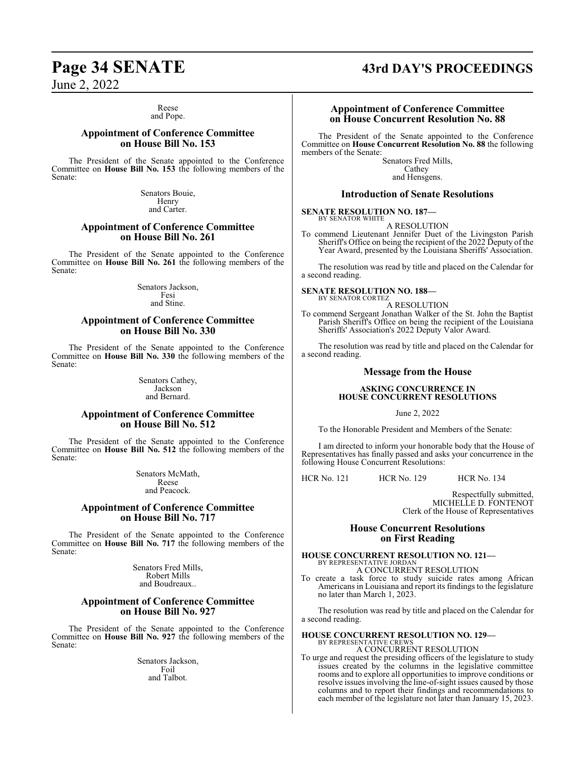Reese
and Pope.

## Appointment of Conference Committee on House Bill No. 153

The President of the Senate appointed to the Conference Committee on **House Bill No. 153** the following members of the Senate:

Senators Bouie,
Henry
and Carter.

## Appointment of Conference Committee on House Bill No. 261

The President of the Senate appointed to the Conference Committee on **House Bill No. 261** the following members of the Senate:

Senators Jackson,
Fesi
and Stine.

## Appointment of Conference Committee on House Bill No. 330

The President of the Senate appointed to the Conference Committee on **House Bill No. 330** the following members of the Senate:

Senators Cathey,
Jackson
and Bernard.

## Appointment of Conference Committee on House Bill No. 512

The President of the Senate appointed to the Conference Committee on **House Bill No. 512** the following members of the Senate:

Senators McMath,
Reese
and Peacock.

## Appointment of Conference Committee on House Bill No. 717

The President of the Senate appointed to the Conference Committee on **House Bill No. 717** the following members of the Senate:

Senators Fred Mills,
Robert Mills
and Boudreaux..

## Appointment of Conference Committee on House Bill No. 927

The President of the Senate appointed to the Conference Committee on **House Bill No. 927** the following members of the Senate:

Senators Jackson,
Foil
and Talbot.

## Appointment of Conference Committee on House Concurrent Resolution No. 88

The President of the Senate appointed to the Conference Committee on **House Concurrent Resolution No. 88** the following members of the Senate:

Senators Fred Mills,
Cathey
and Hensgens.

## Introduction of Senate Resolutions

**SENATE RESOLUTION NO. 187—**
BY SENATOR WHITE

A RESOLUTION

To commend Lieutenant Jennifer Duet of the Livingston Parish Sheriff's Office on being the recipient of the 2022 Deputy of the Year Award, presented by the Louisiana Sheriffs' Association.

The resolution was read by title and placed on the Calendar for a second reading.

**SENATE RESOLUTION NO. 188—**
BY SENATOR CORTEZ

A RESOLUTION

To commend Sergeant Jonathan Walker of the St. John the Baptist Parish Sheriff's Office on being the recipient of the Louisiana Sheriffs' Association's 2022 Deputy Valor Award.

The resolution was read by title and placed on the Calendar for a second reading.

## Message from the House

**ASKING CONCURRENCE IN HOUSE CONCURRENT RESOLUTIONS**

June 2, 2022

To the Honorable President and Members of the Senate:

I am directed to inform your honorable body that the House of Representatives has finally passed and asks your concurrence in the following House Concurrent Resolutions:

HCR No. 121 HCR No. 129 HCR No. 134

Respectfully submitted,
MICHELLE D. FONTENOT
Clerk of the House of Representatives

## House Concurrent Resolutions on First Reading

**HOUSE CONCURRENT RESOLUTION NO. 121—**
BY REPRESENTATIVE JORDAN

A CONCURRENT RESOLUTION

To create a task force to study suicide rates among African Americans in Louisiana and report its findings to the legislature no later than March 1, 2023.

The resolution was read by title and placed on the Calendar for a second reading.

**HOUSE CONCURRENT RESOLUTION NO. 129—**
BY REPRESENTATIVE CREWS

A CONCURRENT RESOLUTION

To urge and request the presiding officers of the legislature to study issues created by the columns in the legislative committee rooms and to explore all opportunities to improve conditions or resolve issues involving the line-of-sight issues caused by those columns and to report their findings and recommendations to each member of the legislature not later than January 15, 2023.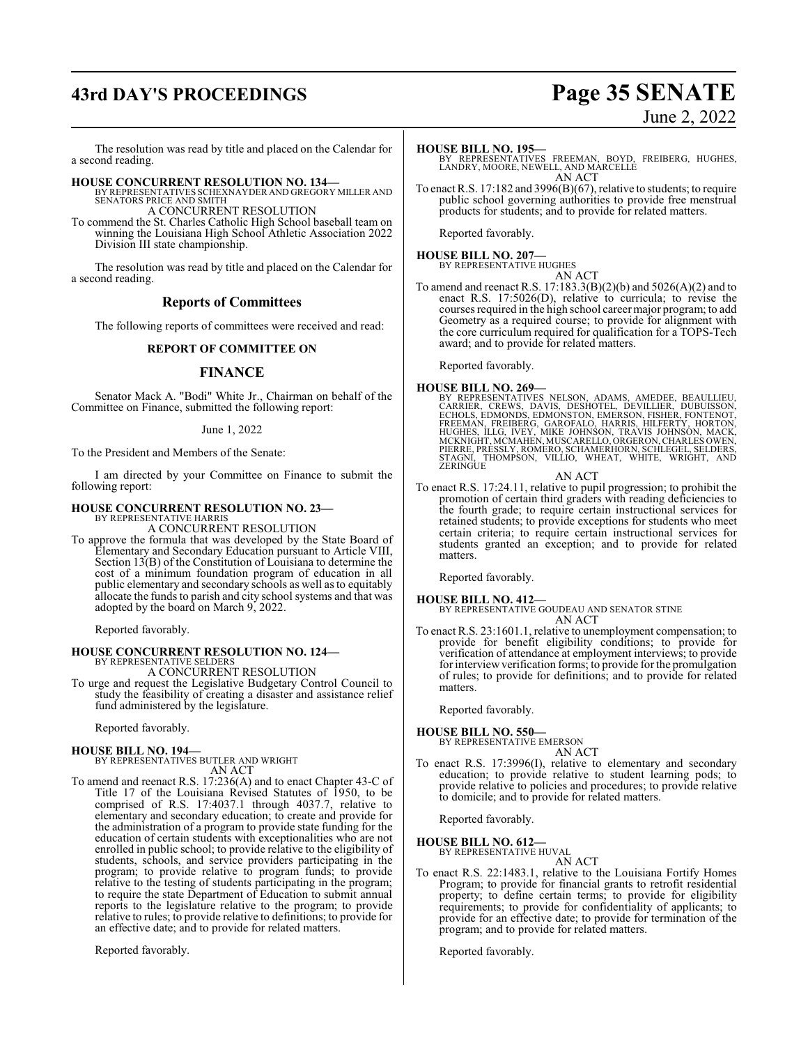The resolution was read by title and placed on the Calendar for a second reading.

**HOUSE CONCURRENT RESOLUTION NO. 134—**
BY REPRESENTATIVES SCHEXNAYDER AND GREGORY MILLER AND SENATORS PRICE AND SMITH

A CONCURRENT RESOLUTION

To commend the St. Charles Catholic High School baseball team on winning the Louisiana High School Athletic Association 2022 Division III state championship.

The resolution was read by title and placed on the Calendar for a second reading.

## Reports of Committees

The following reports of committees were received and read:

### REPORT OF COMMITTEE ON

### FINANCE

Senator Mack A. "Bodi" White Jr., Chairman on behalf of the Committee on Finance, submitted the following report:

June 1, 2022

To the President and Members of the Senate:

I am directed by your Committee on Finance to submit the following report:

**HOUSE CONCURRENT RESOLUTION NO. 23—**
BY REPRESENTATIVE HARRIS

A CONCURRENT RESOLUTION

To approve the formula that was developed by the State Board of Elementary and Secondary Education pursuant to Article VIII, Section 13(B) of the Constitution of Louisiana to determine the cost of a minimum foundation program of education in all public elementary and secondary schools as well as to equitably allocate the funds to parish and city school systems and that was adopted by the board on March 9, 2022.

Reported favorably.

**HOUSE CONCURRENT RESOLUTION NO. 124—**
BY REPRESENTATIVE SELDERS

A CONCURRENT RESOLUTION

To urge and request the Legislative Budgetary Control Council to study the feasibility of creating a disaster and assistance relief fund administered by the legislature.

Reported favorably.

**HOUSE BILL NO. 194—**
BY REPRESENTATIVES BUTLER AND WRIGHT

AN ACT

To amend and reenact R.S. 17:236(A) and to enact Chapter 43-C of Title 17 of the Louisiana Revised Statutes of 1950, to be comprised of R.S. 17:4037.1 through 4037.7, relative to elementary and secondary education; to create and provide for the administration of a program to provide state funding for the education of certain students with exceptionalities who are not enrolled in public school; to provide relative to the eligibility of students, schools, and service providers participating in the program; to provide relative to program funds; to provide relative to the testing of students participating in the program; to require the state Department of Education to submit annual reports to the legislature relative to the program; to provide relative to rules; to provide relative to definitions; to provide for an effective date; and to provide for related matters.

Reported favorably.

**HOUSE BILL NO. 195—**
BY REPRESENTATIVES FREEMAN, BOYD, FREIBERG, HUGHES, LANDRY, MOORE, NEWELL, AND MARCELLE

AN ACT

To enact R.S. 17:182 and 3996(B)(67), relative to students; to require public school governing authorities to provide free menstrual products for students; and to provide for related matters.

Reported favorably.

**HOUSE BILL NO. 207—**
BY REPRESENTATIVE HUGHES

AN ACT

To amend and reenact R.S. 17:183.3(B)(2)(b) and 5026(A)(2) and to enact R.S. 17:5026(D), relative to curricula; to revise the courses required in the high school career major program; to add Geometry as a required course; to provide for alignment with the core curriculum required for qualification for a TOPS-Tech award; and to provide for related matters.

Reported favorably.

**HOUSE BILL NO. 269—**
BY REPRESENTATIVES NELSON, ADAMS, AMEDEE, BEAULLIEU, CARRIER, CREWS, DAVIS, DESHOTEL, DEVILLIER, DUBUISSON, ECHOLS, EDMONDS, EDMONSTON, EMERSON, FISHER, FONTENOT, FREEMAN, FREIBERG, GAROFALO, HARRIS, HILFERTY, HORTON, HUGHES, ILLG, IVEY, MIKE JOHNSON, TRAVIS JOHNSON, MACK, MCKNIGHT, MCMAHEN, MUSCARELLO, ORGERON, CHARLES OWEN, PIERRE, PRESSLY, ROMERO, SCHAMERHORN, SCHLEGEL, SELDERS, STAGNI, THOMPSON, VILLIO, WHEAT, WHITE, WRIGHT, AND ZERINGUE

AN ACT

To enact R.S. 17:24.11, relative to pupil progression; to prohibit the promotion of certain third graders with reading deficiencies to the fourth grade; to require certain instructional services for retained students; to provide exceptions for students who meet certain criteria; to require certain instructional services for students granted an exception; and to provide for related matters.

Reported favorably.

**HOUSE BILL NO. 412—**
BY REPRESENTATIVE GOUDEAU AND SENATOR STINE

AN ACT

To enact R.S. 23:1601.1, relative to unemployment compensation; to provide for benefit eligibility conditions; to provide for verification of attendance at employment interviews; to provide for interview verification forms; to provide for the promulgation of rules; to provide for definitions; and to provide for related matters.

Reported favorably.

**HOUSE BILL NO. 550—**
BY REPRESENTATIVE EMERSON

AN ACT

To enact R.S. 17:3996(I), relative to elementary and secondary education; to provide relative to student learning pods; to provide relative to policies and procedures; to provide relative to domicile; and to provide for related matters.

Reported favorably.

**HOUSE BILL NO. 612—**
BY REPRESENTATIVE HUVAL

AN ACT

To enact R.S. 22:1483.1, relative to the Louisiana Fortify Homes Program; to provide for financial grants to retrofit residential property; to define certain terms; to provide for eligibility requirements; to provide for confidentiality of applicants; to provide for an effective date; to provide for termination of the program; and to provide for related matters.

Reported favorably.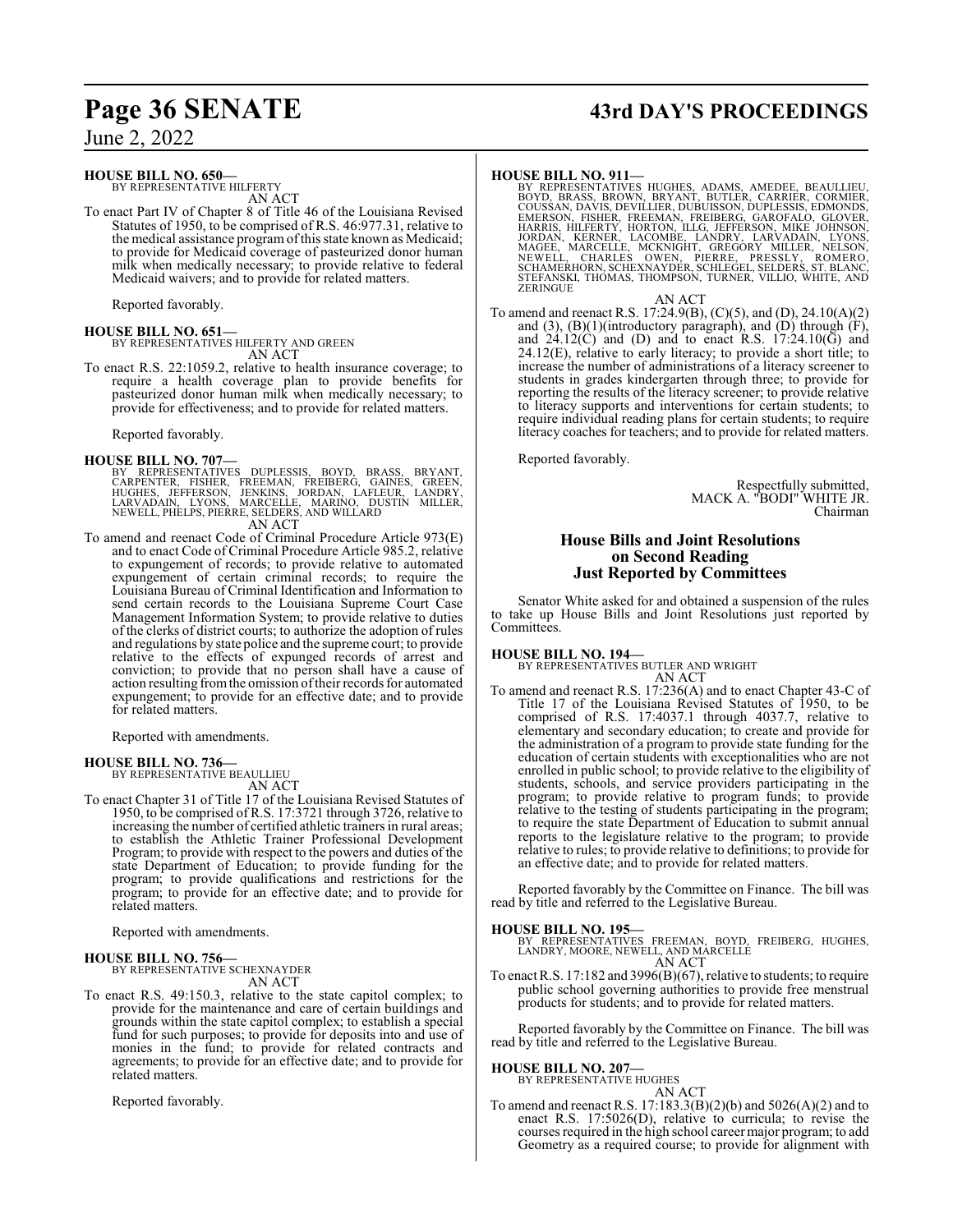**HOUSE BILL NO. 650—**
BY REPRESENTATIVE HILFERTY
AN ACT

To enact Part IV of Chapter 8 of Title 46 of the Louisiana Revised Statutes of 1950, to be comprised of R.S. 46:977.31, relative to the medical assistance program of this state known as Medicaid; to provide for Medicaid coverage of pasteurized donor human milk when medically necessary; to provide relative to federal Medicaid waivers; and to provide for related matters.

Reported favorably.

**HOUSE BILL NO. 651—**
BY REPRESENTATIVES HILFERTY AND GREEN
AN ACT

To enact R.S. 22:1059.2, relative to health insurance coverage; to require a health coverage plan to provide benefits for pasteurized donor human milk when medically necessary; to provide for effectiveness; and to provide for related matters.

Reported favorably.

**HOUSE BILL NO. 707—**
BY REPRESENTATIVES DUPLESSIS, BOYD, BRASS, BRYANT, CARPENTER, FISHER, FREEMAN, FREIBERG, GAINES, GREEN, HUGHES, JEFFERSON, JENKINS, JORDAN, LAFLEUR, LANDRY, LARVADAIN, LYONS, MARCELLE, MARINO, DUSTIN MILLER, NEWELL, PHELPS, PIERRE, SELDERS, AND WILLARD
AN ACT

To amend and reenact Code of Criminal Procedure Article 973(E) and to enact Code of Criminal Procedure Article 985.2, relative to expungement of records; to provide relative to automated expungement of certain criminal records; to require the Louisiana Bureau of Criminal Identification and Information to send certain records to the Louisiana Supreme Court Case Management Information System; to provide relative to duties of the clerks of district courts; to authorize the adoption of rules and regulations by state police and the supreme court; to provide relative to the effects of expunged records of arrest and conviction; to provide that no person shall have a cause of action resulting from the omission of their records for automated expungement; to provide for an effective date; and to provide for related matters.

Reported with amendments.

**HOUSE BILL NO. 736—**
BY REPRESENTATIVE BEAULLIEU
AN ACT

To enact Chapter 31 of Title 17 of the Louisiana Revised Statutes of 1950, to be comprised of R.S. 17:3721 through 3726, relative to increasing the number of certified athletic trainers in rural areas; to establish the Athletic Trainer Professional Development Program; to provide with respect to the powers and duties of the state Department of Education; to provide funding for the program; to provide qualifications and restrictions for the program; to provide for an effective date; and to provide for related matters.

Reported with amendments.

**HOUSE BILL NO. 756—**
BY REPRESENTATIVE SCHEXNAYDER
AN ACT

To enact R.S. 49:150.3, relative to the state capitol complex; to provide for the maintenance and care of certain buildings and grounds within the state capitol complex; to establish a special fund for such purposes; to provide for deposits into and use of monies in the fund; to provide for related contracts and agreements; to provide for an effective date; and to provide for related matters.

Reported favorably.

**HOUSE BILL NO. 911—**
BY REPRESENTATIVES HUGHES, ADAMS, AMEDEE, BEAULLIEU, BOYD, BRASS, BROWN, BRYANT, BUTLER, CARRIER, CORMIER, COUSSAN, DAVIS, DEVILLIER, DUBUISSON, DUPLESSIS, EDMONDS, EMERSON, FISHER, FREEMAN, FREIBERG, GAROFALO, GLOVER, HARRIS, HILFERTY, HORTON, ILLG, JEFFERSON, MIKE JOHNSON, JORDAN, KERNER, LACOMBE, LANDRY, LARVADAIN, LYONS, MAGEE, MARCELLE, MCKNIGHT, GREGORY MILLER, NELSON, NEWELL, CHARLES OWEN, PIERRE, PRESSLY, ROMERO, SCHAMERHORN, SCHEXNAYDER, SCHLEGEL, SELDERS, ST. BLANC, STEFANSKI, THOMAS, THOMPSON, TURNER, VILLIO, WHITE, AND ZERINGUE
AN ACT

To amend and reenact R.S. 17:24.9(B), (C)(5), and (D), 24.10(A)(2) and (3), (B)(1)(introductory paragraph), and (D) through (F), and 24.12(C) and (D) and to enact R.S. 17:24.10(G) and 24.12(E), relative to early literacy; to provide a short title; to increase the number of administrations of a literacy screener to students in grades kindergarten through three; to provide for reporting the results of the literacy screener; to provide relative to literacy supports and interventions for certain students; to require individual reading plans for certain students; to require literacy coaches for teachers; and to provide for related matters.

Reported favorably.

Respectfully submitted,
MACK A. "BODI" WHITE JR.
Chairman

## House Bills and Joint Resolutions on Second Reading Just Reported by Committees

Senator White asked for and obtained a suspension of the rules to take up House Bills and Joint Resolutions just reported by Committees.

**HOUSE BILL NO. 194—**
BY REPRESENTATIVES BUTLER AND WRIGHT
AN ACT

To amend and reenact R.S. 17:236(A) and to enact Chapter 43-C of Title 17 of the Louisiana Revised Statutes of 1950, to be comprised of R.S. 17:4037.1 through 4037.7, relative to elementary and secondary education; to create and provide for the administration of a program to provide state funding for the education of certain students with exceptionalities who are not enrolled in public school; to provide relative to the eligibility of students, schools, and service providers participating in the program; to provide relative to program funds; to provide relative to the testing of students participating in the program; to require the state Department of Education to submit annual reports to the legislature relative to the program; to provide relative to rules; to provide relative to definitions; to provide for an effective date; and to provide for related matters.

Reported favorably by the Committee on Finance. The bill was read by title and referred to the Legislative Bureau.

**HOUSE BILL NO. 195—**
BY REPRESENTATIVES FREEMAN, BOYD, FREIBERG, HUGHES, LANDRY, MOORE, NEWELL, AND MARCELLE
AN ACT

To enact R.S. 17:182 and 3996(B)(67), relative to students; to require public school governing authorities to provide free menstrual products for students; and to provide for related matters.

Reported favorably by the Committee on Finance. The bill was read by title and referred to the Legislative Bureau.

**HOUSE BILL NO. 207—**
BY REPRESENTATIVE HUGHES
AN ACT

To amend and reenact R.S. 17:183.3(B)(2)(b) and 5026(A)(2) and to enact R.S. 17:5026(D), relative to curricula; to revise the courses required in the high school career major program; to add Geometry as a required course; to provide for alignment with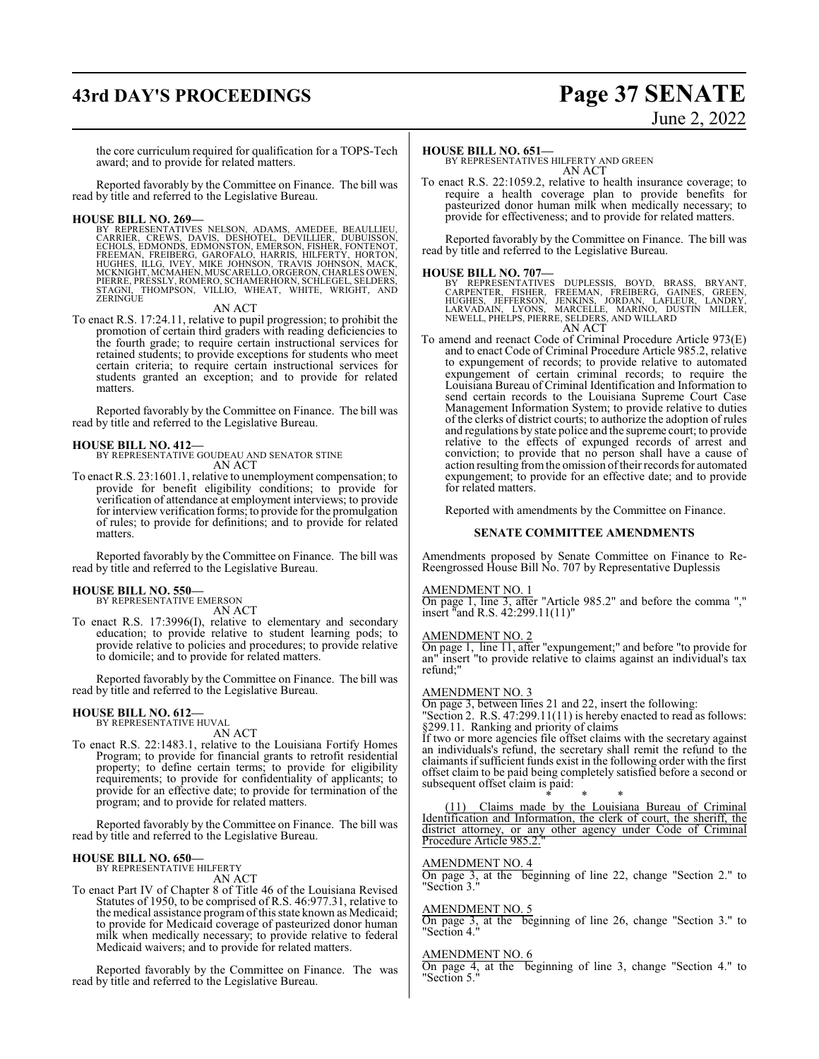the core curriculum required for qualification for a TOPS-Tech award; and to provide for related matters.

Reported favorably by the Committee on Finance. The bill was read by title and referred to the Legislative Bureau.

**HOUSE BILL NO. 269—**
BY REPRESENTATIVES NELSON, ADAMS, AMEDEE, BEAULLIEU, CARRIER, CREWS, DAVIS, DESHOTEL, DEVILLIER, DUBUISSON, ECHOLS, EDMONDS, EDMONSTON, EMERSON, FISHER, FONTENOT, FREEMAN, FREIBERG, GAROFALO, HARRIS, HILFERTY, HORTON, HUGHES, ILLG, IVEY, MIKE JOHNSON, TRAVIS JOHNSON, MACK, MCKNIGHT, MCMAHEN, MUSCARELLO, ORGERON, CHARLES OWEN, PIERRE, PRESSLY, ROMERO, SCHAMERHORN, SCHLEGEL, SELDERS, STAGNI, THOMPSON, VILLIO, WHEAT, WHITE, WRIGHT, AND ZERINGUE

AN ACT

To enact R.S. 17:24.11, relative to pupil progression; to prohibit the promotion of certain third graders with reading deficiencies to the fourth grade; to require certain instructional services for retained students; to provide exceptions for students who meet certain criteria; to require certain instructional services for students granted an exception; and to provide for related matters.

Reported favorably by the Committee on Finance. The bill was read by title and referred to the Legislative Bureau.

**HOUSE BILL NO. 412—**
BY REPRESENTATIVE GOUDEAU AND SENATOR STINE

AN ACT

To enact R.S. 23:1601.1, relative to unemployment compensation; to provide for benefit eligibility conditions; to provide for verification of attendance at employment interviews; to provide for interview verification forms; to provide for the promulgation of rules; to provide for definitions; and to provide for related matters.

Reported favorably by the Committee on Finance. The bill was read by title and referred to the Legislative Bureau.

**HOUSE BILL NO. 550—**
BY REPRESENTATIVE EMERSON

AN ACT

To enact R.S. 17:3996(I), relative to elementary and secondary education; to provide relative to student learning pods; to provide relative to policies and procedures; to provide relative to domicile; and to provide for related matters.

Reported favorably by the Committee on Finance. The bill was read by title and referred to the Legislative Bureau.

**HOUSE BILL NO. 612—**
BY REPRESENTATIVE HUVAL

AN ACT

To enact R.S. 22:1483.1, relative to the Louisiana Fortify Homes Program; to provide for financial grants to retrofit residential property; to define certain terms; to provide for eligibility requirements; to provide for confidentiality of applicants; to provide for an effective date; to provide for termination of the program; and to provide for related matters.

Reported favorably by the Committee on Finance. The bill was read by title and referred to the Legislative Bureau.

**HOUSE BILL NO. 650—**
BY REPRESENTATIVE HILFERTY

AN ACT

To enact Part IV of Chapter 8 of Title 46 of the Louisiana Revised Statutes of 1950, to be comprised of R.S. 46:977.31, relative to the medical assistance program of this state known as Medicaid; to provide for Medicaid coverage of pasteurized donor human milk when medically necessary; to provide relative to federal Medicaid waivers; and to provide for related matters.

Reported favorably by the Committee on Finance. The was read by title and referred to the Legislative Bureau.

**HOUSE BILL NO. 651—**
BY REPRESENTATIVES HILFERTY AND GREEN

AN ACT

To enact R.S. 22:1059.2, relative to health insurance coverage; to require a health coverage plan to provide benefits for pasteurized donor human milk when medically necessary; to provide for effectiveness; and to provide for related matters.

Reported favorably by the Committee on Finance. The bill was read by title and referred to the Legislative Bureau.

**HOUSE BILL NO. 707—**
BY REPRESENTATIVES DUPLESSIS, BOYD, BRASS, BRYANT, CARPENTER, FISHER, FREEMAN, FREIBERG, GAINES, GREEN, HUGHES, JEFFERSON, JENKINS, JORDAN, LAFLEUR, LANDRY, LARVADAIN, LYONS, MARCELLE, MARINO, DUSTIN MILLER, NEWELL, PHELPS, PIERRE, SELDERS, AND WILLARD

AN ACT

To amend and reenact Code of Criminal Procedure Article 973(E) and to enact Code of Criminal Procedure Article 985.2, relative to expungement of records; to provide relative to automated expungement of certain criminal records; to require the Louisiana Bureau of Criminal Identification and Information to send certain records to the Louisiana Supreme Court Case Management Information System; to provide relative to duties of the clerks of district courts; to authorize the adoption of rules and regulations by state police and the supreme court; to provide relative to the effects of expunged records of arrest and conviction; to provide that no person shall have a cause of action resulting from the omission of their records for automated expungement; to provide for an effective date; and to provide for related matters.

Reported with amendments by the Committee on Finance.

**SENATE COMMITTEE AMENDMENTS**

Amendments proposed by Senate Committee on Finance to Re-Reengrossed House Bill No. 707 by Representative Duplessis

AMENDMENT NO. 1
On page 1, line 3, after "Article 985.2" and before the comma "," insert "and R.S. 42:299.11(11)"

AMENDMENT NO. 2
On page 1, line 11, after "expungement;" and before "to provide for an" insert "to provide relative to claims against an individual's tax refund;"

AMENDMENT NO. 3
On page 3, between lines 21 and 22, insert the following:
"Section 2. R.S. 47:299.11(11) is hereby enacted to read as follows:
§299.11. Ranking and priority of claims
If two or more agencies file offset claims with the secretary against an individuals's refund, the secretary shall remit the refund to the claimants if sufficient funds exist in the following order with the first offset claim to be paid being completely satisfied before a second or subsequent offset claim is paid:

\* \* \*

(11) Claims made by the Louisiana Bureau of Criminal Identification and Information, the clerk of court, the sheriff, the district attorney, or any other agency under Code of Criminal Procedure Article 985.2."

AMENDMENT NO. 4
On page 3, at the beginning of line 22, change "Section 2." to "Section 3."

AMENDMENT NO. 5
On page 3, at the beginning of line 26, change "Section 3." to "Section 4."

AMENDMENT NO. 6
On page 4, at the beginning of line 3, change "Section 4." to "Section 5."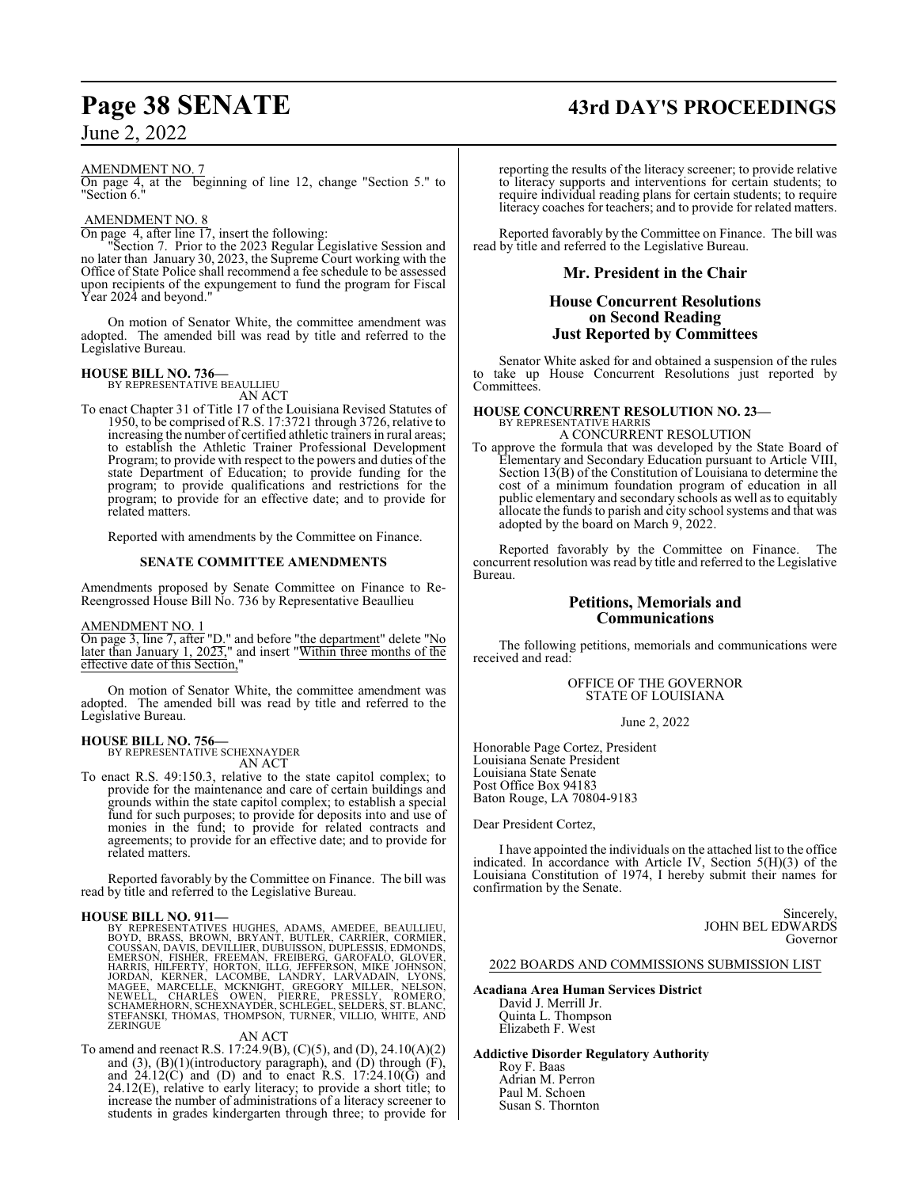AMENDMENT NO. 7

On page 4, at the beginning of line 12, change "Section 5." to "Section 6."

AMENDMENT NO. 8

On page 4, after line 17, insert the following:

"Section 7. Prior to the 2023 Regular Legislative Session and no later than January 30, 2023, the Supreme Court working with the Office of State Police shall recommend a fee schedule to be assessed upon recipients of the expungement to fund the program for Fiscal Year 2024 and beyond."

On motion of Senator White, the committee amendment was adopted. The amended bill was read by title and referred to the Legislative Bureau.

**HOUSE BILL NO. 736—**
BY REPRESENTATIVE BEAULLIEU
AN ACT

To enact Chapter 31 of Title 17 of the Louisiana Revised Statutes of 1950, to be comprised of R.S. 17:3721 through 3726, relative to increasing the number of certified athletic trainers in rural areas; to establish the Athletic Trainer Professional Development Program; to provide with respect to the powers and duties of the state Department of Education; to provide funding for the program; to provide qualifications and restrictions for the program; to provide for an effective date; and to provide for related matters.

Reported with amendments by the Committee on Finance.

**SENATE COMMITTEE AMENDMENTS**

Amendments proposed by Senate Committee on Finance to Re-Reengrossed House Bill No. 736 by Representative Beaullieu

AMENDMENT NO. 1

On page 3, line 7, after "D." and before "the department" delete "No later than January 1, 2023," and insert "Within three months of the effective date of this Section,"

On motion of Senator White, the committee amendment was adopted. The amended bill was read by title and referred to the Legislative Bureau.

**HOUSE BILL NO. 756—**
BY REPRESENTATIVE SCHEXNAYDER
AN ACT

To enact R.S. 49:150.3, relative to the state capitol complex; to provide for the maintenance and care of certain buildings and grounds within the state capitol complex; to establish a special fund for such purposes; to provide for deposits into and use of monies in the fund; to provide for related contracts and agreements; to provide for an effective date; and to provide for related matters.

Reported favorably by the Committee on Finance. The bill was read by title and referred to the Legislative Bureau.

**HOUSE BILL NO. 911—**
BY REPRESENTATIVES HUGHES, ADAMS, AMEDEE, BEAULLIEU, BOYD, BRASS, BROWN, BRYANT, BUTLER, CARRIER, CORMIER, COUSSAN, DAVIS, DEVILLIER, DUBUISSON, DUPLESSIS, EDMONDS, EMERSON, FISHER, FREEMAN, FREIBERG, GAROFALO, GLOVER, HARRIS, HILFERTY, HORTON, ILLG, JEFFERSON, MIKE JOHNSON, JORDAN, KERNER, LACOMBE, LANDRY, LARVADAIN, LYONS, MAGEE, MARCELLE, MCKNIGHT, GREGORY MILLER, NELSON, NEWELL, CHARLES OWEN, PIERRE, PRESSLY, ROMERO, SCHAMERHORN, SCHEXNAYDER, SCHLEGEL, SELDERS, ST. BLANC, STEFANSKI, THOMAS, THOMPSON, TURNER, VILLIO, WHITE, AND ZERINGUE
AN ACT

To amend and reenact R.S. 17:24.9(B), (C)(5), and (D), 24.10(A)(2) and (3), (B)(1)(introductory paragraph), and (D) through (F), and 24.12(C) and (D) and to enact R.S. 17:24.10(G) and 24.12(E), relative to early literacy; to provide a short title; to increase the number of administrations of a literacy screener to students in grades kindergarten through three; to provide for reporting the results of the literacy screener; to provide relative to literacy supports and interventions for certain students; to require individual reading plans for certain students; to require literacy coaches for teachers; and to provide for related matters.

Reported favorably by the Committee on Finance. The bill was read by title and referred to the Legislative Bureau.

## Mr. President in the Chair

## House Concurrent Resolutions on Second Reading Just Reported by Committees

Senator White asked for and obtained a suspension of the rules to take up House Concurrent Resolutions just reported by Committees.

**HOUSE CONCURRENT RESOLUTION NO. 23—**
BY REPRESENTATIVE HARRIS
A CONCURRENT RESOLUTION

To approve the formula that was developed by the State Board of Elementary and Secondary Education pursuant to Article VIII, Section 13(B) of the Constitution of Louisiana to determine the cost of a minimum foundation program of education in all public elementary and secondary schools as well as to equitably allocate the funds to parish and city school systems and that was adopted by the board on March 9, 2022.

Reported favorably by the Committee on Finance. The concurrent resolution was read by title and referred to the Legislative Bureau.

## Petitions, Memorials and Communications

The following petitions, memorials and communications were received and read:

OFFICE OF THE GOVERNOR
STATE OF LOUISIANA

June 2, 2022

Honorable Page Cortez, President
Louisiana Senate President
Louisiana State Senate
Post Office Box 94183
Baton Rouge, LA 70804-9183

Dear President Cortez,

I have appointed the individuals on the attached list to the office indicated. In accordance with Article IV, Section 5(H)(3) of the Louisiana Constitution of 1974, I hereby submit their names for confirmation by the Senate.

Sincerely,
JOHN BEL EDWARDS
Governor

2022 BOARDS AND COMMISSIONS SUBMISSION LIST

**Acadiana Area Human Services District**
David J. Merrill Jr.
Quinta L. Thompson
Elizabeth F. West

**Addictive Disorder Regulatory Authority**
Roy F. Baas
Adrian M. Perron
Paul M. Schoen
Susan S. Thornton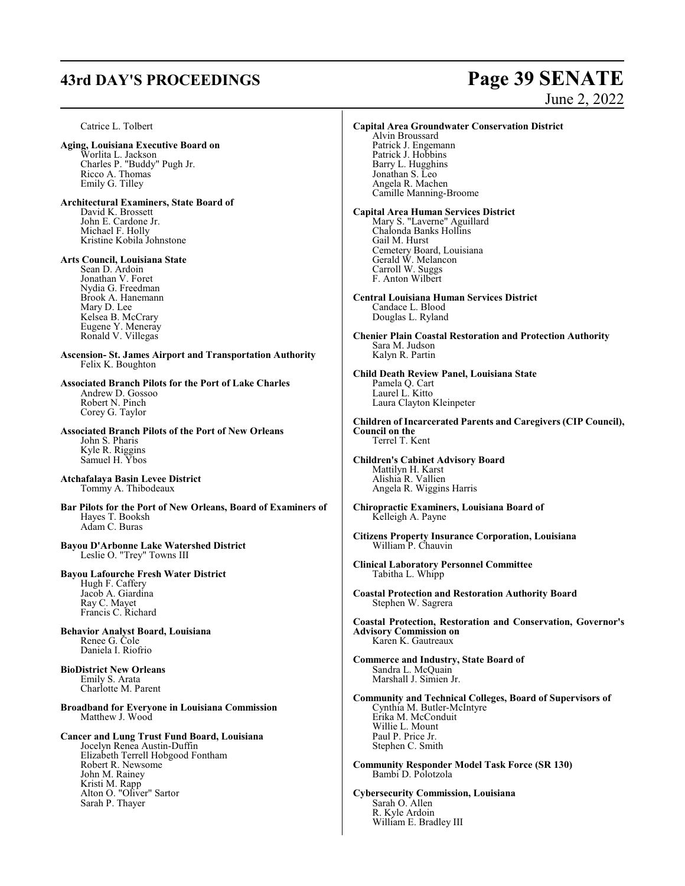Catrice L. Tolbert

**Aging, Louisiana Executive Board on**
Worlita L. Jackson
Charles P. "Buddy" Pugh Jr.
Ricco A. Thomas
Emily G. Tilley

**Architectural Examiners, State Board of**
David K. Brossett
John E. Cardone Jr.
Michael F. Holly
Kristine Kobila Johnstone

**Arts Council, Louisiana State**
Sean D. Ardoin
Jonathan V. Foret
Nydia G. Freedman
Brook A. Hanemann
Mary D. Lee
Kelsea B. McCrary
Eugene Y. Meneray
Ronald V. Villegas

**Ascension- St. James Airport and Transportation Authority**
Felix K. Boughton

**Associated Branch Pilots for the Port of Lake Charles**
Andrew D. Gossoo
Robert N. Pinch
Corey G. Taylor

**Associated Branch Pilots of the Port of New Orleans**
John S. Pharis
Kyle R. Riggins
Samuel H. Ybos

**Atchafalaya Basin Levee District**
Tommy A. Thibodeaux

**Bar Pilots for the Port of New Orleans, Board of Examiners of**
Hayes T. Booksh
Adam C. Buras

**Bayou D'Arbonne Lake Watershed District**
Leslie O. "Trey" Towns III

**Bayou Lafourche Fresh Water District**
Hugh F. Caffery
Jacob A. Giardina
Ray C. Mayet
Francis C. Richard

**Behavior Analyst Board, Louisiana**
Renee G. Cole
Daniela I. Riofrio

**BioDistrict New Orleans**
Emily S. Arata
Charlotte M. Parent

**Broadband for Everyone in Louisiana Commission**
Matthew J. Wood

**Cancer and Lung Trust Fund Board, Louisiana**
Jocelyn Renea Austin-Duffin
Elizabeth Terrell Hobgood Fontham
Robert R. Newsome
John M. Rainey
Kristi M. Rapp
Alton O. "Oliver" Sartor
Sarah P. Thayer

**Capital Area Groundwater Conservation District**
Alvin Broussard
Patrick J. Engemann
Patrick J. Hobbins
Barry L. Hugghins
Jonathan S. Leo
Angela R. Machen
Camille Manning-Broome

**Capital Area Human Services District**
Mary S. "Laverne" Aguillard
Chalonda Banks Hollins
Gail M. Hurst
Cemetery Board, Louisiana
Gerald W. Melancon
Carroll W. Suggs
F. Anton Wilbert

**Central Louisiana Human Services District**
Candace L. Blood
Douglas L. Ryland

**Chenier Plain Coastal Restoration and Protection Authority**
Sara M. Judson
Kalyn R. Partin

**Child Death Review Panel, Louisiana State**
Pamela Q. Cart
Laurel L. Kitto
Laura Clayton Kleinpeter

**Children of Incarcerated Parents and Caregivers (CIP Council), Council on the**
Terrel T. Kent

**Children's Cabinet Advisory Board**
Mattilyn H. Karst
Alishia R. Vallien
Angela R. Wiggins Harris

**Chiropractic Examiners, Louisiana Board of**
Kelleigh A. Payne

**Citizens Property Insurance Corporation, Louisiana**
William P. Chauvin

**Clinical Laboratory Personnel Committee**
Tabitha L. Whipp

**Coastal Protection and Restoration Authority Board**
Stephen W. Sagrera

**Coastal Protection, Restoration and Conservation, Governor's Advisory Commission on**
Karen K. Gautreaux

**Commerce and Industry, State Board of**
Sandra L. McQuain
Marshall J. Simien Jr.

**Community and Technical Colleges, Board of Supervisors of**
Cynthia M. Butler-McIntyre
Erika M. McConduit
Willie L. Mount
Paul P. Price Jr.
Stephen C. Smith

**Community Responder Model Task Force (SR 130)**
Bambi D. Polotzola

**Cybersecurity Commission, Louisiana**
Sarah O. Allen
R. Kyle Ardoin
William E. Bradley III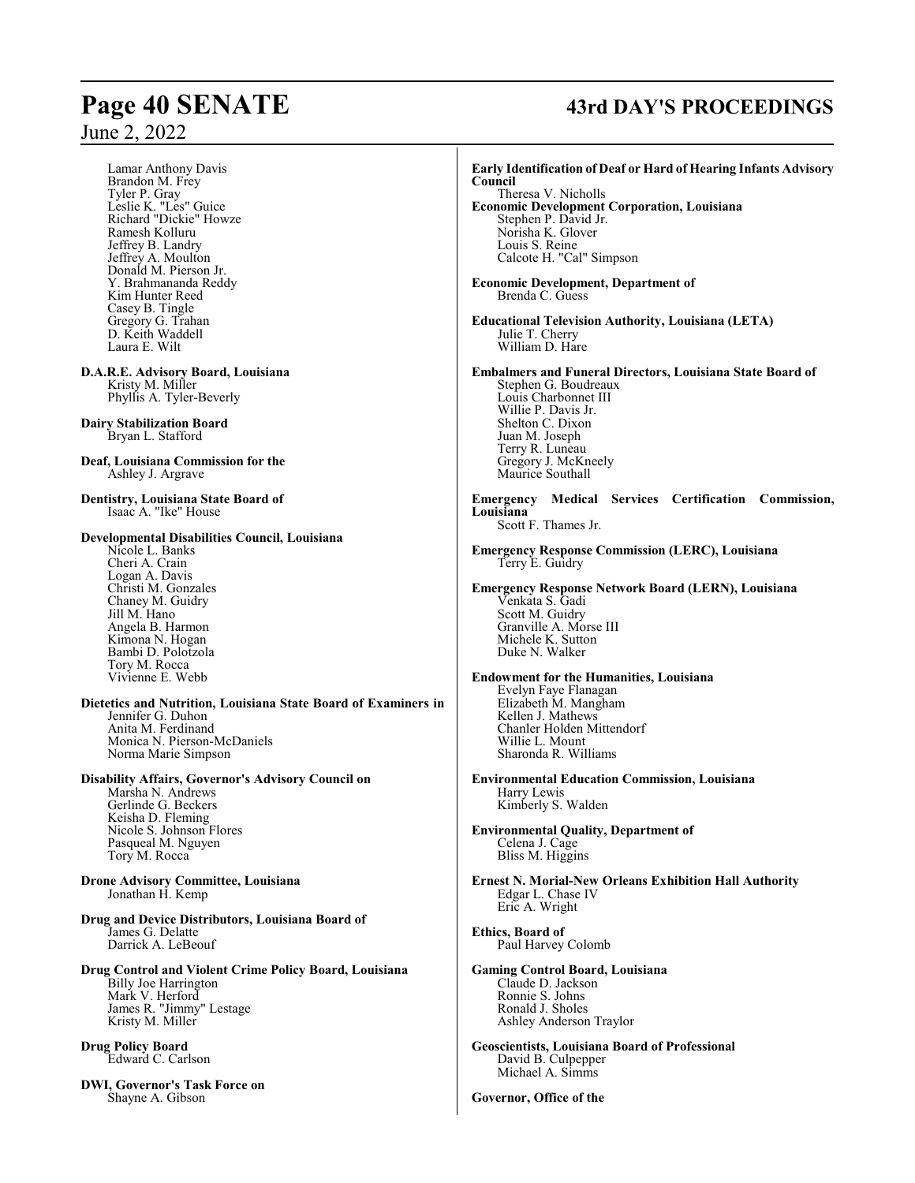Lamar Anthony Davis
Brandon M. Frey
Tyler P. Gray
Leslie K. "Les" Guice
Richard "Dickie" Howze
Ramesh Kolluru
Jeffrey B. Landry
Jeffrey A. Moulton
Donald M. Pierson Jr.
Y. Brahmananda Reddy
Kim Hunter Reed
Casey B. Tingle
Gregory G. Trahan
D. Keith Waddell
Laura E. Wilt

**D.A.R.E. Advisory Board, Louisiana**
Kristy M. Miller
Phyllis A. Tyler-Beverly

**Dairy Stabilization Board**
Bryan L. Stafford

**Deaf, Louisiana Commission for the**
Ashley J. Argrave

**Dentistry, Louisiana State Board of**
Isaac A. "Ike" House

**Developmental Disabilities Council, Louisiana**
Nicole L. Banks
Cheri A. Crain
Logan A. Davis
Christi M. Gonzales
Chaney M. Guidry
Jill M. Hano
Angela B. Harmon
Kimona N. Hogan
Bambi D. Polotzola
Tory M. Rocca
Vivienne E. Webb

**Dietetics and Nutrition, Louisiana State Board of Examiners in**
Jennifer G. Duhon
Anita M. Ferdinand
Monica N. Pierson-McDaniels
Norma Marie Simpson

**Disability Affairs, Governor's Advisory Council on**
Marsha N. Andrews
Gerlinde G. Beckers
Keisha D. Fleming
Nicole S. Johnson Flores
Pasqueal M. Nguyen
Tory M. Rocca

**Drone Advisory Committee, Louisiana**
Jonathan H. Kemp

**Drug and Device Distributors, Louisiana Board of**
James G. Delatte
Darrick A. LeBeouf

**Drug Control and Violent Crime Policy Board, Louisiana**
Billy Joe Harrington
Mark V. Herford
James R. "Jimmy" Lestage
Kristy M. Miller

**Drug Policy Board**
Edward C. Carlson

**DWI, Governor's Task Force on**
Shayne A. Gibson

**Early Identification of Deaf or Hard of Hearing Infants Advisory Council**
Theresa V. Nicholls

**Economic Development Corporation, Louisiana**
Stephen P. David Jr.
Norisha K. Glover
Louis S. Reine
Calcote H. "Cal" Simpson

**Economic Development, Department of**
Brenda C. Guess

**Educational Television Authority, Louisiana (LETA)**
Julie T. Cherry
William D. Hare

**Embalmers and Funeral Directors, Louisiana State Board of**
Stephen G. Boudreaux
Louis Charbonnet III
Willie P. Davis Jr.
Shelton C. Dixon
Juan M. Joseph
Terry R. Luneau
Gregory J. McKneely
Maurice Southall

**Emergency Medical Services Certification Commission, Louisiana**
Scott F. Thames Jr.

**Emergency Response Commission (LERC), Louisiana**
Terry E. Guidry

**Emergency Response Network Board (LERN), Louisiana**
Venkata S. Gadi
Scott M. Guidry
Granville A. Morse III
Michele K. Sutton
Duke N. Walker

**Endowment for the Humanities, Louisiana**
Evelyn Faye Flanagan
Elizabeth M. Mangham
Kellen J. Mathews
Chanler Holden Mittendorf
Willie L. Mount
Sharonda R. Williams

**Environmental Education Commission, Louisiana**
Harry Lewis
Kimberly S. Walden

**Environmental Quality, Department of**
Celena J. Cage
Bliss M. Higgins

**Ernest N. Morial-New Orleans Exhibition Hall Authority**
Edgar L. Chase IV
Eric A. Wright

**Ethics, Board of**
Paul Harvey Colomb

**Gaming Control Board, Louisiana**
Claude D. Jackson
Ronnie S. Johns
Ronald J. Sholes
Ashley Anderson Traylor

**Geoscientists, Louisiana Board of Professional**
David B. Culpepper
Michael A. Simms

**Governor, Office of the**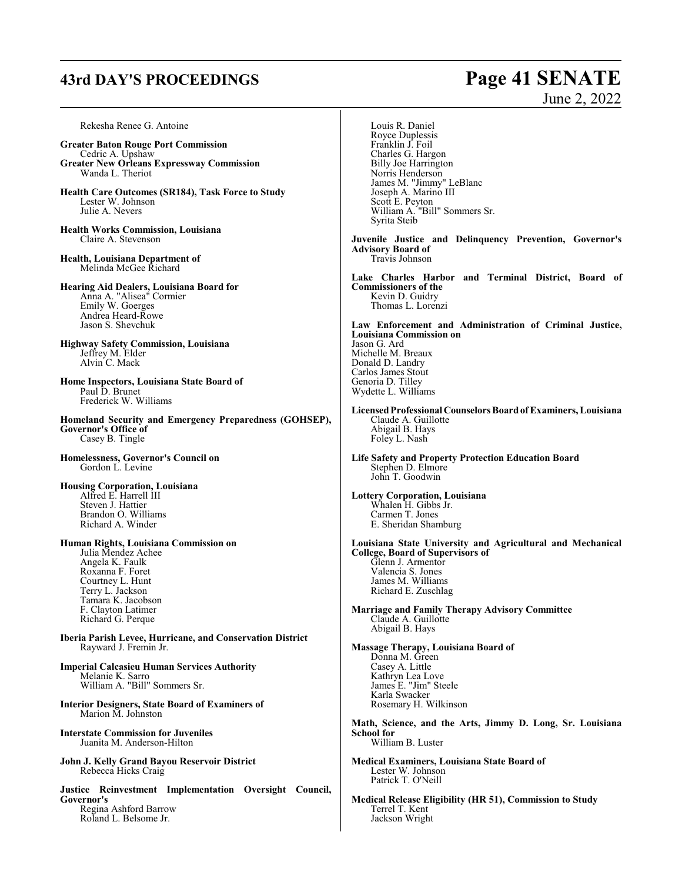Rekesha Renee G. Antoine

**Greater Baton Rouge Port Commission**
Cedric A. Upshaw

**Greater New Orleans Expressway Commission**
Wanda L. Theriot

**Health Care Outcomes (SR184), Task Force to Study**
Lester W. Johnson
Julie A. Nevers

**Health Works Commission, Louisiana**
Claire A. Stevenson

**Health, Louisiana Department of**
Melinda McGee Richard

**Hearing Aid Dealers, Louisiana Board for**
Anna A. "Alisea" Cormier
Emily W. Goerges
Andrea Heard-Rowe
Jason S. Shevchuk

**Highway Safety Commission, Louisiana**
Jeffrey M. Elder
Alvin C. Mack

**Home Inspectors, Louisiana State Board of**
Paul D. Brunet
Frederick W. Williams

**Homeland Security and Emergency Preparedness (GOHSEP), Governor's Office of**
Casey B. Tingle

**Homelessness, Governor's Council on**
Gordon L. Levine

**Housing Corporation, Louisiana**
Alfred E. Harrell III
Steven J. Hattier
Brandon O. Williams
Richard A. Winder

**Human Rights, Louisiana Commission on**
Julia Mendez Achee
Angela K. Faulk
Roxanna F. Foret
Courtney L. Hunt
Terry L. Jackson
Tamara K. Jacobson
F. Clayton Latimer
Richard G. Perque

**Iberia Parish Levee, Hurricane, and Conservation District**
Rayward J. Fremin Jr.

**Imperial Calcasieu Human Services Authority**
Melanie K. Sarro
William A. "Bill" Sommers Sr.

**Interior Designers, State Board of Examiners of**
Marion M. Johnston

**Interstate Commission for Juveniles**
Juanita M. Anderson-Hilton

**John J. Kelly Grand Bayou Reservoir District**
Rebecca Hicks Craig

**Justice Reinvestment Implementation Oversight Council, Governor's**
Regina Ashford Barrow
Roland L. Belsome Jr.
Louis R. Daniel
Royce Duplessis
Franklin J. Foil
Charles G. Hargon
Billy Joe Harrington
Norris Henderson
James M. "Jimmy" LeBlanc
Joseph A. Marino III
Scott E. Peyton
William A. "Bill" Sommers Sr.
Syrita Steib

**Juvenile Justice and Delinquency Prevention, Governor's Advisory Board of**
Travis Johnson

**Lake Charles Harbor and Terminal District, Board of Commissioners of the**
Kevin D. Guidry
Thomas L. Lorenzi

**Law Enforcement and Administration of Criminal Justice, Louisiana Commission on**
Jason G. Ard
Michelle M. Breaux
Donald D. Landry
Carlos James Stout
Genoria D. Tilley
Wydette L. Williams

**Licensed Professional Counselors Board of Examiners, Louisiana**
Claude A. Guillotte
Abigail B. Hays
Foley L. Nash

**Life Safety and Property Protection Education Board**
Stephen D. Elmore
John T. Goodwin

**Lottery Corporation, Louisiana**
Whalen H. Gibbs Jr.
Carmen T. Jones
E. Sheridan Shamburg

**Louisiana State University and Agricultural and Mechanical College, Board of Supervisors of**
Glenn J. Armentor
Valencia S. Jones
James M. Williams
Richard E. Zuschlag

**Marriage and Family Therapy Advisory Committee**
Claude A. Guillotte
Abigail B. Hays

**Massage Therapy, Louisiana Board of**
Donna M. Green
Casey A. Little
Kathryn Lea Love
James E. "Jim" Steele
Karla Swacker
Rosemary H. Wilkinson

**Math, Science, and the Arts, Jimmy D. Long, Sr. Louisiana School for**
William B. Luster

**Medical Examiners, Louisiana State Board of**
Lester W. Johnson
Patrick T. O'Neill

**Medical Release Eligibility (HR 51), Commission to Study**
Terrel T. Kent
Jackson Wright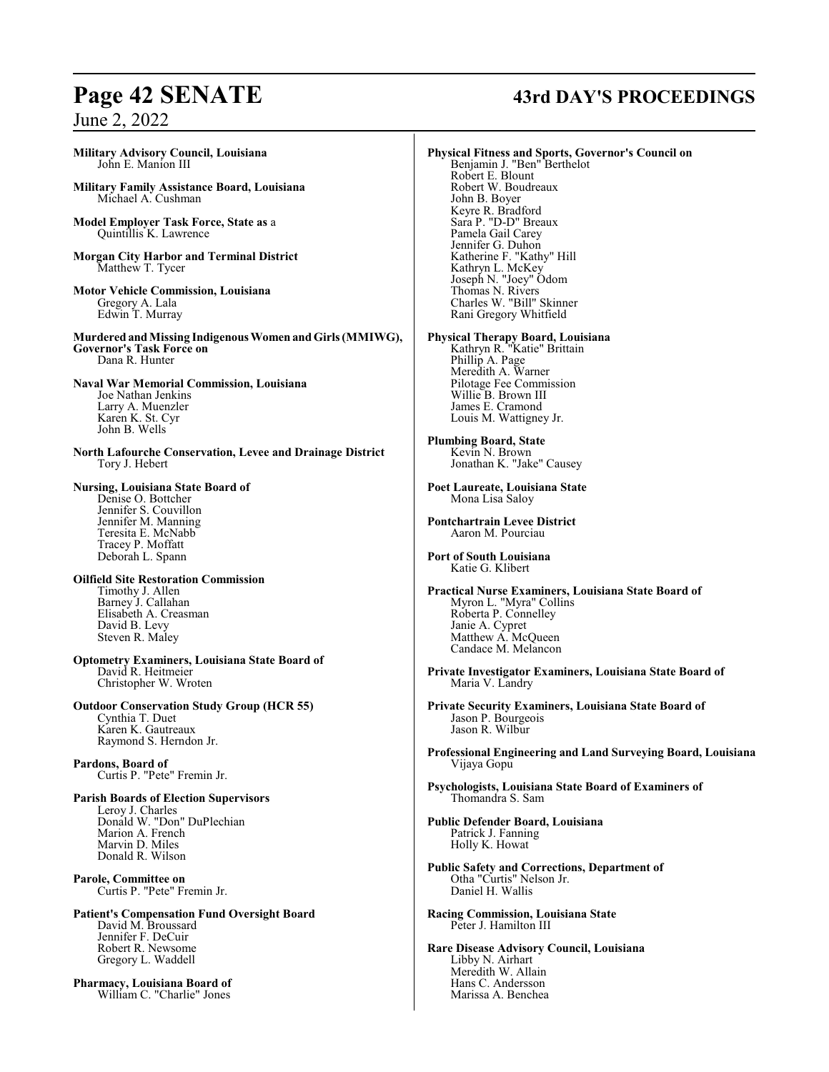**Military Advisory Council, Louisiana**
John E. Manion III

**Military Family Assistance Board, Louisiana**
Michael A. Cushman

**Model Employer Task Force, State as** a
Quintillis K. Lawrence

**Morgan City Harbor and Terminal District**
Matthew T. Tycer

**Motor Vehicle Commission, Louisiana**
Gregory A. Lala
Edwin T. Murray

**Murdered and Missing Indigenous Women and Girls (MMIWG), Governor's Task Force on**
Dana R. Hunter

**Naval War Memorial Commission, Louisiana**
Joe Nathan Jenkins
Larry A. Muenzler
Karen K. St. Cyr
John B. Wells

**North Lafourche Conservation, Levee and Drainage District**
Tory J. Hebert

**Nursing, Louisiana State Board of**
Denise O. Bottcher
Jennifer S. Couvillon
Jennifer M. Manning
Teresita E. McNabb
Tracey P. Moffatt
Deborah L. Spann

**Oilfield Site Restoration Commission**
Timothy J. Allen
Barney J. Callahan
Elisabeth A. Creasman
David B. Levy
Steven R. Maley

**Optometry Examiners, Louisiana State Board of**
David R. Heitmeier
Christopher W. Wroten

**Outdoor Conservation Study Group (HCR 55)**
Cynthia T. Duet
Karen K. Gautreaux
Raymond S. Herndon Jr.

**Pardons, Board of**
Curtis P. "Pete" Fremin Jr.

**Parish Boards of Election Supervisors**
Leroy J. Charles
Donald W. "Don" DuPlechian
Marion A. French
Marvin D. Miles
Donald R. Wilson

**Parole, Committee on**
Curtis P. "Pete" Fremin Jr.

**Patient's Compensation Fund Oversight Board**
David M. Broussard
Jennifer F. DeCuir
Robert R. Newsome
Gregory L. Waddell

**Pharmacy, Louisiana Board of**
William C. "Charlie" Jones

**Physical Fitness and Sports, Governor's Council on**
Benjamin J. "Ben" Berthelot
Robert E. Blount
Robert W. Boudreaux
John B. Boyer
Keyre R. Bradford
Sara P. "D-D" Breaux
Pamela Gail Carey
Jennifer G. Duhon
Katherine F. "Kathy" Hill
Kathryn L. McKey
Joseph N. "Joey" Odom
Thomas N. Rivers
Charles W. "Bill" Skinner
Rani Gregory Whitfield

**Physical Therapy Board, Louisiana**
Kathryn R. "Katie" Brittain
Phillip A. Page
Meredith A. Warner
Pilotage Fee Commission
Willie B. Brown III
James E. Cramond
Louis M. Wattigney Jr.

**Plumbing Board, State**
Kevin N. Brown
Jonathan K. "Jake" Causey

**Poet Laureate, Louisiana State**
Mona Lisa Saloy

**Pontchartrain Levee District**
Aaron M. Pourciau

**Port of South Louisiana**
Katie G. Klibert

**Practical Nurse Examiners, Louisiana State Board of**
Myron L. "Myra" Collins
Roberta P. Connelley
Janie A. Cypret
Matthew A. McQueen
Candace M. Melancon

**Private Investigator Examiners, Louisiana State Board of**
Maria V. Landry

**Private Security Examiners, Louisiana State Board of**
Jason P. Bourgeois
Jason R. Wilbur

**Professional Engineering and Land Surveying Board, Louisiana**
Vijaya Gopu

**Psychologists, Louisiana State Board of Examiners of**
Thomandra S. Sam

**Public Defender Board, Louisiana**
Patrick J. Fanning
Holly K. Howat

**Public Safety and Corrections, Department of**
Otha "Curtis" Nelson Jr.
Daniel H. Wallis

**Racing Commission, Louisiana State**
Peter J. Hamilton III

**Rare Disease Advisory Council, Louisiana**
Libby N. Airhart
Meredith W. Allain
Hans C. Andersson
Marissa A. Benchea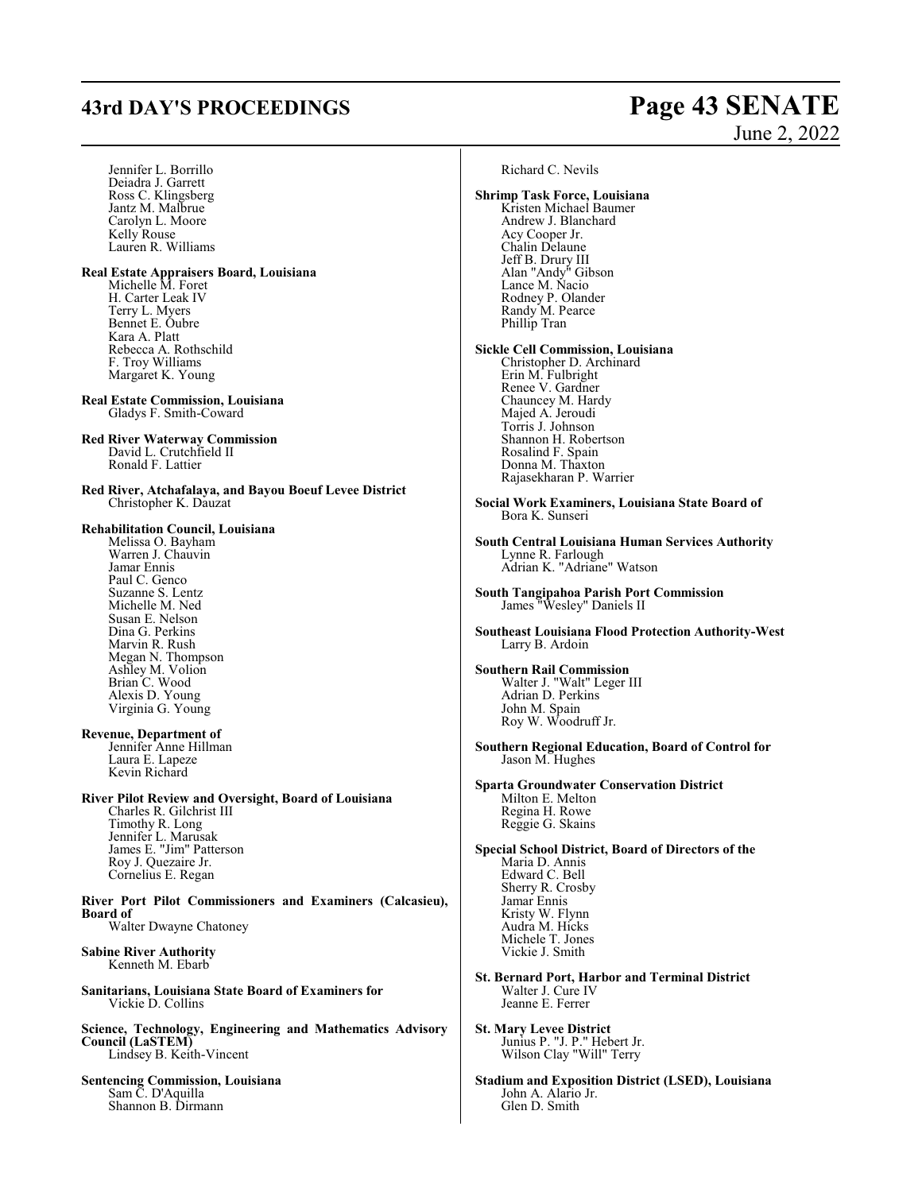Jennifer L. Borrillo
Deiadra J. Garrett
Ross C. Klingsberg
Jantz M. Malbrue
Carolyn L. Moore
Kelly Rouse
Lauren R. Williams

**Real Estate Appraisers Board, Louisiana**
Michelle M. Foret
H. Carter Leak IV
Terry L. Myers
Bennet E. Oubre
Kara A. Platt
Rebecca A. Rothschild
F. Troy Williams
Margaret K. Young

**Real Estate Commission, Louisiana**
Gladys F. Smith-Coward

**Red River Waterway Commission**
David L. Crutchfield II
Ronald F. Lattier

**Red River, Atchafalaya, and Bayou Boeuf Levee District**
Christopher K. Dauzat

**Rehabilitation Council, Louisiana**
Melissa O. Bayham
Warren J. Chauvin
Jamar Ennis
Paul C. Genco
Suzanne S. Lentz
Michelle M. Ned
Susan E. Nelson
Dina G. Perkins
Marvin R. Rush
Megan N. Thompson
Ashley M. Volion
Brian C. Wood
Alexis D. Young
Virginia G. Young

**Revenue, Department of**
Jennifer Anne Hillman
Laura E. Lapeze
Kevin Richard

**River Pilot Review and Oversight, Board of Louisiana**
Charles R. Gilchrist III
Timothy R. Long
Jennifer L. Marusak
James E. "Jim" Patterson
Roy J. Quezaire Jr.
Cornelius E. Regan

**River Port Pilot Commissioners and Examiners (Calcasieu), Board of**
Walter Dwayne Chatoney

**Sabine River Authority**
Kenneth M. Ebarb

**Sanitarians, Louisiana State Board of Examiners for**
Vickie D. Collins

**Science, Technology, Engineering and Mathematics Advisory Council (LaSTEM)**
Lindsey B. Keith-Vincent

**Sentencing Commission, Louisiana**
Sam C. D'Aquilla
Shannon B. Dirmann
Richard C. Nevils

**Shrimp Task Force, Louisiana**
Kristen Michael Baumer
Andrew J. Blanchard
Acy Cooper Jr.
Chalin Delaune
Jeff B. Drury III
Alan "Andy" Gibson
Lance M. Nacio
Rodney P. Olander
Randy M. Pearce
Phillip Tran

**Sickle Cell Commission, Louisiana**
Christopher D. Archinard
Erin M. Fulbright
Renee V. Gardner
Chauncey M. Hardy
Majed A. Jeroudi
Torris J. Johnson
Shannon H. Robertson
Rosalind F. Spain
Donna M. Thaxton
Rajasekharan P. Warrier

**Social Work Examiners, Louisiana State Board of**
Bora K. Sunseri

**South Central Louisiana Human Services Authority**
Lynne R. Farlough
Adrian K. "Adriane" Watson

**South Tangipahoa Parish Port Commission**
James "Wesley" Daniels II

**Southeast Louisiana Flood Protection Authority-West**
Larry B. Ardoin

**Southern Rail Commission**
Walter J. "Walt" Leger III
Adrian D. Perkins
John M. Spain
Roy W. Woodruff Jr.

**Southern Regional Education, Board of Control for**
Jason M. Hughes

**Sparta Groundwater Conservation District**
Milton E. Melton
Regina H. Rowe
Reggie G. Skains

**Special School District, Board of Directors of the**
Maria D. Annis
Edward C. Bell
Sherry R. Crosby
Jamar Ennis
Kristy W. Flynn
Audra M. Hicks
Michele T. Jones
Vickie J. Smith

**St. Bernard Port, Harbor and Terminal District**
Walter J. Cure IV
Jeanne E. Ferrer

**St. Mary Levee District**
Junius P. "J. P." Hebert Jr.
Wilson Clay "Will" Terry

**Stadium and Exposition District (LSED), Louisiana**
John A. Alario Jr.
Glen D. Smith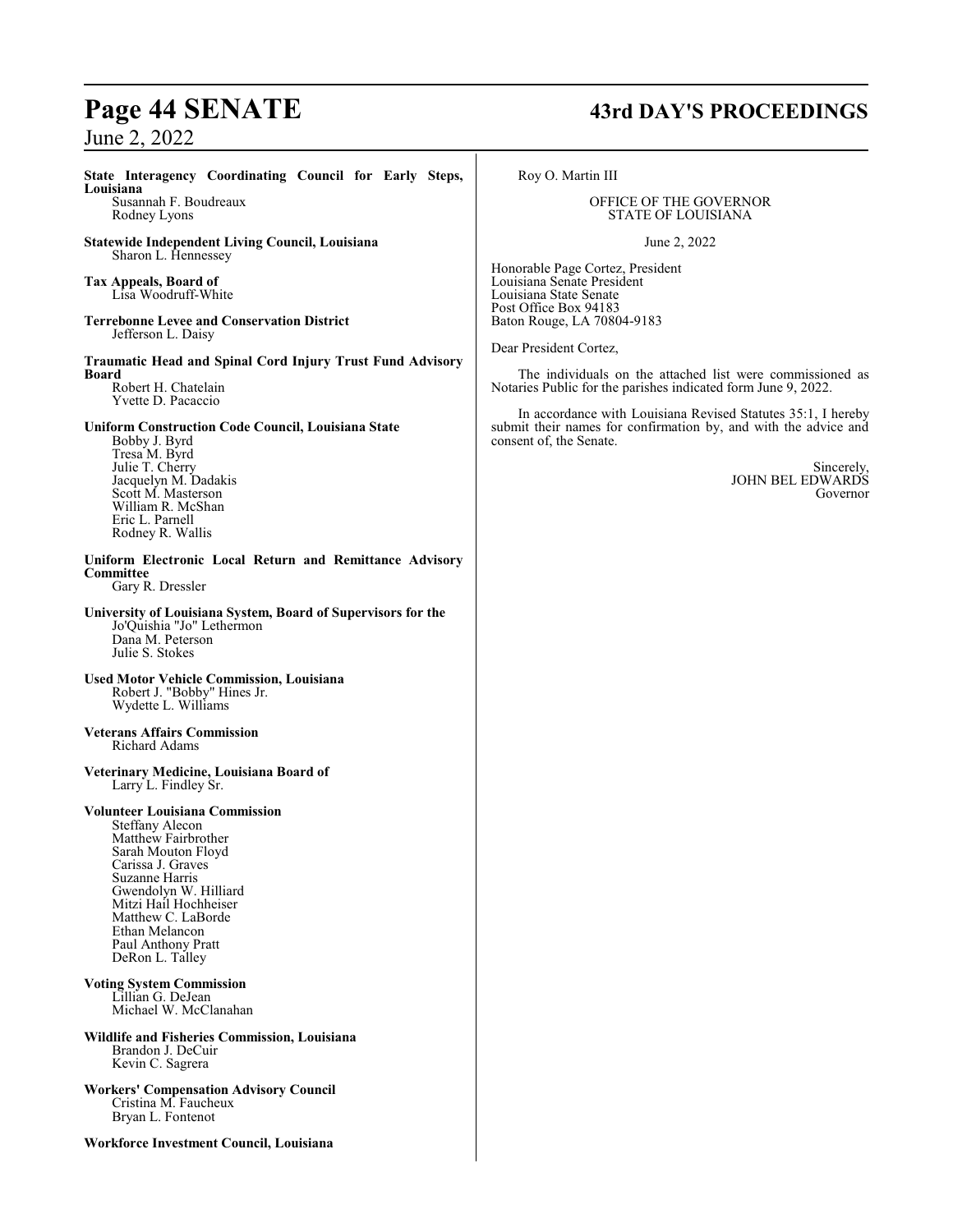**State Interagency Coordinating Council for Early Steps, Louisiana**
Susannah F. Boudreaux
Rodney Lyons

**Statewide Independent Living Council, Louisiana**
Sharon L. Hennessey

**Tax Appeals, Board of**
Lisa Woodruff-White

**Terrebonne Levee and Conservation District**
Jefferson L. Daisy

**Traumatic Head and Spinal Cord Injury Trust Fund Advisory Board**
Robert H. Chatelain
Yvette D. Pacaccio

**Uniform Construction Code Council, Louisiana State**
Bobby J. Byrd
Tresa M. Byrd
Julie T. Cherry
Jacquelyn M. Dadakis
Scott M. Masterson
William R. McShan
Eric L. Parnell
Rodney R. Wallis

**Uniform Electronic Local Return and Remittance Advisory Committee**
Gary R. Dressler

**University of Louisiana System, Board of Supervisors for the**
Jo'Quishia "Jo" Lethermon
Dana M. Peterson
Julie S. Stokes

**Used Motor Vehicle Commission, Louisiana**
Robert J. "Bobby" Hines Jr.
Wydette L. Williams

**Veterans Affairs Commission**
Richard Adams

**Veterinary Medicine, Louisiana Board of**
Larry L. Findley Sr.

**Volunteer Louisiana Commission**
Steffany Alecon
Matthew Fairbrother
Sarah Mouton Floyd
Carissa J. Graves
Suzanne Harris
Gwendolyn W. Hilliard
Mitzi Hail Hochheiser
Matthew C. LaBorde
Ethan Melancon
Paul Anthony Pratt
DeRon L. Talley

**Voting System Commission**
Lillian G. DeJean
Michael W. McClanahan

**Wildlife and Fisheries Commission, Louisiana**
Brandon J. DeCuir
Kevin C. Sagrera

**Workers' Compensation Advisory Council**
Cristina M. Faucheux
Bryan L. Fontenot

**Workforce Investment Council, Louisiana**
Roy O. Martin III

OFFICE OF THE GOVERNOR
STATE OF LOUISIANA

June 2, 2022

Honorable Page Cortez, President
Louisiana Senate President
Louisiana State Senate
Post Office Box 94183
Baton Rouge, LA 70804-9183

Dear President Cortez,

The individuals on the attached list were commissioned as Notaries Public for the parishes indicated form June 9, 2022.

In accordance with Louisiana Revised Statutes 35:1, I hereby submit their names for confirmation by, and with the advice and consent of, the Senate.

Sincerely,
JOHN BEL EDWARDS
Governor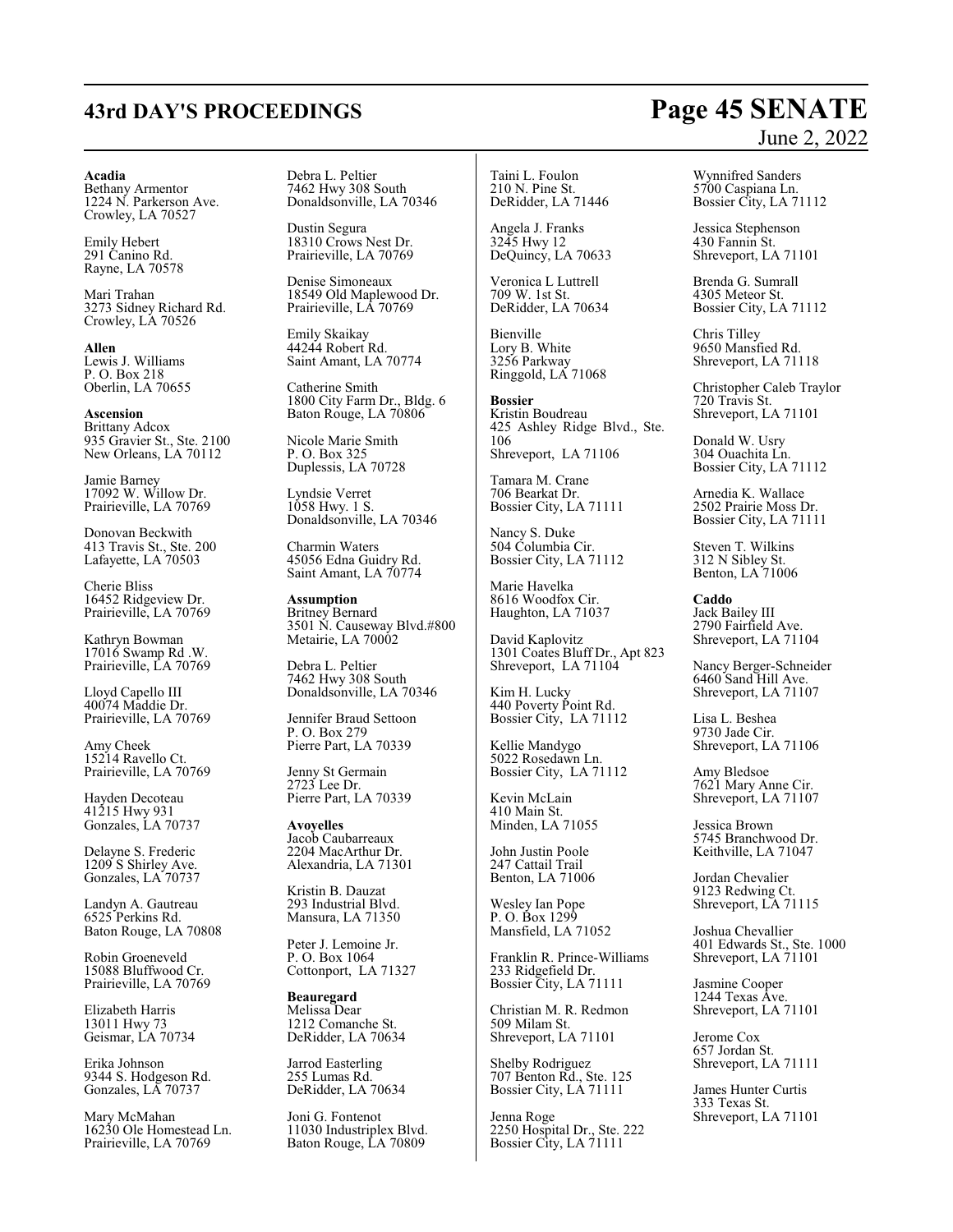**Acadia**
Bethany Armentor
1224 N. Parkerson Ave.
Crowley, LA 70527

Emily Hebert
291 Canino Rd.
Rayne, LA 70578

Mari Trahan
3273 Sidney Richard Rd.
Crowley, LA 70526

**Allen**
Lewis J. Williams
P. O. Box 218
Oberlin, LA 70655

**Ascension**
Brittany Adcox
935 Gravier St., Ste. 2100
New Orleans, LA 70112

Jamie Barney
17092 W. Willow Dr.
Prairieville, LA 70769

Donovan Beckwith
413 Travis St., Ste. 200
Lafayette, LA 70503

Cherie Bliss
16452 Ridgeview Dr.
Prairieville, LA 70769

Kathryn Bowman
17016 Swamp Rd .W.
Prairieville, LA 70769

Lloyd Capello III
40074 Maddie Dr.
Prairieville, LA 70769

Amy Cheek
15214 Ravello Ct.
Prairieville, LA 70769

Hayden Decoteau
41215 Hwy 931
Gonzales, LA 70737

Delayne S. Frederic
1209 S Shirley Ave.
Gonzales, LA 70737

Landyn A. Gautreau
6525 Perkins Rd.
Baton Rouge, LA 70808

Robin Groeneveld
15088 Bluffwood Cr.
Prairieville, LA 70769

Elizabeth Harris
13011 Hwy 73
Geismar, LA 70734

Erika Johnson
9344 S. Hodgeson Rd.
Gonzales, LA 70737

Mary McMahan
16230 Ole Homestead Ln.
Prairieville, LA 70769

Debra L. Peltier
7462 Hwy 308 South
Donaldsonville, LA 70346

Dustin Segura
18310 Crows Nest Dr.
Prairieville, LA 70769

Denise Simoneaux
18549 Old Maplewood Dr.
Prairieville, LA 70769

Emily Skaikay
44244 Robert Rd.
Saint Amant, LA 70774

Catherine Smith
1800 City Farm Dr., Bldg. 6
Baton Rouge, LA 70806

Nicole Marie Smith
P. O. Box 325
Duplessis, LA 70728

Lyndsie Verret
1058 Hwy. 1 S.
Donaldsonville, LA 70346

Charmin Waters
45056 Edna Guidry Rd.
Saint Amant, LA 70774

**Assumption**
Britney Bernard
3501 N. Causeway Blvd.#800
Metairie, LA 70002

Debra L. Peltier
7462 Hwy 308 South
Donaldsonville, LA 70346

Jennifer Braud Settoon
P. O. Box 279
Pierre Part, LA 70339

Jenny St Germain
2723 Lee Dr.
Pierre Part, LA 70339

**Avoyelles**
Jacob Caubarreaux
2204 MacArthur Dr.
Alexandria, LA 71301

Kristin B. Dauzat
293 Industrial Blvd.
Mansura, LA 71350

Peter J. Lemoine Jr.
P. O. Box 1064
Cottonport, LA 71327

**Beauregard**
Melissa Dear
1212 Comanche St.
DeRidder, LA 70634

Jarrod Easterling
255 Lumas Rd.
DeRidder, LA 70634

Joni G. Fontenot
11030 Industriplex Blvd.
Baton Rouge, LA 70809

Taini L. Foulon
210 N. Pine St.
DeRidder, LA 71446

Angela J. Franks
3245 Hwy 12
DeQuincy, LA 70633

Veronica L Luttrell
709 W. 1st St.
DeRidder, LA 70634

Bienville
Lory B. White
3256 Parkway
Ringgold, LA 71068

**Bossier**
Kristin Boudreau
425 Ashley Ridge Blvd., Ste. 106
Shreveport, LA 71106

Tamara M. Crane
706 Bearkat Dr.
Bossier City, LA 71111

Nancy S. Duke
504 Columbia Cir.
Bossier City, LA 71112

Marie Havelka
8616 Woodfox Cir.
Haughton, LA 71037

David Kaplovitz
1301 Coates Bluff Dr., Apt 823
Shreveport, LA 71104

Kim H. Lucky
440 Poverty Point Rd.
Bossier City, LA 71112

Kellie Mandygo
5022 Rosedawn Ln.
Bossier City, LA 71112

Kevin McLain
410 Main St.
Minden, LA 71055

John Justin Poole
247 Cattail Trail
Benton, LA 71006

Wesley Ian Pope
P. O. Box 1299
Mansfield, LA 71052

Franklin R. Prince-Williams
233 Ridgefield Dr.
Bossier City, LA 71111

Christian M. R. Redmon
509 Milam St.
Shreveport, LA 71101

Shelby Rodriguez
707 Benton Rd., Ste. 125
Bossier City, LA 71111

Jenna Roge
2250 Hospital Dr., Ste. 222
Bossier City, LA 71111

Wynnifred Sanders
5700 Caspiana Ln.
Bossier City, LA 71112

Jessica Stephenson
430 Fannin St.
Shreveport, LA 71101

Brenda G. Sumrall
4305 Meteor St.
Bossier City, LA 71112

Chris Tilley
9650 Mansfied Rd.
Shreveport, LA 71118

Christopher Caleb Traylor
720 Travis St.
Shreveport, LA 71101

Donald W. Usry
304 Ouachita Ln.
Bossier City, LA 71112

Arnedia K. Wallace
2502 Prairie Moss Dr.
Bossier City, LA 71111

Steven T. Wilkins
312 N Sibley St.
Benton, LA 71006

**Caddo**
Jack Bailey III
2790 Fairfield Ave.
Shreveport, LA 71104

Nancy Berger-Schneider
6460 Sand Hill Ave.
Shreveport, LA 71107

Lisa L. Beshea
9730 Jade Cir.
Shreveport, LA 71106

Amy Bledsoe
7621 Mary Anne Cir.
Shreveport, LA 71107

Jessica Brown
5745 Branchwood Dr.
Keithville, LA 71047

Jordan Chevalier
9123 Redwing Ct.
Shreveport, LA 71115

Joshua Chevallier
401 Edwards St., Ste. 1000
Shreveport, LA 71101

Jasmine Cooper
1244 Texas Ave.
Shreveport, LA 71101

Jerome Cox
657 Jordan St.
Shreveport, LA 71111

James Hunter Curtis
333 Texas St.
Shreveport, LA 71101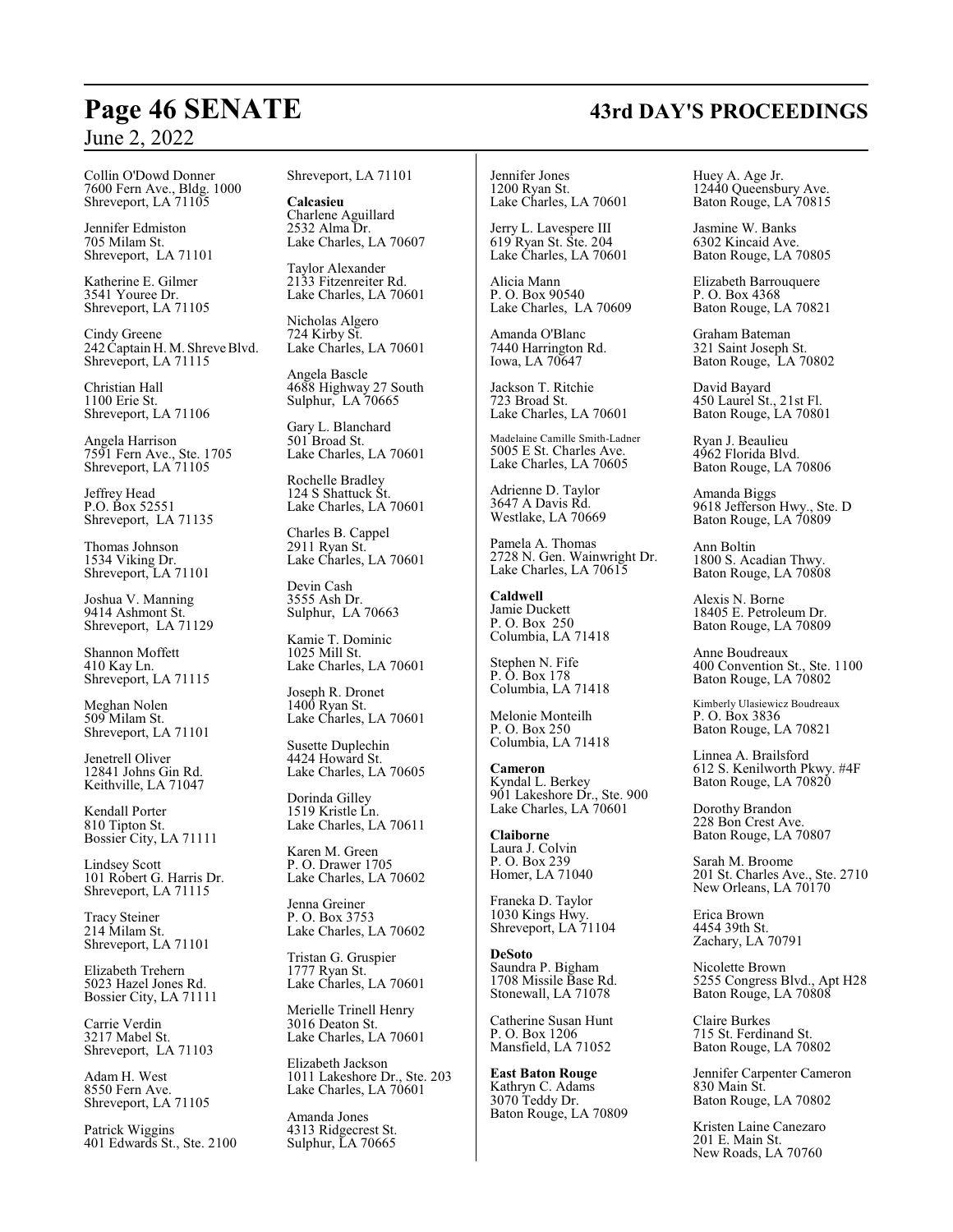Collin O'Dowd Donner
7600 Fern Ave., Bldg. 1000
Shreveport, LA 71105

Jennifer Edmiston
705 Milam St.
Shreveport, LA 71101

Katherine E. Gilmer
3541 Youree Dr.
Shreveport, LA 71105

Cindy Greene
242 Captain H. M. Shreve Blvd.
Shreveport, LA 71115

Christian Hall
1100 Erie St.
Shreveport, LA 71106

Angela Harrison
7591 Fern Ave., Ste. 1705
Shreveport, LA 71105

Jeffrey Head
P.O. Box 52551
Shreveport, LA 71135

Thomas Johnson
1534 Viking Dr.
Shreveport, LA 71101

Joshua V. Manning
9414 Ashmont St.
Shreveport, LA 71129

Shannon Moffett
410 Kay Ln.
Shreveport, LA 71115

Meghan Nolen
509 Milam St.
Shreveport, LA 71101

Jenetrell Oliver
12841 Johns Gin Rd.
Keithville, LA 71047

Kendall Porter
810 Tipton St.
Bossier City, LA 71111

Lindsey Scott
101 Robert G. Harris Dr.
Shreveport, LA 71115

Tracy Steiner
214 Milam St.
Shreveport, LA 71101

Elizabeth Trehern
5023 Hazel Jones Rd.
Bossier City, LA 71111

Carrie Verdin
3217 Mabel St.
Shreveport, LA 71103

Adam H. West
8550 Fern Ave.
Shreveport, LA 71105

Patrick Wiggins
401 Edwards St., Ste. 2100
Shreveport, LA 71101

**Calcasieu**
Charlene Aguillard
2532 Alma Dr.
Lake Charles, LA 70607

Taylor Alexander
2133 Fitzenreiter Rd.
Lake Charles, LA 70601

Nicholas Algero
724 Kirby St.
Lake Charles, LA 70601

Angela Bascle
4688 Highway 27 South
Sulphur, LA 70665

Gary L. Blanchard
501 Broad St.
Lake Charles, LA 70601

Rochelle Bradley
124 S Shattuck St.
Lake Charles, LA 70601

Charles B. Cappel
2911 Ryan St.
Lake Charles, LA 70601

Devin Cash
3555 Ash Dr.
Sulphur, LA 70663

Kamie T. Dominic
1025 Mill St.
Lake Charles, LA 70601

Joseph R. Dronet
1400 Ryan St.
Lake Charles, LA 70601

Susette Duplechin
4424 Howard St.
Lake Charles, LA 70605

Dorinda Gilley
1519 Kristle Ln.
Lake Charles, LA 70611

Karen M. Green
P. O. Drawer 1705
Lake Charles, LA 70602

Jenna Greiner
P. O. Box 3753
Lake Charles, LA 70602

Tristan G. Gruspier
1777 Ryan St.
Lake Charles, LA 70601

Merielle Trinell Henry
3016 Deaton St.
Lake Charles, LA 70601

Elizabeth Jackson
1011 Lakeshore Dr., Ste. 203
Lake Charles, LA 70601

Amanda Jones
4313 Ridgecrest St.
Sulphur, LA 70665

Jennifer Jones
1200 Ryan St.
Lake Charles, LA 70601

Jerry L. Lavespere III
619 Ryan St. Ste. 204
Lake Charles, LA 70601

Alicia Mann
P. O. Box 90540
Lake Charles, LA 70609

Amanda O'Blanc
7440 Harrington Rd.
Iowa, LA 70647

Jackson T. Ritchie
723 Broad St.
Lake Charles, LA 70601

Madelaine Camille Smith-Ladner
5005 E St. Charles Ave.
Lake Charles, LA 70605

Adrienne D. Taylor
3647 A Davis Rd.
Westlake, LA 70669

Pamela A. Thomas
2728 N. Gen. Wainwright Dr.
Lake Charles, LA 70615

**Caldwell**
Jamie Duckett
P. O. Box 250
Columbia, LA 71418

Stephen N. Fife
P. O. Box 178
Columbia, LA 71418

Melonie Monteilh
P. O. Box 250
Columbia, LA 71418

**Cameron**
Kyndal L. Berkey
901 Lakeshore Dr., Ste. 900
Lake Charles, LA 70601

**Claiborne**
Laura J. Colvin
P. O. Box 239
Homer, LA 71040

Franeka D. Taylor
1030 Kings Hwy.
Shreveport, LA 71104

**DeSoto**
Saundra P. Bigham
1708 Missile Base Rd.
Stonewall, LA 71078

Catherine Susan Hunt
P. O. Box 1206
Mansfield, LA 71052

**East Baton Rouge**
Kathryn C. Adams
3070 Teddy Dr.
Baton Rouge, LA 70809

Huey A. Age Jr.
12440 Queensbury Ave.
Baton Rouge, LA 70815

Jasmine W. Banks
6302 Kincaid Ave.
Baton Rouge, LA 70805

Elizabeth Barrouquere
P. O. Box 4368
Baton Rouge, LA 70821

Graham Bateman
321 Saint Joseph St.
Baton Rouge, LA 70802

David Bayard
450 Laurel St., 21st Fl.
Baton Rouge, LA 70801

Ryan J. Beaulieu
4962 Florida Blvd.
Baton Rouge, LA 70806

Amanda Biggs
9618 Jefferson Hwy., Ste. D
Baton Rouge, LA 70809

Ann Boltin
1800 S. Acadian Thwy.
Baton Rouge, LA 70808

Alexis N. Borne
18405 E. Petroleum Dr.
Baton Rouge, LA 70809

Anne Boudreaux
400 Convention St., Ste. 1100
Baton Rouge, LA 70802

Kimberly Ulasiewicz Boudreaux
P. O. Box 3836
Baton Rouge, LA 70821

Linnea A. Brailsford
612 S. Kenilworth Pkwy. #4F
Baton Rouge, LA 70820

Dorothy Brandon
228 Bon Crest Ave.
Baton Rouge, LA 70807

Sarah M. Broome
201 St. Charles Ave., Ste. 2710
New Orleans, LA 70170

Erica Brown
4454 39th St.
Zachary, LA 70791

Nicolette Brown
5255 Congress Blvd., Apt H28
Baton Rouge, LA 70808

Claire Burkes
715 St. Ferdinand St.
Baton Rouge, LA 70802

Jennifer Carpenter Cameron
830 Main St.
Baton Rouge, LA 70802

Kristen Laine Canezaro
201 E. Main St.
New Roads, LA 70760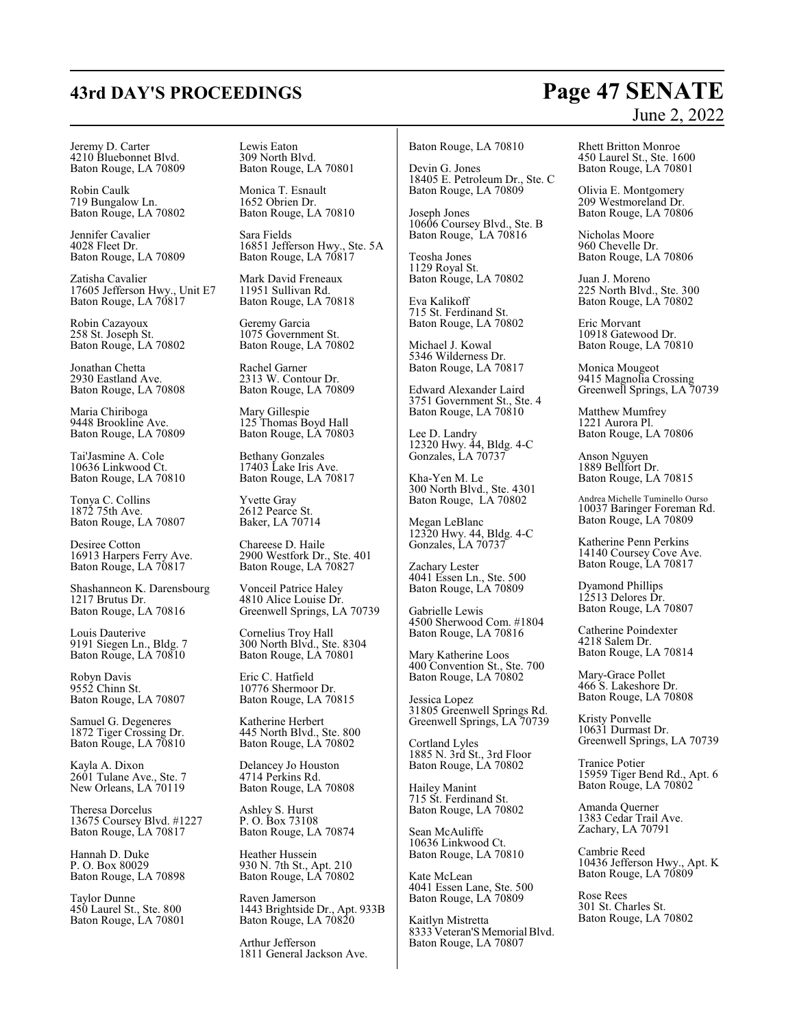Jeremy D. Carter
4210 Bluebonnet Blvd.
Baton Rouge, LA 70809

Robin Caulk
719 Bungalow Ln.
Baton Rouge, LA 70802

Jennifer Cavalier
4028 Fleet Dr.
Baton Rouge, LA 70809

Zatisha Cavalier
17605 Jefferson Hwy., Unit E7
Baton Rouge, LA 70817

Robin Cazayoux
258 St. Joseph St.
Baton Rouge, LA 70802

Jonathan Chetta
2930 Eastland Ave.
Baton Rouge, LA 70808

Maria Chiriboga
9448 Brookline Ave.
Baton Rouge, LA 70809

Tai'Jasmine A. Cole
10636 Linkwood Ct.
Baton Rouge, LA 70810

Tonya C. Collins
1872 75th Ave.
Baton Rouge, LA 70807

Desiree Cotton
16913 Harpers Ferry Ave.
Baton Rouge, LA 70817

Shashanneon K. Darensbourg
1217 Brutus Dr.
Baton Rouge, LA 70816

Louis Dauterive
9191 Siegen Ln., Bldg. 7
Baton Rouge, LA 70810

Robyn Davis
9552 Chinn St.
Baton Rouge, LA 70807

Samuel G. Degeneres
1872 Tiger Crossing Dr.
Baton Rouge, LA 70810

Kayla A. Dixon
2601 Tulane Ave., Ste. 7
New Orleans, LA 70119

Theresa Dorcelus
13675 Coursey Blvd. #1227
Baton Rouge, LA 70817

Hannah D. Duke
P. O. Box 80029
Baton Rouge, LA 70898

Taylor Dunne
450 Laurel St., Ste. 800
Baton Rouge, LA 70801

Lewis Eaton
309 North Blvd.
Baton Rouge, LA 70801

Monica T. Esnault
1652 Obrien Dr.
Baton Rouge, LA 70810

Sara Fields
16851 Jefferson Hwy., Ste. 5A
Baton Rouge, LA 70817

Mark David Freneaux
11951 Sullivan Rd.
Baton Rouge, LA 70818

Geremy Garcia
1075 Government St.
Baton Rouge, LA 70802

Rachel Garner
2313 W. Contour Dr.
Baton Rouge, LA 70809

Mary Gillespie
125 Thomas Boyd Hall
Baton Rouge, LA 70803

Bethany Gonzales
17403 Lake Iris Ave.
Baton Rouge, LA 70817

Yvette Gray
2612 Pearce St.
Baker, LA 70714

Chareese D. Haile
2900 Westfork Dr., Ste. 401
Baton Rouge, LA 70827

Vonceil Patrice Haley
4810 Alice Louise Dr.
Greenwell Springs, LA 70739

Cornelius Troy Hall
300 North Blvd., Ste. 8304
Baton Rouge, LA 70801

Eric C. Hatfield
10776 Shermoor Dr.
Baton Rouge, LA 70815

Katherine Herbert
445 North Blvd., Ste. 800
Baton Rouge, LA 70802

Delancey Jo Houston
4714 Perkins Rd.
Baton Rouge, LA 70808

Ashley S. Hurst
P. O. Box 73108
Baton Rouge, LA 70874

Heather Hussein
930 N. 7th St., Apt. 210
Baton Rouge, LA 70802

Raven Jamerson
1443 Brightside Dr., Apt. 933B
Baton Rouge, LA 70820

Arthur Jefferson
1811 General Jackson Ave.
Baton Rouge, LA 70810

Devin G. Jones
18405 E. Petroleum Dr., Ste. C
Baton Rouge, LA 70809

Joseph Jones
10606 Coursey Blvd., Ste. B
Baton Rouge, LA 70816

Teosha Jones
1129 Royal St.
Baton Rouge, LA 70802

Eva Kalikoff
715 St. Ferdinand St.
Baton Rouge, LA 70802

Michael J. Kowal
5346 Wilderness Dr.
Baton Rouge, LA 70817

Edward Alexander Laird
3751 Government St., Ste. 4
Baton Rouge, LA 70810

Lee D. Landry
12320 Hwy. 44, Bldg. 4-C
Gonzales, LA 70737

Kha-Yen M. Le
300 North Blvd., Ste. 4301
Baton Rouge, LA 70802

Megan LeBlanc
12320 Hwy. 44, Bldg. 4-C
Gonzales, LA 70737

Zachary Lester
4041 Essen Ln., Ste. 500
Baton Rouge, LA 70809

Gabrielle Lewis
4500 Sherwood Com. #1804
Baton Rouge, LA 70816

Mary Katherine Loos
400 Convention St., Ste. 700
Baton Rouge, LA 70802

Jessica Lopez
31805 Greenwell Springs Rd.
Greenwell Springs, LA 70739

Cortland Lyles
1885 N. 3rd St., 3rd Floor
Baton Rouge, LA 70802

Hailey Manint
715 St. Ferdinand St.
Baton Rouge, LA 70802

Sean McAuliffe
10636 Linkwood Ct.
Baton Rouge, LA 70810

Kate McLean
4041 Essen Lane, Ste. 500
Baton Rouge, LA 70809

Kaitlyn Mistretta
8333 Veteran'S Memorial Blvd.
Baton Rouge, LA 70807

Rhett Britton Monroe
450 Laurel St., Ste. 1600
Baton Rouge, LA 70801

Olivia E. Montgomery
209 Westmoreland Dr.
Baton Rouge, LA 70806

Nicholas Moore
960 Chevelle Dr.
Baton Rouge, LA 70806

Juan J. Moreno
225 North Blvd., Ste. 300
Baton Rouge, LA 70802

Eric Morvant
10918 Gatewood Dr.
Baton Rouge, LA 70810

Monica Mougeot
9415 Magnolia Crossing
Greenwell Springs, LA 70739

Matthew Mumfrey
1221 Aurora Pl.
Baton Rouge, LA 70806

Anson Nguyen
1889 Bellfort Dr.
Baton Rouge, LA 70815

Andrea Michelle Tuminello Ourso
10037 Baringer Foreman Rd.
Baton Rouge, LA 70809

Katherine Penn Perkins
14140 Coursey Cove Ave.
Baton Rouge, LA 70817

Dyamond Phillips
12513 Delores Dr.
Baton Rouge, LA 70807

Catherine Poindexter
4218 Salem Dr.
Baton Rouge, LA 70814

Mary-Grace Pollet
466 S. Lakeshore Dr.
Baton Rouge, LA 70808

Kristy Ponvelle
10631 Durmast Dr.
Greenwell Springs, LA 70739

Tranice Potier
15959 Tiger Bend Rd., Apt. 6
Baton Rouge, LA 70802

Amanda Querner
1383 Cedar Trail Ave.
Zachary, LA 70791

Cambrie Reed
10436 Jefferson Hwy., Apt. K
Baton Rouge, LA 70809

Rose Rees
301 St. Charles St.
Baton Rouge, LA 70802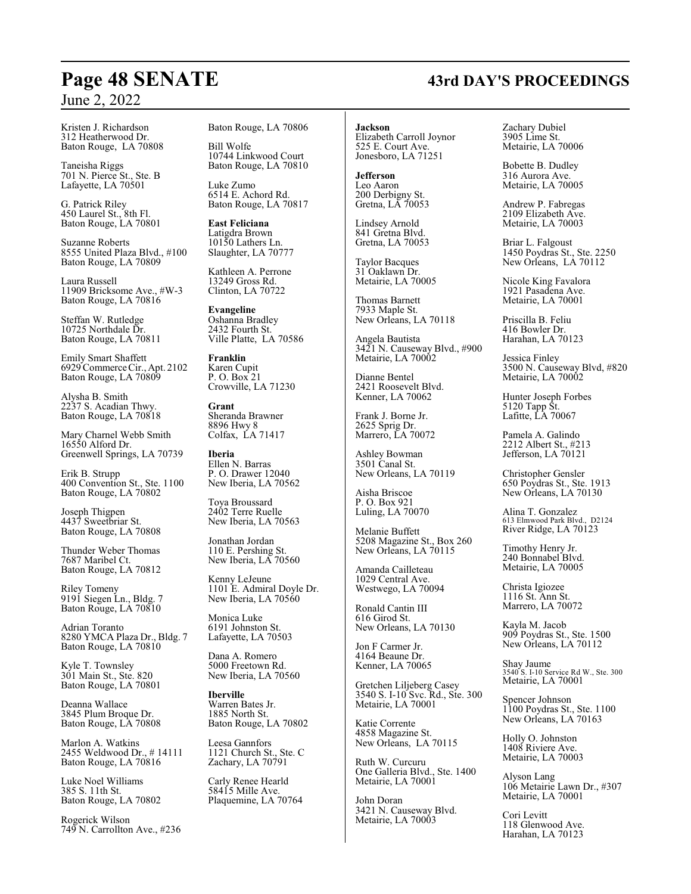Kristen J. Richardson
312 Heatherwood Dr.
Baton Rouge, LA 70808

Taneisha Riggs
701 N. Pierce St., Ste. B
Lafayette, LA 70501

G. Patrick Riley
450 Laurel St., 8th Fl.
Baton Rouge, LA 70801

Suzanne Roberts
8555 United Plaza Blvd., #100
Baton Rouge, LA 70809

Laura Russell
11909 Bricksome Ave., #W-3
Baton Rouge, LA 70816

Steffan W. Rutledge
10725 Northdale Dr.
Baton Rouge, LA 70811

Emily Smart Shaffett
6929 Commerce Cir., Apt. 2102
Baton Rouge, LA 70809

Alysha B. Smith
2237 S. Acadian Thwy.
Baton Rouge, LA 70818

Mary Charnel Webb Smith
16550 Alford Dr.
Greenwell Springs, LA 70739

Erik B. Strupp
400 Convention St., Ste. 1100
Baton Rouge, LA 70802

Joseph Thigpen
4437 Sweetbriar St.
Baton Rouge, LA 70808

Thunder Weber Thomas
7687 Maribel Ct.
Baton Rouge, LA 70812

Riley Tomeny
9191 Siegen Ln., Bldg. 7
Baton Rouge, LA 70810

Adrian Toranto
8280 YMCA Plaza Dr., Bldg. 7
Baton Rouge, LA 70810

Kyle T. Townsley
301 Main St., Ste. 820
Baton Rouge, LA 70801

Deanna Wallace
3845 Plum Broque Dr.
Baton Rouge, LA 70808

Marlon A. Watkins
2455 Weldwood Dr., # 14111
Baton Rouge, LA 70816

Luke Noel Williams
385 S. 11th St.
Baton Rouge, LA 70802

Rogerick Wilson
749 N. Carrollton Ave., #236
Baton Rouge, LA 70806

Bill Wolfe
10744 Linkwood Court
Baton Rouge, LA 70810

Luke Zumo
6514 E. Achord Rd.
Baton Rouge, LA 70817

**East Feliciana**
Latigdra Brown
10150 Lathers Ln.
Slaughter, LA 70777

Kathleen A. Perrone
13249 Gross Rd.
Clinton, LA 70722

**Evangeline**
Oshanna Bradley
2432 Fourth St.
Ville Platte, LA 70586

**Franklin**
Karen Cupit
P. O. Box 21
Crowville, LA 71230

**Grant**
Sheranda Brawner
8896 Hwy 8
Colfax, LA 71417

**Iberia**
Ellen N. Barras
P. O. Drawer 12040
New Iberia, LA 70562

Toya Broussard
2402 Terre Ruelle
New Iberia, LA 70563

Jonathan Jordan
110 E. Pershing St.
New Iberia, LA 70560

Kenny LeJeune
1101 E. Admiral Doyle Dr.
New Iberia, LA 70560

Monica Luke
6191 Johnston St.
Lafayette, LA 70503

Dana A. Romero
5000 Freetown Rd.
New Iberia, LA 70560

**Iberville**
Warren Bates Jr.
1885 North St.
Baton Rouge, LA 70802

Leesa Gannfors
1121 Church St., Ste. C
Zachary, LA 70791

Carly Renee Hearld
58415 Mille Ave.
Plaquemine, LA 70764

**Jackson**
Elizabeth Carroll Joynor
525 E. Court Ave.
Jonesboro, LA 71251

**Jefferson**
Leo Aaron
200 Derbigny St.
Gretna, LA 70053

Lindsey Arnold
841 Gretna Blvd.
Gretna, LA 70053

Taylor Bacques
31 Oaklawn Dr.
Metairie, LA 70005

Thomas Barnett
7933 Maple St.
New Orleans, LA 70118

Angela Bautista
3421 N. Causeway Blvd., #900
Metairie, LA 70002

Dianne Bentel
2421 Roosevelt Blvd.
Kenner, LA 70062

Frank J. Borne Jr.
2625 Sprig Dr.
Marrero, LA 70072

Ashley Bowman
3501 Canal St.
New Orleans, LA 70119

Aisha Briscoe
P. O. Box 921
Luling, LA 70070

Melanie Buffett
5208 Magazine St., Box 260
New Orleans, LA 70115

Amanda Cailleteau
1029 Central Ave.
Westwego, LA 70094

Ronald Cantin III
616 Girod St.
New Orleans, LA 70130

Jon F Carmer Jr.
4164 Beaune Dr.
Kenner, LA 70065

Gretchen Liljeberg Casey
3540 S. I-10 Svc. Rd., Ste. 300
Metairie, LA 70001

Katie Corrente
4858 Magazine St.
New Orleans, LA 70115

Ruth W. Curcuru
One Galleria Blvd., Ste. 1400
Metairie, LA 70001

John Doran
3421 N. Causeway Blvd.
Metairie, LA 70003

Zachary Dubiel
3905 Lime St.
Metairie, LA 70006

Bobette B. Dudley
316 Aurora Ave.
Metairie, LA 70005

Andrew P. Fabregas
2109 Elizabeth Ave.
Metairie, LA 70003

Briar L. Falgoust
1450 Poydras St., Ste. 2250
New Orleans, LA 70112

Nicole King Favalora
1921 Pasadena Ave.
Metairie, LA 70001

Priscilla B. Feliu
416 Bowler Dr.
Harahan, LA 70123

Jessica Finley
3500 N. Causeway Blvd, #820
Metairie, LA 70002

Hunter Joseph Forbes
5120 Tapp St.
Lafitte, LA 70067

Pamela A. Galindo
2212 Albert St., #213
Jefferson, LA 70121

Christopher Gensler
650 Poydras St., Ste. 1913
New Orleans, LA 70130

Alina T. Gonzalez
613 Elmwood Park Blvd., D2124
River Ridge, LA 70123

Timothy Henry Jr.
240 Bonnabel Blvd.
Metairie, LA 70005

Christa Igiozee
1116 St. Ann St.
Marrero, LA 70072

Kayla M. Jacob
909 Poydras St., Ste. 1500
New Orleans, LA 70112

Shay Jaume
3540 S. I-10 Service Rd W., Ste. 300
Metairie, LA 70001

Spencer Johnson
1100 Poydras St., Ste. 1100
New Orleans, LA 70163

Holly O. Johnston
1408 Riviere Ave.
Metairie, LA 70003

Alyson Lang
106 Metairie Lawn Dr., #307
Metairie, LA 70001

Cori Levitt
118 Glenwood Ave.
Harahan, LA 70123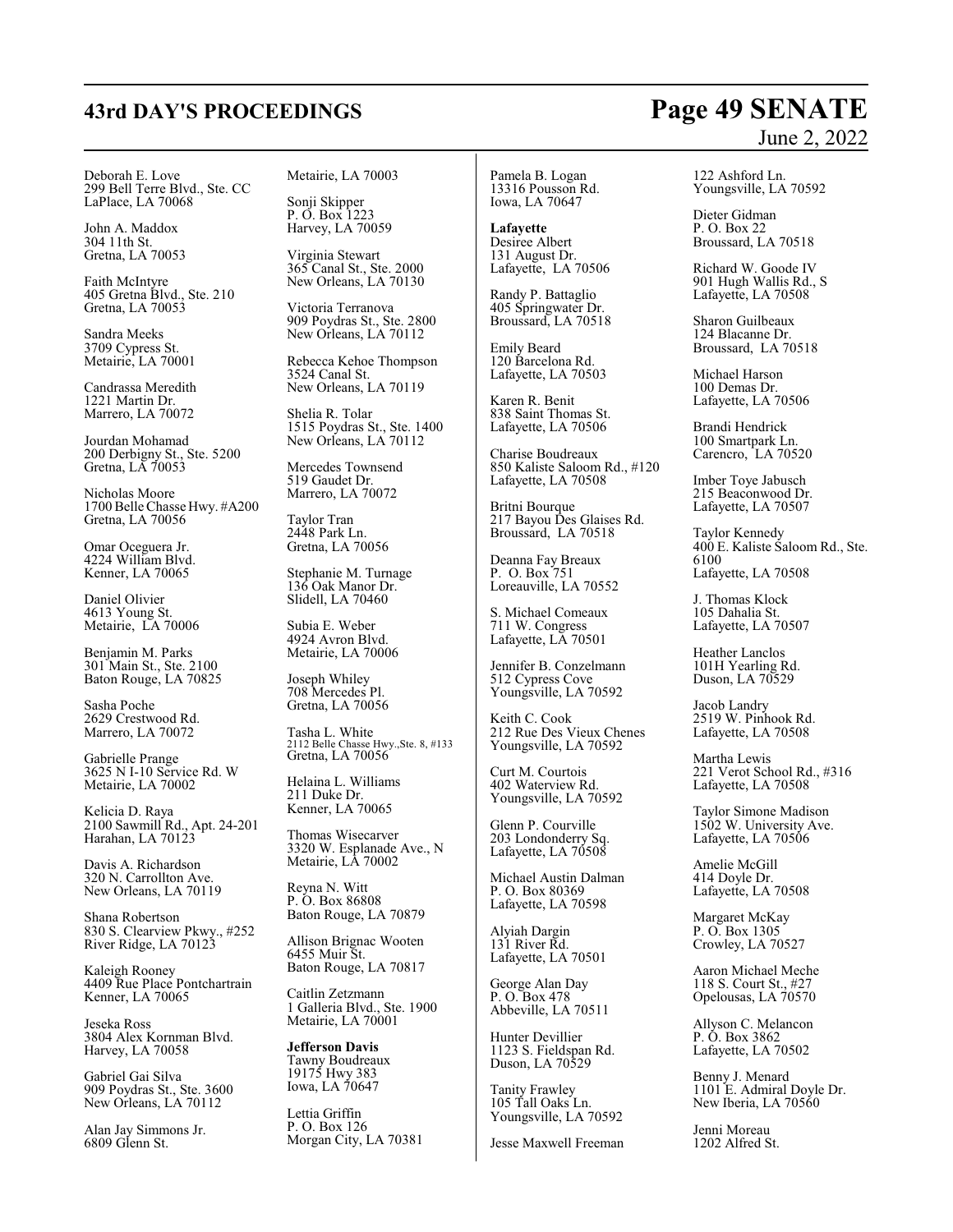Deborah E. Love
299 Bell Terre Blvd., Ste. CC
LaPlace, LA 70068

John A. Maddox
304 11th St.
Gretna, LA 70053

Faith McIntyre
405 Gretna Blvd., Ste. 210
Gretna, LA 70053

Sandra Meeks
3709 Cypress St.
Metairie, LA 70001

Candrassa Meredith
1221 Martin Dr.
Marrero, LA 70072

Jourdan Mohamad
200 Derbigny St., Ste. 5200
Gretna, LA 70053

Nicholas Moore
1700 Belle Chasse Hwy. #A200
Gretna, LA 70056

Omar Oceguera Jr.
4224 William Blvd.
Kenner, LA 70065

Daniel Olivier
4613 Young St.
Metairie, LA 70006

Benjamin M. Parks
301 Main St., Ste. 2100
Baton Rouge, LA 70825

Sasha Poche
2629 Crestwood Rd.
Marrero, LA 70072

Gabrielle Prange
3625 N I-10 Service Rd. W
Metairie, LA 70002

Kelicia D. Raya
2100 Sawmill Rd., Apt. 24-201
Harahan, LA 70123

Davis A. Richardson
320 N. Carrollton Ave.
New Orleans, LA 70119

Shana Robertson
830 S. Clearview Pkwy., #252
River Ridge, LA 70123

Kaleigh Rooney
4409 Rue Place Pontchartrain
Kenner, LA 70065

Jeseka Ross
3804 Alex Kornman Blvd.
Harvey, LA 70058

Gabriel Gai Silva
909 Poydras St., Ste. 3600
New Orleans, LA 70112

Alan Jay Simmons Jr.
6809 Glenn St.
Metairie, LA 70003

Sonji Skipper
P. O. Box 1223
Harvey, LA 70059

Virginia Stewart
365 Canal St., Ste. 2000
New Orleans, LA 70130

Victoria Terranova
909 Poydras St., Ste. 2800
New Orleans, LA 70112

Rebecca Kehoe Thompson
3524 Canal St.
New Orleans, LA 70119

Shelia R. Tolar
1515 Poydras St., Ste. 1400
New Orleans, LA 70112

Mercedes Townsend
519 Gaudet Dr.
Marrero, LA 70072

Taylor Tran
2448 Park Ln.
Gretna, LA 70056

Stephanie M. Turnage
136 Oak Manor Dr.
Slidell, LA 70460

Subia E. Weber
4924 Avron Blvd.
Metairie, LA 70006

Joseph Whiley
708 Mercedes Pl.
Gretna, LA 70056

Tasha L. White
2112 Belle Chasse Hwy.,Ste. 8, #133
Gretna, LA 70056

Helaina L. Williams
211 Duke Dr.
Kenner, LA 70065

Thomas Wisecarver
3320 W. Esplanade Ave., N
Metairie, LA 70002

Reyna N. Witt
P. O. Box 86808
Baton Rouge, LA 70879

Allison Brignac Wooten
6455 Muir St.
Baton Rouge, LA 70817

Caitlin Zetzmann
1 Galleria Blvd., Ste. 1900
Metairie, LA 70001

**Jefferson Davis**

Tawny Boudreaux
19175 Hwy 383
Iowa, LA 70647

Lettia Griffin
P. O. Box 126
Morgan City, LA 70381

Pamela B. Logan
13316 Pousson Rd.
Iowa, LA 70647

**Lafayette**

Desiree Albert
131 August Dr.
Lafayette, LA 70506

Randy P. Battaglio
405 Springwater Dr.
Broussard, LA 70518

Emily Beard
120 Barcelona Rd.
Lafayette, LA 70503

Karen R. Benit
838 Saint Thomas St.
Lafayette, LA 70506

Charise Boudreaux
850 Kaliste Saloom Rd., #120
Lafayette, LA 70508

Britni Bourque
217 Bayou Des Glaises Rd.
Broussard, LA 70518

Deanna Fay Breaux
P. O. Box 751
Loreauville, LA 70552

S. Michael Comeaux
711 W. Congress
Lafayette, LA 70501

Jennifer B. Conzelmann
512 Cypress Cove
Youngsville, LA 70592

Keith C. Cook
212 Rue Des Vieux Chenes
Youngsville, LA 70592

Curt M. Courtois
402 Waterview Rd.
Youngsville, LA 70592

Glenn P. Courville
203 Londonderry Sq.
Lafayette, LA 70508

Michael Austin Dalman
P. O. Box 80369
Lafayette, LA 70598

Alyiah Dargin
131 River Rd.
Lafayette, LA 70501

George Alan Day
P. O. Box 478
Abbeville, LA 70511

Hunter Devillier
1123 S. Fieldspan Rd.
Duson, LA 70529

Tanity Frawley
105 Tall Oaks Ln.
Youngsville, LA 70592

Jesse Maxwell Freeman
122 Ashford Ln.
Youngsville, LA 70592

Dieter Gidman
P. O. Box 22
Broussard, LA 70518

Richard W. Goode IV
901 Hugh Wallis Rd., S
Lafayette, LA 70508

Sharon Guilbeaux
124 Blacanne Dr.
Broussard, LA 70518

Michael Harson
100 Demas Dr.
Lafayette, LA 70506

Brandi Hendrick
100 Smartpark Ln.
Carencro, LA 70520

Imber Toye Jabusch
215 Beaconwood Dr.
Lafayette, LA 70507

Taylor Kennedy
400 E. Kaliste Saloom Rd., Ste. 6100
Lafayette, LA 70508

J. Thomas Klock
105 Dahalia St.
Lafayette, LA 70507

Heather Lanclos
101H Yearling Rd.
Duson, LA 70529

Jacob Landry
2519 W. Pinhook Rd.
Lafayette, LA 70508

Martha Lewis
221 Verot School Rd., #316
Lafayette, LA 70508

Taylor Simone Madison
1502 W. University Ave.
Lafayette, LA 70506

Amelie McGill
414 Doyle Dr.
Lafayette, LA 70508

Margaret McKay
P. O. Box 1305
Crowley, LA 70527

Aaron Michael Meche
118 S. Court St., #27
Opelousas, LA 70570

Allyson C. Melancon
P. O. Box 3862
Lafayette, LA 70502

Benny J. Menard
1101 E. Admiral Doyle Dr.
New Iberia, LA 70560

Jenni Moreau
1202 Alfred St.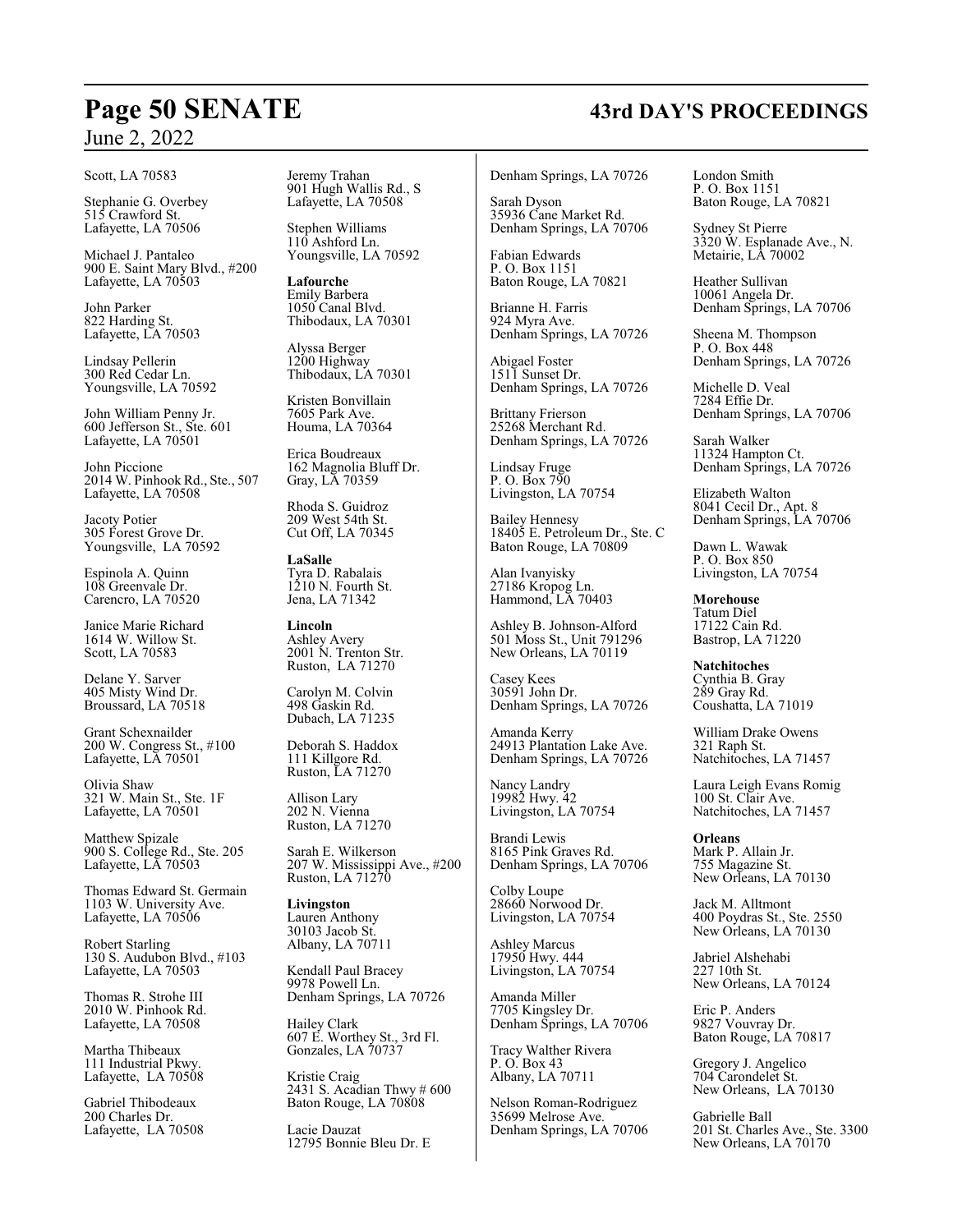Scott, LA 70583

Stephanie G. Overbey
515 Crawford St.
Lafayette, LA 70506

Michael J. Pantaleo
900 E. Saint Mary Blvd., #200
Lafayette, LA 70503

John Parker
822 Harding St.
Lafayette, LA 70503

Lindsay Pellerin
300 Red Cedar Ln.
Youngsville, LA 70592

John William Penny Jr.
600 Jefferson St., Ste. 601
Lafayette, LA 70501

John Piccione
2014 W. Pinhook Rd., Ste., 507
Lafayette, LA 70508

Jacoty Potier
305 Forest Grove Dr.
Youngsville, LA 70592

Espinola A. Quinn
108 Greenvale Dr.
Carencro, LA 70520

Janice Marie Richard
1614 W. Willow St.
Scott, LA 70583

Delane Y. Sarver
405 Misty Wind Dr.
Broussard, LA 70518

Grant Schexnailder
200 W. Congress St., #100
Lafayette, LA 70501

Olivia Shaw
321 W. Main St., Ste. 1F
Lafayette, LA 70501

Matthew Spizale
900 S. College Rd., Ste. 205
Lafayette, LA 70503

Thomas Edward St. Germain
1103 W. University Ave.
Lafayette, LA 70506

Robert Starling
130 S. Audubon Blvd., #103
Lafayette, LA 70503

Thomas R. Strohe III
2010 W. Pinhook Rd.
Lafayette, LA 70508

Martha Thibeaux
111 Industrial Pkwy.
Lafayette, LA 70508

Gabriel Thibodeaux
200 Charles Dr.
Lafayette, LA 70508

Jeremy Trahan
901 Hugh Wallis Rd., S
Lafayette, LA 70508

Stephen Williams
110 Ashford Ln.
Youngsville, LA 70592

**Lafourche**
Emily Barbera
1050 Canal Blvd.
Thibodaux, LA 70301

Alyssa Berger
1200 Highway
Thibodaux, LA 70301

Kristen Bonvillain
7605 Park Ave.
Houma, LA 70364

Erica Boudreaux
162 Magnolia Bluff Dr.
Gray, LA 70359

Rhoda S. Guidroz
209 West 54th St.
Cut Off, LA 70345

**LaSalle**
Tyra D. Rabalais
1210 N. Fourth St.
Jena, LA 71342

**Lincoln**
Ashley Avery
2001 N. Trenton Str.
Ruston, LA 71270

Carolyn M. Colvin
498 Gaskin Rd.
Dubach, LA 71235

Deborah S. Haddox
111 Killgore Rd.
Ruston, LA 71270

Allison Lary
202 N. Vienna
Ruston, LA 71270

Sarah E. Wilkerson
207 W. Mississippi Ave., #200
Ruston, LA 71270

**Livingston**
Lauren Anthony
30103 Jacob St.
Albany, LA 70711

Kendall Paul Bracey
9978 Powell Ln.
Denham Springs, LA 70726

Hailey Clark
607 E. Worthey St., 3rd Fl.
Gonzales, LA 70737

Kristie Craig
2431 S. Acadian Thwy # 600
Baton Rouge, LA 70808

Lacie Dauzat
12795 Bonnie Bleu Dr. E
Denham Springs, LA 70726

Sarah Dyson
35936 Cane Market Rd.
Denham Springs, LA 70706

Fabian Edwards
P. O. Box 1151
Baton Rouge, LA 70821

Brianne H. Farris
924 Myra Ave.
Denham Springs, LA 70726

Abigael Foster
1511 Sunset Dr.
Denham Springs, LA 70726

Brittany Frierson
25268 Merchant Rd.
Denham Springs, LA 70726

Lindsay Fruge
P. O. Box 790
Livingston, LA 70754

Bailey Hennesy
18405 E. Petroleum Dr., Ste. C
Baton Rouge, LA 70809

Alan Ivanyisky
27186 Kropog Ln.
Hammond, LA 70403

Ashley B. Johnson-Alford
501 Moss St., Unit 791296
New Orleans, LA 70119

Casey Kees
30591 John Dr.
Denham Springs, LA 70726

Amanda Kerry
24913 Plantation Lake Ave.
Denham Springs, LA 70726

Nancy Landry
19982 Hwy. 42
Livingston, LA 70754

Brandi Lewis
8165 Pink Graves Rd.
Denham Springs, LA 70706

Colby Loupe
28660 Norwood Dr.
Livingston, LA 70754

Ashley Marcus
17950 Hwy. 444
Livingston, LA 70754

Amanda Miller
7705 Kingsley Dr.
Denham Springs, LA 70706

Tracy Walther Rivera
P. O. Box 43
Albany, LA 70711

Nelson Roman-Rodriguez
35699 Melrose Ave.
Denham Springs, LA 70706

London Smith
P. O. Box 1151
Baton Rouge, LA 70821

Sydney St Pierre
3320 W. Esplanade Ave., N.
Metairie, LA 70002

Heather Sullivan
10061 Angela Dr.
Denham Springs, LA 70706

Sheena M. Thompson
P. O. Box 448
Denham Springs, LA 70726

Michelle D. Veal
7284 Effie Dr.
Denham Springs, LA 70706

Sarah Walker
11324 Hampton Ct.
Denham Springs, LA 70726

Elizabeth Walton
8041 Cecil Dr., Apt. 8
Denham Springs, LA 70706

Dawn L. Wawak
P. O. Box 850
Livingston, LA 70754

**Morehouse**
Tatum Diel
17122 Cain Rd.
Bastrop, LA 71220

**Natchitoches**
Cynthia B. Gray
289 Gray Rd.
Coushatta, LA 71019

William Drake Owens
321 Raph St.
Natchitoches, LA 71457

Laura Leigh Evans Romig
100 St. Clair Ave.
Natchitoches, LA 71457

**Orleans**
Mark P. Allain Jr.
755 Magazine St.
New Orleans, LA 70130

Jack M. Alltmont
400 Poydras St., Ste. 2550
New Orleans, LA 70130

Jabriel Alshehabi
227 10th St.
New Orleans, LA 70124

Eric P. Anders
9827 Vouvray Dr.
Baton Rouge, LA 70817

Gregory J. Angelico
704 Carondelet St.
New Orleans, LA 70130

Gabrielle Ball
201 St. Charles Ave., Ste. 3300
New Orleans, LA 70170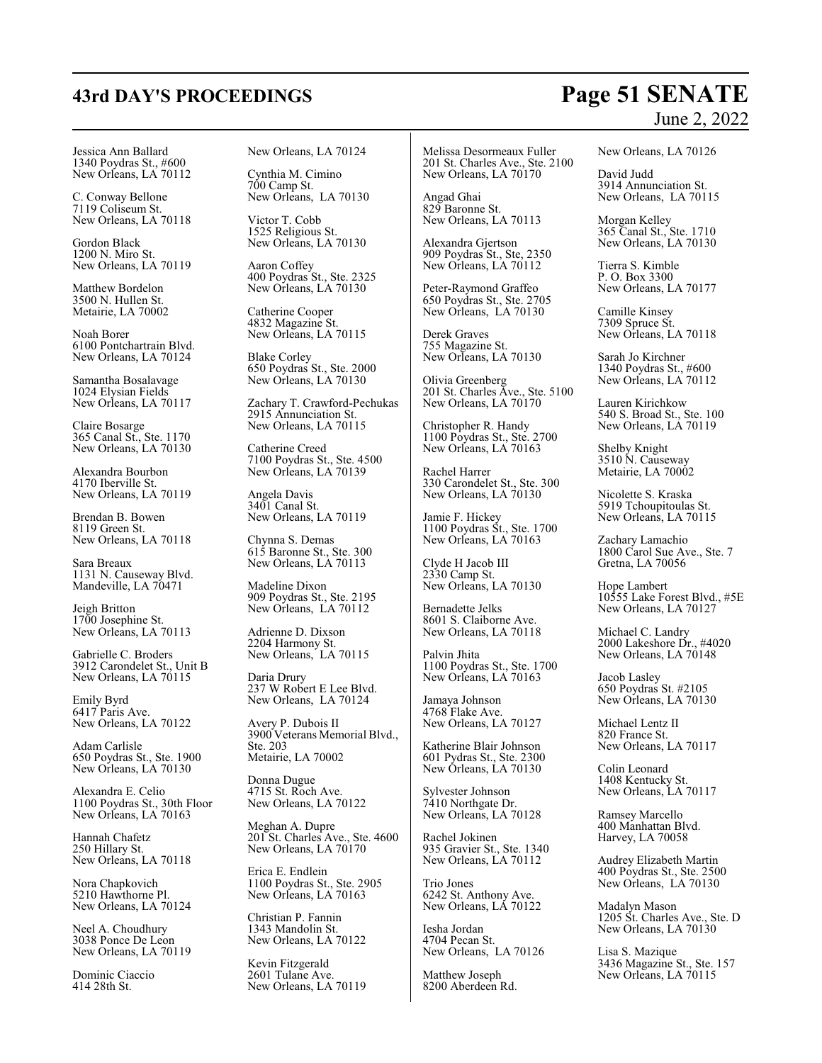Jessica Ann Ballard
1340 Poydras St., #600
New Orleans, LA 70112

C. Conway Bellone
7119 Coliseum St.
New Orleans, LA 70118

Gordon Black
1200 N. Miro St.
New Orleans, LA 70119

Matthew Bordelon
3500 N. Hullen St.
Metairie, LA 70002

Noah Borer
6100 Pontchartrain Blvd.
New Orleans, LA 70124

Samantha Bosalavage
1024 Elysian Fields
New Orleans, LA 70117

Claire Bosarge
365 Canal St., Ste. 1170
New Orleans, LA 70130

Alexandra Bourbon
4170 Iberville St.
New Orleans, LA 70119

Brendan B. Bowen
8119 Green St.
New Orleans, LA 70118

Sara Breaux
1131 N. Causeway Blvd.
Mandeville, LA 70471

Jeigh Britton
1700 Josephine St.
New Orleans, LA 70113

Gabrielle C. Broders
3912 Carondelet St., Unit B
New Orleans, LA 70115

Emily Byrd
6417 Paris Ave.
New Orleans, LA 70122

Adam Carlisle
650 Poydras St., Ste. 1900
New Orleans, LA 70130

Alexandra E. Celio
1100 Poydras St., 30th Floor
New Orleans, LA 70163

Hannah Chafetz
250 Hillary St.
New Orleans, LA 70118

Nora Chapkovich
5210 Hawthorne Pl.
New Orleans, LA 70124

Neel A. Choudhury
3038 Ponce De Leon
New Orleans, LA 70119

Dominic Ciaccio
414 28th St.
New Orleans, LA 70124

Cynthia M. Cimino
700 Camp St.
New Orleans, LA 70130

Victor T. Cobb
1525 Religious St.
New Orleans, LA 70130

Aaron Coffey
400 Poydras St., Ste. 2325
New Orleans, LA 70130

Catherine Cooper
4832 Magazine St.
New Orleans, LA 70115

Blake Corley
650 Poydras St., Ste. 2000
New Orleans, LA 70130

Zachary T. Crawford-Pechukas
2915 Annunciation St.
New Orleans, LA 70115

Catherine Creed
7100 Poydras St., Ste. 4500
New Orleans, LA 70139

Angela Davis
3401 Canal St.
New Orleans, LA 70119

Chynna S. Demas
615 Baronne St., Ste. 300
New Orleans, LA 70113

Madeline Dixon
909 Poydras St., Ste. 2195
New Orleans, LA 70112

Adrienne D. Dixson
2204 Harmony St.
New Orleans, LA 70115

Daria Drury
237 W Robert E Lee Blvd.
New Orleans, LA 70124

Avery P. Dubois II
3900 Veterans Memorial Blvd., Ste. 203
Metairie, LA 70002

Donna Dugue
4715 St. Roch Ave.
New Orleans, LA 70122

Meghan A. Dupre
201 St. Charles Ave., Ste. 4600
New Orleans, LA 70170

Erica E. Endlein
1100 Poydras St., Ste. 2905
New Orleans, LA 70163

Christian P. Fannin
1343 Mandolin St.
New Orleans, LA 70122

Kevin Fitzgerald
2601 Tulane Ave.
New Orleans, LA 70119

Melissa Desormeaux Fuller
201 St. Charles Ave., Ste. 2100
New Orleans, LA 70170

Angad Ghai
829 Baronne St.
New Orleans, LA 70113

Alexandra Gjertson
909 Poydras St., Ste, 2350
New Orleans, LA 70112

Peter-Raymond Graffeo
650 Poydras St., Ste. 2705
New Orleans, LA 70130

Derek Graves
755 Magazine St.
New Orleans, LA 70130

Olivia Greenberg
201 St. Charles Ave., Ste. 5100
New Orleans, LA 70170

Christopher R. Handy
1100 Poydras St., Ste. 2700
New Orleans, LA 70163

Rachel Harrer
330 Carondelet St., Ste. 300
New Orleans, LA 70130

Jamie F. Hickey
1100 Poydras St., Ste. 1700
New Orleans, LA 70163

Clyde H Jacob III
2330 Camp St.
New Orleans, LA 70130

Bernadette Jelks
8601 S. Claiborne Ave.
New Orleans, LA 70118

Palvin Jhita
1100 Poydras St., Ste. 1700
New Orleans, LA 70163

Jamaya Johnson
4768 Flake Ave.
New Orleans, LA 70127

Katherine Blair Johnson
601 Pydras St., Ste. 2300
New Orleans, LA 70130

Sylvester Johnson
7410 Northgate Dr.
New Orleans, LA 70128

Rachel Jokinen
935 Gravier St., Ste. 1340
New Orleans, LA 70112

Trio Jones
6242 St. Anthony Ave.
New Orleans, LA 70122

Iesha Jordan
4704 Pecan St.
New Orleans, LA 70126

Matthew Joseph
8200 Aberdeen Rd.
New Orleans, LA 70126

David Judd
3914 Annunciation St.
New Orleans, LA 70115

Morgan Kelley
365 Canal St., Ste. 1710
New Orleans, LA 70130

Tierra S. Kimble
P. O. Box 3300
New Orleans, LA 70177

Camille Kinsey
7309 Spruce St.
New Orleans, LA 70118

Sarah Jo Kirchner
1340 Poydras St., #600
New Orleans, LA 70112

Lauren Kirichkow
540 S. Broad St., Ste. 100
New Orleans, LA 70119

Shelby Knight
3510 N. Causeway
Metairie, LA 70002

Nicolette S. Kraska
5919 Tchoupitoulas St.
New Orleans, LA 70115

Zachary Lamachio
1800 Carol Sue Ave., Ste. 7
Gretna, LA 70056

Hope Lambert
10555 Lake Forest Blvd., #5E
New Orleans, LA 70127

Michael C. Landry
2000 Lakeshore Dr., #4020
New Orleans, LA 70148

Jacob Lasley
650 Poydras St. #2105
New Orleans, LA 70130

Michael Lentz II
820 France St.
New Orleans, LA 70117

Colin Leonard
1408 Kentucky St.
New Orleans, LA 70117

Ramsey Marcello
400 Manhattan Blvd.
Harvey, LA 70058

Audrey Elizabeth Martin
400 Poydras St., Ste. 2500
New Orleans, LA 70130

Madalyn Mason
1205 St. Charles Ave., Ste. D
New Orleans, LA 70130

Lisa S. Mazique
3436 Magazine St., Ste. 157
New Orleans, LA 70115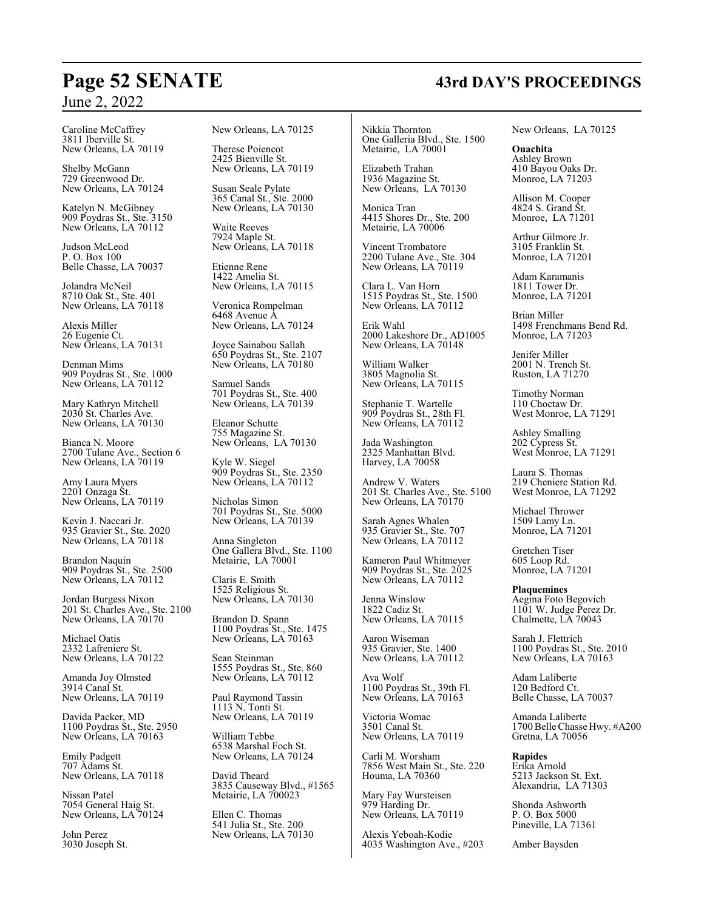Caroline McCaffrey
3811 Iberville St.
New Orleans, LA 70119

Shelby McGann
729 Greenwood Dr.
New Orleans, LA 70124

Katelyn N. McGibney
909 Poydras St., Ste. 3150
New Orleans, LA 70112

Judson McLeod
P. O. Box 100
Belle Chasse, LA 70037

Jolandra McNeil
8710 Oak St., Ste. 401
New Orleans, LA 70118

Alexis Miller
26 Eugenie Ct.
New Orleans, LA 70131

Denman Mims
909 Poydras St., Ste. 1000
New Orleans, LA 70112

Mary Kathryn Mitchell
2030 St. Charles Ave.
New Orleans, LA 70130

Bianca N. Moore
2700 Tulane Ave., Section 6
New Orleans, LA 70119

Amy Laura Myers
2201 Onzaga St.
New Orleans, LA 70119

Kevin J. Naccari Jr.
935 Gravier St., Ste. 2020
New Orleans, LA 70118

Brandon Naquin
909 Poydras St., Ste. 2500
New Orleans, LA 70112

Jordan Burgess Nixon
201 St. Charles Ave., Ste. 2100
New Orleans, LA 70170

Michael Oatis
2332 Lafreniere St.
New Orleans, LA 70122

Amanda Joy Olmsted
3914 Canal St.
New Orleans, LA 70119

Davida Packer, MD
1100 Poydras St., Ste. 2950
New Orleans, LA 70163

Emily Padgett
707 Adams St.
New Orleans, LA 70118

Nissan Patel
7054 General Haig St.
New Orleans, LA 70124

John Perez
3030 Joseph St.
New Orleans, LA 70125

Therese Poiencot
2425 Bienville St.
New Orleans, LA 70119

Susan Seale Pylate
365 Canal St., Ste. 2000
New Orleans, LA 70130

Waite Reeves
7924 Maple St.
New Orleans, LA 70118

Etienne Rene
1422 Amelia St.
New Orleans, LA 70115

Veronica Rompelman
6468 Avenue A
New Orleans, LA 70124

Joyce Sainabou Sallah
650 Poydras St., Ste. 2107
New Orleans, LA 70180

Samuel Sands
701 Poydras St., Ste. 400
New Orleans, LA 70139

Eleanor Schutte
755 Magazine St.
New Orleans, LA 70130

Kyle W. Siegel
909 Poydras St., Ste. 2350
New Orleans, LA 70112

Nicholas Simon
701 Poydras St., Ste. 5000
New Orleans, LA 70139

Anna Singleton
One Gallera Blvd., Ste. 1100
Metairie, LA 70001

Claris E. Smith
1525 Religious St.
New Orleans, LA 70130

Brandon D. Spann
1100 Poydras St., Ste. 1475
New Orleans, LA 70163

Sean Steinman
1555 Poydras St., Ste. 860
New Orleans, LA 70112

Paul Raymond Tassin
1113 N. Tonti St.
New Orleans, LA 70119

William Tebbe
6538 Marshal Foch St.
New Orleans, LA 70124

David Theard
3835 Causeway Blvd., #1565
Metairie, LA 700023

Ellen C. Thomas
541 Julia St., Ste. 200
New Orleans, LA 70130

Nikkia Thornton
One Galleria Blvd., Ste. 1500
Metairie, LA 70001

Elizabeth Trahan
1936 Magazine St.
New Orleans, LA 70130

Monica Tran
4415 Shores Dr., Ste. 200
Metairie, LA 70006

Vincent Trombatore
2200 Tulane Ave., Ste. 304
New Orleans, LA 70119

Clara L. Van Horn
1515 Poydras St., Ste. 1500
New Orleans, LA 70112

Erik Wahl
2000 Lakeshore Dr., AD1005
New Orleans, LA 70148

William Walker
3805 Magnolia St.
New Orleans, LA 70115

Stephanie T. Wartelle
909 Poydras St., 28th Fl.
New Orleans, LA 70112

Jada Washington
2325 Manhattan Blvd.
Harvey, LA 70058

Andrew V. Waters
201 St. Charles Ave., Ste. 5100
New Orleans, LA 70170

Sarah Agnes Whalen
935 Gravier St., Ste. 707
New Orleans, LA 70112

Kameron Paul Whitmeyer
909 Poydras St., Ste. 2025
New Orleans, LA 70112

Jenna Winslow
1822 Cadiz St.
New Orleans, LA 70115

Aaron Wiseman
935 Gravier, Ste. 1400
New Orleans, LA 70112

Ava Wolf
1100 Poydras St., 39th Fl.
New Orleans, LA 70163

Victoria Womac
3501 Canal St.
New Orleans, LA 70119

Carli M. Worsham
7856 West Main St., Ste. 220
Houma, LA 70360

Mary Fay Wursteisen
979 Harding Dr.
New Orleans, LA 70119

Alexis Yeboah-Kodie
4035 Washington Ave., #203
New Orleans, LA 70125

**Ouachita**

Ashley Brown
410 Bayou Oaks Dr.
Monroe, LA 71203

Allison M. Cooper
4824 S. Grand St.
Monroe, LA 71201

Arthur Gilmore Jr.
3105 Franklin St.
Monroe, LA 71201

Adam Karamanis
1811 Tower Dr.
Monroe, LA 71201

Brian Miller
1498 Frenchmans Bend Rd.
Monroe, LA 71203

Jenifer Miller
2001 N. Trench St.
Ruston, LA 71270

Timothy Norman
110 Choctaw Dr.
West Monroe, LA 71291

Ashley Smalling
202 Cypress St.
West Monroe, LA 71291

Laura S. Thomas
219 Cheniere Station Rd.
West Monroe, LA 71292

Michael Thrower
1509 Lamy Ln.
Monroe, LA 71201

Gretchen Tiser
605 Loop Rd.
Monroe, LA 71201

**Plaquemines**

Aegina Foto Begovich
1101 W. Judge Perez Dr.
Chalmette, LA 70043

Sarah J. Flettrich
1100 Poydras St., Ste. 2010
New Orleans, LA 70163

Adam Laliberte
120 Bedford Ct.
Belle Chasse, LA 70037

Amanda Laliberte
1700 Belle Chasse Hwy. #A200
Gretna, LA 70056

**Rapides**

Erika Arnold
5213 Jackson St. Ext.
Alexandria, LA 71303

Shonda Ashworth
P. O. Box 5000
Pineville, LA 71361

Amber Baysden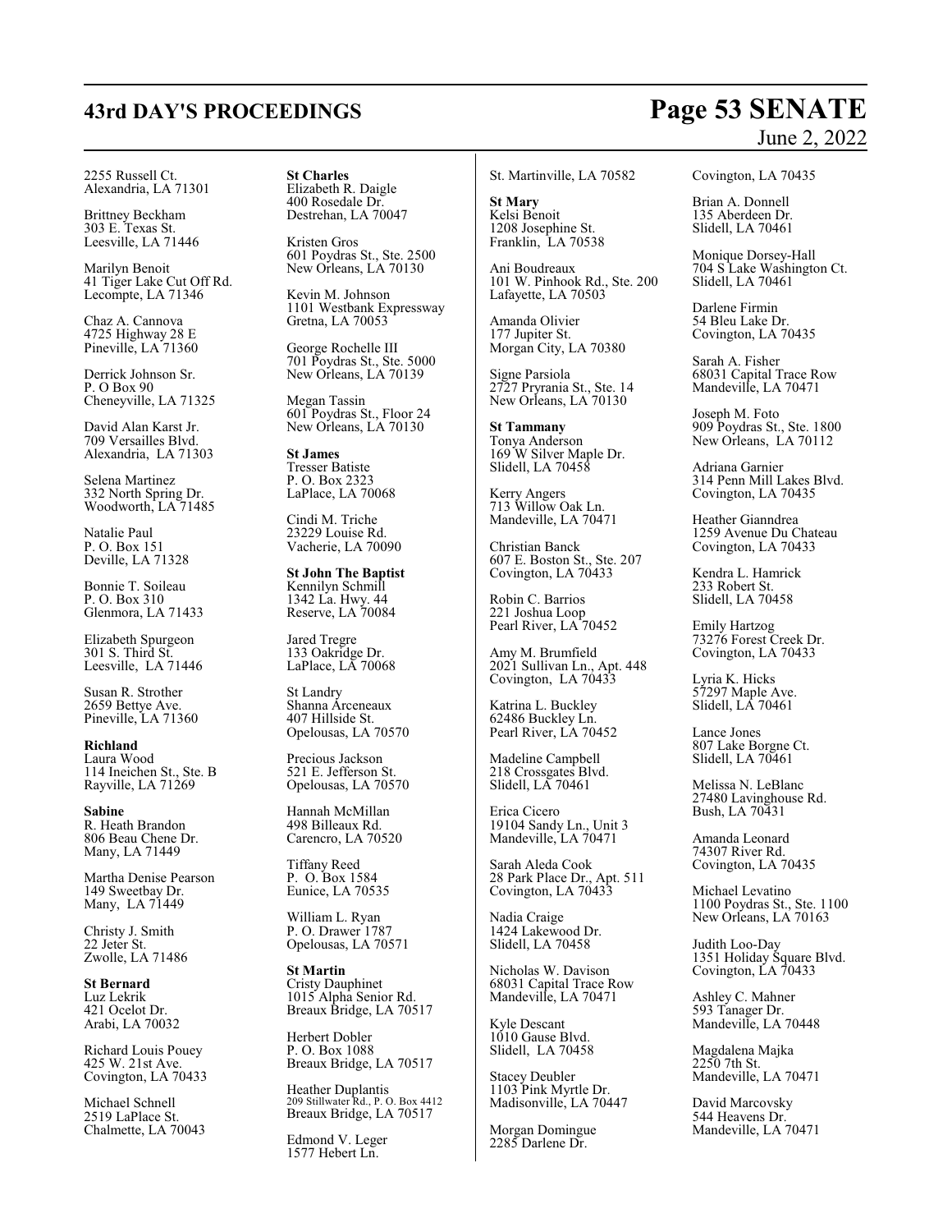2255 Russell Ct.
Alexandria, LA 71301

Brittney Beckham
303 E. Texas St.
Leesville, LA 71446

Marilyn Benoit
41 Tiger Lake Cut Off Rd.
Lecompte, LA 71346

Chaz A. Cannova
4725 Highway 28 E
Pineville, LA 71360

Derrick Johnson Sr.
P. O Box 90
Cheneyville, LA 71325

David Alan Karst Jr.
709 Versailles Blvd.
Alexandria, LA 71303

Selena Martinez
332 North Spring Dr.
Woodworth, LA 71485

Natalie Paul
P. O. Box 151
Deville, LA 71328

Bonnie T. Soileau
P. O. Box 310
Glenmora, LA 71433

Elizabeth Spurgeon
301 S. Third St.
Leesville, LA 71446

Susan R. Strother
2659 Bettye Ave.
Pineville, LA 71360

**Richland**
Laura Wood
114 Ineichen St., Ste. B
Rayville, LA 71269

**Sabine**
R. Heath Brandon
806 Beau Chene Dr.
Many, LA 71449

Martha Denise Pearson
149 Sweetbay Dr.
Many, LA 71449

Christy J. Smith
22 Jeter St.
Zwolle, LA 71486

**St Bernard**
Luz Lekrik
421 Ocelot Dr.
Arabi, LA 70032

Richard Louis Pouey
425 W. 21st Ave.
Covington, LA 70433

Michael Schnell
2519 LaPlace St.
Chalmette, LA 70043

**St Charles**
Elizabeth R. Daigle
400 Rosedale Dr.
Destrehan, LA 70047

Kristen Gros
601 Poydras St., Ste. 2500
New Orleans, LA 70130

Kevin M. Johnson
1101 Westbank Expressway
Gretna, LA 70053

George Rochelle III
701 Poydras St., Ste. 5000
New Orleans, LA 70139

Megan Tassin
601 Poydras St., Floor 24
New Orleans, LA 70130

**St James**
Tresser Batiste
P. O. Box 2323
LaPlace, LA 70068

Cindi M. Triche
23229 Louise Rd.
Vacherie, LA 70090

**St John The Baptist**
Kennilyn Schmill
1342 La. Hwy. 44
Reserve, LA 70084

Jared Tregre
133 Oakridge Dr.
LaPlace, LA 70068

St Landry
Shanna Arceneaux
407 Hillside St.
Opelousas, LA 70570

Precious Jackson
521 E. Jefferson St.
Opelousas, LA 70570

Hannah McMillan
498 Billeaux Rd.
Carencro, LA 70520

Tiffany Reed
P. O. Box 1584
Eunice, LA 70535

William L. Ryan
P. O. Drawer 1787
Opelousas, LA 70571

**St Martin**
Cristy Dauphinet
1015 Alpha Senior Rd.
Breaux Bridge, LA 70517

Herbert Dobler
P. O. Box 1088
Breaux Bridge, LA 70517

Heather Duplantis
209 Stillwater Rd., P. O. Box 4412
Breaux Bridge, LA 70517

Edmond V. Leger
1577 Hebert Ln.
St. Martinville, LA 70582

**St Mary**
Kelsi Benoit
1208 Josephine St.
Franklin, LA 70538

Ani Boudreaux
101 W. Pinhook Rd., Ste. 200
Lafayette, LA 70503

Amanda Olivier
177 Jupiter St.
Morgan City, LA 70380

Signe Parsiola
2727 Pryrania St., Ste. 14
New Orleans, LA 70130

**St Tammany**
Tonya Anderson
169 W Silver Maple Dr.
Slidell, LA 70458

Kerry Angers
713 Willow Oak Ln.
Mandeville, LA 70471

Christian Banck
607 E. Boston St., Ste. 207
Covington, LA 70433

Robin C. Barrios
221 Joshua Loop
Pearl River, LA 70452

Amy M. Brumfield
2021 Sullivan Ln., Apt. 448
Covington, LA 70433

Katrina L. Buckley
62486 Buckley Ln.
Pearl River, LA 70452

Madeline Campbell
218 Crossgates Blvd.
Slidell, LA 70461

Erica Cicero
19104 Sandy Ln., Unit 3
Mandeville, LA 70471

Sarah Aleda Cook
28 Park Place Dr., Apt. 511
Covington, LA 70433

Nadia Craige
1424 Lakewood Dr.
Slidell, LA 70458

Nicholas W. Davison
68031 Capital Trace Row
Mandeville, LA 70471

Kyle Descant
1010 Gause Blvd.
Slidell, LA 70458

Stacey Deubler
1103 Pink Myrtle Dr.
Madisonville, LA 70447

Morgan Domingue
2285 Darlene Dr.
Covington, LA 70435

Brian A. Donnell
135 Aberdeen Dr.
Slidell, LA 70461

Monique Dorsey-Hall
704 S Lake Washington Ct.
Slidell, LA 70461

Darlene Firmin
54 Bleu Lake Dr.
Covington, LA 70435

Sarah A. Fisher
68031 Capital Trace Row
Mandeville, LA 70471

Joseph M. Foto
909 Poydras St., Ste. 1800
New Orleans, LA 70112

Adriana Garnier
314 Penn Mill Lakes Blvd.
Covington, LA 70435

Heather Gianndrea
1259 Avenue Du Chateau
Covington, LA 70433

Kendra L. Hamrick
233 Robert St.
Slidell, LA 70458

Emily Hartzog
73276 Forest Creek Dr.
Covington, LA 70433

Lyria K. Hicks
57297 Maple Ave.
Slidell, LA 70461

Lance Jones
807 Lake Borgne Ct.
Slidell, LA 70461

Melissa N. LeBlanc
27480 Lavinghouse Rd.
Bush, LA 70431

Amanda Leonard
74307 River Rd.
Covington, LA 70435

Michael Levatino
1100 Poydras St., Ste. 1100
New Orleans, LA 70163

Judith Loo-Day
1351 Holiday Square Blvd.
Covington, LA 70433

Ashley C. Mahner
593 Tanager Dr.
Mandeville, LA 70448

Magdalena Majka
2250 7th St.
Mandeville, LA 70471

David Marcovsky
544 Heavens Dr.
Mandeville, LA 70471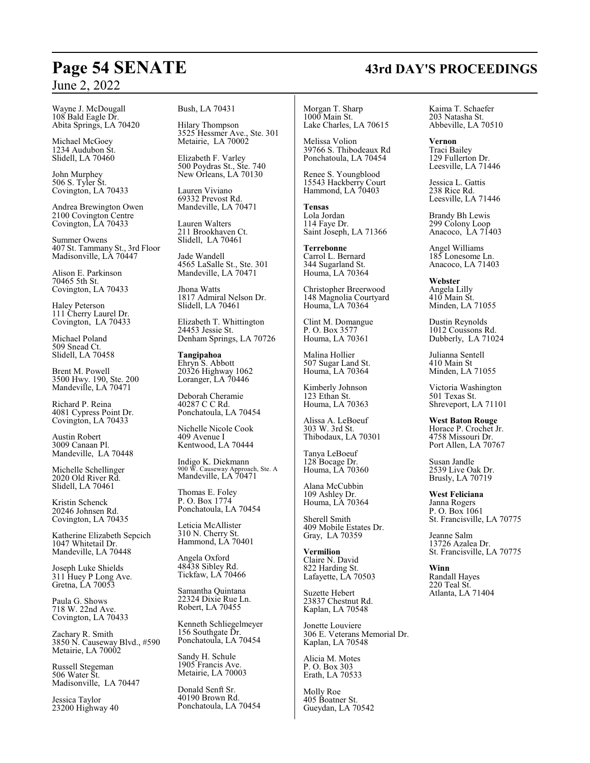Wayne J. McDougall
108 Bald Eagle Dr.
Abita Springs, LA 70420

Michael McGoey
1234 Audubon St.
Slidell, LA 70460

John Murphey
506 S. Tyler St.
Covington, LA 70433

Andrea Brewington Owen
2100 Covington Centre
Covington, LA 70433

Summer Owens
407 St. Tammany St., 3rd Floor
Madisonville, LA 70447

Alison E. Parkinson
70465 5th St.
Covington, LA 70433

Haley Peterson
111 Cherry Laurel Dr.
Covington, LA 70433

Michael Poland
509 Snead Ct.
Slidell, LA 70458

Brent M. Powell
3500 Hwy. 190, Ste. 200
Mandeville, LA 70471

Richard P. Reina
4081 Cypress Point Dr.
Covington, LA 70433

Austin Robert
3009 Canaan Pl.
Mandeville, LA 70448

Michelle Schellinger
2020 Old River Rd.
Slidell, LA 70461

Kristin Schenck
20246 Johnsen Rd.
Covington, LA 70435

Katherine Elizabeth Sepcich
1047 Whitetail Dr.
Mandeville, LA 70448

Joseph Luke Shields
311 Huey P Long Ave.
Gretna, LA 70053

Paula G. Shows
718 W. 22nd Ave.
Covington, LA 70433

Zachary R. Smith
3850 N. Causeway Blvd., #590
Metairie, LA 70002

Russell Stegeman
506 Water St.
Madisonville, LA 70447

Jessica Taylor
23200 Highway 40
Bush, LA 70431

Hilary Thompson
3525 Hessmer Ave., Ste. 301
Metairie, LA 70002

Elizabeth F. Varley
500 Poydras St., Ste. 740
New Orleans, LA 70130

Lauren Viviano
69332 Prevost Rd.
Mandeville, LA 70471

Lauren Walters
211 Brookhaven Ct.
Slidell, LA 70461

Jade Wandell
4565 LaSalle St., Ste. 301
Mandeville, LA 70471

Jhona Watts
1817 Admiral Nelson Dr.
Slidell, LA 70461

Elizabeth T. Whittington
24453 Jessie St.
Denham Springs, LA 70726

**Tangipahoa**
Ehryn S. Abbott
20326 Highway 1062
Loranger, LA 70446

Deborah Cheramie
40287 C C Rd.
Ponchatoula, LA 70454

Nichelle Nicole Cook
409 Avenue I
Kentwood, LA 70444

Indigo K. Diekmann
900 W. Causeway Approach, Ste. A
Mandeville, LA 70471

Thomas E. Foley
P. O. Box 1774
Ponchatoula, LA 70454

Leticia McAllister
310 N. Cherry St.
Hammond, LA 70401

Angela Oxford
48438 Sibley Rd.
Tickfaw, LA 70466

Samantha Quintana
22324 Dixie Rue Ln.
Robert, LA 70455

Kenneth Schliegelmeyer
156 Southgate Dr.
Ponchatoula, LA 70454

Sandy H. Schule
1905 Francis Ave.
Metairie, LA 70003

Donald Senft Sr.
40190 Brown Rd.
Ponchatoula, LA 70454

Morgan T. Sharp
1000 Main St.
Lake Charles, LA 70615

Melissa Volion
39766 S. Thibodeaux Rd
Ponchatoula, LA 70454

Renee S. Youngblood
15543 Hackberry Court
Hammond, LA 70403

**Tensas**
Lola Jordan
114 Faye Dr.
Saint Joseph, LA 71366

**Terrebonne**
Carrol L. Bernard
344 Sugarland St.
Houma, LA 70364

Christopher Breerwood
148 Magnolia Courtyard
Houma, LA 70364

Clint M. Domangue
P. O. Box 3577
Houma, LA 70361

Malina Hollier
507 Sugar Land St.
Houma, LA 70364

Kimberly Johnson
123 Ethan St.
Houma, LA 70363

Alissa A. LeBoeuf
303 W. 3rd St.
Thibodaux, LA 70301

Tanya LeBoeuf
128 Bocage Dr.
Houma, LA 70360

Alana McCubbin
109 Ashley Dr.
Houma, LA 70364

Sherell Smith
409 Mobile Estates Dr.
Gray, LA 70359

**Vermilion**
Claire N. David
822 Harding St.
Lafayette, LA 70503

Suzette Hebert
23837 Chestnut Rd.
Kaplan, LA 70548

Jonette Louviere
306 E. Veterans Memorial Dr.
Kaplan, LA 70548

Alicia M. Motes
P. O. Box 303
Erath, LA 70533

Molly Roe
405 Boatner St.
Gueydan, LA 70542

Kaima T. Schaefer
203 Natasha St.
Abbeville, LA 70510

**Vernon**
Traci Bailey
129 Fullerton Dr.
Leesville, LA 71446

Jessica L. Gattis
238 Rice Rd.
Leesville, LA 71446

Brandy Bh Lewis
299 Colony Loop
Anacoco, LA 71403

Angel Williams
185 Lonesome Ln.
Anacoco, LA 71403

**Webster**
Angela Lilly
410 Main St.
Minden, LA 71055

Dustin Reynolds
1012 Coussons Rd.
Dubberly, LA 71024

Julianna Sentell
410 Main St
Minden, LA 71055

Victoria Washington
501 Texas St.
Shreveport, LA 71101

**West Baton Rouge**
Horace P. Crochet Jr.
4758 Missouri Dr.
Port Allen, LA 70767

Susan Jandle
2539 Live Oak Dr.
Brusly, LA 70719

**West Feliciana**
Janna Rogers
P. O. Box 1061
St. Francisville, LA 70775

Jeanne Salm
13726 Azalea Dr.
St. Francisville, LA 70775

**Winn**
Randall Hayes
220 Teal St.
Atlanta, LA 71404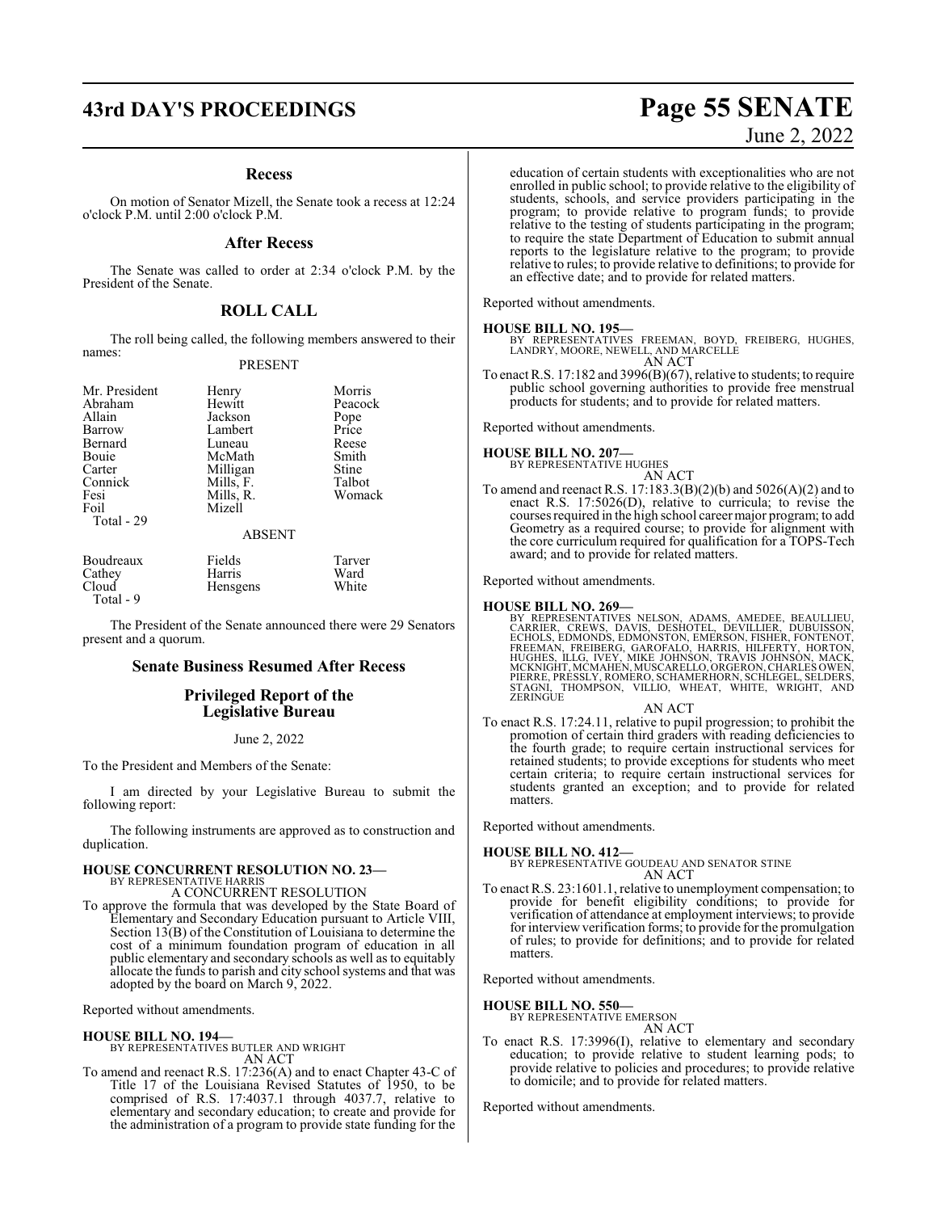## Recess

On motion of Senator Mizell, the Senate took a recess at 12:24 o'clock P.M. until 2:00 o'clock P.M.

## After Recess

The Senate was called to order at 2:34 o'clock P.M. by the President of the Senate.

## ROLL CALL

The roll being called, the following members answered to their names:

PRESENT

| | | |
|---|---|---|
| Mr. President | Henry | Morris |
| Abraham | Hewitt | Peacock |
| Allain | Jackson | Pope |
| Barrow | Lambert | Price |
| Bernard | Luneau | Reese |
| Bouie | McMath | Smith |
| Carter | Milligan | Stine |
| Connick | Mills, F. | Talbot |
| Fesi | Mills, R. | Womack |
| Foil | Mizell | |
| Total - 29 | | |

ABSENT

| | | |
|---|---|---|
| Boudreaux | Fields | Tarver |
| Cathey | Harris | Ward |
| Cloud | Hensgens | White |
| Total - 9 | | |

The President of the Senate announced there were 29 Senators present and a quorum.

## Senate Business Resumed After Recess

## Privileged Report of the Legislative Bureau

June 2, 2022

To the President and Members of the Senate:

I am directed by your Legislative Bureau to submit the following report:

The following instruments are approved as to construction and duplication.

**HOUSE CONCURRENT RESOLUTION NO. 23—**
BY REPRESENTATIVE HARRIS
A CONCURRENT RESOLUTION

To approve the formula that was developed by the State Board of Elementary and Secondary Education pursuant to Article VIII, Section 13(B) of the Constitution of Louisiana to determine the cost of a minimum foundation program of education in all public elementary and secondary schools as well as to equitably allocate the funds to parish and city school systems and that was adopted by the board on March 9, 2022.

Reported without amendments.

**HOUSE BILL NO. 194—**
BY REPRESENTATIVES BUTLER AND WRIGHT
AN ACT

To amend and reenact R.S. 17:236(A) and to enact Chapter 43-C of Title 17 of the Louisiana Revised Statutes of 1950, to be comprised of R.S. 17:4037.1 through 4037.7, relative to elementary and secondary education; to create and provide for the administration of a program to provide state funding for the education of certain students with exceptionalities who are not enrolled in public school; to provide relative to the eligibility of students, schools, and service providers participating in the program; to provide relative to program funds; to provide relative to the testing of students participating in the program; to require the state Department of Education to submit annual reports to the legislature relative to the program; to provide relative to rules; to provide relative to definitions; to provide for an effective date; and to provide for related matters.

Reported without amendments.

**HOUSE BILL NO. 195—**
BY REPRESENTATIVES FREEMAN, BOYD, FREIBERG, HUGHES, LANDRY, MOORE, NEWELL, AND MARCELLE
AN ACT

To enact R.S. 17:182 and 3996(B)(67), relative to students; to require public school governing authorities to provide free menstrual products for students; and to provide for related matters.

Reported without amendments.

**HOUSE BILL NO. 207—**
BY REPRESENTATIVE HUGHES
AN ACT

To amend and reenact R.S. 17:183.3(B)(2)(b) and 5026(A)(2) and to enact R.S. 17:5026(D), relative to curricula; to revise the courses required in the high school career major program; to add Geometry as a required course; to provide for alignment with the core curriculum required for qualification for a TOPS-Tech award; and to provide for related matters.

Reported without amendments.

**HOUSE BILL NO. 269—**
BY REPRESENTATIVES NELSON, ADAMS, AMEDEE, BEAULLIEU, CARRIER, CREWS, DAVIS, DESHOTEL, DEVILLIER, DUBUISSON, ECHOLS, EDMONDS, EDMONSTON, EMERSON, FISHER, FONTENOT, FREEMAN, FREIBERG, GAROFALO, HARRIS, HILFERTY, HORTON, HUGHES, ILLG, IVEY, MIKE JOHNSON, TRAVIS JOHNSON, MACK, MCKNIGHT, MCMAHEN, MUSCARELLO, ORGERON, CHARLES OWEN, PIERRE, PRESSLY, ROMERO, SCHAMERHORN, SCHLEGEL, SELDERS, STAGNI, THOMPSON, VILLIO, WHEAT, WHITE, WRIGHT, AND ZERINGUE
AN ACT

To enact R.S. 17:24.11, relative to pupil progression; to prohibit the promotion of certain third graders with reading deficiencies to the fourth grade; to require certain instructional services for retained students; to provide exceptions for students who meet certain criteria; to require certain instructional services for students granted an exception; and to provide for related matters.

Reported without amendments.

**HOUSE BILL NO. 412—**
BY REPRESENTATIVE GOUDEAU AND SENATOR STINE
AN ACT

To enact R.S. 23:1601.1, relative to unemployment compensation; to provide for benefit eligibility conditions; to provide for verification of attendance at employment interviews; to provide for interview verification forms; to provide for the promulgation of rules; to provide for definitions; and to provide for related matters.

Reported without amendments.

**HOUSE BILL NO. 550—**
BY REPRESENTATIVE EMERSON
AN ACT

To enact R.S. 17:3996(I), relative to elementary and secondary education; to provide relative to student learning pods; to provide relative to policies and procedures; to provide relative to domicile; and to provide for related matters.

Reported without amendments.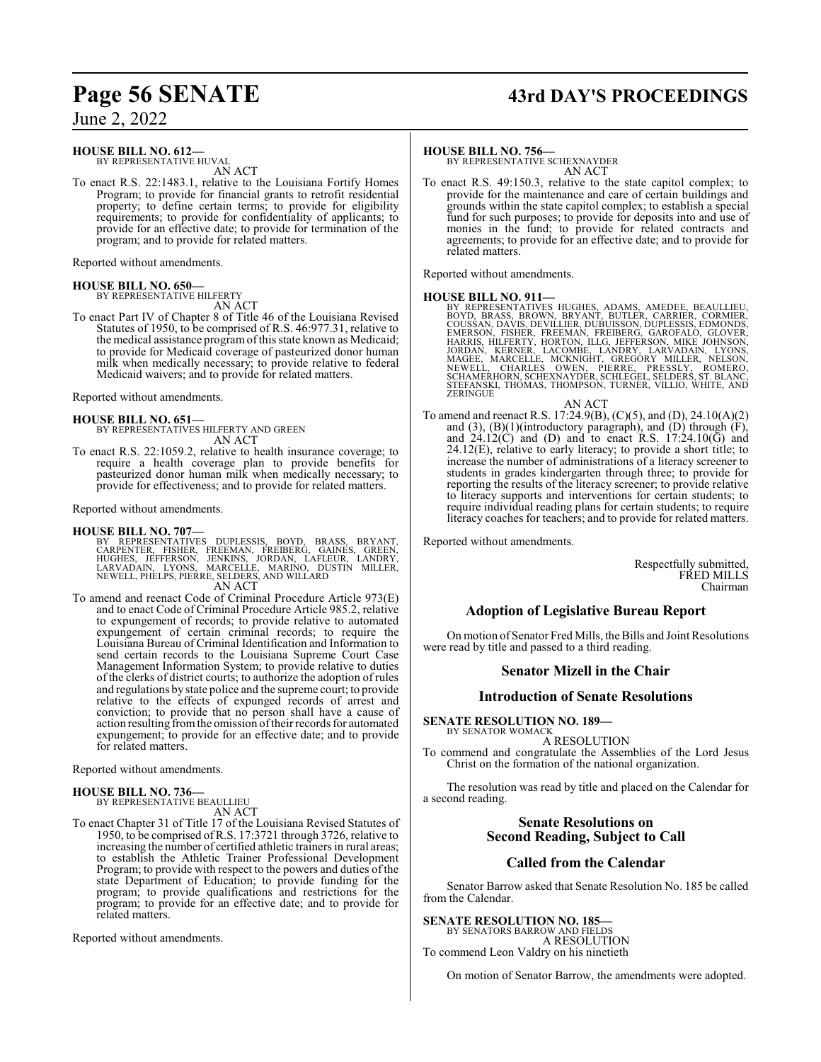**HOUSE BILL NO. 612—**
BY REPRESENTATIVE HUVAL
AN ACT

To enact R.S. 22:1483.1, relative to the Louisiana Fortify Homes Program; to provide for financial grants to retrofit residential property; to define certain terms; to provide for eligibility requirements; to provide for confidentiality of applicants; to provide for an effective date; to provide for termination of the program; and to provide for related matters.

Reported without amendments.

**HOUSE BILL NO. 650—**
BY REPRESENTATIVE HILFERTY
AN ACT

To enact Part IV of Chapter 8 of Title 46 of the Louisiana Revised Statutes of 1950, to be comprised of R.S. 46:977.31, relative to the medical assistance program of this state known as Medicaid; to provide for Medicaid coverage of pasteurized donor human milk when medically necessary; to provide relative to federal Medicaid waivers; and to provide for related matters.

Reported without amendments.

**HOUSE BILL NO. 651—**
BY REPRESENTATIVES HILFERTY AND GREEN
AN ACT

To enact R.S. 22:1059.2, relative to health insurance coverage; to require a health coverage plan to provide benefits for pasteurized donor human milk when medically necessary; to provide for effectiveness; and to provide for related matters.

Reported without amendments.

**HOUSE BILL NO. 707—**
BY REPRESENTATIVES DUPLESSIS, BOYD, BRASS, BRYANT, CARPENTER, FISHER, FREEMAN, FREIBERG, GAINES, GREEN, HUGHES, JEFFERSON, JENKINS, JORDAN, LAFLEUR, LANDRY, LARVADAIN, LYONS, MARCELLE, MARINO, DUSTIN MILLER, NEWELL, PHELPS, PIERRE, SELDERS, AND WILLARD
AN ACT

To amend and reenact Code of Criminal Procedure Article 973(E) and to enact Code of Criminal Procedure Article 985.2, relative to expungement of records; to provide relative to automated expungement of certain criminal records; to require the Louisiana Bureau of Criminal Identification and Information to send certain records to the Louisiana Supreme Court Case Management Information System; to provide relative to duties of the clerks of district courts; to authorize the adoption of rules and regulations by state police and the supreme court; to provide relative to the effects of expunged records of arrest and conviction; to provide that no person shall have a cause of action resulting from the omission of their records for automated expungement; to provide for an effective date; and to provide for related matters.

Reported without amendments.

**HOUSE BILL NO. 736—**
BY REPRESENTATIVE BEAULLIEU
AN ACT

To enact Chapter 31 of Title 17 of the Louisiana Revised Statutes of 1950, to be comprised of R.S. 17:3721 through 3726, relative to increasing the number of certified athletic trainers in rural areas; to establish the Athletic Trainer Professional Development Program; to provide with respect to the powers and duties of the state Department of Education; to provide funding for the program; to provide qualifications and restrictions for the program; to provide for an effective date; and to provide for related matters.

Reported without amendments.

**HOUSE BILL NO. 756—**
BY REPRESENTATIVE SCHEXNAYDER
AN ACT

To enact R.S. 49:150.3, relative to the state capitol complex; to provide for the maintenance and care of certain buildings and grounds within the state capitol complex; to establish a special fund for such purposes; to provide for deposits into and use of monies in the fund; to provide for related contracts and agreements; to provide for an effective date; and to provide for related matters.

Reported without amendments.

**HOUSE BILL NO. 911—**
BY REPRESENTATIVES HUGHES, ADAMS, AMEDEE, BEAULLIEU, BOYD, BRASS, BROWN, BRYANT, BUTLER, CARRIER, CORMIER, COUSSAN, DAVIS, DEVILLIER, DUBUISSON, DUPLESSIS, EDMONDS, EMERSON, FISHER, FREEMAN, FREIBERG, GAROFALO, GLOVER, HARRIS, HILFERTY, HORTON, ILLG, JEFFERSON, MIKE JOHNSON, JORDAN, KERNER, LACOMBE, LANDRY, LARVADAIN, LYONS, MAGEE, MARCELLE, MCKNIGHT, GREGORY MILLER, NELSON, NEWELL, CHARLES OWEN, PIERRE, PRESSLY, ROMERO, SCHAMERHORN, SCHEXNAYDER, SCHLEGEL, SELDERS, ST. BLANC, STEFANSKI, THOMAS, THOMPSON, TURNER, VILLIO, WHITE, AND ZERINGUE
AN ACT

To amend and reenact R.S. 17:24.9(B), (C)(5), and (D), 24.10(A)(2) and (3), (B)(1)(introductory paragraph), and (D) through (F), and 24.12(C) and (D) and to enact R.S. 17:24.10(G) and 24.12(E), relative to early literacy; to provide a short title; to increase the number of administrations of a literacy screener to students in grades kindergarten through three; to provide for reporting the results of the literacy screener; to provide relative to literacy supports and interventions for certain students; to require individual reading plans for certain students; to require literacy coaches for teachers; and to provide for related matters.

Reported without amendments.

Respectfully submitted,
FRED MILLS
Chairman

## Adoption of Legislative Bureau Report

On motion of Senator Fred Mills, the Bills and Joint Resolutions were read by title and passed to a third reading.

## Senator Mizell in the Chair

## Introduction of Senate Resolutions

**SENATE RESOLUTION NO. 189—**
BY SENATOR WOMACK
A RESOLUTION

To commend and congratulate the Assemblies of the Lord Jesus Christ on the formation of the national organization.

The resolution was read by title and placed on the Calendar for a second reading.

## Senate Resolutions on Second Reading, Subject to Call

## Called from the Calendar

Senator Barrow asked that Senate Resolution No. 185 be called from the Calendar.

**SENATE RESOLUTION NO. 185—**
BY SENATORS BARROW AND FIELDS
A RESOLUTION

To commend Leon Valdry on his ninetieth

On motion of Senator Barrow, the amendments were adopted.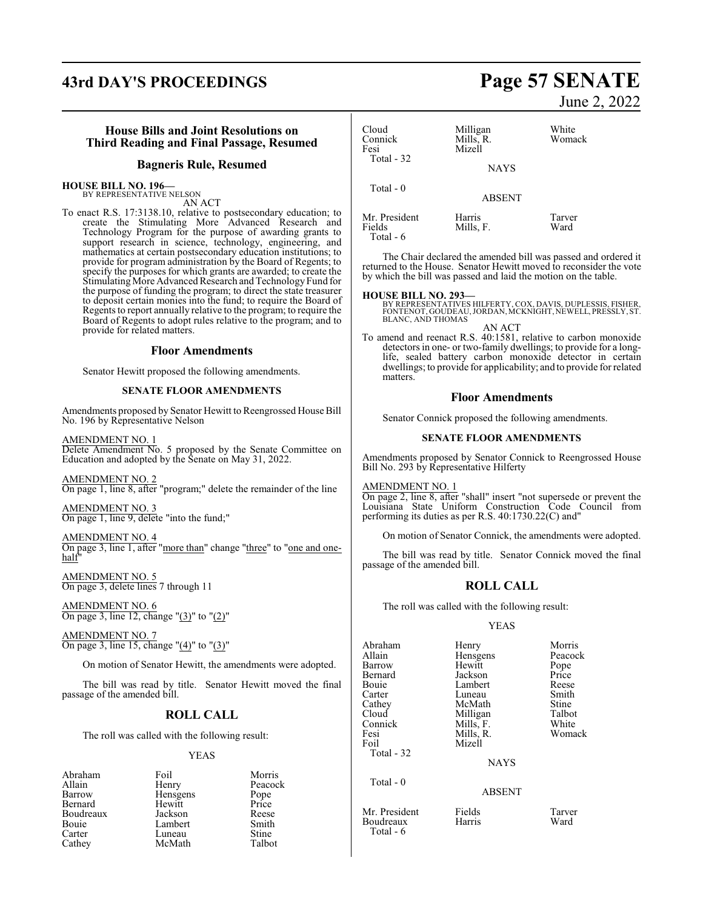## House Bills and Joint Resolutions on Third Reading and Final Passage, Resumed

## Bagneris Rule, Resumed

**HOUSE BILL NO. 196—**
BY REPRESENTATIVE NELSON
AN ACT

To enact R.S. 17:3138.10, relative to postsecondary education; to create the Stimulating More Advanced Research and Technology Program for the purpose of awarding grants to support research in science, technology, engineering, and mathematics at certain postsecondary education institutions; to provide for program administration by the Board of Regents; to specify the purposes for which grants are awarded; to create the Stimulating More Advanced Research and Technology Fund for the purpose of funding the program; to direct the state treasurer to deposit certain monies into the fund; to require the Board of Regents to report annually relative to the program; to require the Board of Regents to adopt rules relative to the program; and to provide for related matters.

### Floor Amendments

Senator Hewitt proposed the following amendments.

**SENATE FLOOR AMENDMENTS**

Amendments proposed by Senator Hewitt to Reengrossed House Bill No. 196 by Representative Nelson

AMENDMENT NO. 1
Delete Amendment No. 5 proposed by the Senate Committee on Education and adopted by the Senate on May 31, 2022.

AMENDMENT NO. 2
On page 1, line 8, after "program;" delete the remainder of the line

AMENDMENT NO. 3
On page 1, line 9, delete "into the fund;"

AMENDMENT NO. 4
On page 3, line 1, after "more than" change "three" to "one and one-half"

AMENDMENT NO. 5
On page 3, delete lines 7 through 11

AMENDMENT NO. 6
On page 3, line 12, change "(3)" to "(2)"

AMENDMENT NO. 7
On page 3, line 15, change "(4)" to "(3)"

On motion of Senator Hewitt, the amendments were adopted.

The bill was read by title. Senator Hewitt moved the final passage of the amended bill.

## ROLL CALL

The roll was called with the following result:

YEAS

| | | |
|---|---|---|
| Abraham | Foil | Morris |
| Allain | Henry | Peacock |
| Barrow | Hensgens | Pope |
| Bernard | Hewitt | Price |
| Boudreaux | Jackson | Reese |
| Bouie | Lambert | Smith |
| Carter | Luneau | Stine |
| Cathey | McMath | Talbot |
| Cloud | Milligan | White |
| Connick | Mills, R. | Womack |
| Fesi | Mizell | |

Total - 32

NAYS

Total - 0

ABSENT

| | | |
|---|---|---|
| Mr. President | Harris | Tarver |
| Fields | Mills, F. | Ward |

Total - 6

The Chair declared the amended bill was passed and ordered it returned to the House. Senator Hewitt moved to reconsider the vote by which the bill was passed and laid the motion on the table.

**HOUSE BILL NO. 293—**
BY REPRESENTATIVES HILFERTY, COX, DAVIS, DUPLESSIS, FISHER, FONTENOT, GOUDEAU, JORDAN, MCKNIGHT, NEWELL, PRESSLY, ST. BLANC, AND THOMAS
AN ACT

To amend and reenact R.S. 40:1581, relative to carbon monoxide detectors in one- or two-family dwellings; to provide for a long-life, sealed battery carbon monoxide detector in certain dwellings; to provide for applicability; and to provide for related matters.

### Floor Amendments

Senator Connick proposed the following amendments.

**SENATE FLOOR AMENDMENTS**

Amendments proposed by Senator Connick to Reengrossed House Bill No. 293 by Representative Hilferty

AMENDMENT NO. 1
On page 2, line 8, after "shall" insert "not supersede or prevent the Louisiana State Uniform Construction Code Council from performing its duties as per R.S. 40:1730.22(C) and"

On motion of Senator Connick, the amendments were adopted.

The bill was read by title. Senator Connick moved the final passage of the amended bill.

## ROLL CALL

The roll was called with the following result:

YEAS

| | | |
|---|---|---|
| Abraham | Henry | Morris |
| Allain | Hensgens | Peacock |
| Barrow | Hewitt | Pope |
| Bernard | Jackson | Price |
| Bouie | Lambert | Reese |
| Carter | Luneau | Smith |
| Cathey | McMath | Stine |
| Cloud | Milligan | Talbot |
| Connick | Mills, F. | White |
| Fesi | Mills, R. | Womack |
| Foil | Mizell | |

Total - 32

NAYS

Total - 0

ABSENT

| | | |
|---|---|---|
| Mr. President | Fields | Tarver |
| Boudreaux | Harris | Ward |

Total - 6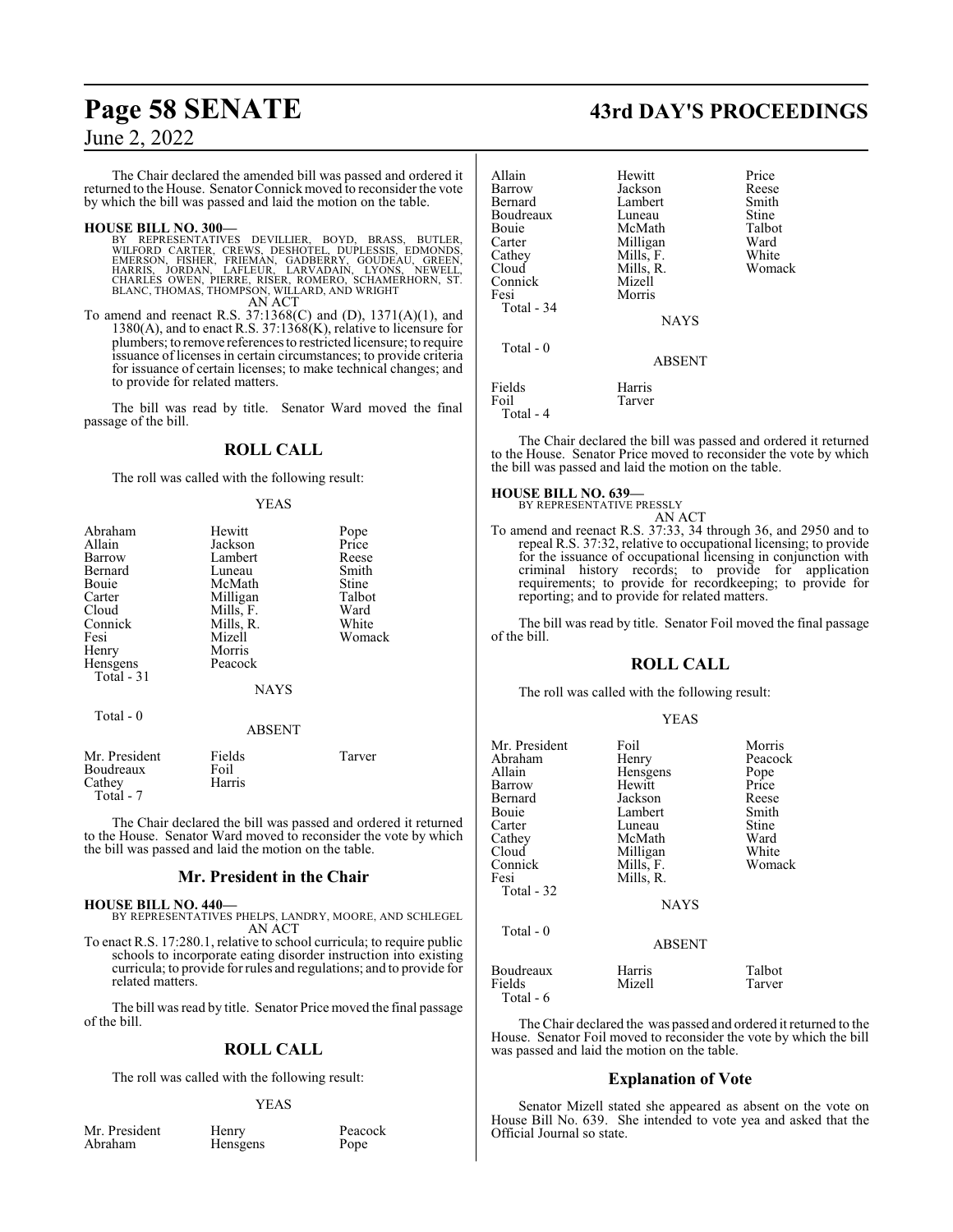The Chair declared the amended bill was passed and ordered it returned to the House. Senator Connick moved to reconsider the vote by which the bill was passed and laid the motion on the table.

**HOUSE BILL NO. 300—**
BY REPRESENTATIVES DEVILLIER, BOYD, BRASS, BUTLER, WILFORD CARTER, CREWS, DESHOTEL, DUPLESSIS, EDMONDS, EMERSON, FISHER, FRIEMAN, GADBERRY, GOUDEAU, GREEN, HARRIS, JORDAN, LAFLEUR, LARVADAIN, LYONS, NEWELL, CHARLES OWEN, PIERRE, RISER, ROMERO, SCHAMERHORN, ST. BLANC, THOMAS, THOMPSON, WILLARD, AND WRIGHT

AN ACT

To amend and reenact R.S. 37:1368(C) and (D), 1371(A)(1), and 1380(A), and to enact R.S. 37:1368(K), relative to licensure for plumbers; to remove references to restricted licensure; to require issuance of licenses in certain circumstances; to provide criteria for issuance of certain licenses; to make technical changes; and to provide for related matters.

The bill was read by title. Senator Ward moved the final passage of the bill.

## ROLL CALL

The roll was called with the following result:

YEAS

| | | |
|---|---|---|
| Abraham | Hewitt | Pope |
| Allain | Jackson | Price |
| Barrow | Lambert | Reese |
| Bernard | Luneau | Smith |
| Bouie | McMath | Stine |
| Carter | Milligan | Talbot |
| Cloud | Mills, F. | Ward |
| Connick | Mills, R. | White |
| Fesi | Mizell | Womack |
| Henry | Morris | |
| Hensgens | Peacock | |
| Total - 31 | | |

NAYS

Total - 0

ABSENT

| | | |
|---|---|---|
| Mr. President | Fields | Tarver |
| Boudreaux | Foil | |
| Cathey | Harris | |
| Total - 7 | | |

The Chair declared the bill was passed and ordered it returned to the House. Senator Ward moved to reconsider the vote by which the bill was passed and laid the motion on the table.

## Mr. President in the Chair

**HOUSE BILL NO. 440—**
BY REPRESENTATIVES PHELPS, LANDRY, MOORE, AND SCHLEGEL

AN ACT

To enact R.S. 17:280.1, relative to school curricula; to require public schools to incorporate eating disorder instruction into existing curricula; to provide for rules and regulations; and to provide for related matters.

The bill was read by title. Senator Price moved the final passage of the bill.

## ROLL CALL

The roll was called with the following result:

YEAS

| | | |
|---|---|---|
| Mr. President | Henry | Peacock |
| Abraham | Hensgens | Pope |
| Allain | Hewitt | Price |
| Barrow | Jackson | Reese |
| Bernard | Lambert | Smith |
| Boudreaux | Luneau | Stine |
| Bouie | McMath | Talbot |
| Carter | Milligan | Ward |
| Cathey | Mills, F. | White |
| Cloud | Mills, R. | Womack |
| Connick | Mizell | |
| Fesi | Morris | |
| Total - 34 | | |

NAYS

Total - 0

ABSENT

| | |
|---|---|
| Fields | Harris |
| Foil | Tarver |
| Total - 4 | |

The Chair declared the bill was passed and ordered it returned to the House. Senator Price moved to reconsider the vote by which the bill was passed and laid the motion on the table.

**HOUSE BILL NO. 639—**
BY REPRESENTATIVE PRESSLY

AN ACT

To amend and reenact R.S. 37:33, 34 through 36, and 2950 and to repeal R.S. 37:32, relative to occupational licensing; to provide for the issuance of occupational licensing in conjunction with criminal history records; to provide for application requirements; to provide for recordkeeping; to provide for reporting; and to provide for related matters.

The bill was read by title. Senator Foil moved the final passage of the bill.

## ROLL CALL

The roll was called with the following result:

YEAS

| | | |
|---|---|---|
| Mr. President | Foil | Morris |
| Abraham | Henry | Peacock |
| Allain | Hensgens | Pope |
| Barrow | Hewitt | Price |
| Bernard | Jackson | Reese |
| Bouie | Lambert | Smith |
| Carter | Luneau | Stine |
| Cathey | McMath | Ward |
| Cloud | Milligan | White |
| Connick | Mills, F. | Womack |
| Fesi | Mills, R. | |
| Total - 32 | | |

NAYS

Total - 0

ABSENT

| | | |
|---|---|---|
| Boudreaux | Harris | Talbot |
| Fields | Mizell | Tarver |
| Total - 6 | | |

The Chair declared the was passed and ordered it returned to the House. Senator Foil moved to reconsider the vote by which the bill was passed and laid the motion on the table.

## Explanation of Vote

Senator Mizell stated she appeared as absent on the vote on House Bill No. 639. She intended to vote yea and asked that the Official Journal so state.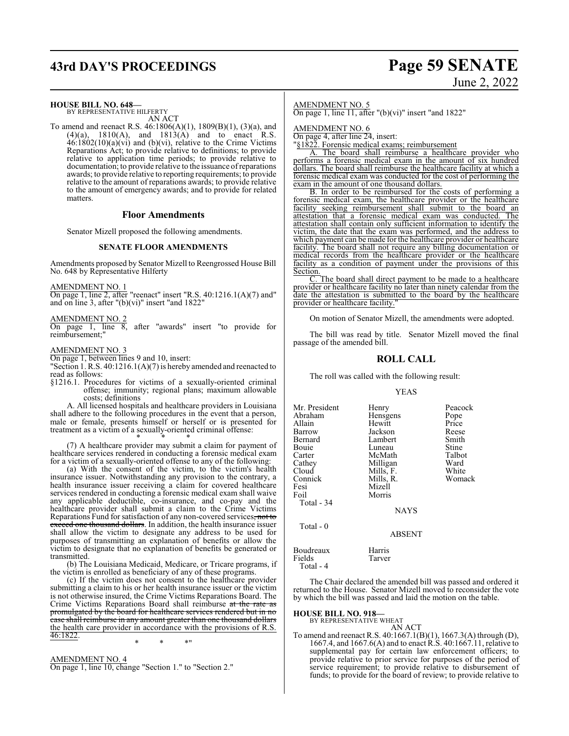**HOUSE BILL NO. 648—**
BY REPRESENTATIVE HILFERTY

AN ACT

To amend and reenact R.S. 46:1806(A)(1), 1809(B)(1), (3)(a), and (4)(a), 1810(A), and 1813(A) and to enact R.S. 46:1802(10)(a)(vi) and (b)(vi), relative to the Crime Victims Reparations Act; to provide relative to definitions; to provide relative to application time periods; to provide relative to documentation; to provide relative to the issuance of reparations awards; to provide relative to reporting requirements; to provide relative to the amount of reparations awards; to provide relative to the amount of emergency awards; and to provide for related matters.

## Floor Amendments

Senator Mizell proposed the following amendments.

### SENATE FLOOR AMENDMENTS

Amendments proposed by Senator Mizell to Reengrossed House Bill No. 648 by Representative Hilferty

AMENDMENT NO. 1

On page 1, line 2, after "reenact" insert "R.S. 40:1216.1(A)(7) and" and on line 3, after "(b)(vi)" insert "and 1822"

AMENDMENT NO. 2

On page 1, line 8, after "awards" insert "to provide for reimbursement;"

AMENDMENT NO. 3

On page 1, between lines 9 and 10, insert:

"Section 1. R.S. 40:1216.1(A)(7) is hereby amended and reenacted to read as follows:

§1216.1. Procedures for victims of a sexually-oriented criminal offense; immunity; regional plans; maximum allowable costs; definitions

A. All licensed hospitals and healthcare providers in Louisiana shall adhere to the following procedures in the event that a person, male or female, presents himself or herself or is presented for treatment as a victim of a sexually-oriented criminal offense:

\* \* \*

(7) A healthcare provider may submit a claim for payment of healthcare services rendered in conducting a forensic medical exam for a victim of a sexually-oriented offense to any of the following:

(a) With the consent of the victim, to the victim's health insurance issuer. Notwithstanding any provision to the contrary, a health insurance issuer receiving a claim for covered healthcare services rendered in conducting a forensic medical exam shall waive any applicable deductible, co-insurance, and co-pay and the healthcare provider shall submit a claim to the Crime Victims Reparations Fund for satisfaction of any non-covered services~~, not to exceed one thousand dollars~~. In addition, the health insurance issuer shall allow the victim to designate any address to be used for purposes of transmitting an explanation of benefits or allow the victim to designate that no explanation of benefits be generated or transmitted.

(b) The Louisiana Medicaid, Medicare, or Tricare programs, if the victim is enrolled as beneficiary of any of these programs.

(c) If the victim does not consent to the healthcare provider submitting a claim to his or her health insurance issuer or the victim is not otherwise insured, the Crime Victims Reparations Board. The Crime Victims Reparations Board shall reimburse ~~at the rate as promulgated by the board for healthcare services rendered but in no case shall reimburse in any amount greater than one thousand dollars~~ the health care provider in accordance with the provisions of R.S. 46:1822.

\* \* \*"

AMENDMENT NO. 4

On page 1, line 10, change "Section 1." to "Section 2."

AMENDMENT NO. 5

On page 1, line 11, after "(b)(vi)" insert "and 1822"

AMENDMENT NO. 6

On page 4, after line 24, insert:

"§1822. Forensic medical exams; reimbursement

A. The board shall reimburse a healthcare provider who performs a forensic medical exam in the amount of six hundred dollars. The board shall reimburse the healthcare facility at which a forensic medical exam was conducted for the cost of performing the exam in the amount of one thousand dollars.

B. In order to be reimbursed for the costs of performing a forensic medical exam, the healthcare provider or the healthcare facility seeking reimbursement shall submit to the board an attestation that a forensic medical exam was conducted. The attestation shall contain only sufficient information to identify the victim, the date that the exam was performed, and the address to which payment can be made for the healthcare provider or healthcare facility. The board shall not require any billing documentation or medical records from the healthcare provider or the healthcare facility as a condition of payment under the provisions of this Section.

C. The board shall direct payment to be made to a healthcare provider or healthcare facility no later than ninety calendar from the date the attestation is submitted to the board by the healthcare provider or healthcare facility."

On motion of Senator Mizell, the amendments were adopted.

The bill was read by title. Senator Mizell moved the final passage of the amended bill.

## ROLL CALL

The roll was called with the following result:

YEAS

| | | |
|---|---|---|
| Mr. President | Henry | Peacock |
| Abraham | Hensgens | Pope |
| Allain | Hewitt | Price |
| Barrow | Jackson | Reese |
| Bernard | Lambert | Smith |
| Bouie | Luneau | Stine |
| Carter | McMath | Talbot |
| Cathey | Milligan | Ward |
| Cloud | Mills, F. | White |
| Connick | Mills, R. | Womack |
| Fesi | Mizell | |
| Foil | Morris | |

Total - 34

NAYS

Total - 0

ABSENT

| | |
|---|---|
| Boudreaux | Harris |
| Fields | Tarver |

Total - 4

The Chair declared the amended bill was passed and ordered it returned to the House. Senator Mizell moved to reconsider the vote by which the bill was passed and laid the motion on the table.

**HOUSE BILL NO. 918—**
BY REPRESENTATIVE WHEAT

AN ACT

To amend and reenact R.S. 40:1667.1(B)(1), 1667.3(A) through (D), 1667.4, and 1667.6(A) and to enact R.S. 40:1667.11, relative to supplemental pay for certain law enforcement officers; to provide relative to prior service for purposes of the period of service requirement; to provide relative to disbursement of funds; to provide for the board of review; to provide relative to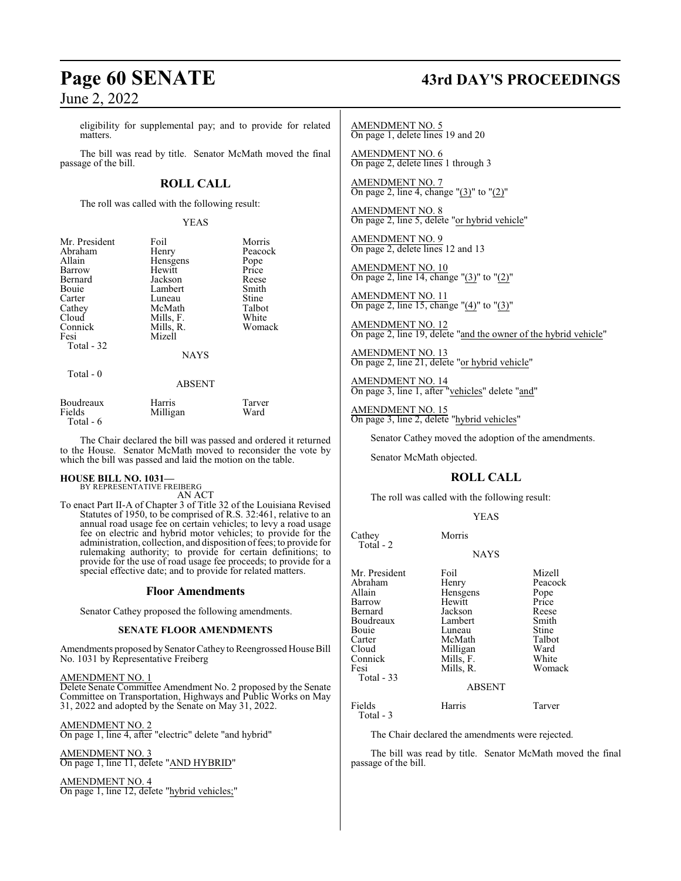eligibility for supplemental pay; and to provide for related matters.

The bill was read by title. Senator McMath moved the final passage of the bill.

## ROLL CALL

The roll was called with the following result:

YEAS

| | | |
|---|---|---|
| Mr. President | Foil | Morris |
| Abraham | Henry | Peacock |
| Allain | Hensgens | Pope |
| Barrow | Hewitt | Price |
| Bernard | Jackson | Reese |
| Bouie | Lambert | Smith |
| Carter | Luneau | Stine |
| Cathey | McMath | Talbot |
| Cloud | Mills, F. | White |
| Connick | Mills, R. | Womack |
| Fesi | Mizell | |

Total - 32

NAYS

Total - 0

ABSENT

| | | |
|---|---|---|
| Boudreaux | Harris | Tarver |
| Fields | Milligan | Ward |

Total - 6

The Chair declared the bill was passed and ordered it returned to the House. Senator McMath moved to reconsider the vote by which the bill was passed and laid the motion on the table.

**HOUSE BILL NO. 1031—**
BY REPRESENTATIVE FREIBERG

AN ACT

To enact Part II-A of Chapter 3 of Title 32 of the Louisiana Revised Statutes of 1950, to be comprised of R.S. 32:461, relative to an annual road usage fee on certain vehicles; to levy a road usage fee on electric and hybrid motor vehicles; to provide for the administration, collection, and disposition of fees; to provide for rulemaking authority; to provide for certain definitions; to provide for the use of road usage fee proceeds; to provide for a special effective date; and to provide for related matters.

## Floor Amendments

Senator Cathey proposed the following amendments.

### SENATE FLOOR AMENDMENTS

Amendments proposed by Senator Cathey to Reengrossed House Bill No. 1031 by Representative Freiberg

AMENDMENT NO. 1
Delete Senate Committee Amendment No. 2 proposed by the Senate Committee on Transportation, Highways and Public Works on May 31, 2022 and adopted by the Senate on May 31, 2022.

AMENDMENT NO. 2
On page 1, line 4, after "electric" delete "and hybrid"

AMENDMENT NO. 3
On page 1, line 11, delete "AND HYBRID"

AMENDMENT NO. 4
On page 1, line 12, delete "hybrid vehicles;"

AMENDMENT NO. 5
On page 1, delete lines 19 and 20

AMENDMENT NO. 6
On page 2, delete lines 1 through 3

AMENDMENT NO. 7
On page 2, line 4, change "(3)" to "(2)"

AMENDMENT NO. 8
On page 2, line 5, delete "or hybrid vehicle"

AMENDMENT NO. 9
On page 2, delete lines 12 and 13

AMENDMENT NO. 10
On page 2, line 14, change "(3)" to "(2)"

AMENDMENT NO. 11
On page 2, line 15, change "(4)" to "(3)"

AMENDMENT NO. 12
On page 2, line 19, delete "and the owner of the hybrid vehicle"

AMENDMENT NO. 13
On page 2, line 21, delete "or hybrid vehicle"

AMENDMENT NO. 14
On page 3, line 1, after "vehicles" delete "and"

AMENDMENT NO. 15
On page 3, line 2, delete "hybrid vehicles"

Senator Cathey moved the adoption of the amendments.

Senator McMath objected.

## ROLL CALL

The roll was called with the following result:

YEAS

| | |
|---|---|
| Cathey | Morris |

Total - 2

NAYS

| | | |
|---|---|---|
| Mr. President | Foil | Mizell |
| Abraham | Henry | Peacock |
| Allain | Hensgens | Pope |
| Barrow | Hewitt | Price |
| Bernard | Jackson | Reese |
| Boudreaux | Lambert | Smith |
| Bouie | Luneau | Stine |
| Carter | McMath | Talbot |
| Cloud | Milligan | Ward |
| Connick | Mills, F. | White |
| Fesi | Mills, R. | Womack |

Total - 33

ABSENT

| | | |
|---|---|---|
| Fields | Harris | Tarver |

Total - 3

The Chair declared the amendments were rejected.

The bill was read by title. Senator McMath moved the final passage of the bill.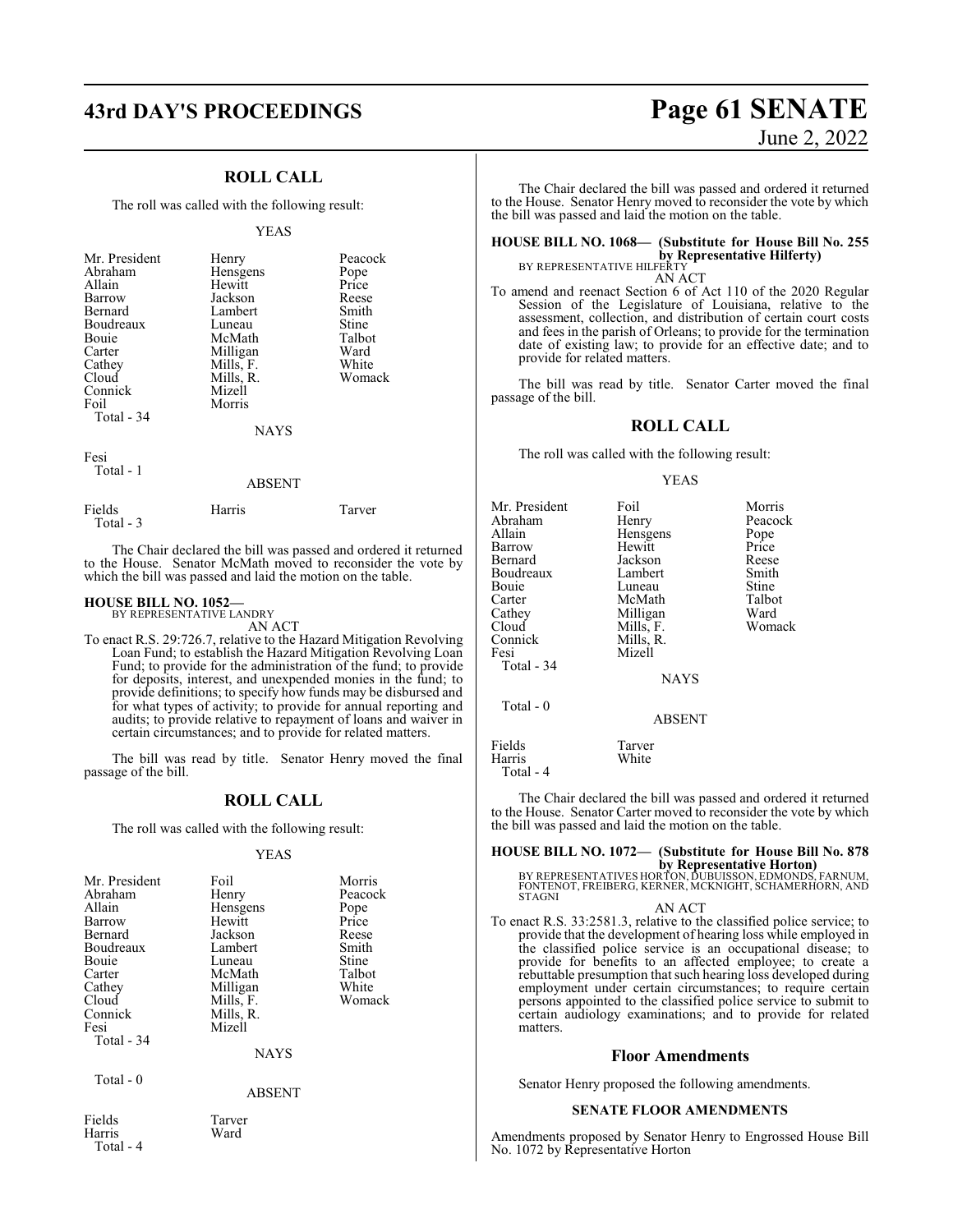## ROLL CALL

The roll was called with the following result:

YEAS

| | | |
|---|---|---|
| Mr. President | Henry | Peacock |
| Abraham | Hensgens | Pope |
| Allain | Hewitt | Price |
| Barrow | Jackson | Reese |
| Bernard | Lambert | Smith |
| Boudreaux | Luneau | Stine |
| Bouie | McMath | Talbot |
| Carter | Milligan | Ward |
| Cathey | Mills, F. | White |
| Cloud | Mills, R. | Womack |
| Connick | Mizell | |
| Foil | Morris | |
| Total - 34 | | |

NAYS

Fesi
Total - 1

ABSENT

| | | |
|---|---|---|
| Fields | Harris | Tarver |
| Total - 3 | | |

The Chair declared the bill was passed and ordered it returned to the House. Senator McMath moved to reconsider the vote by which the bill was passed and laid the motion on the table.

**HOUSE BILL NO. 1052—**
BY REPRESENTATIVE LANDRY

AN ACT

To enact R.S. 29:726.7, relative to the Hazard Mitigation Revolving Loan Fund; to establish the Hazard Mitigation Revolving Loan Fund; to provide for the administration of the fund; to provide for deposits, interest, and unexpended monies in the fund; to provide definitions; to specify how funds may be disbursed and for what types of activity; to provide for annual reporting and audits; to provide relative to repayment of loans and waiver in certain circumstances; and to provide for related matters.

The bill was read by title. Senator Henry moved the final passage of the bill.

## ROLL CALL

The roll was called with the following result:

YEAS

| | | |
|---|---|---|
| Mr. President | Foil | Morris |
| Abraham | Henry | Peacock |
| Allain | Hensgens | Pope |
| Barrow | Hewitt | Price |
| Bernard | Jackson | Reese |
| Boudreaux | Lambert | Smith |
| Bouie | Luneau | Stine |
| Carter | McMath | Talbot |
| Cathey | Milligan | White |
| Cloud | Mills, F. | Womack |
| Connick | Mills, R. | |
| Fesi | Mizell | |
| Total - 34 | | |

NAYS

Total - 0

ABSENT

| | |
|---|---|
| Fields | Tarver |
| Harris | Ward |
| Total - 4 | |

The Chair declared the bill was passed and ordered it returned to the House. Senator Henry moved to reconsider the vote by which the bill was passed and laid the motion on the table.

**HOUSE BILL NO. 1068— (Substitute for House Bill No. 255 by Representative Hilferty)**
BY REPRESENTATIVE HILFERTY

AN ACT

To amend and reenact Section 6 of Act 110 of the 2020 Regular Session of the Legislature of Louisiana, relative to the assessment, collection, and distribution of certain court costs and fees in the parish of Orleans; to provide for the termination date of existing law; to provide for an effective date; and to provide for related matters.

The bill was read by title. Senator Carter moved the final passage of the bill.

## ROLL CALL

The roll was called with the following result:

YEAS

| | | |
|---|---|---|
| Mr. President | Foil | Morris |
| Abraham | Henry | Peacock |
| Allain | Hensgens | Pope |
| Barrow | Hewitt | Price |
| Bernard | Jackson | Reese |
| Boudreaux | Lambert | Smith |
| Bouie | Luneau | Stine |
| Carter | McMath | Talbot |
| Cathey | Milligan | Ward |
| Cloud | Mills, F. | Womack |
| Connick | Mills, R. | |
| Fesi | Mizell | |
| Total - 34 | | |

NAYS

Total - 0

ABSENT

| | |
|---|---|
| Fields | Tarver |
| Harris | White |
| Total - 4 | |

The Chair declared the bill was passed and ordered it returned to the House. Senator Carter moved to reconsider the vote by which the bill was passed and laid the motion on the table.

**HOUSE BILL NO. 1072— (Substitute for House Bill No. 878 by Representative Horton)**
BY REPRESENTATIVES HORTON, DUBUISSON, EDMONDS, FARNUM, FONTENOT, FREIBERG, KERNER, MCKNIGHT, SCHAMERHORN, AND STAGNI

AN ACT

To enact R.S. 33:2581.3, relative to the classified police service; to provide that the development of hearing loss while employed in the classified police service is an occupational disease; to provide for benefits to an affected employee; to create a rebuttable presumption that such hearing loss developed during employment under certain circumstances; to require certain persons appointed to the classified police service to submit to certain audiology examinations; and to provide for related matters.

## Floor Amendments

Senator Henry proposed the following amendments.

**SENATE FLOOR AMENDMENTS**

Amendments proposed by Senator Henry to Engrossed House Bill No. 1072 by Representative Horton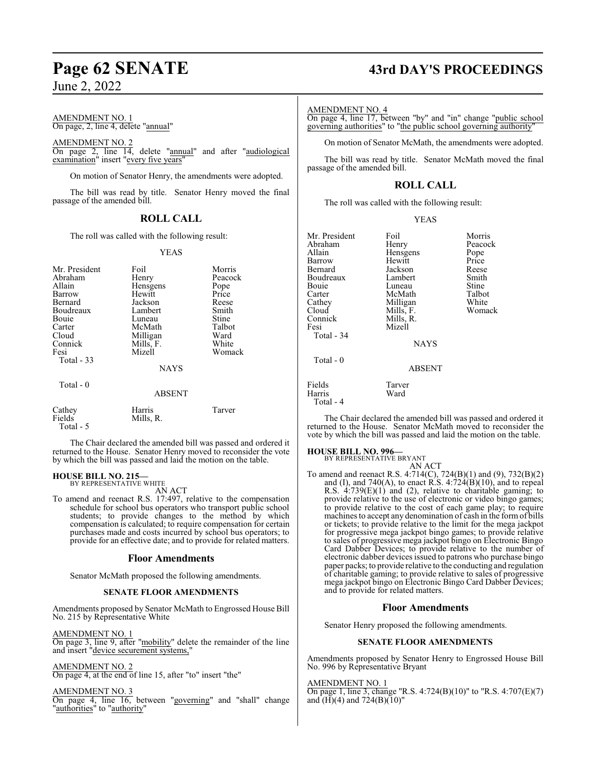AMENDMENT NO. 1
On page, 2, line 4, delete "annual"

AMENDMENT NO. 2
On page 2, line 14, delete "annual" and after "audiological examination" insert "every five years"

On motion of Senator Henry, the amendments were adopted.

The bill was read by title. Senator Henry moved the final passage of the amended bill.

## ROLL CALL

The roll was called with the following result:

YEAS

| | | |
|---|---|---|
| Mr. President | Foil | Morris |
| Abraham | Henry | Peacock |
| Allain | Hensgens | Pope |
| Barrow | Hewitt | Price |
| Bernard | Jackson | Reese |
| Boudreaux | Lambert | Smith |
| Bouie | Luneau | Stine |
| Carter | McMath | Talbot |
| Cloud | Milligan | Ward |
| Connick | Mills, F. | White |
| Fesi | Mizell | Womack |
| Total - 33 | | |

NAYS

Total - 0

ABSENT

| | | |
|---|---|---|
| Cathey | Harris | Tarver |
| Fields | Mills, R. | |
| Total - 5 | | |

The Chair declared the amended bill was passed and ordered it returned to the House. Senator Henry moved to reconsider the vote by which the bill was passed and laid the motion on the table.

**HOUSE BILL NO. 215—**
BY REPRESENTATIVE WHITE
AN ACT

To amend and reenact R.S. 17:497, relative to the compensation schedule for school bus operators who transport public school students; to provide changes to the method by which compensation is calculated; to require compensation for certain purchases made and costs incurred by school bus operators; to provide for an effective date; and to provide for related matters.

### Floor Amendments

Senator McMath proposed the following amendments.

**SENATE FLOOR AMENDMENTS**

Amendments proposed by Senator McMath to Engrossed House Bill No. 215 by Representative White

AMENDMENT NO. 1
On page 3, line 9, after "mobility" delete the remainder of the line and insert "device securement systems,"

AMENDMENT NO. 2
On page 4, at the end of line 15, after "to" insert "the"

AMENDMENT NO. 3
On page 4, line 16, between "governing" and "shall" change "authorities" to "authority"

AMENDMENT NO. 4
On page 4, line 17, between "by" and "in" change "public school governing authorities" to "the public school governing authority"

On motion of Senator McMath, the amendments were adopted.

The bill was read by title. Senator McMath moved the final passage of the amended bill.

## ROLL CALL

The roll was called with the following result:

YEAS

| | | |
|---|---|---|
| Mr. President | Foil | Morris |
| Abraham | Henry | Peacock |
| Allain | Hensgens | Pope |
| Barrow | Hewitt | Price |
| Bernard | Jackson | Reese |
| Boudreaux | Lambert | Smith |
| Bouie | Luneau | Stine |
| Carter | McMath | Talbot |
| Cathey | Milligan | White |
| Cloud | Mills, F. | Womack |
| Connick | Mills, R. | |
| Fesi | Mizell | |
| Total - 34 | | |

NAYS

Total - 0

ABSENT

| | |
|---|---|
| Fields | Tarver |
| Harris | Ward |
| Total - 4 | |

The Chair declared the amended bill was passed and ordered it returned to the House. Senator McMath moved to reconsider the vote by which the bill was passed and laid the motion on the table.

**HOUSE BILL NO. 996—**
BY REPRESENTATIVE BRYANT
AN ACT

To amend and reenact R.S. 4:714(C), 724(B)(1) and (9), 732(B)(2) and (I), and 740(A), to enact R.S. 4:724(B)(10), and to repeal R.S. 4:739(E)(1) and (2), relative to charitable gaming; to provide relative to the use of electronic or video bingo games; to provide relative to the cost of each game play; to require machines to accept any denomination of cash in the form of bills or tickets; to provide relative to the limit for the mega jackpot for progressive mega jackpot bingo games; to provide relative to sales of progressive mega jackpot bingo on Electronic Bingo Card Dabber Devices; to provide relative to the number of electronic dabber devices issued to patrons who purchase bingo paper packs; to provide relative to the conducting and regulation of charitable gaming; to provide relative to sales of progressive mega jackpot bingo on Electronic Bingo Card Dabber Devices; and to provide for related matters.

### Floor Amendments

Senator Henry proposed the following amendments.

**SENATE FLOOR AMENDMENTS**

Amendments proposed by Senator Henry to Engrossed House Bill No. 996 by Representative Bryant

AMENDMENT NO. 1
On page 1, line 3, change "R.S. 4:724(B)(10)" to "R.S. 4:707(E)(7) and (H)(4) and 724(B)(10)"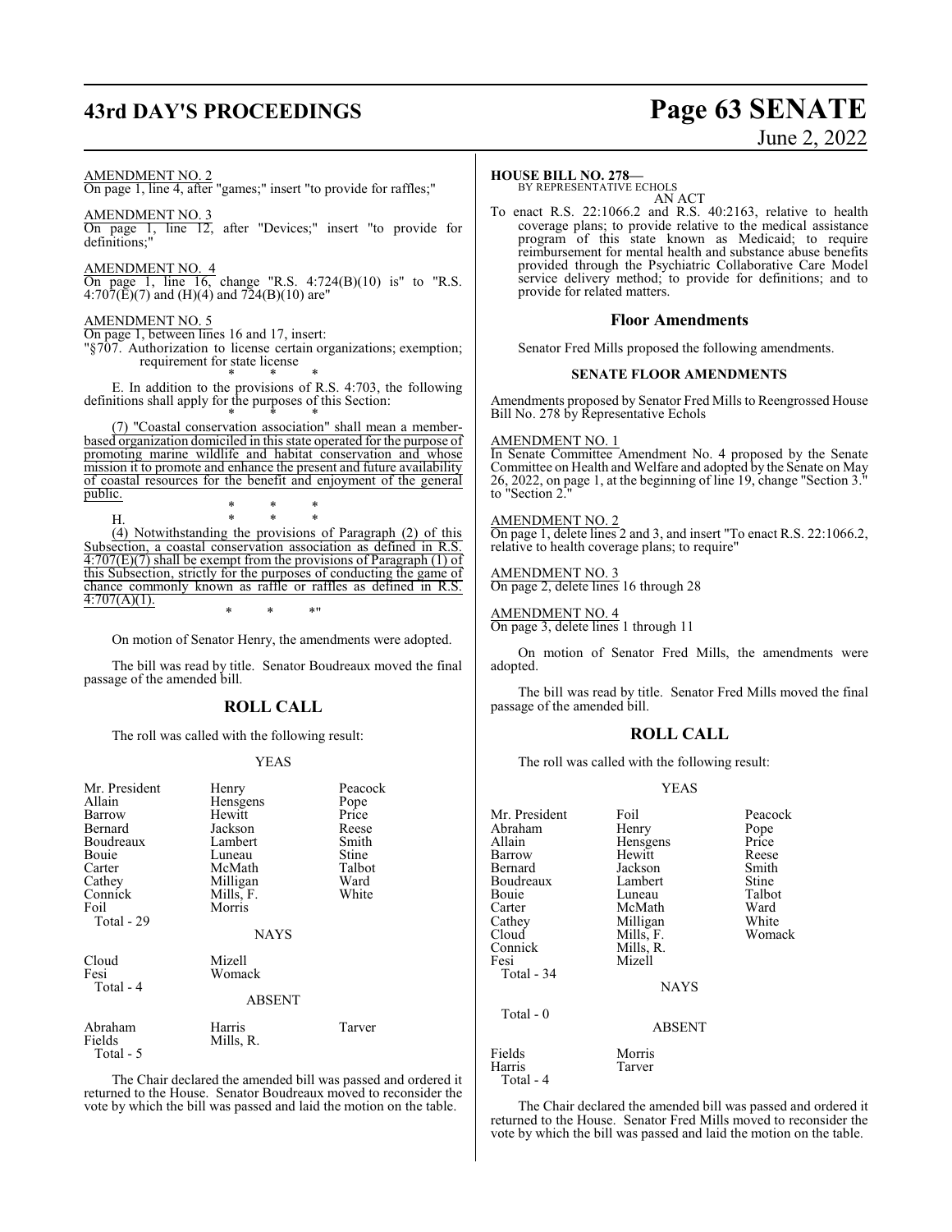AMENDMENT NO. 2

On page 1, line 4, after "games;" insert "to provide for raffles;"

AMENDMENT NO. 3

On page 1, line 12, after "Devices;" insert "to provide for definitions;"

AMENDMENT NO. 4

On page 1, line 16, change "R.S. 4:724(B)(10) is" to "R.S. 4:707(E)(7) and (H)(4) and 724(B)(10) are"

AMENDMENT NO. 5

On page 1, between lines 16 and 17, insert:

"§707. Authorization to license certain organizations; exemption; requirement for state license

\* \* \*

E. In addition to the provisions of R.S. 4:703, the following definitions shall apply for the purposes of this Section:

\* \* \*

(7) "Coastal conservation association" shall mean a member-based organization domiciled in this state operated for the purpose of promoting marine wildlife and habitat conservation and whose mission it to promote and enhance the present and future availability of coastal resources for the benefit and enjoyment of the general public.

\* \* \*

H. \* \* \*

(4) Notwithstanding the provisions of Paragraph (2) of this Subsection, a coastal conservation association as defined in R.S. 4:707(E)(7) shall be exempt from the provisions of Paragraph (1) of this Subsection, strictly for the purposes of conducting the game of chance commonly known as raffle or raffles as defined in R.S. 4:707(A)(1).

\* \* \*"

On motion of Senator Henry, the amendments were adopted.

The bill was read by title. Senator Boudreaux moved the final passage of the amended bill.

## ROLL CALL

The roll was called with the following result:

YEAS

| | | |
|---|---|---|
| Mr. President | Henry | Peacock |
| Allain | Hensgens | Pope |
| Barrow | Hewitt | Price |
| Bernard | Jackson | Reese |
| Boudreaux | Lambert | Smith |
| Bouie | Luneau | Stine |
| Carter | McMath | Talbot |
| Cathey | Milligan | Ward |
| Connick | Mills, F. | White |
| Foil | Morris | |

Total - 29

NAYS

| | |
|---|---|
| Cloud | Mizell |
| Fesi | Womack |

Total - 4

ABSENT

| | | |
|---|---|---|
| Abraham | Harris | Tarver |
| Fields | Mills, R. | |

Total - 5

The Chair declared the amended bill was passed and ordered it returned to the House. Senator Boudreaux moved to reconsider the vote by which the bill was passed and laid the motion on the table.

**HOUSE BILL NO. 278—**
BY REPRESENTATIVE ECHOLS

AN ACT

To enact R.S. 22:1066.2 and R.S. 40:2163, relative to health coverage plans; to provide relative to the medical assistance program of this state known as Medicaid; to require reimbursement for mental health and substance abuse benefits provided through the Psychiatric Collaborative Care Model service delivery method; to provide for definitions; and to provide for related matters.

## Floor Amendments

Senator Fred Mills proposed the following amendments.

### SENATE FLOOR AMENDMENTS

Amendments proposed by Senator Fred Mills to Reengrossed House Bill No. 278 by Representative Echols

AMENDMENT NO. 1

In Senate Committee Amendment No. 4 proposed by the Senate Committee on Health and Welfare and adopted by the Senate on May 26, 2022, on page 1, at the beginning of line 19, change "Section 3." to "Section 2."

AMENDMENT NO. 2

On page 1, delete lines 2 and 3, and insert "To enact R.S. 22:1066.2, relative to health coverage plans; to require"

AMENDMENT NO. 3

On page 2, delete lines 16 through 28

AMENDMENT NO. 4

On page 3, delete lines 1 through 11

On motion of Senator Fred Mills, the amendments were adopted.

The bill was read by title. Senator Fred Mills moved the final passage of the amended bill.

## ROLL CALL

The roll was called with the following result:

YEAS

| | | |
|---|---|---|
| Mr. President | Foil | Peacock |
| Abraham | Henry | Pope |
| Allain | Hensgens | Price |
| Barrow | Hewitt | Reese |
| Bernard | Jackson | Smith |
| Boudreaux | Lambert | Stine |
| Bouie | Luneau | Talbot |
| Carter | McMath | Ward |
| Cathey | Milligan | White |
| Cloud | Mills, F. | Womack |
| Connick | Mills, R. | |
| Fesi | Mizell | |

Total - 34

NAYS

Total - 0

ABSENT

| | |
|---|---|
| Fields | Morris |
| Harris | Tarver |

Total - 4

The Chair declared the amended bill was passed and ordered it returned to the House. Senator Fred Mills moved to reconsider the vote by which the bill was passed and laid the motion on the table.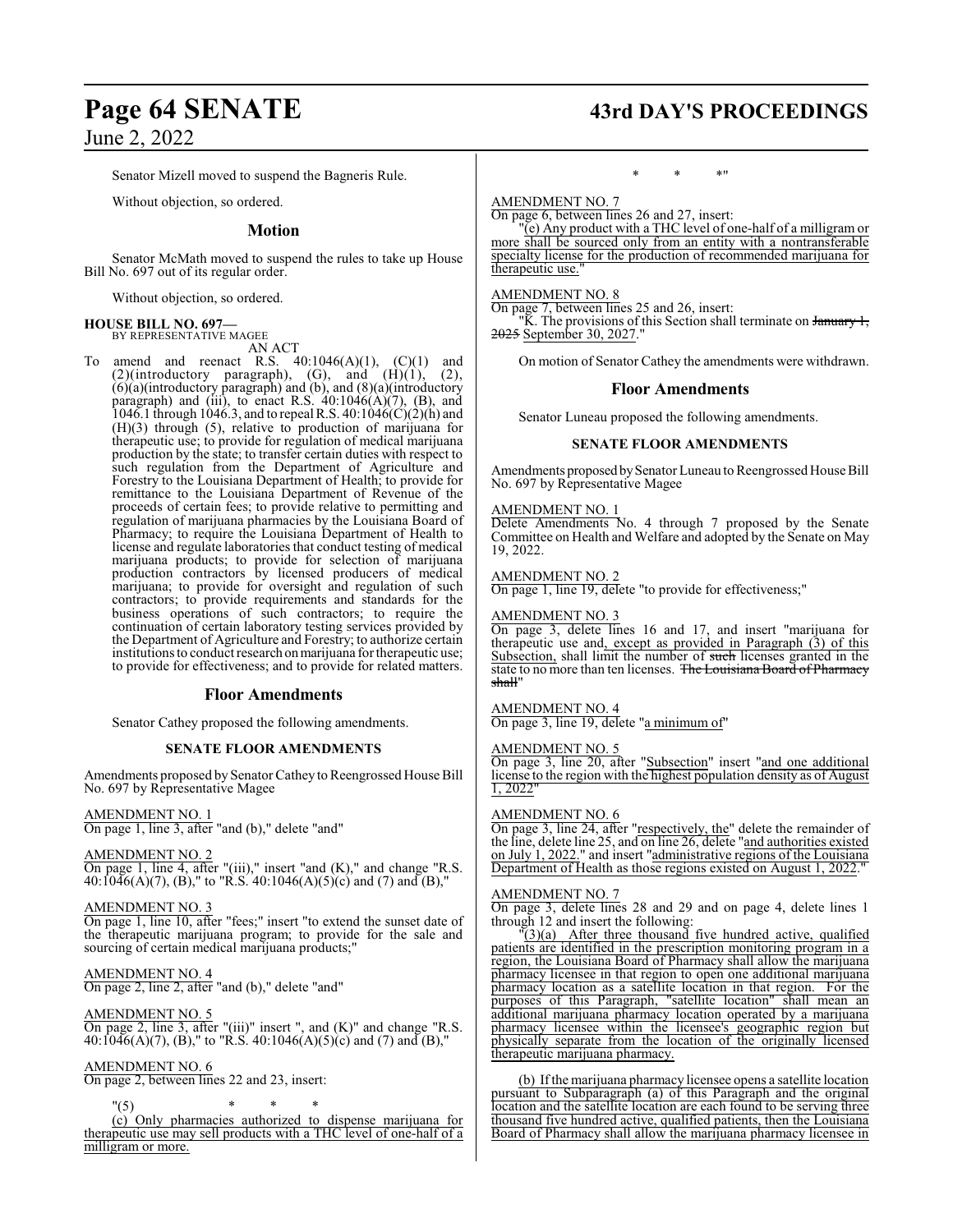Senator Mizell moved to suspend the Bagneris Rule.

Without objection, so ordered.

## Motion

Senator McMath moved to suspend the rules to take up House Bill No. 697 out of its regular order.

Without objection, so ordered.

**HOUSE BILL NO. 697—**
BY REPRESENTATIVE MAGEE

AN ACT

To amend and reenact R.S. 40:1046(A)(1), (C)(1) and (2)(introductory paragraph), (G), and (H)(1), (2), (6)(a)(introductory paragraph) and (b), and (8)(a)(introductory paragraph) and (iii), to enact R.S. 40:1046(A)(7), (B), and 1046.1 through 1046.3, and to repeal R.S. 40:1046(C)(2)(h) and (H)(3) through (5), relative to production of marijuana for therapeutic use; to provide for regulation of medical marijuana production by the state; to transfer certain duties with respect to such regulation from the Department of Agriculture and Forestry to the Louisiana Department of Health; to provide for remittance to the Louisiana Department of Revenue of the proceeds of certain fees; to provide relative to permitting and regulation of marijuana pharmacies by the Louisiana Board of Pharmacy; to require the Louisiana Department of Health to license and regulate laboratories that conduct testing of medical marijuana products; to provide for selection of marijuana production contractors by licensed producers of medical marijuana; to provide for oversight and regulation of such contractors; to provide requirements and standards for the business operations of such contractors; to require the continuation of certain laboratory testing services provided by the Department of Agriculture and Forestry; to authorize certain institutions to conduct research on marijuana for therapeutic use; to provide for effectiveness; and to provide for related matters.

## Floor Amendments

Senator Cathey proposed the following amendments.

### SENATE FLOOR AMENDMENTS

Amendments proposed by Senator Cathey to Reengrossed House Bill No. 697 by Representative Magee

AMENDMENT NO. 1
On page 1, line 3, after "and (b)," delete "and"

AMENDMENT NO. 2
On page 1, line 4, after "(iii)," insert "and (K)," and change "R.S. 40:1046(A)(7), (B)," to "R.S. 40:1046(A)(5)(c) and (7) and (B),"

AMENDMENT NO. 3
On page 1, line 10, after "fees;" insert "to extend the sunset date of the therapeutic marijuana program; to provide for the sale and sourcing of certain medical marijuana products;"

AMENDMENT NO. 4
On page 2, line 2, after "and (b)," delete "and"

AMENDMENT NO. 5
On page 2, line 3, after "(iii)" insert ", and (K)" and change "R.S. 40:1046(A)(7), (B)," to "R.S. 40:1046(A)(5)(c) and (7) and (B),"

AMENDMENT NO. 6
On page 2, between lines 22 and 23, insert:

"(5) * * *

(c) Only pharmacies authorized to dispense marijuana for therapeutic use may sell products with a THC level of one-half of a milligram or more.

\* \* \*"

AMENDMENT NO. 7
On page 6, between lines 26 and 27, insert:

"(e) Any product with a THC level of one-half of a milligram or more shall be sourced only from an entity with a nontransferable specialty license for the production of recommended marijuana for therapeutic use."

AMENDMENT NO. 8
On page 7, between lines 25 and 26, insert:

"K. The provisions of this Section shall terminate on ~~January 1, 2025~~ September 30, 2027."

On motion of Senator Cathey the amendments were withdrawn.

## Floor Amendments

Senator Luneau proposed the following amendments.

### SENATE FLOOR AMENDMENTS

Amendments proposed by Senator Luneau to Reengrossed House Bill No. 697 by Representative Magee

AMENDMENT NO. 1
Delete Amendments No. 4 through 7 proposed by the Senate Committee on Health and Welfare and adopted by the Senate on May 19, 2022.

AMENDMENT NO. 2
On page 1, line 19, delete "to provide for effectiveness;"

AMENDMENT NO. 3
On page 3, delete lines 16 and 17, and insert "marijuana for therapeutic use and, except as provided in Paragraph (3) of this Subsection, shall limit the number of ~~such~~ licenses granted in the state to no more than ten licenses. ~~The Louisiana Board of Pharmacy shall~~"

AMENDMENT NO. 4
On page 3, line 19, delete "a minimum of"

AMENDMENT NO. 5
On page 3, line 20, after "Subsection" insert "and one additional license to the region with the highest population density as of August 1, 2022"

AMENDMENT NO. 6
On page 3, line 24, after "respectively, the" delete the remainder of the line, delete line 25, and on line 26, delete "and authorities existed on July 1, 2022." and insert "administrative regions of the Louisiana Department of Health as those regions existed on August 1, 2022."

AMENDMENT NO. 7
On page 3, delete lines 28 and 29 and on page 4, delete lines 1 through 12 and insert the following:

"(3)(a) After three thousand five hundred active, qualified patients are identified in the prescription monitoring program in a region, the Louisiana Board of Pharmacy shall allow the marijuana pharmacy licensee in that region to open one additional marijuana pharmacy location as a satellite location in that region. For the purposes of this Paragraph, "satellite location" shall mean an additional marijuana pharmacy location operated by a marijuana pharmacy licensee within the licensee's geographic region but physically separate from the location of the originally licensed therapeutic marijuana pharmacy.

(b) If the marijuana pharmacy licensee opens a satellite location pursuant to Subparagraph (a) of this Paragraph and the original location and the satellite location are each found to be serving three thousand five hundred active, qualified patients, then the Louisiana Board of Pharmacy shall allow the marijuana pharmacy licensee in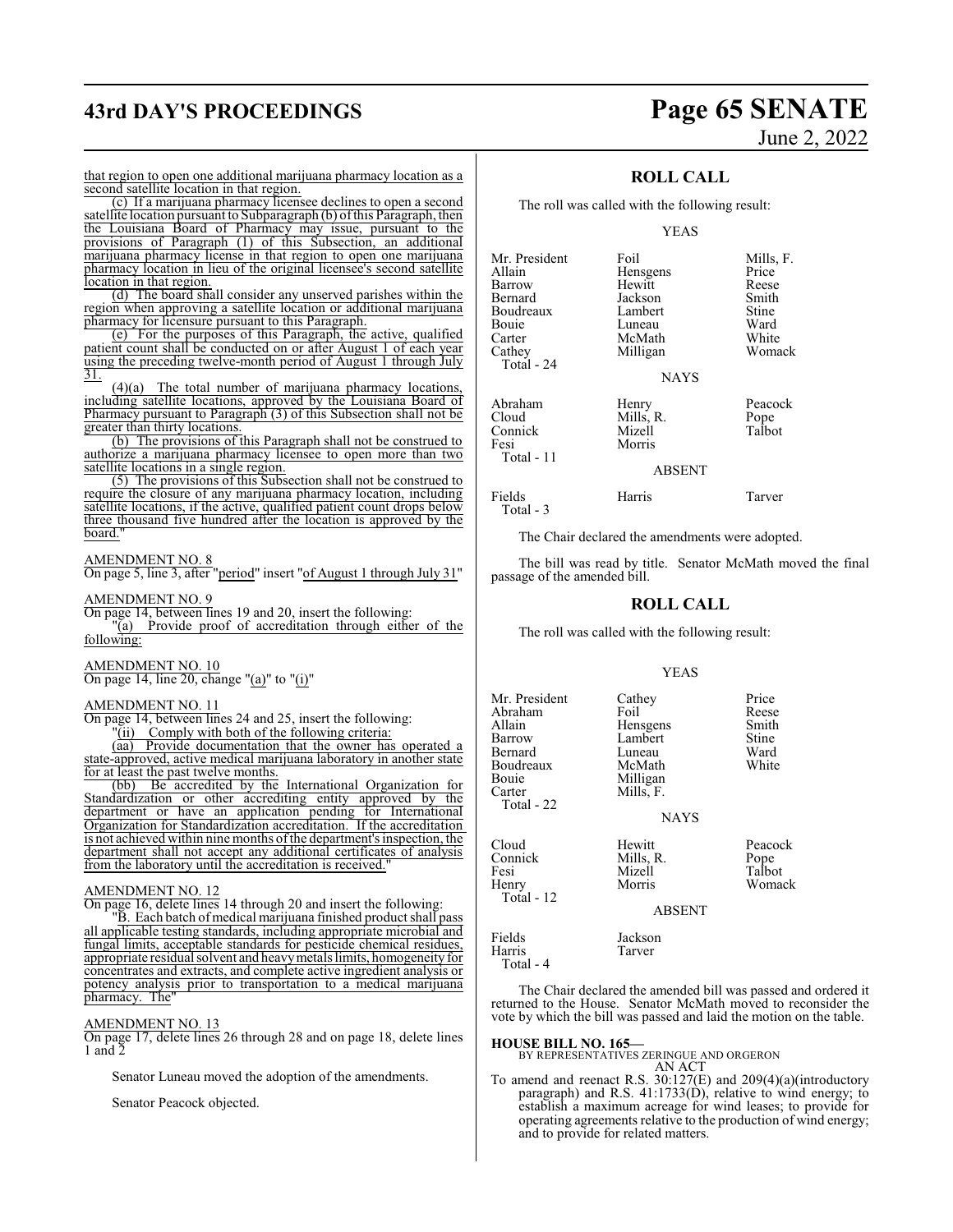that region to open one additional marijuana pharmacy location as a second satellite location in that region.

(c) If a marijuana pharmacy licensee declines to open a second satellite location pursuant to Subparagraph (b) of this Paragraph, then the Louisiana Board of Pharmacy may issue, pursuant to the provisions of Paragraph (1) of this Subsection, an additional marijuana pharmacy license in that region to open one marijuana pharmacy location in lieu of the original licensee's second satellite location in that region.

(d) The board shall consider any unserved parishes within the region when approving a satellite location or additional marijuana pharmacy for licensure pursuant to this Paragraph.

(e) For the purposes of this Paragraph, the active, qualified patient count shall be conducted on or after August 1 of each year using the preceding twelve-month period of August 1 through July 31.

(4)(a) The total number of marijuana pharmacy locations, including satellite locations, approved by the Louisiana Board of Pharmacy pursuant to Paragraph (3) of this Subsection shall not be greater than thirty locations.

(b) The provisions of this Paragraph shall not be construed to authorize a marijuana pharmacy licensee to open more than two satellite locations in a single region.

(5) The provisions of this Subsection shall not be construed to require the closure of any marijuana pharmacy location, including satellite locations, if the active, qualified patient count drops below three thousand five hundred after the location is approved by the board."

AMENDMENT NO. 8

On page 5, line 3, after "period" insert "of August 1 through July 31"

AMENDMENT NO. 9

On page 14, between lines 19 and 20, insert the following:

"(a) Provide proof of accreditation through either of the following:

AMENDMENT NO. 10

On page 14, line 20, change "(a)" to "(i)"

AMENDMENT NO. 11

On page 14, between lines 24 and 25, insert the following:

"(ii) Comply with both of the following criteria:

(aa) Provide documentation that the owner has operated a state-approved, active medical marijuana laboratory in another state for at least the past twelve months.

(bb) Be accredited by the International Organization for Standardization or other accrediting entity approved by the department or have an application pending for International Organization for Standardization accreditation. If the accreditation is not achieved within nine months of the department's inspection, the department shall not accept any additional certificates of analysis from the laboratory until the accreditation is received."

AMENDMENT NO. 12

On page 16, delete lines 14 through 20 and insert the following:

"B. Each batch of medical marijuana finished product shall pass all applicable testing standards, including appropriate microbial and fungal limits, acceptable standards for pesticide chemical residues, appropriate residual solvent and heavy metals limits, homogeneity for concentrates and extracts, and complete active ingredient analysis or potency analysis prior to transportation to a medical marijuana pharmacy. The"

AMENDMENT NO. 13

On page 17, delete lines 26 through 28 and on page 18, delete lines 1 and 2

Senator Luneau moved the adoption of the amendments.

Senator Peacock objected.

## ROLL CALL

The roll was called with the following result:

YEAS

| | | |
|---|---|---|
| Mr. President | Foil | Mills, F. |
| Allain | Hensgens | Price |
| Barrow | Hewitt | Reese |
| Bernard | Jackson | Smith |
| Boudreaux | Lambert | Stine |
| Bouie | Luneau | Ward |
| Carter | McMath | White |
| Cathey | Milligan | Womack |
| Total - 24 | | |

NAYS

| | | |
|---|---|---|
| Abraham | Henry | Peacock |
| Cloud | Mills, R. | Pope |
| Connick | Mizell | Talbot |
| Fesi | Morris | |
| Total - 11 | | |

ABSENT

| | | |
|---|---|---|
| Fields | Harris | Tarver |
| Total - 3 | | |

The Chair declared the amendments were adopted.

The bill was read by title. Senator McMath moved the final passage of the amended bill.

## ROLL CALL

The roll was called with the following result:

YEAS

| | | |
|---|---|---|
| Mr. President | Cathey | Price |
| Abraham | Foil | Reese |
| Allain | Hensgens | Smith |
| Barrow | Lambert | Stine |
| Bernard | Luneau | Ward |
| Boudreaux | McMath | White |
| Bouie | Milligan | |
| Carter | Mills, F. | |
| Total - 22 | | |

NAYS

| | | |
|---|---|---|
| Cloud | Hewitt | Peacock |
| Connick | Mills, R. | Pope |
| Fesi | Mizell | Talbot |
| Henry | Morris | Womack |
| Total - 12 | | |

ABSENT

| | |
|---|---|
| Fields | Jackson |
| Harris | Tarver |
| Total - 4 | |

The Chair declared the amended bill was passed and ordered it returned to the House. Senator McMath moved to reconsider the vote by which the bill was passed and laid the motion on the table.

**HOUSE BILL NO. 165—**

BY REPRESENTATIVES ZERINGUE AND ORGERON

AN ACT

To amend and reenact R.S. 30:127(E) and 209(4)(a)(introductory paragraph) and R.S. 41:1733(D), relative to wind energy; to establish a maximum acreage for wind leases; to provide for operating agreements relative to the production of wind energy; and to provide for related matters.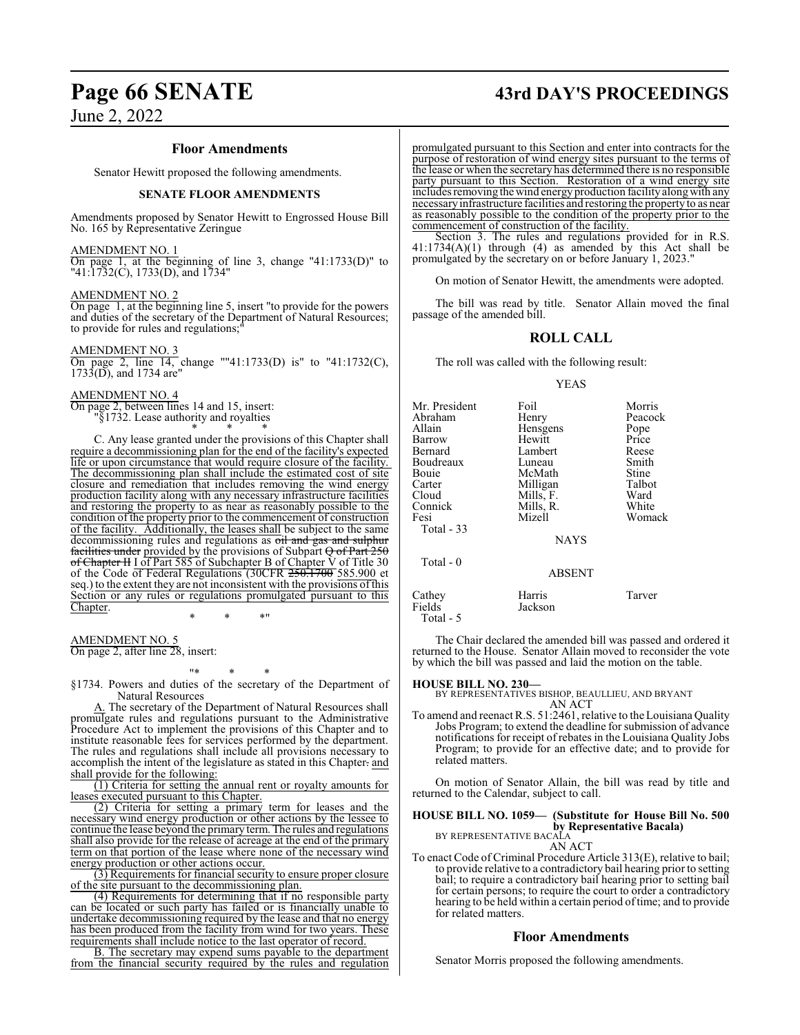## Floor Amendments

Senator Hewitt proposed the following amendments.

### SENATE FLOOR AMENDMENTS

Amendments proposed by Senator Hewitt to Engrossed House Bill No. 165 by Representative Zeringue

AMENDMENT NO. 1
On page 1, at the beginning of line 3, change "41:1733(D)" to "41:1732(C), 1733(D), and 1734"

AMENDMENT NO. 2
On page 1, at the beginning line 5, insert "to provide for the powers and duties of the secretary of the Department of Natural Resources; to provide for rules and regulations;"

AMENDMENT NO. 3
On page 2, line 14, change ""41:1733(D) is" to "41:1732(C), 1733(D), and 1734 are"

AMENDMENT NO. 4
On page 2, between lines 14 and 15, insert:
"§1732. Lease authority and royalties

\* \* \*

C. Any lease granted under the provisions of this Chapter shall require a decommissioning plan for the end of the facility's expected life or upon circumstance that would require closure of the facility. The decommissioning plan shall include the estimated cost of site closure and remediation that includes removing the wind energy production facility along with any necessary infrastructure facilities and restoring the property to as near as reasonably possible to the condition of the property prior to the commencement of construction of the facility. Additionally, the leases shall be subject to the same decommissioning rules and regulations as ~~oil and gas and sulphur facilities under~~ provided by the provisions of Subpart ~~Q of Part 250 of Chapter II~~ I of Part 585 of Subchapter B of Chapter V of Title 30 of the Code of Federal Regulations (30CFR ~~250.1700~~ 585.900 et seq.) to the extent they are not inconsistent with the provisions of this Section or any rules or regulations promulgated pursuant to this Chapter.

\* \* \*"

AMENDMENT NO. 5
On page 2, after line 28, insert:

"\* \* \*

§1734. Powers and duties of the secretary of the Department of Natural Resources

A. The secretary of the Department of Natural Resources shall promulgate rules and regulations pursuant to the Administrative Procedure Act to implement the provisions of this Chapter and to institute reasonable fees for services performed by the department. The rules and regulations shall include all provisions necessary to accomplish the intent of the legislature as stated in this Chapter~~.~~ and shall provide for the following:

(1) Criteria for setting the annual rent or royalty amounts for leases executed pursuant to this Chapter.

(2) Criteria for setting a primary term for leases and the necessary wind energy production or other actions by the lessee to continue the lease beyond the primary term. The rules and regulations shall also provide for the release of acreage at the end of the primary term on that portion of the lease where none of the necessary wind energy production or other actions occur.

(3) Requirements for financial security to ensure proper closure of the site pursuant to the decommissioning plan.

(4) Requirements for determining that if no responsible party can be located or such party has failed or is financially unable to undertake decommissioning required by the lease and that no energy has been produced from the facility from wind for two years. These requirements shall include notice to the last operator of record.

B. The secretary may expend sums payable to the department from the financial security required by the rules and regulation promulgated pursuant to this Section and enter into contracts for the purpose of restoration of wind energy sites pursuant to the terms of the lease or when the secretary has determined there is no responsible party pursuant to this Section. Restoration of a wind energy site includes removing the wind energy production facility along with any necessary infrastructure facilities and restoring the property to as near as reasonably possible to the condition of the property prior to the commencement of construction of the facility.

Section 3. The rules and regulations provided for in R.S. 41:1734(A)(1) through (4) as amended by this Act shall be promulgated by the secretary on or before January 1, 2023."

On motion of Senator Hewitt, the amendments were adopted.

The bill was read by title. Senator Allain moved the final passage of the amended bill.

## ROLL CALL

The roll was called with the following result:

YEAS

| | | |
|---|---|---|
| Mr. President | Foil | Morris |
| Abraham | Henry | Peacock |
| Allain | Hensgens | Pope |
| Barrow | Hewitt | Price |
| Bernard | Lambert | Reese |
| Boudreaux | Luneau | Smith |
| Bouie | McMath | Stine |
| Carter | Milligan | Talbot |
| Cloud | Mills, F. | Ward |
| Connick | Mills, R. | White |
| Fesi | Mizell | Womack |

Total - 33

NAYS

Total - 0

ABSENT

| | | |
|---|---|---|
| Cathey | Harris | Tarver |
| Fields | Jackson | |

Total - 5

The Chair declared the amended bill was passed and ordered it returned to the House. Senator Allain moved to reconsider the vote by which the bill was passed and laid the motion on the table.

**HOUSE BILL NO. 230—**
BY REPRESENTATIVES BISHOP, BEAULLIEU, AND BRYANT
AN ACT
To amend and reenact R.S. 51:2461, relative to the Louisiana Quality Jobs Program; to extend the deadline for submission of advance notifications for receipt of rebates in the Louisiana Quality Jobs Program; to provide for an effective date; and to provide for related matters.

On motion of Senator Allain, the bill was read by title and returned to the Calendar, subject to call.

**HOUSE BILL NO. 1059— (Substitute for House Bill No. 500 by Representative Bacala)**
BY REPRESENTATIVE BACALA
AN ACT
To enact Code of Criminal Procedure Article 313(E), relative to bail; to provide relative to a contradictory bail hearing prior to setting bail; to require a contradictory bail hearing prior to setting bail for certain persons; to require the court to order a contradictory hearing to be held within a certain period of time; and to provide for related matters.

## Floor Amendments

Senator Morris proposed the following amendments.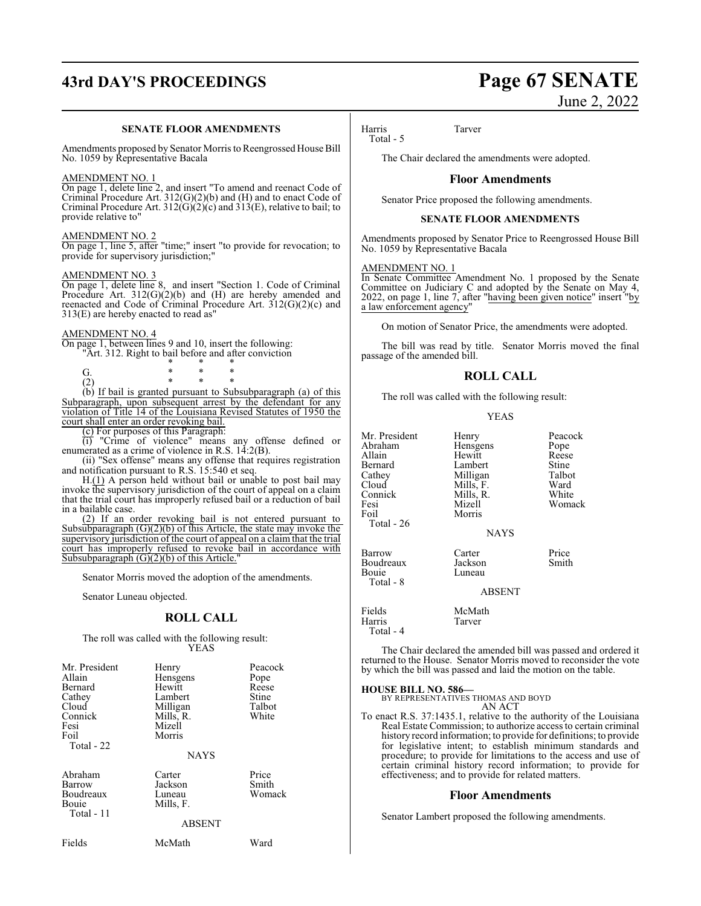## SENATE FLOOR AMENDMENTS

Amendments proposed by Senator Morris to Reengrossed House Bill No. 1059 by Representative Bacala

AMENDMENT NO. 1

On page 1, delete line 2, and insert "To amend and reenact Code of Criminal Procedure Art. 312(G)(2)(b) and (H) and to enact Code of Criminal Procedure Art. 312(G)(2)(c) and 313(E), relative to bail; to provide relative to"

AMENDMENT NO. 2

On page 1, line 5, after "time;" insert "to provide for revocation; to provide for supervisory jurisdiction;"

AMENDMENT NO. 3

On page 1, delete line 8, and insert "Section 1. Code of Criminal Procedure Art. 312(G)(2)(b) and (H) are hereby amended and reenacted and Code of Criminal Procedure Art. 312(G)(2)(c) and 313(E) are hereby enacted to read as"

AMENDMENT NO. 4

On page 1, between lines 9 and 10, insert the following:

"Art. 312. Right to bail before and after conviction

\* \* \*

G. \* \* \*

(2) \* \* \*

(b) If bail is granted pursuant to Subsubparagraph (a) of this Subparagraph, upon subsequent arrest by the defendant for any violation of Title 14 of the Louisiana Revised Statutes of 1950 the court shall enter an order revoking bail.

(c) For purposes of this Paragraph:

(i) "Crime of violence" means any offense defined or enumerated as a crime of violence in R.S. 14:2(B).

(ii) "Sex offense" means any offense that requires registration and notification pursuant to R.S. 15:540 et seq.

H.(1) A person held without bail or unable to post bail may invoke the supervisory jurisdiction of the court of appeal on a claim that the trial court has improperly refused bail or a reduction of bail in a bailable case.

(2) If an order revoking bail is not entered pursuant to Subsubparagraph (G)(2)(b) of this Article, the state may invoke the supervisory jurisdiction of the court of appeal on a claim that the trial court has improperly refused to revoke bail in accordance with Subsubparagraph (G)(2)(b) of this Article."

Senator Morris moved the adoption of the amendments.

Senator Luneau objected.

## ROLL CALL

The roll was called with the following result:

YEAS

| | | |
|---|---|---|
| Mr. President | Henry | Peacock |
| Allain | Hensgens | Pope |
| Bernard | Hewitt | Reese |
| Cathey | Lambert | Stine |
| Cloud | Milligan | Talbot |
| Connick | Mills, R. | White |
| Fesi | Mizell | |
| Foil | Morris | |

Total - 22

NAYS

| | | |
|---|---|---|
| Abraham | Carter | Price |
| Barrow | Jackson | Smith |
| Boudreaux | Luneau | Womack |
| Bouie | Mills, F. | |

Total - 11

ABSENT

| | | |
|---|---|---|
| Fields | McMath | Ward |
| Harris | Tarver | |

Total - 5

The Chair declared the amendments were adopted.

## Floor Amendments

Senator Price proposed the following amendments.

## SENATE FLOOR AMENDMENTS

Amendments proposed by Senator Price to Reengrossed House Bill No. 1059 by Representative Bacala

AMENDMENT NO. 1

In Senate Committee Amendment No. 1 proposed by the Senate Committee on Judiciary C and adopted by the Senate on May 4, 2022, on page 1, line 7, after "having been given notice" insert "by a law enforcement agency"

On motion of Senator Price, the amendments were adopted.

The bill was read by title. Senator Morris moved the final passage of the amended bill.

## ROLL CALL

The roll was called with the following result:

YEAS

| | | |
|---|---|---|
| Mr. President | Henry | Peacock |
| Abraham | Hensgens | Pope |
| Allain | Hewitt | Reese |
| Bernard | Lambert | Stine |
| Cathey | Milligan | Talbot |
| Cloud | Mills, F. | Ward |
| Connick | Mills, R. | White |
| Fesi | Mizell | Womack |
| Foil | Morris | |

Total - 26

NAYS

| | | |
|---|---|---|
| Barrow | Carter | Price |
| Boudreaux | Jackson | Smith |
| Bouie | Luneau | |

Total - 8

ABSENT

| | |
|---|---|
| Fields | McMath |
| Harris | Tarver |

Total - 4

The Chair declared the amended bill was passed and ordered it returned to the House. Senator Morris moved to reconsider the vote by which the bill was passed and laid the motion on the table.

**HOUSE BILL NO. 586—**
BY REPRESENTATIVES THOMAS AND BOYD

AN ACT

To enact R.S. 37:1435.1, relative to the authority of the Louisiana Real Estate Commission; to authorize access to certain criminal history record information; to provide for definitions; to provide for legislative intent; to establish minimum standards and procedure; to provide for limitations to the access and use of certain criminal history record information; to provide for effectiveness; and to provide for related matters.

## Floor Amendments

Senator Lambert proposed the following amendments.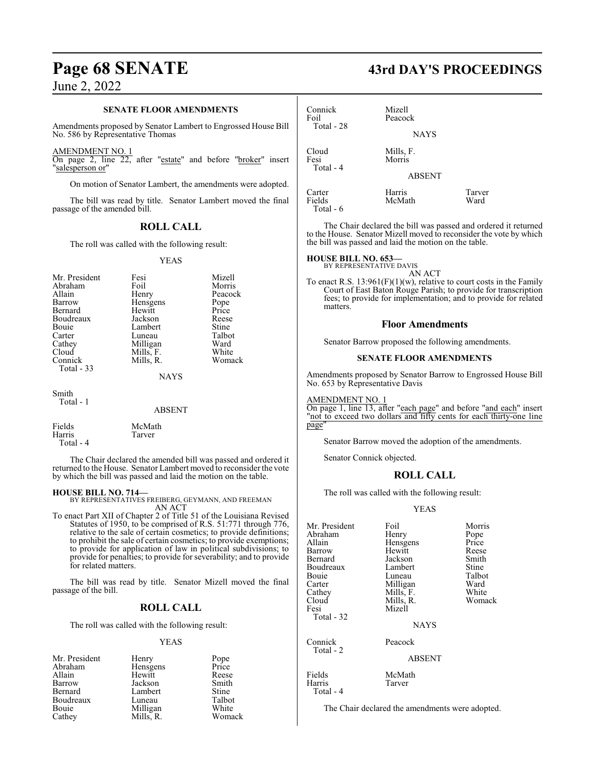**SENATE FLOOR AMENDMENTS**

Amendments proposed by Senator Lambert to Engrossed House Bill No. 586 by Representative Thomas

AMENDMENT NO. 1
On page 2, line 22, after "estate" and before "broker" insert "salesperson or"

On motion of Senator Lambert, the amendments were adopted.

The bill was read by title. Senator Lambert moved the final passage of the amended bill.

## ROLL CALL

The roll was called with the following result:

YEAS

| | | |
|---|---|---|
| Mr. President | Fesi | Mizell |
| Abraham | Foil | Morris |
| Allain | Henry | Peacock |
| Barrow | Hensgens | Pope |
| Bernard | Hewitt | Price |
| Boudreaux | Jackson | Reese |
| Bouie | Lambert | Stine |
| Carter | Luneau | Talbot |
| Cathey | Milligan | Ward |
| Cloud | Mills, F. | White |
| Connick | Mills, R. | Womack |

Total - 33

NAYS

Smith

Total - 1

ABSENT

| | |
|---|---|
| Fields | McMath |
| Harris | Tarver |

Total - 4

The Chair declared the amended bill was passed and ordered it returned to the House. Senator Lambert moved to reconsider the vote by which the bill was passed and laid the motion on the table.

**HOUSE BILL NO. 714—**
BY REPRESENTATIVES FREIBERG, GEYMANN, AND FREEMAN
AN ACT

To enact Part XII of Chapter 2 of Title 51 of the Louisiana Revised Statutes of 1950, to be comprised of R.S. 51:771 through 776, relative to the sale of certain cosmetics; to provide definitions; to prohibit the sale of certain cosmetics; to provide exemptions; to provide for application of law in political subdivisions; to provide for penalties; to provide for severability; and to provide for related matters.

The bill was read by title. Senator Mizell moved the final passage of the bill.

## ROLL CALL

The roll was called with the following result:

YEAS

| | | |
|---|---|---|
| Mr. President | Henry | Pope |
| Abraham | Hensgens | Price |
| Allain | Hewitt | Reese |
| Barrow | Jackson | Smith |
| Bernard | Lambert | Stine |
| Boudreaux | Luneau | Talbot |
| Bouie | Milligan | White |
| Cathey | Mills, R. | Womack |
| Connick | Mizell | |
| Foil | Peacock | |

Total - 28

NAYS

| | |
|---|---|
| Cloud | Mills, F. |
| Fesi | Morris |

Total - 4

ABSENT

| | | |
|---|---|---|
| Carter | Harris | Tarver |
| Fields | McMath | Ward |

Total - 6

The Chair declared the bill was passed and ordered it returned to the House. Senator Mizell moved to reconsider the vote by which the bill was passed and laid the motion on the table.

**HOUSE BILL NO. 653—**
BY REPRESENTATIVE DAVIS
AN ACT

To enact R.S. 13:961(F)(1)(w), relative to court costs in the Family Court of East Baton Rouge Parish; to provide for transcription fees; to provide for implementation; and to provide for related matters.

## Floor Amendments

Senator Barrow proposed the following amendments.

**SENATE FLOOR AMENDMENTS**

Amendments proposed by Senator Barrow to Engrossed House Bill No. 653 by Representative Davis

AMENDMENT NO. 1
On page 1, line 13, after "each page" and before "and each" insert "not to exceed two dollars and fifty cents for each thirty-one line page"

Senator Barrow moved the adoption of the amendments.

Senator Connick objected.

## ROLL CALL

The roll was called with the following result:

YEAS

| | | |
|---|---|---|
| Mr. President | Foil | Morris |
| Abraham | Henry | Pope |
| Allain | Hensgens | Price |
| Barrow | Hewitt | Reese |
| Bernard | Jackson | Smith |
| Boudreaux | Lambert | Stine |
| Bouie | Luneau | Talbot |
| Carter | Milligan | Ward |
| Cathey | Mills, F. | White |
| Cloud | Mills, R. | Womack |
| Fesi | Mizell | |

Total - 32

NAYS

| | |
|---|---|
| Connick | Peacock |

Total - 2

ABSENT

| | |
|---|---|
| Fields | McMath |
| Harris | Tarver |

Total - 4

The Chair declared the amendments were adopted.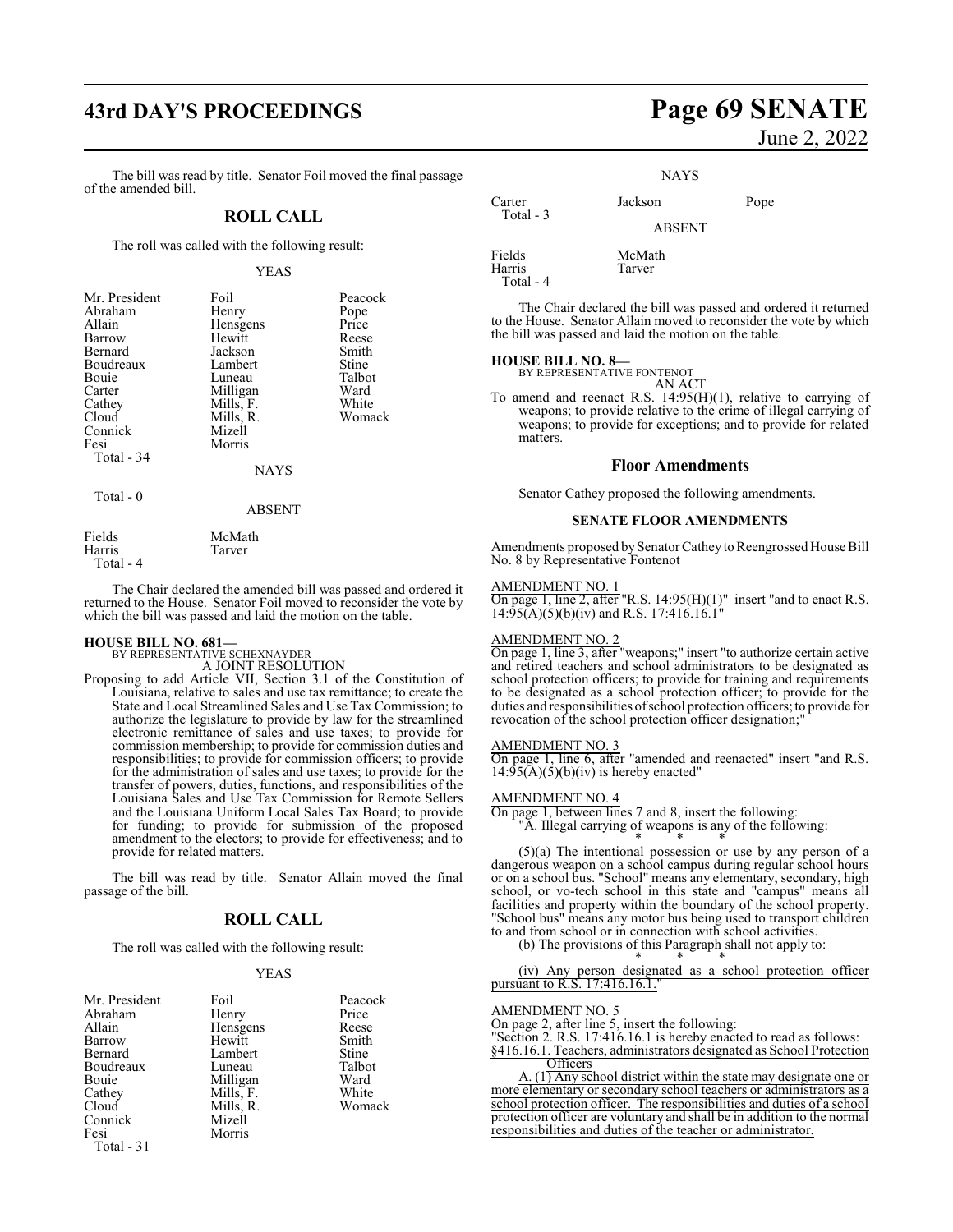The bill was read by title. Senator Foil moved the final passage of the amended bill.

## ROLL CALL

The roll was called with the following result:

YEAS

| | | |
|---|---|---|
| Mr. President | Foil | Peacock |
| Abraham | Henry | Pope |
| Allain | Hensgens | Price |
| Barrow | Hewitt | Reese |
| Bernard | Jackson | Smith |
| Boudreaux | Lambert | Stine |
| Bouie | Luneau | Talbot |
| Carter | Milligan | Ward |
| Cathey | Mills, F. | White |
| Cloud | Mills, R. | Womack |
| Connick | Mizell | |
| Fesi | Morris | |

Total - 34

NAYS

Total - 0

ABSENT

| | |
|---|---|
| Fields | McMath |
| Harris | Tarver |

Total - 4

The Chair declared the amended bill was passed and ordered it returned to the House. Senator Foil moved to reconsider the vote by which the bill was passed and laid the motion on the table.

**HOUSE BILL NO. 681—**
BY REPRESENTATIVE SCHEXNAYDER
A JOINT RESOLUTION

Proposing to add Article VII, Section 3.1 of the Constitution of Louisiana, relative to sales and use tax remittance; to create the State and Local Streamlined Sales and Use Tax Commission; to authorize the legislature to provide by law for the streamlined electronic remittance of sales and use taxes; to provide for commission membership; to provide for commission duties and responsibilities; to provide for commission officers; to provide for the administration of sales and use taxes; to provide for the transfer of powers, duties, functions, and responsibilities of the Louisiana Sales and Use Tax Commission for Remote Sellers and the Louisiana Uniform Local Sales Tax Board; to provide for funding; to provide for submission of the proposed amendment to the electors; to provide for effectiveness; and to provide for related matters.

The bill was read by title. Senator Allain moved the final passage of the bill.

## ROLL CALL

The roll was called with the following result:

YEAS

| | | |
|---|---|---|
| Mr. President | Foil | Peacock |
| Abraham | Henry | Price |
| Allain | Hensgens | Reese |
| Barrow | Hewitt | Smith |
| Bernard | Lambert | Stine |
| Boudreaux | Luneau | Talbot |
| Bouie | Milligan | Ward |
| Cathey | Mills, F. | White |
| Cloud | Mills, R. | Womack |
| Connick | Mizell | |
| Fesi | Morris | |

Total - 31

NAYS

| | | |
|---|---|---|
| Carter | Jackson | Pope |

Total - 3

ABSENT

| | |
|---|---|
| Fields | McMath |
| Harris | Tarver |

Total - 4

The Chair declared the bill was passed and ordered it returned to the House. Senator Allain moved to reconsider the vote by which the bill was passed and laid the motion on the table.

**HOUSE BILL NO. 8—**
BY REPRESENTATIVE FONTENOT
AN ACT

To amend and reenact R.S. 14:95(H)(1), relative to carrying of weapons; to provide relative to the crime of illegal carrying of weapons; to provide for exceptions; and to provide for related matters.

## Floor Amendments

Senator Cathey proposed the following amendments.

### SENATE FLOOR AMENDMENTS

Amendments proposed by Senator Cathey to Reengrossed House Bill No. 8 by Representative Fontenot

AMENDMENT NO. 1
On page 1, line 2, after "R.S. 14:95(H)(1)" insert "and to enact R.S. 14:95(A)(5)(b)(iv) and R.S. 17:416.16.1"

AMENDMENT NO. 2
On page 1, line 3, after "weapons;" insert "to authorize certain active and retired teachers and school administrators to be designated as school protection officers; to provide for training and requirements to be designated as a school protection officer; to provide for the duties and responsibilities of school protection officers; to provide for revocation of the school protection officer designation;"

AMENDMENT NO. 3
On page 1, line 6, after "amended and reenacted" insert "and R.S. 14:95(A)(5)(b)(iv) is hereby enacted"

AMENDMENT NO. 4
On page 1, between lines 7 and 8, insert the following:
"A. Illegal carrying of weapons is any of the following:

\* \* \*

(5)(a) The intentional possession or use by any person of a dangerous weapon on a school campus during regular school hours or on a school bus. "School" means any elementary, secondary, high school, or vo-tech school in this state and "campus" means all facilities and property within the boundary of the school property. "School bus" means any motor bus being used to transport children to and from school or in connection with school activities.

(b) The provisions of this Paragraph shall not apply to:

\* \* \*

(iv) Any person designated as a school protection officer pursuant to R.S. 17:416.16.1."

AMENDMENT NO. 5
On page 2, after line 5, insert the following:
"Section 2. R.S. 17:416.16.1 is hereby enacted to read as follows:
§416.16.1. Teachers, administrators designated as School Protection Officers

A. (1) Any school district within the state may designate one or more elementary or secondary school teachers or administrators as a school protection officer. The responsibilities and duties of a school protection officer are voluntary and shall be in addition to the normal responsibilities and duties of the teacher or administrator.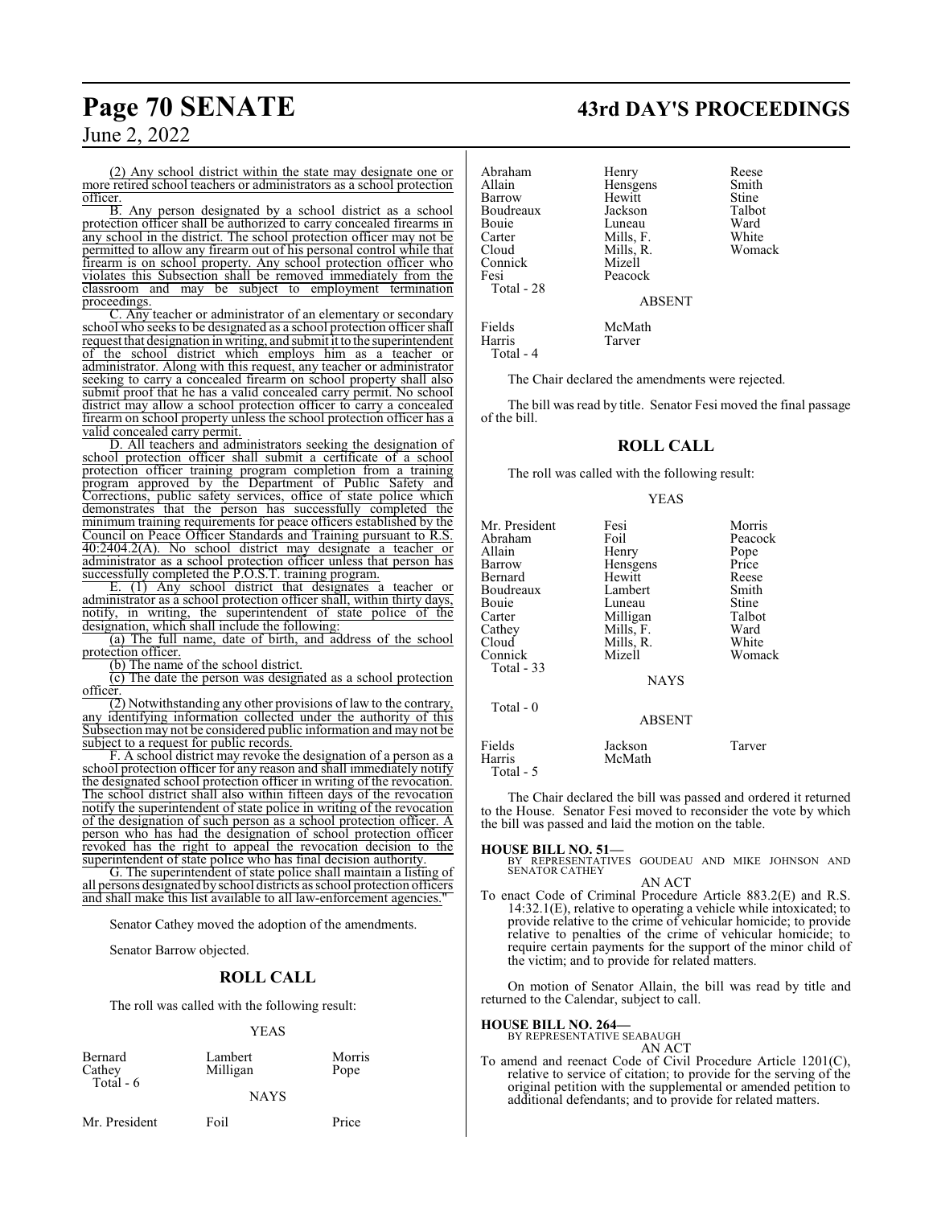(2) Any school district within the state may designate one or more retired school teachers or administrators as a school protection officer.

B. Any person designated by a school district as a school protection officer shall be authorized to carry concealed firearms in any school in the district. The school protection officer may not be permitted to allow any firearm out of his personal control while that firearm is on school property. Any school protection officer who violates this Subsection shall be removed immediately from the classroom and may be subject to employment termination proceedings.

C. Any teacher or administrator of an elementary or secondary school who seeks to be designated as a school protection officer shall request that designation in writing, and submit it to the superintendent of the school district which employs him as a teacher or administrator. Along with this request, any teacher or administrator seeking to carry a concealed firearm on school property shall also submit proof that he has a valid concealed carry permit. No school district may allow a school protection officer to carry a concealed firearm on school property unless the school protection officer has a valid concealed carry permit.

D. All teachers and administrators seeking the designation of school protection officer shall submit a certificate of a school protection officer training program completion from a training program approved by the Department of Public Safety and Corrections, public safety services, office of state police which demonstrates that the person has successfully completed the minimum training requirements for peace officers established by the Council on Peace Officer Standards and Training pursuant to R.S. 40:2404.2(A). No school district may designate a teacher or administrator as a school protection officer unless that person has successfully completed the P.O.S.T. training program.

E. (1) Any school district that designates a teacher or administrator as a school protection officer shall, within thirty days, notify, in writing, the superintendent of state police of the designation, which shall include the following:

(a) The full name, date of birth, and address of the school protection officer.

(b) The name of the school district.

(c) The date the person was designated as a school protection officer.

(2) Notwithstanding any other provisions of law to the contrary, any identifying information collected under the authority of this Subsection may not be considered public information and may not be subject to a request for public records.

F. A school district may revoke the designation of a person as a school protection officer for any reason and shall immediately notify the designated school protection officer in writing of the revocation. The school district shall also within fifteen days of the revocation notify the superintendent of state police in writing of the revocation of the designation of such person as a school protection officer. A person who has had the designation of school protection officer revoked has the right to appeal the revocation decision to the superintendent of state police who has final decision authority.

G. The superintendent of state police shall maintain a listing of all persons designated by school districts as school protection officers and shall make this list available to all law-enforcement agencies."

Senator Cathey moved the adoption of the amendments.

Senator Barrow objected.

## ROLL CALL

The roll was called with the following result:

YEAS

| | | |
|---|---|---|
| Bernard | Lambert | Morris |
| Cathey | Milligan | Pope |
| Total - 6 | | |

NAYS

| | | |
|---|---|---|
| Mr. President | Foil | Price |
| Abraham | Henry | Reese |
| Allain | Hensgens | Smith |
| Barrow | Hewitt | Stine |
| Boudreaux | Jackson | Talbot |
| Bouie | Luneau | Ward |
| Carter | Mills, F. | White |
| Cloud | Mills, R. | Womack |
| Connick | Mizell | |
| Fesi | Peacock | |
| Total - 28 | | |

ABSENT

| | |
|---|---|
| Fields | McMath |
| Harris | Tarver |
| Total - 4 | |

The Chair declared the amendments were rejected.

The bill was read by title. Senator Fesi moved the final passage of the bill.

## ROLL CALL

The roll was called with the following result:

YEAS

| | | |
|---|---|---|
| Mr. President | Fesi | Morris |
| Abraham | Foil | Peacock |
| Allain | Henry | Pope |
| Barrow | Hensgens | Price |
| Bernard | Hewitt | Reese |
| Boudreaux | Lambert | Smith |
| Bouie | Luneau | Stine |
| Carter | Milligan | Talbot |
| Cathey | Mills, F. | Ward |
| Cloud | Mills, R. | White |
| Connick | Mizell | Womack |
| Total - 33 | | |

NAYS

Total - 0

ABSENT

| | | |
|---|---|---|
| Fields | Jackson | Tarver |
| Harris | McMath | |
| Total - 5 | | |

The Chair declared the bill was passed and ordered it returned to the House. Senator Fesi moved to reconsider the vote by which the bill was passed and laid the motion on the table.

**HOUSE BILL NO. 51—**
BY REPRESENTATIVES GOUDEAU AND MIKE JOHNSON AND SENATOR CATHEY

AN ACT

To enact Code of Criminal Procedure Article 883.2(E) and R.S. 14:32.1(E), relative to operating a vehicle while intoxicated; to provide relative to the crime of vehicular homicide; to provide relative to penalties of the crime of vehicular homicide; to require certain payments for the support of the minor child of the victim; and to provide for related matters.

On motion of Senator Allain, the bill was read by title and returned to the Calendar, subject to call.

**HOUSE BILL NO. 264—**
BY REPRESENTATIVE SEABAUGH

AN ACT

To amend and reenact Code of Civil Procedure Article 1201(C), relative to service of citation; to provide for the serving of the original petition with the supplemental or amended petition to additional defendants; and to provide for related matters.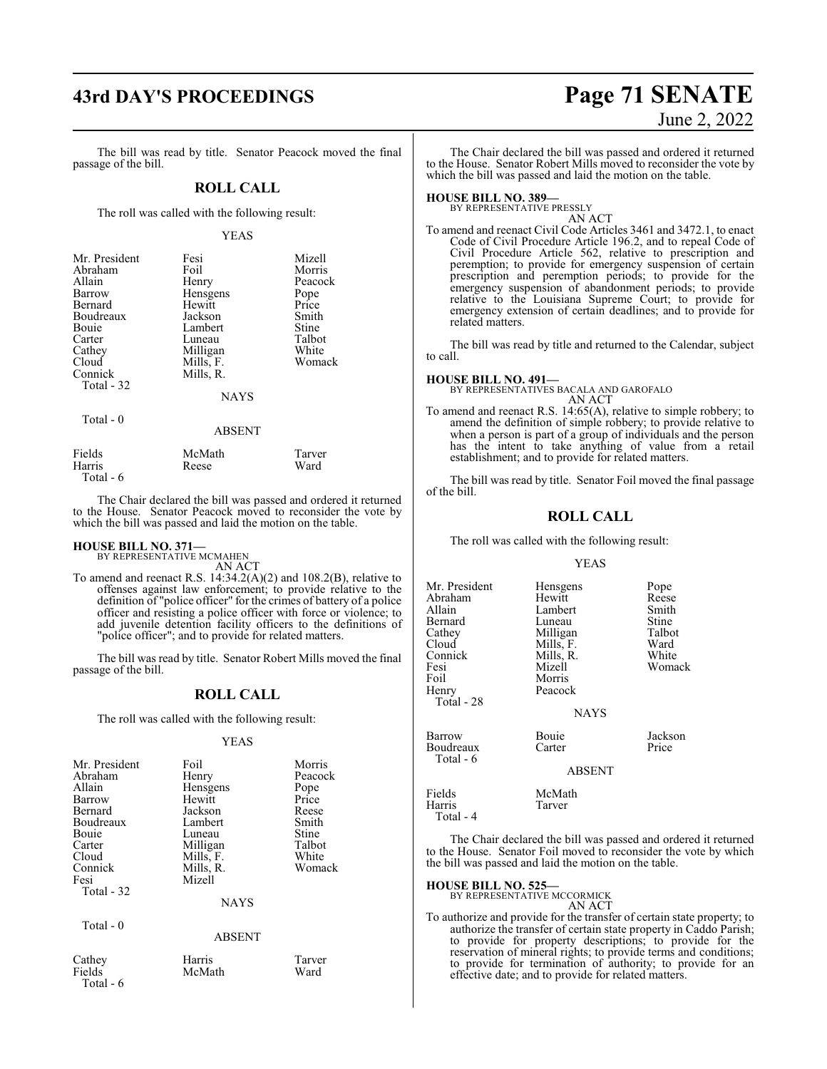The bill was read by title. Senator Peacock moved the final passage of the bill.

## ROLL CALL

The roll was called with the following result:

YEAS

| | | |
|---|---|---|
| Mr. President | Fesi | Mizell |
| Abraham | Foil | Morris |
| Allain | Henry | Peacock |
| Barrow | Hensgens | Pope |
| Bernard | Hewitt | Price |
| Boudreaux | Jackson | Smith |
| Bouie | Lambert | Stine |
| Carter | Luneau | Talbot |
| Cathey | Milligan | White |
| Cloud | Mills, F. | Womack |
| Connick | Mills, R. | |
| Total - 32 | | |

NAYS

Total - 0

ABSENT

| | | |
|---|---|---|
| Fields | McMath | Tarver |
| Harris | Reese | Ward |
| Total - 6 | | |

The Chair declared the bill was passed and ordered it returned to the House. Senator Peacock moved to reconsider the vote by which the bill was passed and laid the motion on the table.

**HOUSE BILL NO. 371—**
BY REPRESENTATIVE MCMAHEN
AN ACT

To amend and reenact R.S. 14:34.2(A)(2) and 108.2(B), relative to offenses against law enforcement; to provide relative to the definition of "police officer" for the crimes of battery of a police officer and resisting a police officer with force or violence; to add juvenile detention facility officers to the definitions of "police officer"; and to provide for related matters.

The bill was read by title. Senator Robert Mills moved the final passage of the bill.

## ROLL CALL

The roll was called with the following result:

YEAS

| | | |
|---|---|---|
| Mr. President | Foil | Morris |
| Abraham | Henry | Peacock |
| Allain | Hensgens | Pope |
| Barrow | Hewitt | Price |
| Bernard | Jackson | Reese |
| Boudreaux | Lambert | Smith |
| Bouie | Luneau | Stine |
| Carter | Milligan | Talbot |
| Cloud | Mills, F. | White |
| Connick | Mills, R. | Womack |
| Fesi | Mizell | |
| Total - 32 | | |

NAYS

Total - 0

ABSENT

| | | |
|---|---|---|
| Cathey | Harris | Tarver |
| Fields | McMath | Ward |
| Total - 6 | | |

The Chair declared the bill was passed and ordered it returned to the House. Senator Robert Mills moved to reconsider the vote by which the bill was passed and laid the motion on the table.

**HOUSE BILL NO. 389—**
BY REPRESENTATIVE PRESSLY
AN ACT

To amend and reenact Civil Code Articles 3461 and 3472.1, to enact Code of Civil Procedure Article 196.2, and to repeal Code of Civil Procedure Article 562, relative to prescription and peremption; to provide for emergency suspension of certain prescription and peremption periods; to provide for the emergency suspension of abandonment periods; to provide relative to the Louisiana Supreme Court; to provide for emergency extension of certain deadlines; and to provide for related matters.

The bill was read by title and returned to the Calendar, subject to call.

**HOUSE BILL NO. 491—**
BY REPRESENTATIVES BACALA AND GAROFALO
AN ACT

To amend and reenact R.S. 14:65(A), relative to simple robbery; to amend the definition of simple robbery; to provide relative to when a person is part of a group of individuals and the person has the intent to take anything of value from a retail establishment; and to provide for related matters.

The bill was read by title. Senator Foil moved the final passage of the bill.

## ROLL CALL

The roll was called with the following result:

YEAS

| | | |
|---|---|---|
| Mr. President | Hensgens | Pope |
| Abraham | Hewitt | Reese |
| Allain | Lambert | Smith |
| Bernard | Luneau | Stine |
| Cathey | Milligan | Talbot |
| Cloud | Mills, F. | Ward |
| Connick | Mills, R. | White |
| Fesi | Mizell | Womack |
| Foil | Morris | |
| Henry | Peacock | |
| Total - 28 | | |

NAYS

| | | |
|---|---|---|
| Barrow | Bouie | Jackson |
| Boudreaux | Carter | Price |
| Total - 6 | | |

ABSENT

| | |
|---|---|
| Fields | McMath |
| Harris | Tarver |
| Total - 4 | |

The Chair declared the bill was passed and ordered it returned to the House. Senator Foil moved to reconsider the vote by which the bill was passed and laid the motion on the table.

**HOUSE BILL NO. 525—**
BY REPRESENTATIVE MCCORMICK
AN ACT

To authorize and provide for the transfer of certain state property; to authorize the transfer of certain state property in Caddo Parish; to provide for property descriptions; to provide for the reservation of mineral rights; to provide terms and conditions; to provide for termination of authority; to provide for an effective date; and to provide for related matters.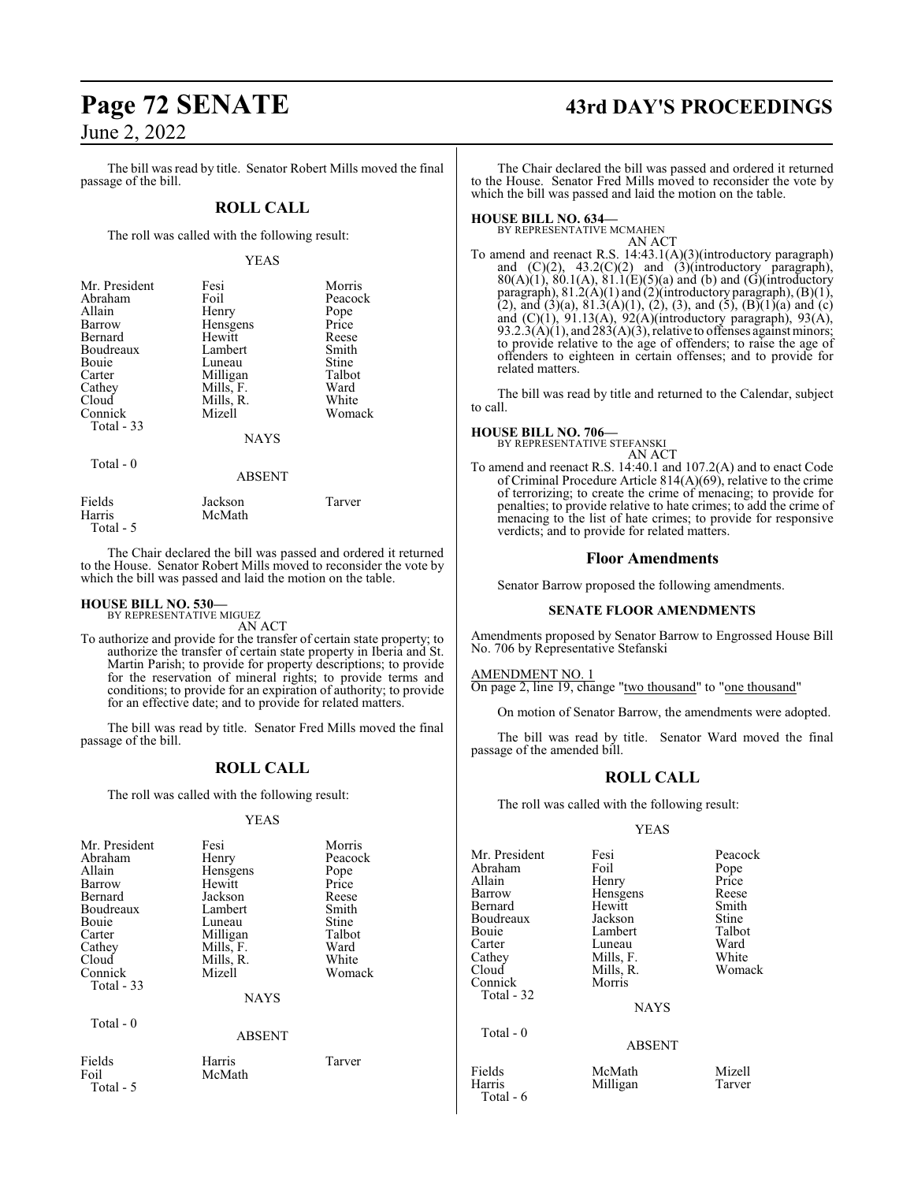The bill was read by title. Senator Robert Mills moved the final passage of the bill.

## ROLL CALL

The roll was called with the following result:

YEAS

| | | |
|---|---|---|
| Mr. President | Fesi | Morris |
| Abraham | Foil | Peacock |
| Allain | Henry | Pope |
| Barrow | Hensgens | Price |
| Bernard | Hewitt | Reese |
| Boudreaux | Lambert | Smith |
| Bouie | Luneau | Stine |
| Carter | Milligan | Talbot |
| Cathey | Mills, F. | Ward |
| Cloud | Mills, R. | White |
| Connick | Mizell | Womack |
| Total - 33 | | |

NAYS

Total - 0

ABSENT

| | | |
|---|---|---|
| Fields | Jackson | Tarver |
| Harris | McMath | |
| Total - 5 | | |

The Chair declared the bill was passed and ordered it returned to the House. Senator Robert Mills moved to reconsider the vote by which the bill was passed and laid the motion on the table.

**HOUSE BILL NO. 530—**
BY REPRESENTATIVE MIGUEZ
AN ACT

To authorize and provide for the transfer of certain state property; to authorize the transfer of certain state property in Iberia and St. Martin Parish; to provide for property descriptions; to provide for the reservation of mineral rights; to provide terms and conditions; to provide for an expiration of authority; to provide for an effective date; and to provide for related matters.

The bill was read by title. Senator Fred Mills moved the final passage of the bill.

## ROLL CALL

The roll was called with the following result:

YEAS

| | | |
|---|---|---|
| Mr. President | Fesi | Morris |
| Abraham | Henry | Peacock |
| Allain | Hensgens | Pope |
| Barrow | Hewitt | Price |
| Bernard | Jackson | Reese |
| Boudreaux | Lambert | Smith |
| Bouie | Luneau | Stine |
| Carter | Milligan | Talbot |
| Cathey | Mills, F. | Ward |
| Cloud | Mills, R. | White |
| Connick | Mizell | Womack |
| Total - 33 | | |

NAYS

Total - 0

ABSENT

| | | |
|---|---|---|
| Fields | Harris | Tarver |
| Foil | McMath | |
| Total - 5 | | |

The Chair declared the bill was passed and ordered it returned to the House. Senator Fred Mills moved to reconsider the vote by which the bill was passed and laid the motion on the table.

**HOUSE BILL NO. 634—**
BY REPRESENTATIVE MCMAHEN
AN ACT

To amend and reenact R.S. 14:43.1(A)(3)(introductory paragraph) and (C)(2), 43.2(C)(2) and (3)(introductory paragraph), 80(A)(1), 80.1(A), 81.1(E)(5)(a) and (b) and (G)(introductory paragraph), 81.2(A)(1) and (2)(introductory paragraph), (B)(1), (2), and (3)(a), 81.3(A)(1), (2), (3), and (5), (B)(1)(a) and (c) and (C)(1), 91.13(A), 92(A)(introductory paragraph), 93(A), 93.2.3(A)(1), and 283(A)(3), relative to offenses against minors; to provide relative to the age of offenders; to raise the age of offenders to eighteen in certain offenses; and to provide for related matters.

The bill was read by title and returned to the Calendar, subject to call.

**HOUSE BILL NO. 706—**
BY REPRESENTATIVE STEFANSKI
AN ACT

To amend and reenact R.S. 14:40.1 and 107.2(A) and to enact Code of Criminal Procedure Article 814(A)(69), relative to the crime of terrorizing; to create the crime of menacing; to provide for penalties; to provide relative to hate crimes; to add the crime of menacing to the list of hate crimes; to provide for responsive verdicts; and to provide for related matters.

## Floor Amendments

Senator Barrow proposed the following amendments.

**SENATE FLOOR AMENDMENTS**

Amendments proposed by Senator Barrow to Engrossed House Bill No. 706 by Representative Stefanski

AMENDMENT NO. 1
On page 2, line 19, change "two thousand" to "one thousand"

On motion of Senator Barrow, the amendments were adopted.

The bill was read by title. Senator Ward moved the final passage of the amended bill.

## ROLL CALL

The roll was called with the following result:

YEAS

| | | |
|---|---|---|
| Mr. President | Fesi | Peacock |
| Abraham | Foil | Pope |
| Allain | Henry | Price |
| Barrow | Hensgens | Reese |
| Bernard | Hewitt | Smith |
| Boudreaux | Jackson | Stine |
| Bouie | Lambert | Talbot |
| Carter | Luneau | Ward |
| Cathey | Mills, F. | White |
| Cloud | Mills, R. | Womack |
| Connick | Morris | |
| Total - 32 | | |

NAYS

Total - 0

ABSENT

| | | |
|---|---|---|
| Fields | McMath | Mizell |
| Harris | Milligan | Tarver |
| Total - 6 | | |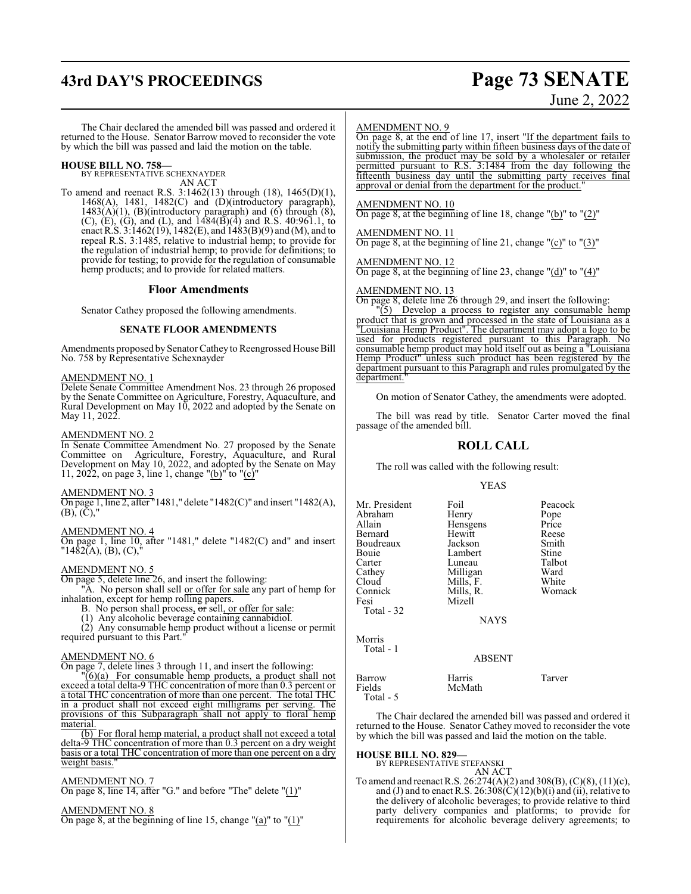The Chair declared the amended bill was passed and ordered it returned to the House. Senator Barrow moved to reconsider the vote by which the bill was passed and laid the motion on the table.

**HOUSE BILL NO. 758—**
BY REPRESENTATIVE SCHEXNAYDER
AN ACT

To amend and reenact R.S. 3:1462(13) through (18), 1465(D)(1), 1468(A), 1481, 1482(C) and (D)(introductory paragraph), 1483(A)(1), (B)(introductory paragraph) and (6) through (8), (C), (E), (G), and (L), and 1484(B)(4) and R.S. 40:961.1, to enact R.S. 3:1462(19), 1482(E), and 1483(B)(9) and (M), and to repeal R.S. 3:1485, relative to industrial hemp; to provide for the regulation of industrial hemp; to provide for definitions; to provide for testing; to provide for the regulation of consumable hemp products; and to provide for related matters.

## Floor Amendments

Senator Cathey proposed the following amendments.

### SENATE FLOOR AMENDMENTS

Amendments proposed by Senator Cathey to Reengrossed House Bill No. 758 by Representative Schexnayder

AMENDMENT NO. 1
Delete Senate Committee Amendment Nos. 23 through 26 proposed by the Senate Committee on Agriculture, Forestry, Aquaculture, and Rural Development on May 10, 2022 and adopted by the Senate on May 11, 2022.

AMENDMENT NO. 2
In Senate Committee Amendment No. 27 proposed by the Senate Committee on Agriculture, Forestry, Aquaculture, and Rural Development on May 10, 2022, and adopted by the Senate on May 11, 2022, on page 3, line 1, change "(b)" to "(c)"

AMENDMENT NO. 3
On page 1, line 2, after "1481," delete "1482(C)" and insert "1482(A), (B), (C),"

AMENDMENT NO. 4
On page 1, line 10, after "1481," delete "1482(C) and" and insert "1482(A), (B), (C),"

AMENDMENT NO. 5
On page 5, delete line 26, and insert the following:

"A. No person shall sell or offer for sale any part of hemp for inhalation, except for hemp rolling papers.

B. No person shall process, ~~or~~ sell, or offer for sale:

(1) Any alcoholic beverage containing cannabidiol.

(2) Any consumable hemp product without a license or permit required pursuant to this Part."

AMENDMENT NO. 6
On page 7, delete lines 3 through 11, and insert the following:

"(6)(a) For consumable hemp products, a product shall not exceed a total delta-9 THC concentration of more than 0.3 percent or a total THC concentration of more than one percent. The total THC in a product shall not exceed eight milligrams per serving. The provisions of this Subparagraph shall not apply to floral hemp material.

(b) For floral hemp material, a product shall not exceed a total delta-9 THC concentration of more than 0.3 percent on a dry weight basis or a total THC concentration of more than one percent on a dry weight basis."

AMENDMENT NO. 7
On page 8, line 14, after "G." and before "The" delete "(1)"

AMENDMENT NO. 8
On page 8, at the beginning of line 15, change "(a)" to "(1)"

AMENDMENT NO. 9
On page 8, at the end of line 17, insert "If the department fails to notify the submitting party within fifteen business days of the date of submission, the product may be sold by a wholesaler or retailer permitted pursuant to R.S. 3:1484 from the day following the fifteenth business day until the submitting party receives final approval or denial from the department for the product."

AMENDMENT NO. 10
On page 8, at the beginning of line 18, change "(b)" to "(2)"

AMENDMENT NO. 11
On page 8, at the beginning of line 21, change "(c)" to "(3)"

AMENDMENT NO. 12
On page 8, at the beginning of line 23, change "(d)" to "(4)"

AMENDMENT NO. 13
On page 8, delete line 26 through 29, and insert the following:

"(5) Develop a process to register any consumable hemp product that is grown and processed in the state of Louisiana as a "Louisiana Hemp Product". The department may adopt a logo to be used for products registered pursuant to this Paragraph. No consumable hemp product may hold itself out as being a "Louisiana Hemp Product" unless such product has been registered by the department pursuant to this Paragraph and rules promulgated by the department."

On motion of Senator Cathey, the amendments were adopted.

The bill was read by title. Senator Carter moved the final passage of the amended bill.

## ROLL CALL

The roll was called with the following result:

YEAS

| | | |
|---|---|---|
| Mr. President | Foil | Peacock |
| Abraham | Henry | Pope |
| Allain | Hensgens | Price |
| Bernard | Hewitt | Reese |
| Boudreaux | Jackson | Smith |
| Bouie | Lambert | Stine |
| Carter | Luneau | Talbot |
| Cathey | Milligan | Ward |
| Cloud | Mills, F. | White |
| Connick | Mills, R. | Womack |
| Fesi | Mizell | |

Total - 32

NAYS

Morris
Total - 1

ABSENT

| | | |
|---|---|---|
| Barrow | Harris | Tarver |
| Fields | McMath | |

Total - 5

The Chair declared the amended bill was passed and ordered it returned to the House. Senator Cathey moved to reconsider the vote by which the bill was passed and laid the motion on the table.

**HOUSE BILL NO. 829—**
BY REPRESENTATIVE STEFANSKI
AN ACT

To amend and reenact R.S. 26:274(A)(2) and 308(B), (C)(8), (11)(c), and (J) and to enact R.S. 26:308(C)(12)(b)(i) and (ii), relative to the delivery of alcoholic beverages; to provide relative to third party delivery companies and platforms; to provide for requirements for alcoholic beverage delivery agreements; to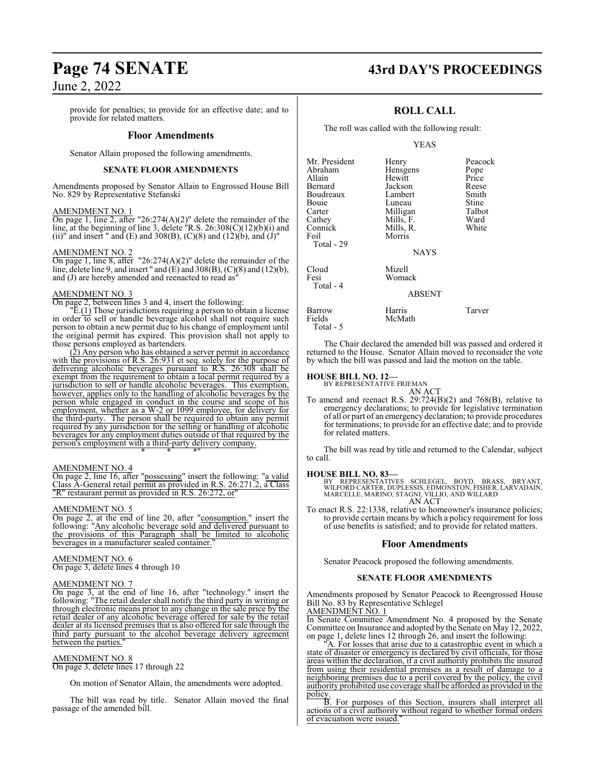provide for penalties; to provide for an effective date; and to provide for related matters.

## Floor Amendments

Senator Allain proposed the following amendments.

### SENATE FLOOR AMENDMENTS

Amendments proposed by Senator Allain to Engrossed House Bill No. 829 by Representative Stefanski

AMENDMENT NO. 1

On page 1, line 2, after "26:274(A)(2)" delete the remainder of the line, at the beginning of line 3, delete "R.S. 26:308(C)(12)(b)(i) and (ii)" and insert " and (E) and 308(B), (C)(8) and (12)(b), and (J)"

AMENDMENT NO. 2

On page 1, line 8, after "26:274(A)(2)" delete the remainder of the line, delete line 9, and insert " and (E) and 308(B), (C)(8) and (12)(b), and (J) are hereby amended and reenacted to read as"

AMENDMENT NO. 3

On page 2, between lines 3 and 4, insert the following:

"E.(1) Those jurisdictions requiring a person to obtain a license in order to sell or handle beverage alcohol shall not require such person to obtain a new permit due to his change of employment until the original permit has expired. This provision shall not apply to those persons employed as bartenders.

(2) Any person who has obtained a server permit in accordance with the provisions of R.S. 26:931 et seq. solely for the purpose of delivering alcoholic beverages pursuant to R.S. 26:308 shall be exempt from the requirement to obtain a local permit required by a jurisdiction to sell or handle alcoholic beverages. This exemption, however, applies only to the handling of alcoholic beverages by the person while engaged in conduct in the course and scope of his employment, whether as a W-2 or 1099 employee, for delivery for the third-party. The person shall be required to obtain any permit required by any jurisdiction for the selling or handling of alcoholic beverages for any employment duties outside of that required by the person's employment with a third-party delivery company.

\* \* \*"

AMENDMENT NO. 4

On page 2, line 16, after "possessing" insert the following: "a valid Class A-General retail permit as provided in R.S. 26:271.2, a Class "R" restaurant permit as provided in R.S. 26:272, or"

AMENDMENT NO. 5

On page 2, at the end of line 20, after "consumption." insert the following: "Any alcoholic beverage sold and delivered pursuant to the provisions of this Paragraph shall be limited to alcoholic beverages in a manufacturer sealed container."

AMENDMENT NO. 6

On page 3, delete lines 4 through 10

AMENDMENT NO. 7

On page 3, at the end of line 16, after "technology." insert the following: "The retail dealer shall notify the third party in writing or through electronic means prior to any change in the sale price by the retail dealer of any alcoholic beverage offered for sale by the retail dealer at its licensed premises that is also offered for sale through the third party pursuant to the alcohol beverage delivery agreement between the parties."

AMENDMENT NO. 8

On page 3, delete lines 17 through 22

On motion of Senator Allain, the amendments were adopted.

The bill was read by title. Senator Allain moved the final passage of the amended bill.

## ROLL CALL

The roll was called with the following result:

YEAS

| | | |
|---|---|---|
| Mr. President | Henry | Peacock |
| Abraham | Hensgens | Pope |
| Allain | Hewitt | Price |
| Bernard | Jackson | Reese |
| Boudreaux | Lambert | Smith |
| Bouie | Luneau | Stine |
| Carter | Milligan | Talbot |
| Cathey | Mills, F. | Ward |
| Connick | Mills, R. | White |
| Foil | Morris | |
| Total - 29 | | |

NAYS

| | |
|---|---|
| Cloud | Mizell |
| Fesi | Womack |
| Total - 4 | |

ABSENT

| | | |
|---|---|---|
| Barrow | Harris | Tarver |
| Fields | McMath | |
| Total - 5 | | |

The Chair declared the amended bill was passed and ordered it returned to the House. Senator Allain moved to reconsider the vote by which the bill was passed and laid the motion on the table.

**HOUSE BILL NO. 12—**
BY REPRESENTATIVE FRIEMAN
AN ACT

To amend and reenact R.S. 29:724(B)(2) and 768(B), relative to emergency declarations; to provide for legislative termination of all or part of an emergency declaration; to provide procedures for terminations; to provide for an effective date; and to provide for related matters.

The bill was read by title and returned to the Calendar, subject to call.

**HOUSE BILL NO. 83—**
BY REPRESENTATIVES SCHLEGEL, BOYD, BRASS, BRYANT, WILFORD CARTER, DUPLESSIS, EDMONSTON, FISHER, LARVADAIN, MARCELLE, MARINO, STAGNI, VILLIO, AND WILLARD
AN ACT

To enact R.S. 22:1338, relative to homeowner's insurance policies; to provide certain means by which a policy requirement for loss of use benefits is satisfied; and to provide for related matters.

## Floor Amendments

Senator Peacock proposed the following amendments.

### SENATE FLOOR AMENDMENTS

Amendments proposed by Senator Peacock to Reengrossed House Bill No. 83 by Representative Schlegel

AMENDMENT NO. 1

In Senate Committee Amendment No. 4 proposed by the Senate Committee on Insurance and adopted by the Senate on May 12, 2022, on page 1, delete lines 12 through 26, and insert the following:

"A. For losses that arise due to a catastrophic event in which a state of disaster or emergency is declared by civil officials, for those areas within the declaration, if a civil authority prohibits the insured from using their residential premises as a result of damage to a neighboring premises due to a peril covered by the policy, the civil authority prohibited use coverage shall be afforded as provided in the policy.

B. For purposes of this Section, insurers shall interpret all actions of a civil authority without regard to whether formal orders of evacuation were issued."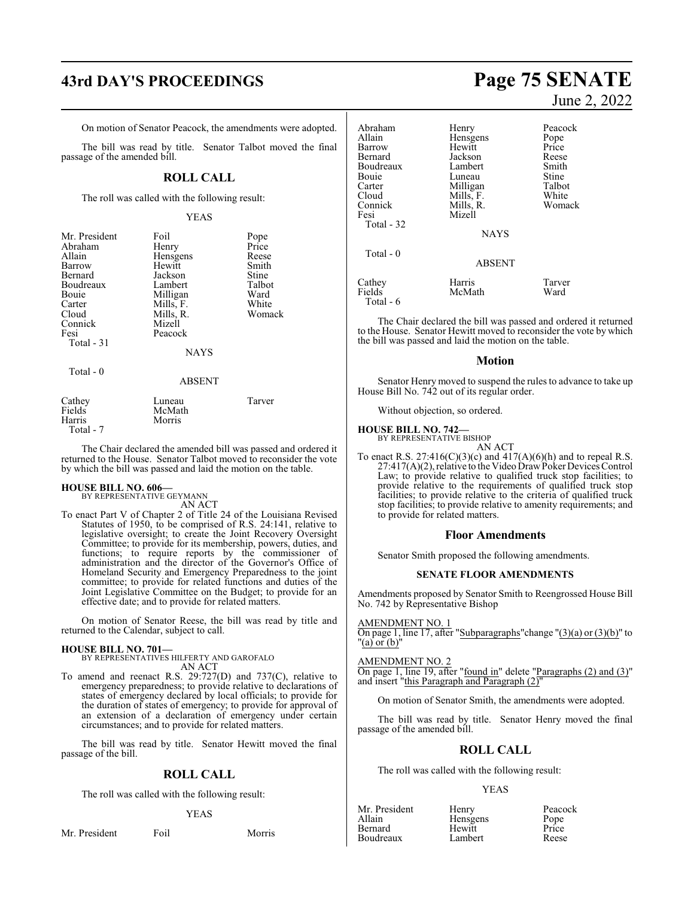On motion of Senator Peacock, the amendments were adopted.

The bill was read by title. Senator Talbot moved the final passage of the amended bill.

## ROLL CALL

The roll was called with the following result:

YEAS

| | | |
|---|---|---|
| Mr. President | Foil | Pope |
| Abraham | Henry | Price |
| Allain | Hensgens | Reese |
| Barrow | Hewitt | Smith |
| Bernard | Jackson | Stine |
| Boudreaux | Lambert | Talbot |
| Bouie | Milligan | Ward |
| Carter | Mills, F. | White |
| Cloud | Mills, R. | Womack |
| Connick | Mizell | |
| Fesi | Peacock | |
| Total - 31 | | |

NAYS

Total - 0

ABSENT

| | | |
|---|---|---|
| Cathey | Luneau | Tarver |
| Fields | McMath | |
| Harris | Morris | |
| Total - 7 | | |

The Chair declared the amended bill was passed and ordered it returned to the House. Senator Talbot moved to reconsider the vote by which the bill was passed and laid the motion on the table.

**HOUSE BILL NO. 606—**
BY REPRESENTATIVE GEYMANN
AN ACT

To enact Part V of Chapter 2 of Title 24 of the Louisiana Revised Statutes of 1950, to be comprised of R.S. 24:141, relative to legislative oversight; to create the Joint Recovery Oversight Committee; to provide for its membership, powers, duties, and functions; to require reports by the commissioner of administration and the director of the Governor's Office of Homeland Security and Emergency Preparedness to the joint committee; to provide for related functions and duties of the Joint Legislative Committee on the Budget; to provide for an effective date; and to provide for related matters.

On motion of Senator Reese, the bill was read by title and returned to the Calendar, subject to call.

**HOUSE BILL NO. 701—**
BY REPRESENTATIVES HILFERTY AND GAROFALO
AN ACT

To amend and reenact R.S. 29:727(D) and 737(C), relative to emergency preparedness; to provide relative to declarations of states of emergency declared by local officials; to provide for the duration of states of emergency; to provide for approval of an extension of a declaration of emergency under certain circumstances; and to provide for related matters.

The bill was read by title. Senator Hewitt moved the final passage of the bill.

## ROLL CALL

The roll was called with the following result:

YEAS

| | | |
|---|---|---|
| Mr. President | Foil | Morris |
| Abraham | Henry | Peacock |
| Allain | Hensgens | Pope |
| Barrow | Hewitt | Price |
| Bernard | Jackson | Reese |
| Boudreaux | Lambert | Smith |
| Bouie | Luneau | Stine |
| Carter | Milligan | Talbot |
| Cloud | Mills, F. | White |
| Connick | Mills, R. | Womack |
| Fesi | Mizell | |
| Total - 32 | | |

NAYS

Total - 0

ABSENT

| | | |
|---|---|---|
| Cathey | Harris | Tarver |
| Fields | McMath | Ward |
| Total - 6 | | |

The Chair declared the bill was passed and ordered it returned to the House. Senator Hewitt moved to reconsider the vote by which the bill was passed and laid the motion on the table.

## Motion

Senator Henry moved to suspend the rules to advance to take up House Bill No. 742 out of its regular order.

Without objection, so ordered.

**HOUSE BILL NO. 742—**
BY REPRESENTATIVE BISHOP
AN ACT

To enact R.S. 27:416(C)(3)(c) and 417(A)(6)(h) and to repeal R.S. 27:417(A)(2), relative to the Video Draw Poker Devices Control Law; to provide relative to qualified truck stop facilities; to provide relative to the requirements of qualified truck stop facilities; to provide relative to the criteria of qualified truck stop facilities; to provide relative to amenity requirements; and to provide for related matters.

## Floor Amendments

Senator Smith proposed the following amendments.

### SENATE FLOOR AMENDMENTS

Amendments proposed by Senator Smith to Reengrossed House Bill No. 742 by Representative Bishop

AMENDMENT NO. 1
On page 1, line 17, after "Subparagraphs" change "(3)(a) or (3)(b)" to "(a) or (b)"

AMENDMENT NO. 2
On page 1, line 19, after "found in" delete "Paragraphs (2) and (3)" and insert "this Paragraph and Paragraph (2)"

On motion of Senator Smith, the amendments were adopted.

The bill was read by title. Senator Henry moved the final passage of the amended bill.

## ROLL CALL

The roll was called with the following result:

YEAS

| | | |
|---|---|---|
| Mr. President | Henry | Peacock |
| Allain | Hensgens | Pope |
| Bernard | Hewitt | Price |
| Boudreaux | Lambert | Reese |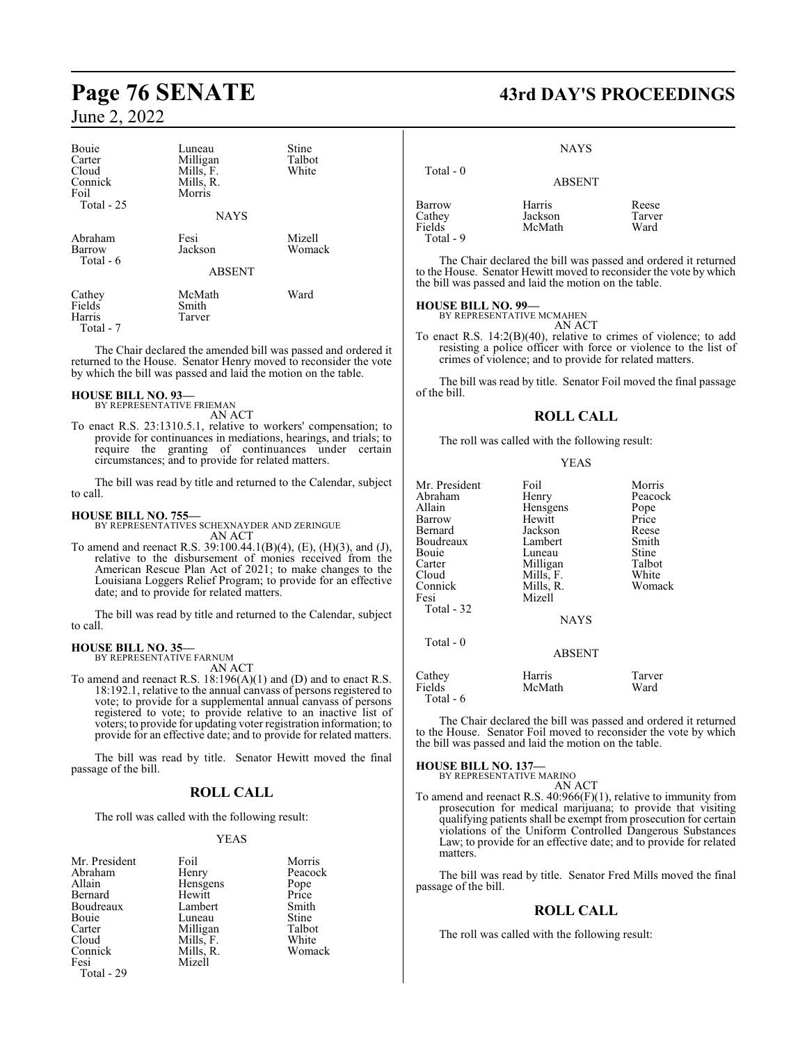| Bouie | Luneau | Stine |
|---|---|---|
| Carter | Milligan | Talbot |
| Cloud | Mills, F. | White |
| Connick | Mills, R. | |
| Foil | Morris | |
| Total - 25 | | |

NAYS

| Abraham | Fesi | Mizell |
|---|---|---|
| Barrow | Jackson | Womack |
| Total - 6 | | |

ABSENT

| Cathey | McMath | Ward |
|---|---|---|
| Fields | Smith | |
| Harris | Tarver | |
| Total - 7 | | |

The Chair declared the amended bill was passed and ordered it returned to the House. Senator Henry moved to reconsider the vote by which the bill was passed and laid the motion on the table.

**HOUSE BILL NO. 93—**
BY REPRESENTATIVE FRIEMAN
AN ACT

To enact R.S. 23:1310.5.1, relative to workers' compensation; to provide for continuances in mediations, hearings, and trials; to require the granting of continuances under certain circumstances; and to provide for related matters.

The bill was read by title and returned to the Calendar, subject to call.

**HOUSE BILL NO. 755—**
BY REPRESENTATIVES SCHEXNAYDER AND ZERINGUE
AN ACT

To amend and reenact R.S. 39:100.44.1(B)(4), (E), (H)(3), and (J), relative to the disbursement of monies received from the American Rescue Plan Act of 2021; to make changes to the Louisiana Loggers Relief Program; to provide for an effective date; and to provide for related matters.

The bill was read by title and returned to the Calendar, subject to call.

**HOUSE BILL NO. 35—**
BY REPRESENTATIVE FARNUM
AN ACT

To amend and reenact R.S. 18:196(A)(1) and (D) and to enact R.S. 18:192.1, relative to the annual canvass of persons registered to vote; to provide for a supplemental annual canvass of persons registered to vote; to provide relative to an inactive list of voters; to provide for updating voter registration information; to provide for an effective date; and to provide for related matters.

The bill was read by title. Senator Hewitt moved the final passage of the bill.

## ROLL CALL

The roll was called with the following result:

YEAS

| Mr. President | Foil | Morris |
|---|---|---|
| Abraham | Henry | Peacock |
| Allain | Hensgens | Pope |
| Bernard | Hewitt | Price |
| Boudreaux | Lambert | Smith |
| Bouie | Luneau | Stine |
| Carter | Milligan | Talbot |
| Cloud | Mills, F. | White |
| Connick | Mills, R. | Womack |
| Fesi | Mizell | |
| Total - 29 | | |

NAYS

Total - 0

ABSENT

| Barrow | Harris | Reese |
|---|---|---|
| Cathey | Jackson | Tarver |
| Fields | McMath | Ward |
| Total - 9 | | |

The Chair declared the bill was passed and ordered it returned to the House. Senator Hewitt moved to reconsider the vote by which the bill was passed and laid the motion on the table.

**HOUSE BILL NO. 99—**
BY REPRESENTATIVE MCMAHEN
AN ACT

To enact R.S. 14:2(B)(40), relative to crimes of violence; to add resisting a police officer with force or violence to the list of crimes of violence; and to provide for related matters.

The bill was read by title. Senator Foil moved the final passage of the bill.

## ROLL CALL

The roll was called with the following result:

YEAS

| Mr. President | Foil | Morris |
|---|---|---|
| Abraham | Henry | Peacock |
| Allain | Hensgens | Pope |
| Barrow | Hewitt | Price |
| Bernard | Jackson | Reese |
| Boudreaux | Lambert | Smith |
| Bouie | Luneau | Stine |
| Carter | Milligan | Talbot |
| Cloud | Mills, F. | White |
| Connick | Mills, R. | Womack |
| Fesi | Mizell | |
| Total - 32 | | |

NAYS

Total - 0

ABSENT

| Cathey | Harris | Tarver |
|---|---|---|
| Fields | McMath | Ward |
| Total - 6 | | |

The Chair declared the bill was passed and ordered it returned to the House. Senator Foil moved to reconsider the vote by which the bill was passed and laid the motion on the table.

**HOUSE BILL NO. 137—**
BY REPRESENTATIVE MARINO
AN ACT

To amend and reenact R.S. 40:966(F)(1), relative to immunity from prosecution for medical marijuana; to provide that visiting qualifying patients shall be exempt from prosecution for certain violations of the Uniform Controlled Dangerous Substances Law; to provide for an effective date; and to provide for related matters.

The bill was read by title. Senator Fred Mills moved the final passage of the bill.

## ROLL CALL

The roll was called with the following result: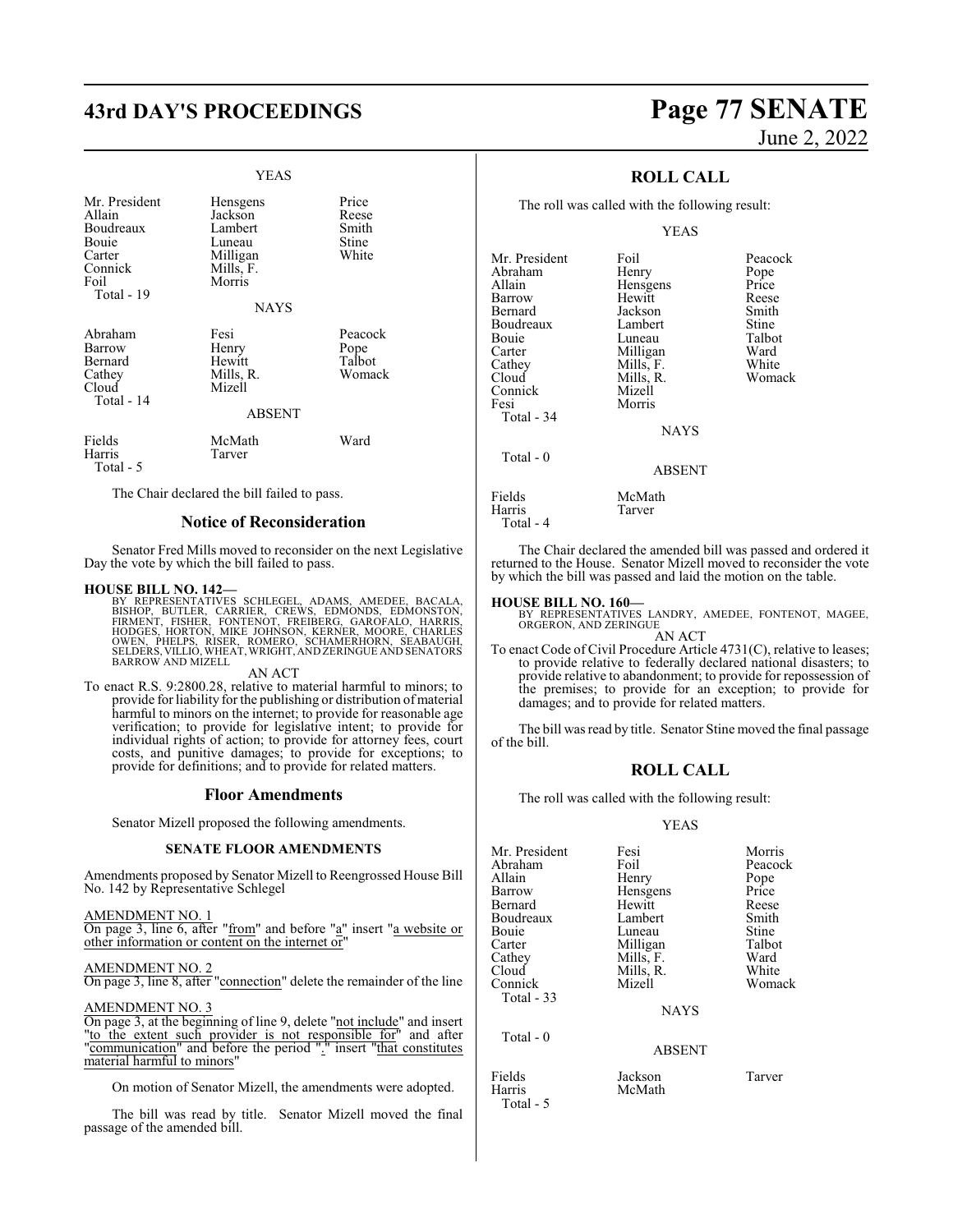### YEAS

| | | |
|---|---|---|
| Mr. President | Hensgens | Price |
| Allain | Jackson | Reese |
| Boudreaux | Lambert | Smith |
| Bouie | Luneau | Stine |
| Carter | Milligan | White |
| Connick | Mills, F. | |
| Foil | Morris | |

Total - 19

### NAYS

| | | |
|---|---|---|
| Abraham | Fesi | Peacock |
| Barrow | Henry | Pope |
| Bernard | Hewitt | Talbot |
| Cathey | Mills, R. | Womack |
| Cloud | Mizell | |

Total - 14

### ABSENT

| | | |
|---|---|---|
| Fields | McMath | Ward |
| Harris | Tarver | |

Total - 5

The Chair declared the bill failed to pass.

## Notice of Reconsideration

Senator Fred Mills moved to reconsider on the next Legislative Day the vote by which the bill failed to pass.

**HOUSE BILL NO. 142—**
BY REPRESENTATIVES SCHLEGEL, ADAMS, AMEDEE, BACALA, BISHOP, BUTLER, CARRIER, CREWS, EDMONDS, EDMONSTON, FIRMENT, FISHER, FONTENOT, FREIBERG, GAROFALO, HARRIS, HODGES, HORTON, MIKE JOHNSON, KERNER, MOORE, CHARLES OWEN, PHELPS, RISER, ROMERO, SCHAMERHORN, SEABAUGH, SELDERS, VILLIO, WHEAT, WRIGHT, AND ZERINGUE AND SENATORS BARROW AND MIZELL

AN ACT

To enact R.S. 9:2800.28, relative to material harmful to minors; to provide for liability for the publishing or distribution of material harmful to minors on the internet; to provide for reasonable age verification; to provide for legislative intent; to provide for individual rights of action; to provide for attorney fees, court costs, and punitive damages; to provide for exceptions; to provide for definitions; and to provide for related matters.

## Floor Amendments

Senator Mizell proposed the following amendments.

**SENATE FLOOR AMENDMENTS**

Amendments proposed by Senator Mizell to Reengrossed House Bill No. 142 by Representative Schlegel

AMENDMENT NO. 1
On page 3, line 6, after "from" and before "a" insert "a website or other information or content on the internet or"

AMENDMENT NO. 2
On page 3, line 8, after "connection" delete the remainder of the line

AMENDMENT NO. 3
On page 3, at the beginning of line 9, delete "not include" and insert "to the extent such provider is not responsible for" and after "communication" and before the period "." insert "that constitutes material harmful to minors"

On motion of Senator Mizell, the amendments were adopted.

The bill was read by title. Senator Mizell moved the final passage of the amended bill.

## ROLL CALL

The roll was called with the following result:

### YEAS

| | | |
|---|---|---|
| Mr. President | Foil | Peacock |
| Abraham | Henry | Pope |
| Allain | Hensgens | Price |
| Barrow | Hewitt | Reese |
| Bernard | Jackson | Smith |
| Boudreaux | Lambert | Stine |
| Bouie | Luneau | Talbot |
| Carter | Milligan | Ward |
| Cathey | Mills, F. | White |
| Cloud | Mills, R. | Womack |
| Connick | Mizell | |
| Fesi | Morris | |

Total - 34

### NAYS

Total - 0

### ABSENT

| | |
|---|---|
| Fields | McMath |
| Harris | Tarver |

Total - 4

The Chair declared the amended bill was passed and ordered it returned to the House. Senator Mizell moved to reconsider the vote by which the bill was passed and laid the motion on the table.

**HOUSE BILL NO. 160—**
BY REPRESENTATIVES LANDRY, AMEDEE, FONTENOT, MAGEE, ORGERON, AND ZERINGUE

AN ACT

To enact Code of Civil Procedure Article 4731(C), relative to leases; to provide relative to federally declared national disasters; to provide relative to abandonment; to provide for repossession of the premises; to provide for an exception; to provide for damages; and to provide for related matters.

The bill was read by title. Senator Stine moved the final passage of the bill.

## ROLL CALL

The roll was called with the following result:

### YEAS

| | | |
|---|---|---|
| Mr. President | Fesi | Morris |
| Abraham | Foil | Peacock |
| Allain | Henry | Pope |
| Barrow | Hensgens | Price |
| Bernard | Hewitt | Reese |
| Boudreaux | Lambert | Smith |
| Bouie | Luneau | Stine |
| Carter | Milligan | Talbot |
| Cathey | Mills, F. | Ward |
| Cloud | Mills, R. | White |
| Connick | Mizell | Womack |

Total - 33

### NAYS

Total - 0

### ABSENT

| | | |
|---|---|---|
| Fields | Jackson | Tarver |
| Harris | McMath | |

Total - 5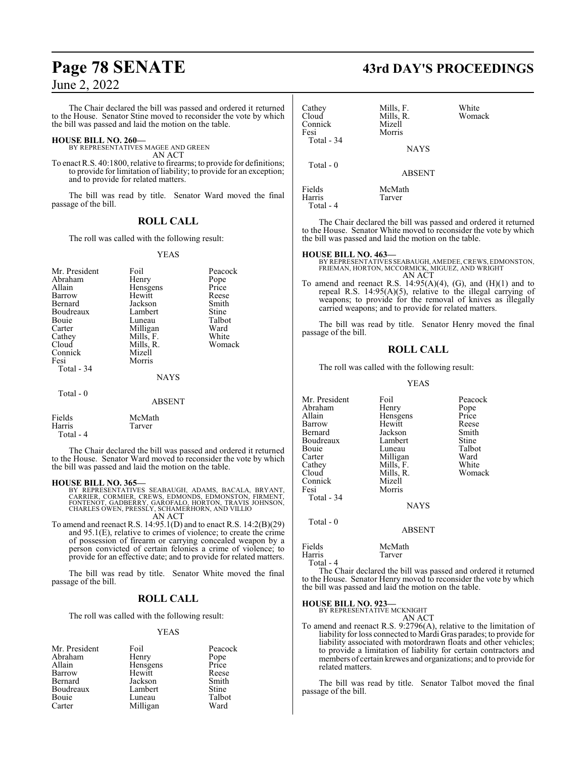The Chair declared the bill was passed and ordered it returned to the House. Senator Stine moved to reconsider the vote by which the bill was passed and laid the motion on the table.

**HOUSE BILL NO. 260—**
BY REPRESENTATIVES MAGEE AND GREEN
AN ACT

To enact R.S. 40:1800, relative to firearms; to provide for definitions; to provide for limitation of liability; to provide for an exception; and to provide for related matters.

The bill was read by title. Senator Ward moved the final passage of the bill.

## ROLL CALL

The roll was called with the following result:

YEAS

| | | |
|---|---|---|
| Mr. President | Foil | Peacock |
| Abraham | Henry | Pope |
| Allain | Hensgens | Price |
| Barrow | Hewitt | Reese |
| Bernard | Jackson | Smith |
| Boudreaux | Lambert | Stine |
| Bouie | Luneau | Talbot |
| Carter | Milligan | Ward |
| Cathey | Mills, F. | White |
| Cloud | Mills, R. | Womack |
| Connick | Mizell | |
| Fesi | Morris | |

Total - 34

NAYS

Total - 0

ABSENT

| | |
|---|---|
| Fields | McMath |
| Harris | Tarver |

Total - 4

The Chair declared the bill was passed and ordered it returned to the House. Senator Ward moved to reconsider the vote by which the bill was passed and laid the motion on the table.

**HOUSE BILL NO. 365—**
BY REPRESENTATIVES SEABAUGH, ADAMS, BACALA, BRYANT, CARRIER, CORMIER, CREWS, EDMONDS, EDMONSTON, FIRMENT, FONTENOT, GADBERRY, GAROFALO, HORTON, TRAVIS JOHNSON, CHARLES OWEN, PRESSLY, SCHAMERHORN, AND VILLIO
AN ACT

To amend and reenact R.S. 14:95.1(D) and to enact R.S. 14:2(B)(29) and 95.1(E), relative to crimes of violence; to create the crime of possession of firearm or carrying concealed weapon by a person convicted of certain felonies a crime of violence; to provide for an effective date; and to provide for related matters.

The bill was read by title. Senator White moved the final passage of the bill.

## ROLL CALL

The roll was called with the following result:

YEAS

| | | |
|---|---|---|
| Mr. President | Foil | Peacock |
| Abraham | Henry | Pope |
| Allain | Hensgens | Price |
| Barrow | Hewitt | Reese |
| Bernard | Jackson | Smith |
| Boudreaux | Lambert | Stine |
| Bouie | Luneau | Talbot |
| Carter | Milligan | Ward |
| Cathey | Mills, F. | White |
| Cloud | Mills, R. | Womack |
| Connick | Mizell | |
| Fesi | Morris | |

Total - 34

NAYS

Total - 0

ABSENT

| | |
|---|---|
| Fields | McMath |
| Harris | Tarver |

Total - 4

The Chair declared the bill was passed and ordered it returned to the House. Senator White moved to reconsider the vote by which the bill was passed and laid the motion on the table.

**HOUSE BILL NO. 463—**
BY REPRESENTATIVES SEABAUGH, AMEDEE, CREWS, EDMONSTON, FRIEMAN, HORTON, MCCORMICK, MIGUEZ, AND WRIGHT
AN ACT

To amend and reenact R.S. 14:95(A)(4), (G), and (H)(1) and to repeal R.S. 14:95(A)(5), relative to the illegal carrying of weapons; to provide for the removal of knives as illegally carried weapons; and to provide for related matters.

The bill was read by title. Senator Henry moved the final passage of the bill.

## ROLL CALL

The roll was called with the following result:

YEAS

| | | |
|---|---|---|
| Mr. President | Foil | Peacock |
| Abraham | Henry | Pope |
| Allain | Hensgens | Price |
| Barrow | Hewitt | Reese |
| Bernard | Jackson | Smith |
| Boudreaux | Lambert | Stine |
| Bouie | Luneau | Talbot |
| Carter | Milligan | Ward |
| Cathey | Mills, F. | White |
| Cloud | Mills, R. | Womack |
| Connick | Mizell | |
| Fesi | Morris | |

Total - 34

NAYS

Total - 0

ABSENT

| | |
|---|---|
| Fields | McMath |
| Harris | Tarver |

Total - 4

The Chair declared the bill was passed and ordered it returned to the House. Senator Henry moved to reconsider the vote by which the bill was passed and laid the motion on the table.

**HOUSE BILL NO. 923—**
BY REPRESENTATIVE MCKNIGHT
AN ACT

To amend and reenact R.S. 9:2796(A), relative to the limitation of liability for loss connected to Mardi Gras parades; to provide for liability associated with motordrawn floats and other vehicles; to provide a limitation of liability for certain contractors and members of certain krewes and organizations; and to provide for related matters.

The bill was read by title. Senator Talbot moved the final passage of the bill.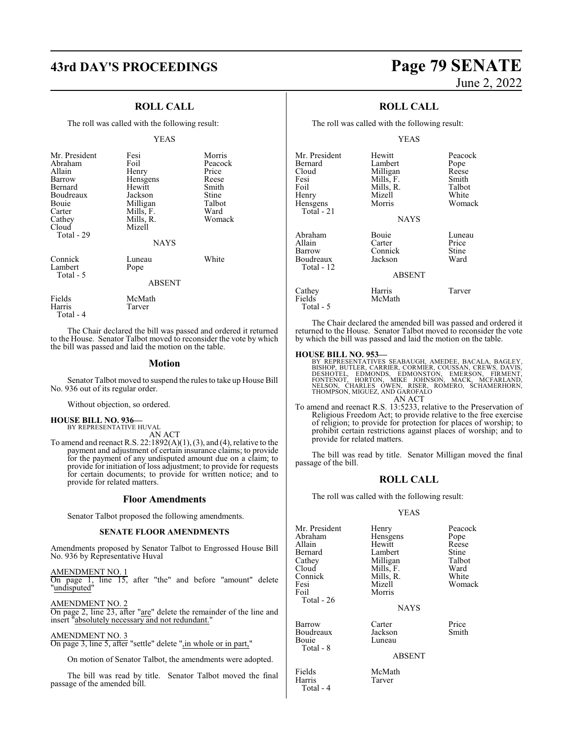## ROLL CALL

The roll was called with the following result:

YEAS

| | | |
|---|---|---|
| Mr. President | Fesi | Morris |
| Abraham | Foil | Peacock |
| Allain | Henry | Price |
| Barrow | Hensgens | Reese |
| Bernard | Hewitt | Smith |
| Boudreaux | Jackson | Stine |
| Bouie | Milligan | Talbot |
| Carter | Mills, F. | Ward |
| Cathey | Mills, R. | Womack |
| Cloud | Mizell | |
| Total - 29 | | |

NAYS

| | | |
|---|---|---|
| Connick | Luneau | White |
| Lambert | Pope | |
| Total - 5 | | |

ABSENT

| | |
|---|---|
| Fields | McMath |
| Harris | Tarver |
| Total - 4 | |

The Chair declared the bill was passed and ordered it returned to the House. Senator Talbot moved to reconsider the vote by which the bill was passed and laid the motion on the table.

## Motion

Senator Talbot moved to suspend the rules to take up House Bill No. 936 out of its regular order.

Without objection, so ordered.

**HOUSE BILL NO. 936—**
BY REPRESENTATIVE HUVAL
AN ACT

To amend and reenact R.S. 22:1892(A)(1), (3), and (4), relative to the payment and adjustment of certain insurance claims; to provide for the payment of any undisputed amount due on a claim; to provide for initiation of loss adjustment; to provide for requests for certain documents; to provide for written notice; and to provide for related matters.

## Floor Amendments

Senator Talbot proposed the following amendments.

**SENATE FLOOR AMENDMENTS**

Amendments proposed by Senator Talbot to Engrossed House Bill No. 936 by Representative Huval

AMENDMENT NO. 1
On page 1, line 15, after "the" and before "amount" delete "undisputed"

AMENDMENT NO. 2
On page 2, line 23, after "are" delete the remainder of the line and insert "absolutely necessary and not redundant."

AMENDMENT NO. 3
On page 3, line 5, after "settle" delete ",in whole or in part,"

On motion of Senator Talbot, the amendments were adopted.

The bill was read by title. Senator Talbot moved the final passage of the amended bill.

## ROLL CALL

The roll was called with the following result:

YEAS

| | | |
|---|---|---|
| Mr. President | Hewitt | Peacock |
| Bernard | Lambert | Pope |
| Cloud | Milligan | Reese |
| Fesi | Mills, F. | Smith |
| Foil | Mills, R. | Talbot |
| Henry | Mizell | White |
| Hensgens | Morris | Womack |
| Total - 21 | | |

NAYS

| | | |
|---|---|---|
| Abraham | Bouie | Luneau |
| Allain | Carter | Price |
| Barrow | Connick | Stine |
| Boudreaux | Jackson | Ward |
| Total - 12 | | |

ABSENT

| | | |
|---|---|---|
| Cathey | Harris | Tarver |
| Fields | McMath | |
| Total - 5 | | |

The Chair declared the amended bill was passed and ordered it returned to the House. Senator Talbot moved to reconsider the vote by which the bill was passed and laid the motion on the table.

**HOUSE BILL NO. 953—**
BY REPRESENTATIVES SEABAUGH, AMEDEE, BACALA, BAGLEY, BISHOP, BUTLER, CARRIER, CORMIER, COUSSAN, CREWS, DAVIS, DESHOTEL, EDMONDS, EDMONSTON, EMERSON, FIRMENT, FONTENOT, HORTON, MIKE JOHNSON, MACK, MCFARLAND, NELSON, CHARLES OWEN, RISER, ROMERO, SCHAMERHORN, THOMPSON, MIGUEZ, AND GAROFALO
AN ACT

To amend and reenact R.S. 13:5233, relative to the Preservation of Religious Freedom Act; to provide relative to the free exercise of religion; to provide for protection for places of worship; to prohibit certain restrictions against places of worship; and to provide for related matters.

The bill was read by title. Senator Milligan moved the final passage of the bill.

## ROLL CALL

The roll was called with the following result:

YEAS

| | | |
|---|---|---|
| Mr. President | Henry | Peacock |
| Abraham | Hensgens | Pope |
| Allain | Hewitt | Reese |
| Bernard | Lambert | Stine |
| Cathey | Milligan | Talbot |
| Cloud | Mills, F. | Ward |
| Connick | Mills, R. | White |
| Fesi | Mizell | Womack |
| Foil | Morris | |
| Total - 26 | | |

NAYS

| | | |
|---|---|---|
| Barrow | Carter | Price |
| Boudreaux | Jackson | Smith |
| Bouie | Luneau | |
| Total - 8 | | |

ABSENT

| | |
|---|---|
| Fields | McMath |
| Harris | Tarver |
| Total - 4 | |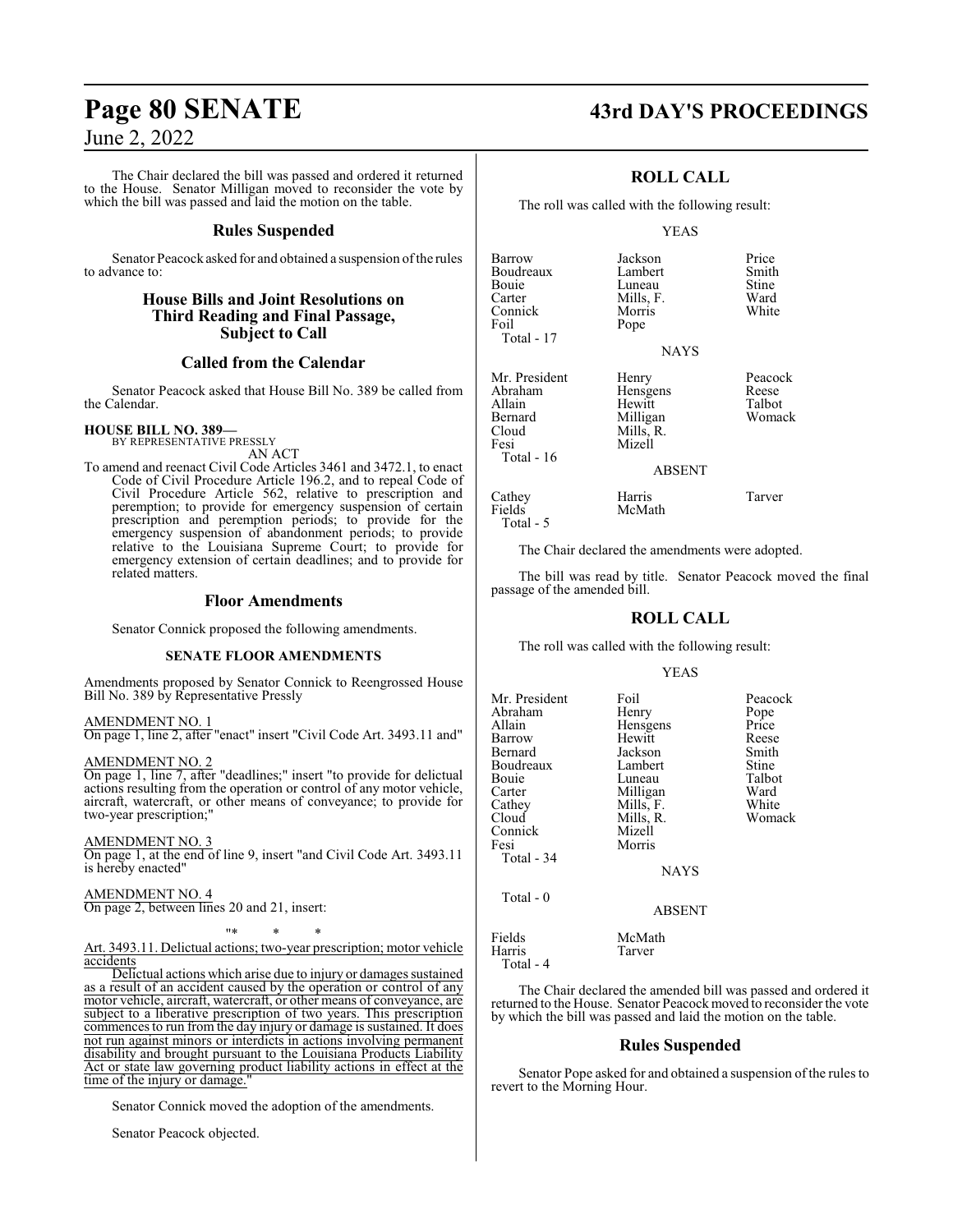The Chair declared the bill was passed and ordered it returned to the House. Senator Milligan moved to reconsider the vote by which the bill was passed and laid the motion on the table.

## Rules Suspended

Senator Peacock asked for and obtained a suspension of the rules to advance to:

## House Bills and Joint Resolutions on Third Reading and Final Passage, Subject to Call

## Called from the Calendar

Senator Peacock asked that House Bill No. 389 be called from the Calendar.

**HOUSE BILL NO. 389—**
BY REPRESENTATIVE PRESSLY

AN ACT

To amend and reenact Civil Code Articles 3461 and 3472.1, to enact Code of Civil Procedure Article 196.2, and to repeal Code of Civil Procedure Article 562, relative to prescription and peremption; to provide for emergency suspension of certain prescription and peremption periods; to provide for the emergency suspension of abandonment periods; to provide relative to the Louisiana Supreme Court; to provide for emergency extension of certain deadlines; and to provide for related matters.

## Floor Amendments

Senator Connick proposed the following amendments.

**SENATE FLOOR AMENDMENTS**

Amendments proposed by Senator Connick to Reengrossed House Bill No. 389 by Representative Pressly

AMENDMENT NO. 1
On page 1, line 2, after "enact" insert "Civil Code Art. 3493.11 and"

AMENDMENT NO. 2
On page 1, line 7, after "deadlines;" insert "to provide for delictual actions resulting from the operation or control of any motor vehicle, aircraft, watercraft, or other means of conveyance; to provide for two-year prescription;"

AMENDMENT NO. 3
On page 1, at the end of line 9, insert "and Civil Code Art. 3493.11 is hereby enacted"

AMENDMENT NO. 4
On page 2, between lines 20 and 21, insert:

"* * *

Art. 3493.11. Delictual actions; two-year prescription; motor vehicle accidents

Delictual actions which arise due to injury or damages sustained as a result of an accident caused by the operation or control of any motor vehicle, aircraft, watercraft, or other means of conveyance, are subject to a liberative prescription of two years. This prescription commences to run from the day injury or damage is sustained. It does not run against minors or interdicts in actions involving permanent disability and brought pursuant to the Louisiana Products Liability Act or state law governing product liability actions in effect at the time of the injury or damage."

Senator Connick moved the adoption of the amendments.

Senator Peacock objected.

## ROLL CALL

The roll was called with the following result:

YEAS

| | | |
|---|---|---|
| Barrow | Jackson | Price |
| Boudreaux | Lambert | Smith |
| Bouie | Luneau | Stine |
| Carter | Mills, F. | Ward |
| Connick | Morris | White |
| Foil | Pope | |

Total - 17

NAYS

| | | |
|---|---|---|
| Mr. President | Henry | Peacock |
| Abraham | Hensgens | Reese |
| Allain | Hewitt | Talbot |
| Bernard | Milligan | Womack |
| Cloud | Mills, R. | |
| Fesi | Mizell | |

Total - 16

ABSENT

| | | |
|---|---|---|
| Cathey | Harris | Tarver |
| Fields | McMath | |

Total - 5

The Chair declared the amendments were adopted.

The bill was read by title. Senator Peacock moved the final passage of the amended bill.

## ROLL CALL

The roll was called with the following result:

YEAS

| | | |
|---|---|---|
| Mr. President | Foil | Peacock |
| Abraham | Henry | Pope |
| Allain | Hensgens | Price |
| Barrow | Hewitt | Reese |
| Bernard | Jackson | Smith |
| Boudreaux | Lambert | Stine |
| Bouie | Luneau | Talbot |
| Carter | Milligan | Ward |
| Cathey | Mills, F. | White |
| Cloud | Mills, R. | Womack |
| Connick | Mizell | |
| Fesi | Morris | |

Total - 34

NAYS

Total - 0

ABSENT

| | |
|---|---|
| Fields | McMath |
| Harris | Tarver |

Total - 4

The Chair declared the amended bill was passed and ordered it returned to the House. Senator Peacock moved to reconsider the vote by which the bill was passed and laid the motion on the table.

## Rules Suspended

Senator Pope asked for and obtained a suspension of the rules to revert to the Morning Hour.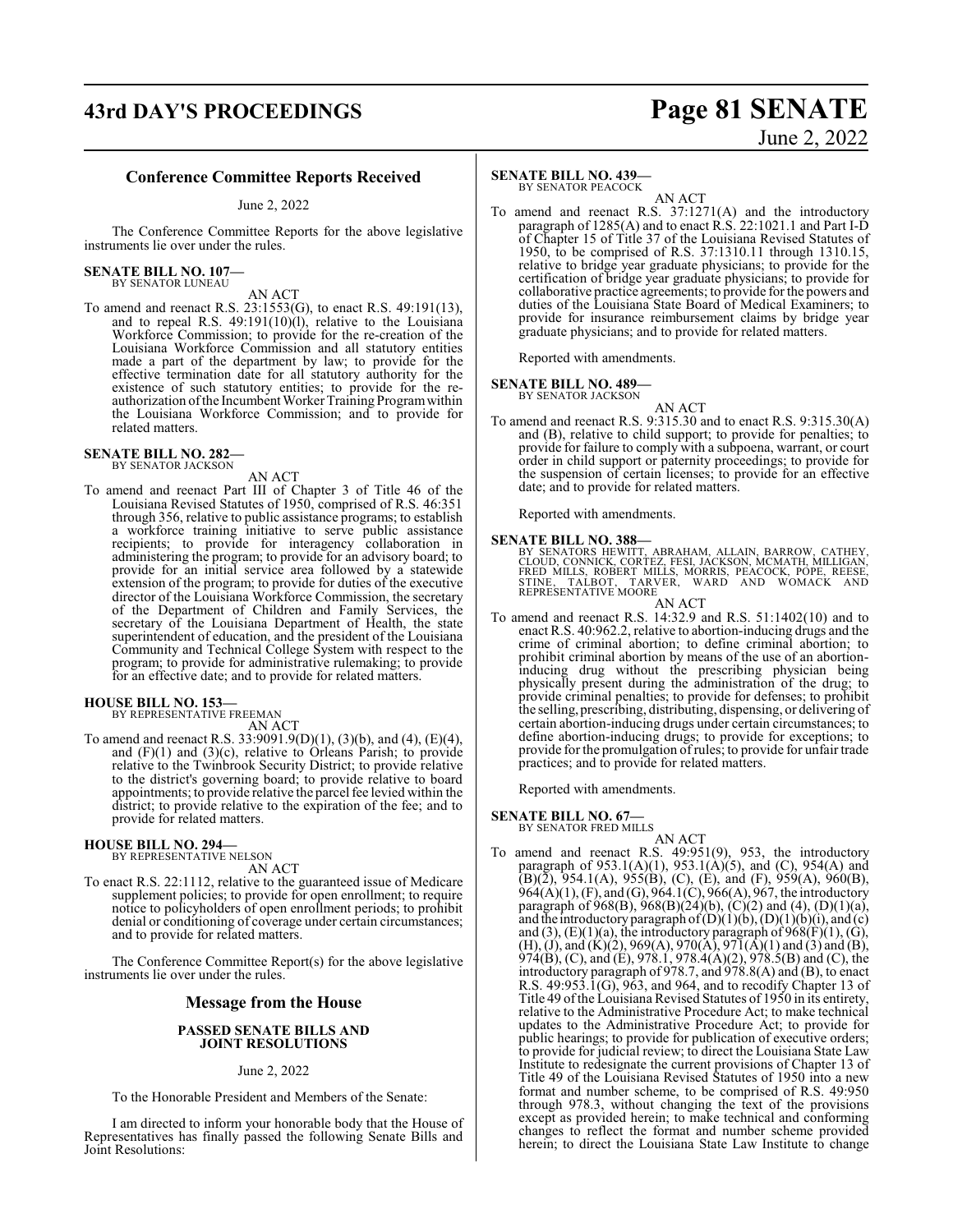### Conference Committee Reports Received

June 2, 2022

The Conference Committee Reports for the above legislative instruments lie over under the rules.

**SENATE BILL NO. 107—**
BY SENATOR LUNEAU

AN ACT

To amend and reenact R.S. 23:1553(G), to enact R.S. 49:191(13), and to repeal R.S. 49:191(10)(l), relative to the Louisiana Workforce Commission; to provide for the re-creation of the Louisiana Workforce Commission and all statutory entities made a part of the department by law; to provide for the effective termination date for all statutory authority for the existence of such statutory entities; to provide for the re-authorization of the Incumbent Worker Training Program within the Louisiana Workforce Commission; and to provide for related matters.

**SENATE BILL NO. 282—**
BY SENATOR JACKSON

AN ACT

To amend and reenact Part III of Chapter 3 of Title 46 of the Louisiana Revised Statutes of 1950, comprised of R.S. 46:351 through 356, relative to public assistance programs; to establish a workforce training initiative to serve public assistance recipients; to provide for interagency collaboration in administering the program; to provide for an advisory board; to provide for an initial service area followed by a statewide extension of the program; to provide for duties of the executive director of the Louisiana Workforce Commission, the secretary of the Department of Children and Family Services, the secretary of the Louisiana Department of Health, the state superintendent of education, and the president of the Louisiana Community and Technical College System with respect to the program; to provide for administrative rulemaking; to provide for an effective date; and to provide for related matters.

**HOUSE BILL NO. 153—**
BY REPRESENTATIVE FREEMAN

AN ACT

To amend and reenact R.S. 33:9091.9(D)(1), (3)(b), and (4), (E)(4), and (F)(1) and (3)(c), relative to Orleans Parish; to provide relative to the Twinbrook Security District; to provide relative to the district's governing board; to provide relative to board appointments; to provide relative the parcel fee levied within the district; to provide relative to the expiration of the fee; and to provide for related matters.

**HOUSE BILL NO. 294—**
BY REPRESENTATIVE NELSON

AN ACT

To enact R.S. 22:1112, relative to the guaranteed issue of Medicare supplement policies; to provide for open enrollment; to require notice to policyholders of open enrollment periods; to prohibit denial or conditioning of coverage under certain circumstances; and to provide for related matters.

The Conference Committee Report(s) for the above legislative instruments lie over under the rules.

### Message from the House

**PASSED SENATE BILLS AND JOINT RESOLUTIONS**

June 2, 2022

To the Honorable President and Members of the Senate:

I am directed to inform your honorable body that the House of Representatives has finally passed the following Senate Bills and Joint Resolutions:

**SENATE BILL NO. 439—**
BY SENATOR PEACOCK

AN ACT

To amend and reenact R.S. 37:1271(A) and the introductory paragraph of 1285(A) and to enact R.S. 22:1021.1 and Part I-D of Chapter 15 of Title 37 of the Louisiana Revised Statutes of 1950, to be comprised of R.S. 37:1310.11 through 1310.15, relative to bridge year graduate physicians; to provide for the certification of bridge year graduate physicians; to provide for collaborative practice agreements; to provide for the powers and duties of the Louisiana State Board of Medical Examiners; to provide for insurance reimbursement claims by bridge year graduate physicians; and to provide for related matters.

Reported with amendments.

**SENATE BILL NO. 489—**
BY SENATOR JACKSON

AN ACT

To amend and reenact R.S. 9:315.30 and to enact R.S. 9:315.30(A) and (B), relative to child support; to provide for penalties; to provide for failure to comply with a subpoena, warrant, or court order in child support or paternity proceedings; to provide for the suspension of certain licenses; to provide for an effective date; and to provide for related matters.

Reported with amendments.

**SENATE BILL NO. 388—**
BY SENATORS HEWITT, ABRAHAM, ALLAIN, BARROW, CATHEY, CLOUD, CONNICK, CORTEZ, FESI, JACKSON, MCMATH, MILLIGAN, FRED MILLS, ROBERT MILLS, MORRIS, PEACOCK, POPE, REESE, STINE, TALBOT, TARVER, WARD AND WOMACK AND REPRESENTATIVE MOORE

AN ACT

To amend and reenact R.S. 14:32.9 and R.S. 51:1402(10) and to enact R.S. 40:962.2, relative to abortion-inducing drugs and the crime of criminal abortion; to define criminal abortion; to prohibit criminal abortion by means of the use of an abortion-inducing drug without the prescribing physician being physically present during the administration of the drug; to provide criminal penalties; to provide for defenses; to prohibit the selling, prescribing, distributing, dispensing, or delivering of certain abortion-inducing drugs under certain circumstances; to define abortion-inducing drugs; to provide for exceptions; to provide for the promulgation of rules; to provide for unfair trade practices; and to provide for related matters.

Reported with amendments.

**SENATE BILL NO. 67—**
BY SENATOR FRED MILLS

AN ACT

To amend and reenact R.S. 49:951(9), 953, the introductory paragraph of 953.1(A)(1), 953.1(A)(5), and (C), 954(A) and (B)(2), 954.1(A), 955(B), (C), (E), and (F), 959(A), 960(B), 964(A)(1), (F), and (G), 964.1(C), 966(A), 967, the introductory paragraph of 968(B), 968(B)(24)(b), (C)(2) and (4), (D)(1)(a), and the introductory paragraph of (D)(1)(b), (D)(1)(b)(i), and (c) and (3), (E)(1)(a), the introductory paragraph of 968(F)(1), (G), (H), (J), and (K)(2), 969(A), 970(A), 971(A)(1) and (3) and (B), 974(B), (C), and (E), 978.1, 978.4(A)(2), 978.5(B) and (C), the introductory paragraph of 978.7, and 978.8(A) and (B), to enact R.S. 49:953.1(G), 963, and 964, and to recodify Chapter 13 of Title 49 of the Louisiana Revised Statutes of 1950 in its entirety, relative to the Administrative Procedure Act; to make technical updates to the Administrative Procedure Act; to provide for public hearings; to provide for publication of executive orders; to provide for judicial review; to direct the Louisiana State Law Institute to redesignate the current provisions of Chapter 13 of Title 49 of the Louisiana Revised Statutes of 1950 into a new format and number scheme, to be comprised of R.S. 49:950 through 978.3, without changing the text of the provisions except as provided herein; to make technical and conforming changes to reflect the format and number scheme provided herein; to direct the Louisiana State Law Institute to change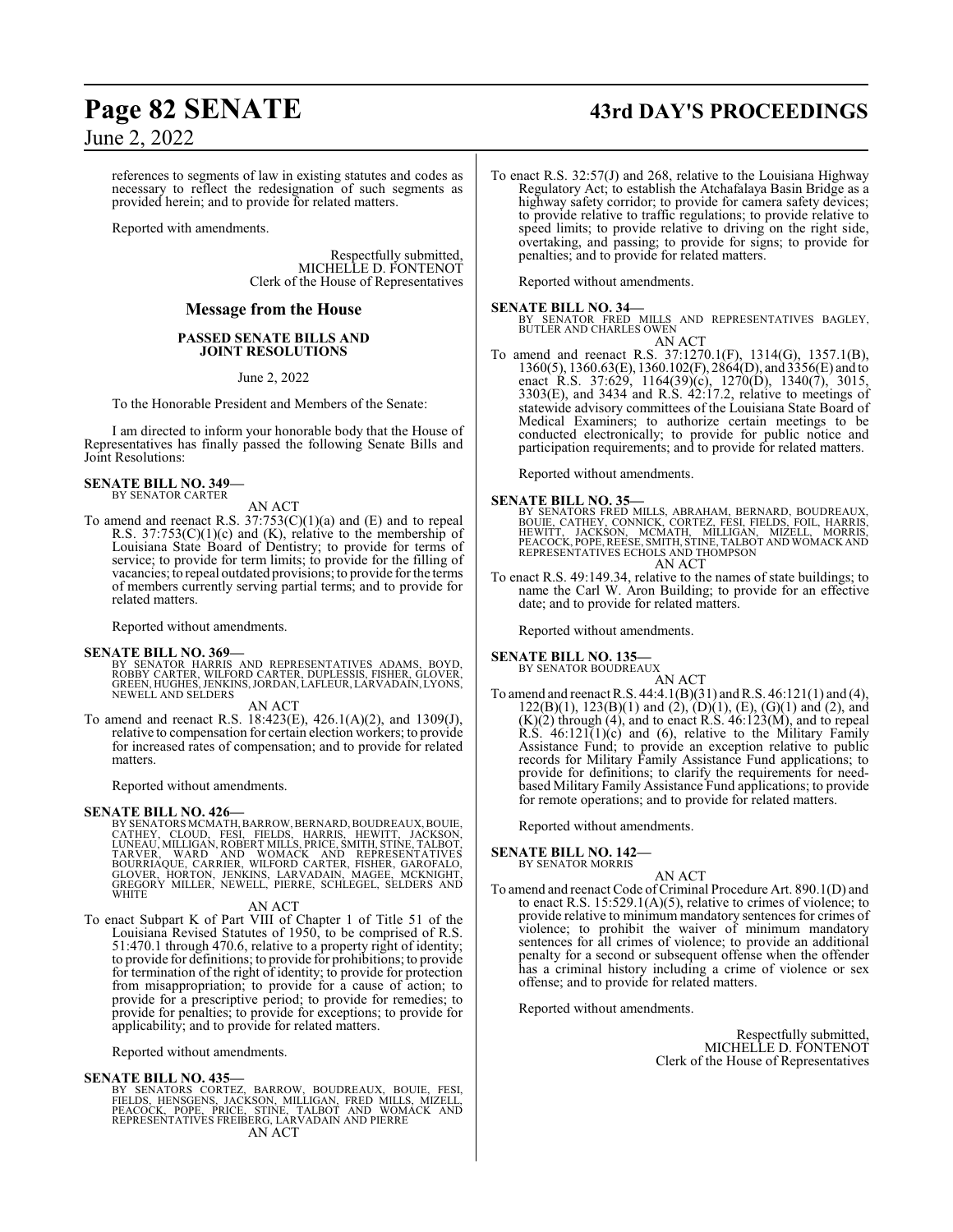references to segments of law in existing statutes and codes as necessary to reflect the redesignation of such segments as provided herein; and to provide for related matters.

Reported with amendments.

Respectfully submitted,
MICHELLE D. FONTENOT
Clerk of the House of Representatives

## Message from the House

### PASSED SENATE BILLS AND JOINT RESOLUTIONS

June 2, 2022

To the Honorable President and Members of the Senate:

I am directed to inform your honorable body that the House of Representatives has finally passed the following Senate Bills and Joint Resolutions:

**SENATE BILL NO. 349—**
BY SENATOR CARTER

AN ACT

To amend and reenact R.S. 37:753(C)(1)(a) and (E) and to repeal R.S. 37:753(C)(1)(c) and (K), relative to the membership of Louisiana State Board of Dentistry; to provide for terms of service; to provide for term limits; to provide for the filling of vacancies; to repeal outdated provisions; to provide for the terms of members currently serving partial terms; and to provide for related matters.

Reported without amendments.

**SENATE BILL NO. 369—**
BY SENATOR HARRIS AND REPRESENTATIVES ADAMS, BOYD, ROBBY CARTER, WILFORD CARTER, DUPLESSIS, FISHER, GLOVER, GREEN, HUGHES, JENKINS, JORDAN, LAFLEUR, LARVADAIN, LYONS, NEWELL AND SELDERS

AN ACT

To amend and reenact R.S. 18:423(E), 426.1(A)(2), and 1309(J), relative to compensation for certain election workers; to provide for increased rates of compensation; and to provide for related matters.

Reported without amendments.

**SENATE BILL NO. 426—**
BY SENATORS MCMATH, BARROW, BERNARD, BOUDREAUX, BOUIE, CATHEY, CLOUD, FESI, FIELDS, HARRIS, HEWITT, JACKSON, LUNEAU, MILLIGAN, ROBERT MILLS, PRICE, SMITH, STINE, TALBOT, TARVER, WARD AND WOMACK AND REPRESENTATIVES BOURRIAQUE, CARRIER, WILFORD CARTER, FISHER, GAROFALO, GLOVER, HORTON, JENKINS, LARVADAIN, MAGEE, MCKNIGHT, GREGORY MILLER, NEWELL, PIERRE, SCHLEGEL, SELDERS AND WHITE

AN ACT

To enact Subpart K of Part VIII of Chapter 1 of Title 51 of the Louisiana Revised Statutes of 1950, to be comprised of R.S. 51:470.1 through 470.6, relative to a property right of identity; to provide for definitions; to provide for prohibitions; to provide for termination of the right of identity; to provide for protection from misappropriation; to provide for a cause of action; to provide for a prescriptive period; to provide for remedies; to provide for penalties; to provide for exceptions; to provide for applicability; and to provide for related matters.

Reported without amendments.

**SENATE BILL NO. 435—**
BY SENATORS CORTEZ, BARROW, BOUDREAUX, BOUIE, FESI, FIELDS, HENSGENS, JACKSON, MILLIGAN, FRED MILLS, MIZELL, PEACOCK, POPE, PRICE, STINE, TALBOT AND WOMACK AND REPRESENTATIVES FREIBERG, LARVADAIN AND PIERRE

AN ACT

To enact R.S. 32:57(J) and 268, relative to the Louisiana Highway Regulatory Act; to establish the Atchafalaya Basin Bridge as a highway safety corridor; to provide for camera safety devices; to provide relative to traffic regulations; to provide relative to speed limits; to provide relative to driving on the right side, overtaking, and passing; to provide for signs; to provide for penalties; and to provide for related matters.

Reported without amendments.

**SENATE BILL NO. 34—**
BY SENATOR FRED MILLS AND REPRESENTATIVES BAGLEY, BUTLER AND CHARLES OWEN

AN ACT

To amend and reenact R.S. 37:1270.1(F), 1314(G), 1357.1(B), 1360(5), 1360.63(E), 1360.102(F), 2864(D), and 3356(E) and to enact R.S. 37:629, 1164(39)(c), 1270(D), 1340(7), 3015, 3303(E), and 3434 and R.S. 42:17.2, relative to meetings of statewide advisory committees of the Louisiana State Board of Medical Examiners; to authorize certain meetings to be conducted electronically; to provide for public notice and participation requirements; and to provide for related matters.

Reported without amendments.

**SENATE BILL NO. 35—**
BY SENATORS FRED MILLS, ABRAHAM, BERNARD, BOUDREAUX, BOUIE, CATHEY, CONNICK, CORTEZ, FESI, FIELDS, FOIL, HARRIS, HEWITT, JACKSON, MCMATH, MILLIGAN, MIZELL, MORRIS, PEACOCK, POPE, REESE, SMITH, STINE, TALBOT AND WOMACK AND REPRESENTATIVES ECHOLS AND THOMPSON

AN ACT

To enact R.S. 49:149.34, relative to the names of state buildings; to name the Carl W. Aron Building; to provide for an effective date; and to provide for related matters.

Reported without amendments.

**SENATE BILL NO. 135—**
BY SENATOR BOUDREAUX

AN ACT

To amend and reenact R.S. 44:4.1(B)(31) and R.S. 46:121(1) and (4), 122(B)(1), 123(B)(1) and (2), (D)(1), (E), (G)(1) and (2), and (K)(2) through (4), and to enact R.S. 46:123(M), and to repeal R.S. 46:121(1)(c) and (6), relative to the Military Family Assistance Fund; to provide an exception relative to public records for Military Family Assistance Fund applications; to provide for definitions; to clarify the requirements for need-based Military Family Assistance Fund applications; to provide for remote operations; and to provide for related matters.

Reported without amendments.

**SENATE BILL NO. 142—**
BY SENATOR MORRIS

AN ACT

To amend and reenact Code of Criminal Procedure Art. 890.1(D) and to enact R.S. 15:529.1(A)(5), relative to crimes of violence; to provide relative to minimum mandatory sentences for crimes of violence; to prohibit the waiver of minimum mandatory sentences for all crimes of violence; to provide an additional penalty for a second or subsequent offense when the offender has a criminal history including a crime of violence or sex offense; and to provide for related matters.

Reported without amendments.

Respectfully submitted,
MICHELLE D. FONTENOT
Clerk of the House of Representatives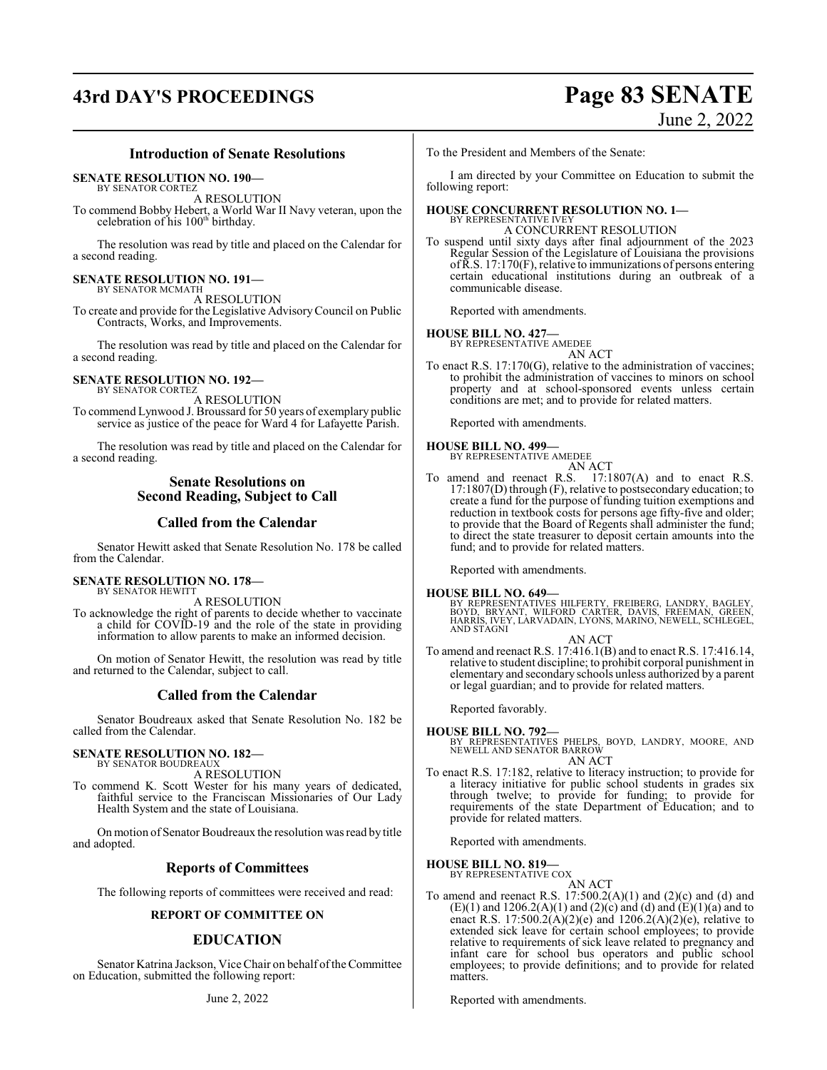## Introduction of Senate Resolutions

**SENATE RESOLUTION NO. 190—**
BY SENATOR CORTEZ
A RESOLUTION
To commend Bobby Hebert, a World War II Navy veteran, upon the celebration of his 100th birthday.

The resolution was read by title and placed on the Calendar for a second reading.

**SENATE RESOLUTION NO. 191—**
BY SENATOR MCMATH
A RESOLUTION
To create and provide for the Legislative Advisory Council on Public Contracts, Works, and Improvements.

The resolution was read by title and placed on the Calendar for a second reading.

**SENATE RESOLUTION NO. 192—**
BY SENATOR CORTEZ
A RESOLUTION
To commend Lynwood J. Broussard for 50 years of exemplary public service as justice of the peace for Ward 4 for Lafayette Parish.

The resolution was read by title and placed on the Calendar for a second reading.

## Senate Resolutions on Second Reading, Subject to Call

## Called from the Calendar

Senator Hewitt asked that Senate Resolution No. 178 be called from the Calendar.

**SENATE RESOLUTION NO. 178—**
BY SENATOR HEWITT
A RESOLUTION
To acknowledge the right of parents to decide whether to vaccinate a child for COVID-19 and the role of the state in providing information to allow parents to make an informed decision.

On motion of Senator Hewitt, the resolution was read by title and returned to the Calendar, subject to call.

## Called from the Calendar

Senator Boudreaux asked that Senate Resolution No. 182 be called from the Calendar.

**SENATE RESOLUTION NO. 182—**
BY SENATOR BOUDREAUX
A RESOLUTION
To commend K. Scott Wester for his many years of dedicated, faithful service to the Franciscan Missionaries of Our Lady Health System and the state of Louisiana.

On motion of Senator Boudreaux the resolution was read by title and adopted.

## Reports of Committees

The following reports of committees were received and read:

**REPORT OF COMMITTEE ON**

## EDUCATION

Senator Katrina Jackson, Vice Chair on behalf of the Committee on Education, submitted the following report:

June 2, 2022

To the President and Members of the Senate:

I am directed by your Committee on Education to submit the following report:

**HOUSE CONCURRENT RESOLUTION NO. 1—**
BY REPRESENTATIVE IVEY
A CONCURRENT RESOLUTION
To suspend until sixty days after final adjournment of the 2023 Regular Session of the Legislature of Louisiana the provisions of R.S. 17:170(F), relative to immunizations of persons entering certain educational institutions during an outbreak of a communicable disease.

Reported with amendments.

**HOUSE BILL NO. 427—**
BY REPRESENTATIVE AMEDEE
AN ACT
To enact R.S. 17:170(G), relative to the administration of vaccines; to prohibit the administration of vaccines to minors on school property and at school-sponsored events unless certain conditions are met; and to provide for related matters.

Reported with amendments.

**HOUSE BILL NO. 499—**
BY REPRESENTATIVE AMEDEE
AN ACT
To amend and reenact R.S. 17:1807(A) and to enact R.S. 17:1807(D) through (F), relative to postsecondary education; to create a fund for the purpose of funding tuition exemptions and reduction in textbook costs for persons age fifty-five and older; to provide that the Board of Regents shall administer the fund; to direct the state treasurer to deposit certain amounts into the fund; and to provide for related matters.

Reported with amendments.

**HOUSE BILL NO. 649—**
BY REPRESENTATIVES HILFERTY, FREIBERG, LANDRY, BAGLEY, BOYD, BRYANT, WILFORD CARTER, DAVIS, FREEMAN, GREEN, HARRIS, IVEY, LARVADAIN, LYONS, MARINO, NEWELL, SCHLEGEL, AND STAGNI
AN ACT
To amend and reenact R.S. 17:416.1(B) and to enact R.S. 17:416.14, relative to student discipline; to prohibit corporal punishment in elementary and secondary schools unless authorized by a parent or legal guardian; and to provide for related matters.

Reported favorably.

**HOUSE BILL NO. 792—**
BY REPRESENTATIVES PHELPS, BOYD, LANDRY, MOORE, AND NEWELL AND SENATOR BARROW
AN ACT
To enact R.S. 17:182, relative to literacy instruction; to provide for a literacy initiative for public school students in grades six through twelve; to provide for funding; to provide for requirements of the state Department of Education; and to provide for related matters.

Reported with amendments.

**HOUSE BILL NO. 819—**
BY REPRESENTATIVE COX
AN ACT
To amend and reenact R.S. 17:500.2(A)(1) and (2)(c) and (d) and (E)(1) and 1206.2(A)(1) and (2)(c) and (d) and (E)(1)(a) and to enact R.S. 17:500.2(A)(2)(e) and 1206.2(A)(2)(e), relative to extended sick leave for certain school employees; to provide relative to requirements of sick leave related to pregnancy and infant care for school bus operators and public school employees; to provide definitions; and to provide for related matters.

Reported with amendments.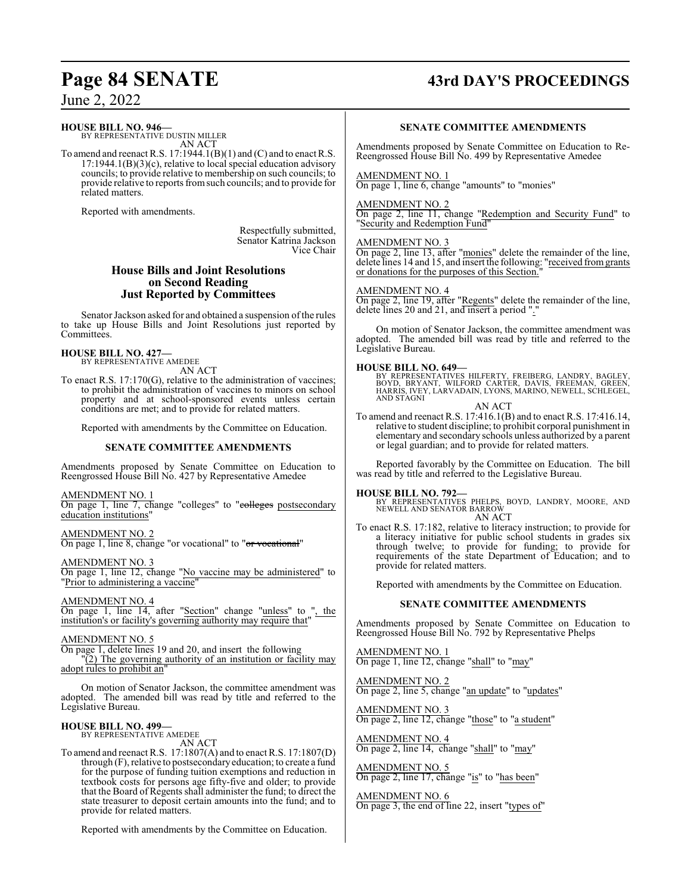**HOUSE BILL NO. 946—**
BY REPRESENTATIVE DUSTIN MILLER
AN ACT

To amend and reenact R.S. 17:1944.1(B)(1) and (C) and to enact R.S. 17:1944.1(B)(3)(c), relative to local special education advisory councils; to provide relative to membership on such councils; to provide relative to reports from such councils; and to provide for related matters.

Reported with amendments.

Respectfully submitted,
Senator Katrina Jackson
Vice Chair

## House Bills and Joint Resolutions on Second Reading Just Reported by Committees

Senator Jackson asked for and obtained a suspension of the rules to take up House Bills and Joint Resolutions just reported by Committees.

**HOUSE BILL NO. 427—**
BY REPRESENTATIVE AMEDEE
AN ACT

To enact R.S. 17:170(G), relative to the administration of vaccines; to prohibit the administration of vaccines to minors on school property and at school-sponsored events unless certain conditions are met; and to provide for related matters.

Reported with amendments by the Committee on Education.

### SENATE COMMITTEE AMENDMENTS

Amendments proposed by Senate Committee on Education to Reengrossed House Bill No. 427 by Representative Amedee

AMENDMENT NO. 1
On page 1, line 7, change "colleges" to "~~colleges~~ postsecondary education institutions"

AMENDMENT NO. 2
On page 1, line 8, change "or vocational" to "~~or vocational~~"

AMENDMENT NO. 3
On page 1, line 12, change "No vaccine may be administered" to "Prior to administering a vaccine"

AMENDMENT NO. 4
On page 1, line 14, after "Section" change "unless" to ", the institution's or facility's governing authority may require that"

AMENDMENT NO. 5
On page 1, delete lines 19 and 20, and insert the following
"(2) The governing authority of an institution or facility may adopt rules to prohibit an"

On motion of Senator Jackson, the committee amendment was adopted. The amended bill was read by title and referred to the Legislative Bureau.

**HOUSE BILL NO. 499—**
BY REPRESENTATIVE AMEDEE
AN ACT

To amend and reenact R.S. 17:1807(A) and to enact R.S. 17:1807(D) through (F), relative to postsecondary education; to create a fund for the purpose of funding tuition exemptions and reduction in textbook costs for persons age fifty-five and older; to provide that the Board of Regents shall administer the fund; to direct the state treasurer to deposit certain amounts into the fund; and to provide for related matters.

Reported with amendments by the Committee on Education.

### SENATE COMMITTEE AMENDMENTS

Amendments proposed by Senate Committee on Education to Re-Reengrossed House Bill No. 499 by Representative Amedee

AMENDMENT NO. 1
On page 1, line 6, change "amounts" to "monies"

AMENDMENT NO. 2
On page 2, line 11, change "Redemption and Security Fund" to "Security and Redemption Fund"

AMENDMENT NO. 3
On page 2, line 13, after "monies" delete the remainder of the line, delete lines 14 and 15, and insert the following: "received from grants or donations for the purposes of this Section."

AMENDMENT NO. 4
On page 2, line 19, after "Regents" delete the remainder of the line, delete lines 20 and 21, and insert a period "."

On motion of Senator Jackson, the committee amendment was adopted. The amended bill was read by title and referred to the Legislative Bureau.

**HOUSE BILL NO. 649—**
BY REPRESENTATIVES HILFERTY, FREIBERG, LANDRY, BAGLEY, BOYD, BRYANT, WILFORD CARTER, DAVIS, FREEMAN, GREEN, HARRIS, IVEY, LARVADAIN, LYONS, MARINO, NEWELL, SCHLEGEL, AND STAGNI
AN ACT

To amend and reenact R.S. 17:416.1(B) and to enact R.S. 17:416.14, relative to student discipline; to prohibit corporal punishment in elementary and secondary schools unless authorized by a parent or legal guardian; and to provide for related matters.

Reported favorably by the Committee on Education. The bill was read by title and referred to the Legislative Bureau.

**HOUSE BILL NO. 792—**
BY REPRESENTATIVES PHELPS, BOYD, LANDRY, MOORE, AND NEWELL AND SENATOR BARROW
AN ACT

To enact R.S. 17:182, relative to literacy instruction; to provide for a literacy initiative for public school students in grades six through twelve; to provide for funding; to provide for requirements of the state Department of Education; and to provide for related matters.

Reported with amendments by the Committee on Education.

### SENATE COMMITTEE AMENDMENTS

Amendments proposed by Senate Committee on Education to Reengrossed House Bill No. 792 by Representative Phelps

AMENDMENT NO. 1
On page 1, line 12, change "shall" to "may"

AMENDMENT NO. 2
On page 2, line 5, change "an update" to "updates"

AMENDMENT NO. 3
On page 2, line 12, change "those" to "a student"

AMENDMENT NO. 4
On page 2, line 14, change "shall" to "may"

AMENDMENT NO. 5
On page 2, line 17, change "is" to "has been"

AMENDMENT NO. 6
On page 3, the end of line 22, insert "types of"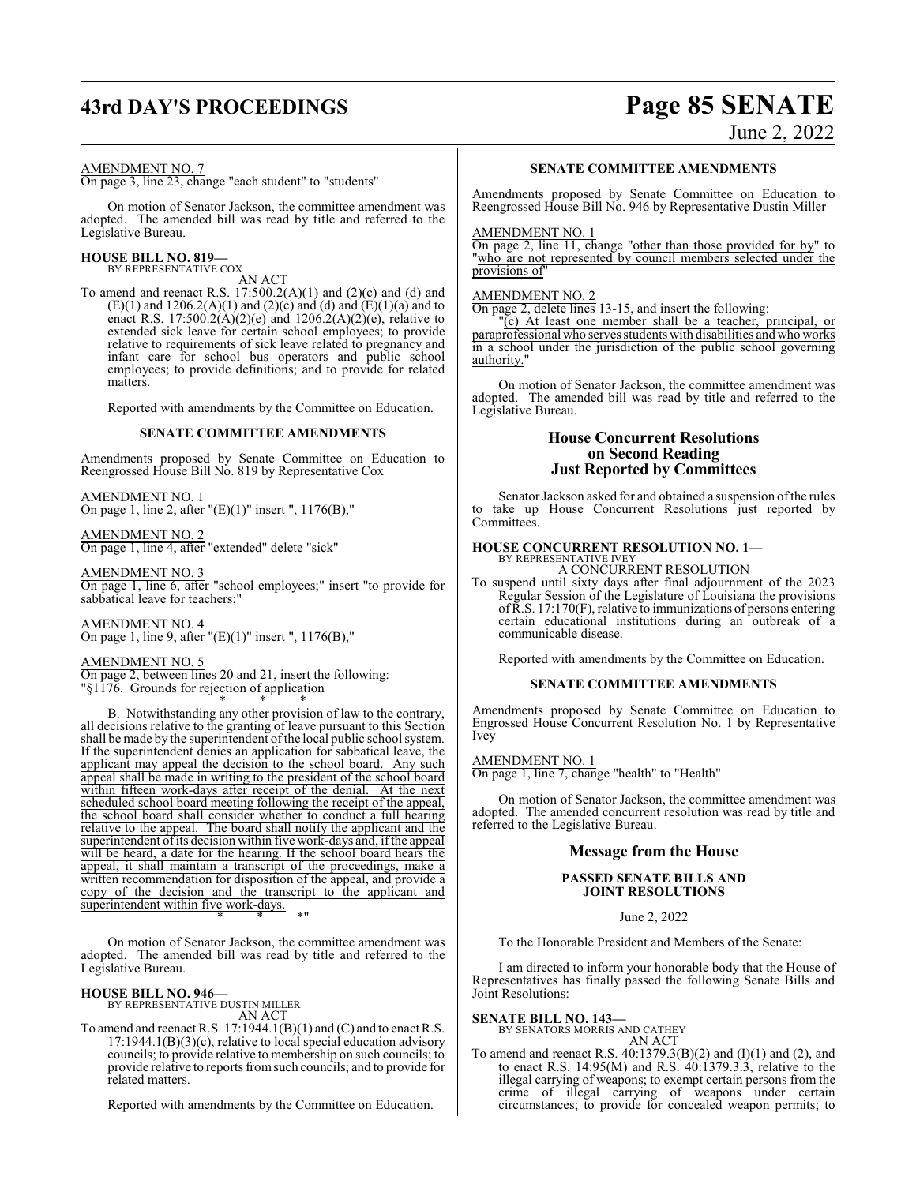AMENDMENT NO. 7
On page 3, line 23, change "each student" to "students"

On motion of Senator Jackson, the committee amendment was adopted. The amended bill was read by title and referred to the Legislative Bureau.

**HOUSE BILL NO. 819—**
BY REPRESENTATIVE COX
AN ACT

To amend and reenact R.S. 17:500.2(A)(1) and (2)(c) and (d) and (E)(1) and 1206.2(A)(1) and (2)(c) and (d) and (E)(1)(a) and to enact R.S. 17:500.2(A)(2)(e) and 1206.2(A)(2)(e), relative to extended sick leave for certain school employees; to provide relative to requirements of sick leave related to pregnancy and infant care for school bus operators and public school employees; to provide definitions; and to provide for related matters.

Reported with amendments by the Committee on Education.

### SENATE COMMITTEE AMENDMENTS

Amendments proposed by Senate Committee on Education to Reengrossed House Bill No. 819 by Representative Cox

AMENDMENT NO. 1
On page 1, line 2, after "(E)(1)" insert ", 1176(B),"

AMENDMENT NO. 2
On page 1, line 4, after "extended" delete "sick"

AMENDMENT NO. 3
On page 1, line 6, after "school employees;" insert "to provide for sabbatical leave for teachers;"

AMENDMENT NO. 4
On page 1, line 9, after "(E)(1)" insert ", 1176(B),"

AMENDMENT NO. 5
On page 2, between lines 20 and 21, insert the following:
"§1176. Grounds for rejection of application

\* \* \*

B. Notwithstanding any other provision of law to the contrary, all decisions relative to the granting of leave pursuant to this Section shall be made by the superintendent of the local public school system. If the superintendent denies an application for sabbatical leave, the applicant may appeal the decision to the school board. Any such appeal shall be made in writing to the president of the school board within fifteen work-days after receipt of the denial. At the next scheduled school board meeting following the receipt of the appeal, the school board shall consider whether to conduct a full hearing relative to the appeal. The board shall notify the applicant and the superintendent of its decision within five work-days and, if the appeal will be heard, a date for the hearing. If the school board hears the appeal, it shall maintain a transcript of the proceedings, make a written recommendation for disposition of the appeal, and provide a copy of the decision and the transcript to the applicant and superintendent within five work-days.

\* \* \*"

On motion of Senator Jackson, the committee amendment was adopted. The amended bill was read by title and referred to the Legislative Bureau.

**HOUSE BILL NO. 946—**
BY REPRESENTATIVE DUSTIN MILLER
AN ACT

To amend and reenact R.S. 17:1944.1(B)(1) and (C) and to enact R.S. 17:1944.1(B)(3)(c), relative to local special education advisory councils; to provide relative to membership on such councils; to provide relative to reports from such councils; and to provide for related matters.

Reported with amendments by the Committee on Education.

### SENATE COMMITTEE AMENDMENTS

Amendments proposed by Senate Committee on Education to Reengrossed House Bill No. 946 by Representative Dustin Miller

AMENDMENT NO. 1
On page 2, line 11, change "other than those provided for by" to "who are not represented by council members selected under the provisions of"

AMENDMENT NO. 2
On page 2, delete lines 13-15, and insert the following:
"(c) At least one member shall be a teacher, principal, or paraprofessional who serves students with disabilities and who works in a school under the jurisdiction of the public school governing authority."

On motion of Senator Jackson, the committee amendment was adopted. The amended bill was read by title and referred to the Legislative Bureau.

## House Concurrent Resolutions on Second Reading Just Reported by Committees

Senator Jackson asked for and obtained a suspension of the rules to take up House Concurrent Resolutions just reported by Committees.

**HOUSE CONCURRENT RESOLUTION NO. 1—**
BY REPRESENTATIVE IVEY
A CONCURRENT RESOLUTION

To suspend until sixty days after final adjournment of the 2023 Regular Session of the Legislature of Louisiana the provisions of R.S. 17:170(F), relative to immunizations of persons entering certain educational institutions during an outbreak of a communicable disease.

Reported with amendments by the Committee on Education.

### SENATE COMMITTEE AMENDMENTS

Amendments proposed by Senate Committee on Education to Engrossed House Concurrent Resolution No. 1 by Representative Ivey

AMENDMENT NO. 1
On page 1, line 7, change "health" to "Health"

On motion of Senator Jackson, the committee amendment was adopted. The amended concurrent resolution was read by title and referred to the Legislative Bureau.

## Message from the House

### PASSED SENATE BILLS AND JOINT RESOLUTIONS

June 2, 2022

To the Honorable President and Members of the Senate:

I am directed to inform your honorable body that the House of Representatives has finally passed the following Senate Bills and Joint Resolutions:

**SENATE BILL NO. 143—**
BY SENATORS MORRIS AND CATHEY
AN ACT

To amend and reenact R.S. 40:1379.3(B)(2) and (I)(1) and (2), and to enact R.S. 14:95(M) and R.S. 40:1379.3.3, relative to the illegal carrying of weapons; to exempt certain persons from the crime of illegal carrying of weapons under certain circumstances; to provide for concealed weapon permits; to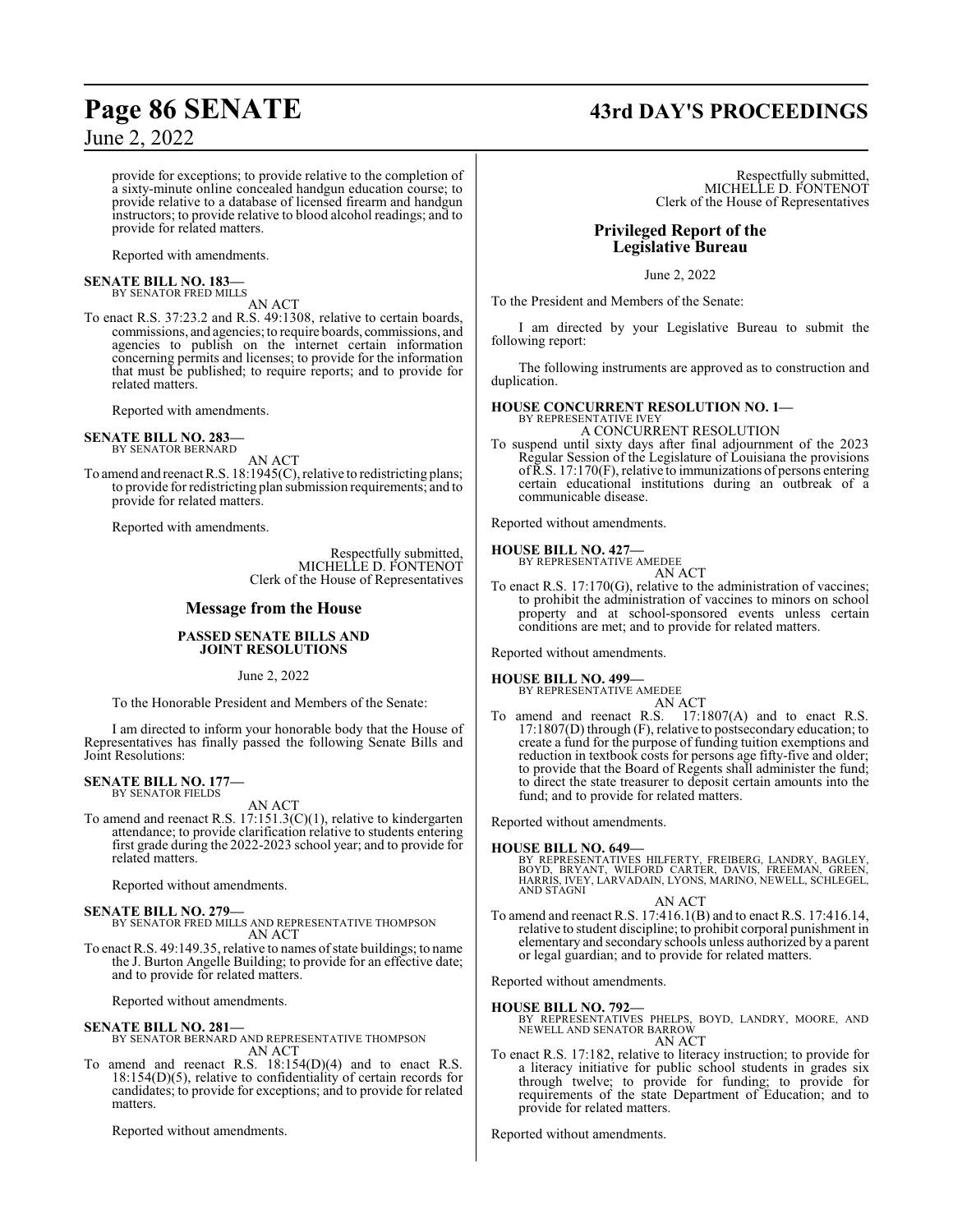provide for exceptions; to provide relative to the completion of a sixty-minute online concealed handgun education course; to provide relative to a database of licensed firearm and handgun instructors; to provide relative to blood alcohol readings; and to provide for related matters.

Reported with amendments.

**SENATE BILL NO. 183—**
BY SENATOR FRED MILLS
AN ACT
To enact R.S. 37:23.2 and R.S. 49:1308, relative to certain boards, commissions, and agencies; to require boards, commissions, and agencies to publish on the internet certain information concerning permits and licenses; to provide for the information that must be published; to require reports; and to provide for related matters.

Reported with amendments.

**SENATE BILL NO. 283—**
BY SENATOR BERNARD
AN ACT
To amend and reenact R.S. 18:1945(C), relative to redistricting plans; to provide for redistricting plan submission requirements; and to provide for related matters.

Reported with amendments.

Respectfully submitted,
MICHELLE D. FONTENOT
Clerk of the House of Representatives

## Message from the House

**PASSED SENATE BILLS AND JOINT RESOLUTIONS**

June 2, 2022

To the Honorable President and Members of the Senate:

I am directed to inform your honorable body that the House of Representatives has finally passed the following Senate Bills and Joint Resolutions:

**SENATE BILL NO. 177—**
BY SENATOR FIELDS
AN ACT
To amend and reenact R.S. 17:151.3(C)(1), relative to kindergarten attendance; to provide clarification relative to students entering first grade during the 2022-2023 school year; and to provide for related matters.

Reported without amendments.

**SENATE BILL NO. 279—**
BY SENATOR FRED MILLS AND REPRESENTATIVE THOMPSON
AN ACT
To enact R.S. 49:149.35, relative to names of state buildings; to name the J. Burton Angelle Building; to provide for an effective date; and to provide for related matters.

Reported without amendments.

**SENATE BILL NO. 281—**
BY SENATOR BERNARD AND REPRESENTATIVE THOMPSON
AN ACT
To amend and reenact R.S. 18:154(D)(4) and to enact R.S. 18:154(D)(5), relative to confidentiality of certain records for candidates; to provide for exceptions; and to provide for related matters.

Reported without amendments.

Respectfully submitted,
MICHELLE D. FONTENOT
Clerk of the House of Representatives

## Privileged Report of the Legislative Bureau

June 2, 2022

To the President and Members of the Senate:

I am directed by your Legislative Bureau to submit the following report:

The following instruments are approved as to construction and duplication.

**HOUSE CONCURRENT RESOLUTION NO. 1—**
BY REPRESENTATIVE IVEY
A CONCURRENT RESOLUTION
To suspend until sixty days after final adjournment of the 2023 Regular Session of the Legislature of Louisiana the provisions of R.S. 17:170(F), relative to immunizations of persons entering certain educational institutions during an outbreak of a communicable disease.

Reported without amendments.

**HOUSE BILL NO. 427—**
BY REPRESENTATIVE AMEDEE
AN ACT
To enact R.S. 17:170(G), relative to the administration of vaccines; to prohibit the administration of vaccines to minors on school property and at school-sponsored events unless certain conditions are met; and to provide for related matters.

Reported without amendments.

**HOUSE BILL NO. 499—**
BY REPRESENTATIVE AMEDEE
AN ACT
To amend and reenact R.S. 17:1807(A) and to enact R.S. 17:1807(D) through (F), relative to postsecondary education; to create a fund for the purpose of funding tuition exemptions and reduction in textbook costs for persons age fifty-five and older; to provide that the Board of Regents shall administer the fund; to direct the state treasurer to deposit certain amounts into the fund; and to provide for related matters.

Reported without amendments.

**HOUSE BILL NO. 649—**
BY REPRESENTATIVES HILFERTY, FREIBERG, LANDRY, BAGLEY, BOYD, BRYANT, WILFORD CARTER, DAVIS, FREEMAN, GREEN, HARRIS, IVEY, LARVADAIN, LYONS, MARINO, NEWELL, SCHLEGEL, AND STAGNI
AN ACT
To amend and reenact R.S. 17:416.1(B) and to enact R.S. 17:416.14, relative to student discipline; to prohibit corporal punishment in elementary and secondary schools unless authorized by a parent or legal guardian; and to provide for related matters.

Reported without amendments.

**HOUSE BILL NO. 792—**
BY REPRESENTATIVES PHELPS, BOYD, LANDRY, MOORE, AND NEWELL AND SENATOR BARROW
AN ACT
To enact R.S. 17:182, relative to literacy instruction; to provide for a literacy initiative for public school students in grades six through twelve; to provide for funding; to provide for requirements of the state Department of Education; and to provide for related matters.

Reported without amendments.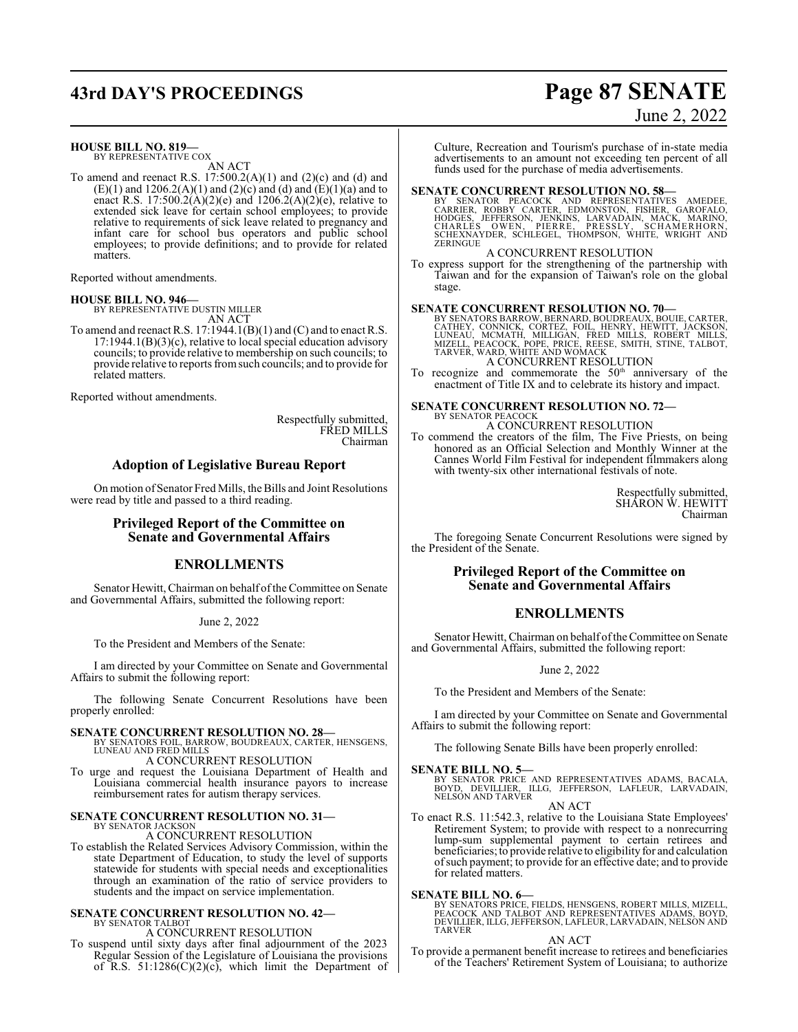**HOUSE BILL NO. 819—**
BY REPRESENTATIVE COX

AN ACT

To amend and reenact R.S. 17:500.2(A)(1) and (2)(c) and (d) and (E)(1) and 1206.2(A)(1) and (2)(c) and (d) and (E)(1)(a) and to enact R.S. 17:500.2(A)(2)(e) and 1206.2(A)(2)(e), relative to extended sick leave for certain school employees; to provide relative to requirements of sick leave related to pregnancy and infant care for school bus operators and public school employees; to provide definitions; and to provide for related matters.

Reported without amendments.

**HOUSE BILL NO. 946—**
BY REPRESENTATIVE DUSTIN MILLER

AN ACT

To amend and reenact R.S. 17:1944.1(B)(1) and (C) and to enact R.S. 17:1944.1(B)(3)(c), relative to local special education advisory councils; to provide relative to membership on such councils; to provide relative to reports from such councils; and to provide for related matters.

Reported without amendments.

Respectfully submitted,
FRED MILLS
Chairman

## Adoption of Legislative Bureau Report

On motion of Senator Fred Mills, the Bills and Joint Resolutions were read by title and passed to a third reading.

## Privileged Report of the Committee on Senate and Governmental Affairs

## ENROLLMENTS

Senator Hewitt, Chairman on behalf of the Committee on Senate and Governmental Affairs, submitted the following report:

June 2, 2022

To the President and Members of the Senate:

I am directed by your Committee on Senate and Governmental Affairs to submit the following report:

The following Senate Concurrent Resolutions have been properly enrolled:

**SENATE CONCURRENT RESOLUTION NO. 28—**
BY SENATORS FOIL, BARROW, BOUDREAUX, CARTER, HENSGENS, LUNEAU AND FRED MILLS

A CONCURRENT RESOLUTION

To urge and request the Louisiana Department of Health and Louisiana commercial health insurance payors to increase reimbursement rates for autism therapy services.

**SENATE CONCURRENT RESOLUTION NO. 31—**
BY SENATOR JACKSON

A CONCURRENT RESOLUTION

To establish the Related Services Advisory Commission, within the state Department of Education, to study the level of supports statewide for students with special needs and exceptionalities through an examination of the ratio of service providers to students and the impact on service implementation.

**SENATE CONCURRENT RESOLUTION NO. 42—**
BY SENATOR TALBOT

A CONCURRENT RESOLUTION

To suspend until sixty days after final adjournment of the 2023 Regular Session of the Legislature of Louisiana the provisions of R.S. 51:1286(C)(2)(c), which limit the Department of Culture, Recreation and Tourism's purchase of in-state media advertisements to an amount not exceeding ten percent of all funds used for the purchase of media advertisements.

**SENATE CONCURRENT RESOLUTION NO. 58—**
BY SENATOR PEACOCK AND REPRESENTATIVES AMEDEE, CARRIER, ROBBY CARTER, EDMONSTON, FISHER, GAROFALO, HODGES, JEFFERSON, JENKINS, LARVADAIN, MACK, MARINO, CHARLES OWEN, PIERRE, PRESSLY, SCHAMERHORN, SCHEXNAYDER, SCHLEGEL, THOMPSON, WHITE, WRIGHT AND ZERINGUE

A CONCURRENT RESOLUTION

To express support for the strengthening of the partnership with Taiwan and for the expansion of Taiwan's role on the global stage.

**SENATE CONCURRENT RESOLUTION NO. 70—**
BY SENATORS BARROW, BERNARD, BOUDREAUX, BOUIE, CARTER, CATHEY, CONNICK, CORTEZ, FOIL, HENRY, HEWITT, JACKSON, LUNEAU, MCMATH, MILLIGAN, FRED MILLS, ROBERT MILLS, MIZELL, PEACOCK, POPE, PRICE, REESE, SMITH, STINE, TALBOT, TARVER, WARD, WHITE AND WOMACK

A CONCURRENT RESOLUTION

To recognize and commemorate the 50th anniversary of the enactment of Title IX and to celebrate its history and impact.

**SENATE CONCURRENT RESOLUTION NO. 72—**
BY SENATOR PEACOCK

A CONCURRENT RESOLUTION

To commend the creators of the film, The Five Priests, on being honored as an Official Selection and Monthly Winner at the Cannes World Film Festival for independent filmmakers along with twenty-six other international festivals of note.

Respectfully submitted,
SHARON W. HEWITT
Chairman

The foregoing Senate Concurrent Resolutions were signed by the President of the Senate.

## Privileged Report of the Committee on Senate and Governmental Affairs

## ENROLLMENTS

Senator Hewitt, Chairman on behalf of the Committee on Senate and Governmental Affairs, submitted the following report:

June 2, 2022

To the President and Members of the Senate:

I am directed by your Committee on Senate and Governmental Affairs to submit the following report:

The following Senate Bills have been properly enrolled:

**SENATE BILL NO. 5—**
BY SENATOR PRICE AND REPRESENTATIVES ADAMS, BACALA, BOYD, DEVILLIER, ILLG, JEFFERSON, LAFLEUR, LARVADAIN, NELSON AND TARVER

AN ACT

To enact R.S. 11:542.3, relative to the Louisiana State Employees' Retirement System; to provide with respect to a nonrecurring lump-sum supplemental payment to certain retirees and beneficiaries; to provide relative to eligibility for and calculation of such payment; to provide for an effective date; and to provide for related matters.

**SENATE BILL NO. 6—**
BY SENATORS PRICE, FIELDS, HENSGENS, ROBERT MILLS, MIZELL, PEACOCK AND TALBOT AND REPRESENTATIVES ADAMS, BOYD, DEVILLIER, ILLG, JEFFERSON, LAFLEUR, LARVADAIN, NELSON AND TARVER

AN ACT

To provide a permanent benefit increase to retirees and beneficiaries of the Teachers' Retirement System of Louisiana; to authorize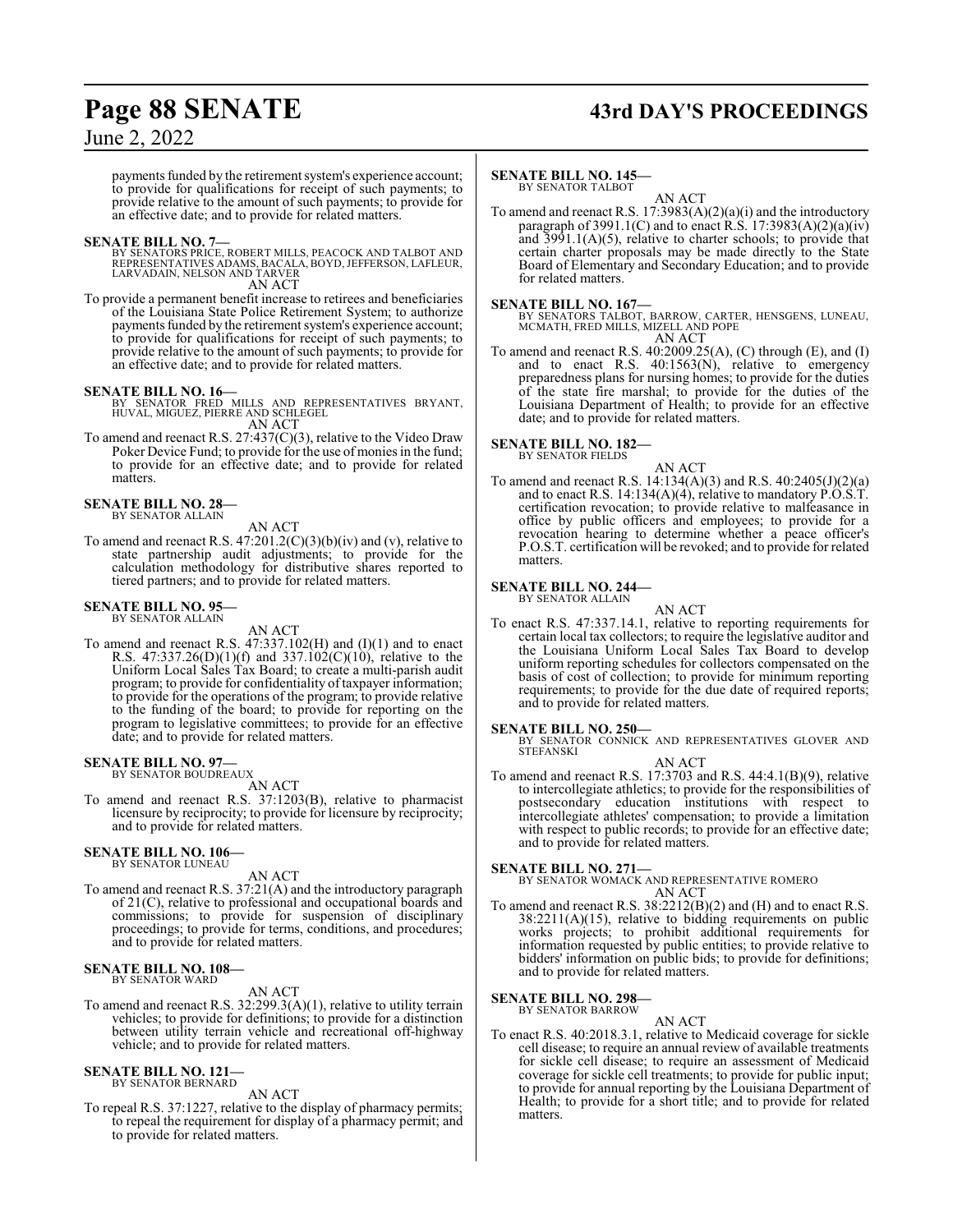payments funded by the retirement system's experience account; to provide for qualifications for receipt of such payments; to provide relative to the amount of such payments; to provide for an effective date; and to provide for related matters.

**SENATE BILL NO. 7—**
BY SENATORS PRICE, ROBERT MILLS, PEACOCK AND TALBOT AND REPRESENTATIVES ADAMS, BACALA, BOYD, JEFFERSON, LAFLEUR, LARVADAIN, NELSON AND TARVER

AN ACT

To provide a permanent benefit increase to retirees and beneficiaries of the Louisiana State Police Retirement System; to authorize payments funded by the retirement system's experience account; to provide for qualifications for receipt of such payments; to provide relative to the amount of such payments; to provide for an effective date; and to provide for related matters.

**SENATE BILL NO. 16—**
BY SENATOR FRED MILLS AND REPRESENTATIVES BRYANT, HUVAL, MIGUEZ, PIERRE AND SCHLEGEL

AN ACT

To amend and reenact R.S. 27:437(C)(3), relative to the Video Draw Poker Device Fund; to provide for the use of monies in the fund; to provide for an effective date; and to provide for related matters.

**SENATE BILL NO. 28—**
BY SENATOR ALLAIN

AN ACT

To amend and reenact R.S. 47:201.2(C)(3)(b)(iv) and (v), relative to state partnership audit adjustments; to provide for the calculation methodology for distributive shares reported to tiered partners; and to provide for related matters.

**SENATE BILL NO. 95—**
BY SENATOR ALLAIN

AN ACT

To amend and reenact R.S. 47:337.102(H) and (I)(1) and to enact R.S. 47:337.26(D)(1)(f) and 337.102(C)(10), relative to the Uniform Local Sales Tax Board; to create a multi-parish audit program; to provide for confidentiality of taxpayer information; to provide for the operations of the program; to provide relative to the funding of the board; to provide for reporting on the program to legislative committees; to provide for an effective date; and to provide for related matters.

**SENATE BILL NO. 97—**
BY SENATOR BOUDREAUX

AN ACT

To amend and reenact R.S. 37:1203(B), relative to pharmacist licensure by reciprocity; to provide for licensure by reciprocity; and to provide for related matters.

**SENATE BILL NO. 106—**
BY SENATOR LUNEAU

AN ACT

To amend and reenact R.S. 37:21(A) and the introductory paragraph of 21(C), relative to professional and occupational boards and commissions; to provide for suspension of disciplinary proceedings; to provide for terms, conditions, and procedures; and to provide for related matters.

**SENATE BILL NO. 108—**
BY SENATOR WARD

AN ACT

To amend and reenact R.S. 32:299.3(A)(1), relative to utility terrain vehicles; to provide for definitions; to provide for a distinction between utility terrain vehicle and recreational off-highway vehicle; and to provide for related matters.

**SENATE BILL NO. 121—**
BY SENATOR BERNARD

AN ACT

To repeal R.S. 37:1227, relative to the display of pharmacy permits; to repeal the requirement for display of a pharmacy permit; and to provide for related matters.

**SENATE BILL NO. 145—**
BY SENATOR TALBOT

AN ACT

To amend and reenact R.S. 17:3983(A)(2)(a)(i) and the introductory paragraph of 3991.1(C) and to enact R.S. 17:3983(A)(2)(a)(iv) and 3991.1(A)(5), relative to charter schools; to provide that certain charter proposals may be made directly to the State Board of Elementary and Secondary Education; and to provide for related matters.

**SENATE BILL NO. 167—**
BY SENATORS TALBOT, BARROW, CARTER, HENSGENS, LUNEAU, MCMATH, FRED MILLS, MIZELL AND POPE

AN ACT

To amend and reenact R.S. 40:2009.25(A), (C) through (E), and (I) and to enact R.S. 40:1563(N), relative to emergency preparedness plans for nursing homes; to provide for the duties of the state fire marshal; to provide for the duties of the Louisiana Department of Health; to provide for an effective date; and to provide for related matters.

**SENATE BILL NO. 182—**
BY SENATOR FIELDS

AN ACT

To amend and reenact R.S. 14:134(A)(3) and R.S. 40:2405(J)(2)(a) and to enact R.S. 14:134(A)(4), relative to mandatory P.O.S.T. certification revocation; to provide relative to malfeasance in office by public officers and employees; to provide for a revocation hearing to determine whether a peace officer's P.O.S.T. certification will be revoked; and to provide for related matters.

**SENATE BILL NO. 244—**
BY SENATOR ALLAIN

AN ACT

To enact R.S. 47:337.14.1, relative to reporting requirements for certain local tax collectors; to require the legislative auditor and the Louisiana Uniform Local Sales Tax Board to develop uniform reporting schedules for collectors compensated on the basis of cost of collection; to provide for minimum reporting requirements; to provide for the due date of required reports; and to provide for related matters.

**SENATE BILL NO. 250—**
BY SENATOR CONNICK AND REPRESENTATIVES GLOVER AND STEFANSKI

AN ACT

To amend and reenact R.S. 17:3703 and R.S. 44:4.1(B)(9), relative to intercollegiate athletics; to provide for the responsibilities of postsecondary education institutions with respect to intercollegiate athletes' compensation; to provide a limitation with respect to public records; to provide for an effective date; and to provide for related matters.

**SENATE BILL NO. 271—**
BY SENATOR WOMACK AND REPRESENTATIVE ROMERO

AN ACT

To amend and reenact R.S. 38:2212(B)(2) and (H) and to enact R.S. 38:2211(A)(15), relative to bidding requirements on public works projects; to prohibit additional requirements for information requested by public entities; to provide relative to bidders' information on public bids; to provide for definitions; and to provide for related matters.

**SENATE BILL NO. 298—**
BY SENATOR BARROW

AN ACT

To enact R.S. 40:2018.3.1, relative to Medicaid coverage for sickle cell disease; to require an annual review of available treatments for sickle cell disease; to require an assessment of Medicaid coverage for sickle cell treatments; to provide for public input; to provide for annual reporting by the Louisiana Department of Health; to provide for a short title; and to provide for related matters.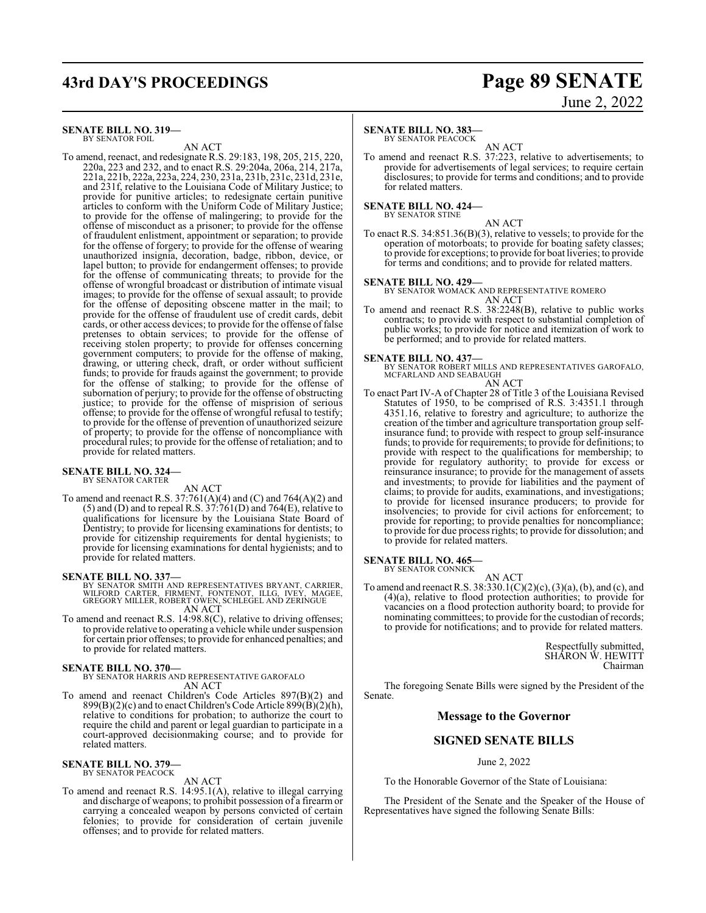**SENATE BILL NO. 319—**
BY SENATOR FOIL

AN ACT

To amend, reenact, and redesignate R.S. 29:183, 198, 205, 215, 220, 220a, 223 and 232, and to enact R.S. 29:204a, 206a, 214, 217a, 221a, 221b, 222a, 223a, 224, 230, 231a, 231b, 231c, 231d, 231e, and 231f, relative to the Louisiana Code of Military Justice; to provide for punitive articles; to redesignate certain punitive articles to conform with the Uniform Code of Military Justice; to provide for the offense of malingering; to provide for the offense of misconduct as a prisoner; to provide for the offense of fraudulent enlistment, appointment or separation; to provide for the offense of forgery; to provide for the offense of wearing unauthorized insignia, decoration, badge, ribbon, device, or lapel button; to provide for endangerment offenses; to provide for the offense of communicating threats; to provide for the offense of wrongful broadcast or distribution of intimate visual images; to provide for the offense of sexual assault; to provide for the offense of depositing obscene matter in the mail; to provide for the offense of fraudulent use of credit cards, debit cards, or other access devices; to provide for the offense of false pretenses to obtain services; to provide for the offense of receiving stolen property; to provide for offenses concerning government computers; to provide for the offense of making, drawing, or uttering check, draft, or order without sufficient funds; to provide for frauds against the government; to provide for the offense of stalking; to provide for the offense of subornation of perjury; to provide for the offense of obstructing justice; to provide for the offense of misprision of serious offense; to provide for the offense of wrongful refusal to testify; to provide for the offense of prevention of unauthorized seizure of property; to provide for the offense of noncompliance with procedural rules; to provide for the offense of retaliation; and to provide for related matters.

**SENATE BILL NO. 324—**
BY SENATOR CARTER

AN ACT

To amend and reenact R.S. 37:761(A)(4) and (C) and 764(A)(2) and (5) and (D) and to repeal R.S. 37:761(D) and 764(E), relative to qualifications for licensure by the Louisiana State Board of Dentistry; to provide for licensing examinations for dentists; to provide for citizenship requirements for dental hygienists; to provide for licensing examinations for dental hygienists; and to provide for related matters.

**SENATE BILL NO. 337—**
BY SENATOR SMITH AND REPRESENTATIVES BRYANT, CARRIER, WILFORD CARTER, FIRMENT, FONTENOT, ILLG, IVEY, MAGEE, GREGORY MILLER, ROBERT OWEN, SCHLEGEL AND ZERINGUE

AN ACT

To amend and reenact R.S. 14:98.8(C), relative to driving offenses; to provide relative to operating a vehicle while under suspension for certain prior offenses; to provide for enhanced penalties; and to provide for related matters.

**SENATE BILL NO. 370—**
BY SENATOR HARRIS AND REPRESENTATIVE GAROFALO

AN ACT

To amend and reenact Children's Code Articles 897(B)(2) and 899(B)(2)(c) and to enact Children's Code Article 899(B)(2)(h), relative to conditions for probation; to authorize the court to require the child and parent or legal guardian to participate in a court-approved decisionmaking course; and to provide for related matters.

**SENATE BILL NO. 379—**
BY SENATOR PEACOCK

AN ACT

To amend and reenact R.S. 14:95.1(A), relative to illegal carrying and discharge of weapons; to prohibit possession of a firearm or carrying a concealed weapon by persons convicted of certain felonies; to provide for consideration of certain juvenile offenses; and to provide for related matters.

**SENATE BILL NO. 383—**
BY SENATOR PEACOCK

AN ACT

To amend and reenact R.S. 37:223, relative to advertisements; to provide for advertisements of legal services; to require certain disclosures; to provide for terms and conditions; and to provide for related matters.

**SENATE BILL NO. 424—**
BY SENATOR STINE

AN ACT

To enact R.S. 34:851.36(B)(3), relative to vessels; to provide for the operation of motorboats; to provide for boating safety classes; to provide for exceptions; to provide for boat liveries; to provide for terms and conditions; and to provide for related matters.

**SENATE BILL NO. 429—**
BY SENATOR WOMACK AND REPRESENTATIVE ROMERO

AN ACT

To amend and reenact R.S. 38:2248(B), relative to public works contracts; to provide with respect to substantial completion of public works; to provide for notice and itemization of work to be performed; and to provide for related matters.

**SENATE BILL NO. 437—**
BY SENATOR ROBERT MILLS AND REPRESENTATIVES GAROFALO, MCFARLAND AND SEABAUGH

AN ACT

To enact Part IV-A of Chapter 28 of Title 3 of the Louisiana Revised Statutes of 1950, to be comprised of R.S. 3:4351.1 through 4351.16, relative to forestry and agriculture; to authorize the creation of the timber and agriculture transportation group self-insurance fund; to provide with respect to group self-insurance funds; to provide for requirements; to provide for definitions; to provide with respect to the qualifications for membership; to provide for regulatory authority; to provide for excess or reinsurance insurance; to provide for the management of assets and investments; to provide for liabilities and the payment of claims; to provide for audits, examinations, and investigations; to provide for licensed insurance producers; to provide for insolvencies; to provide for civil actions for enforcement; to provide for reporting; to provide penalties for noncompliance; to provide for due process rights; to provide for dissolution; and to provide for related matters.

**SENATE BILL NO. 465—**
BY SENATOR CONNICK

AN ACT

To amend and reenact R.S. 38:330.1(C)(2)(c), (3)(a), (b), and (c), and (4)(a), relative to flood protection authorities; to provide for vacancies on a flood protection authority board; to provide for nominating committees; to provide for the custodian of records; to provide for notifications; and to provide for related matters.

Respectfully submitted,
SHARON W. HEWITT
Chairman

The foregoing Senate Bills were signed by the President of the Senate.

## Message to the Governor

## SIGNED SENATE BILLS

June 2, 2022

To the Honorable Governor of the State of Louisiana:

The President of the Senate and the Speaker of the House of Representatives have signed the following Senate Bills: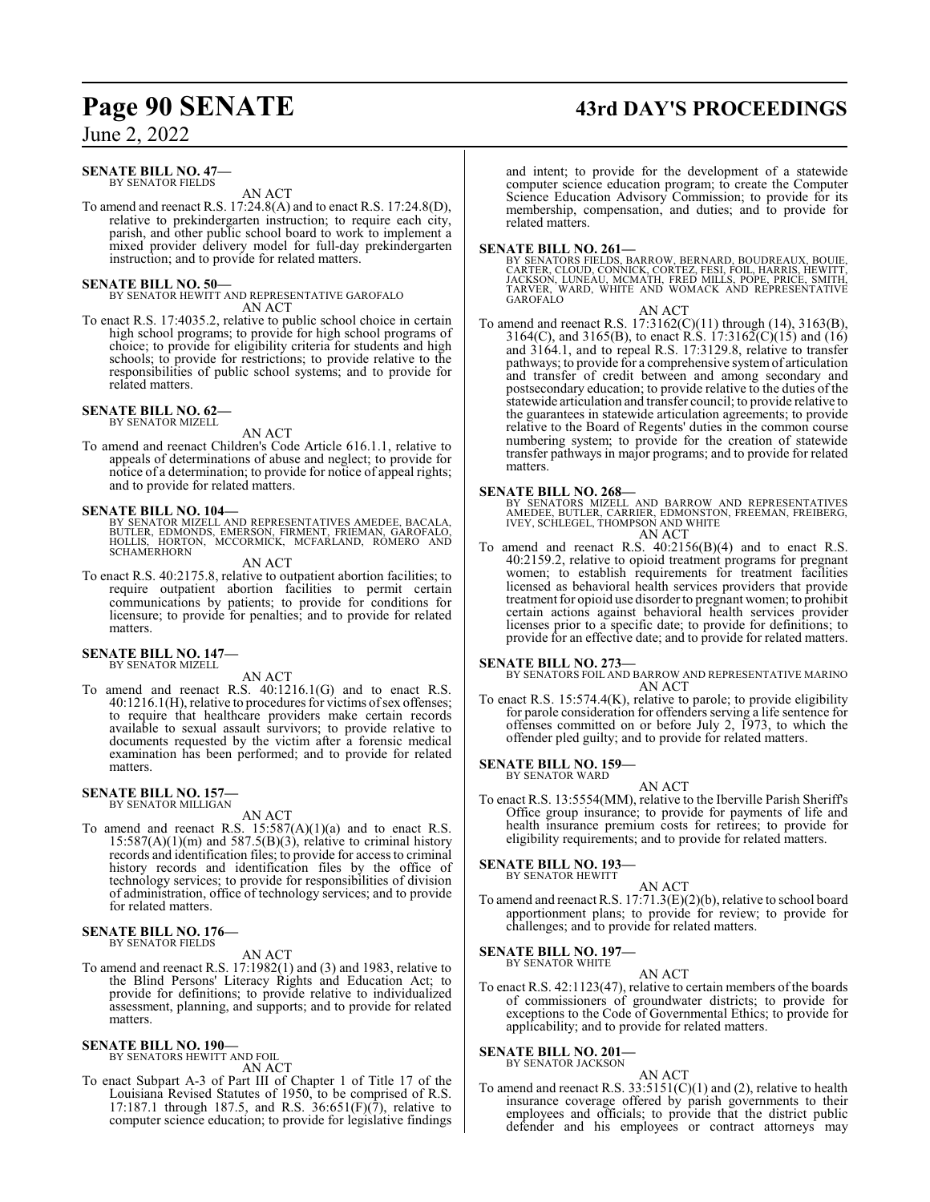**SENATE BILL NO. 47—**
BY SENATOR FIELDS

AN ACT

To amend and reenact R.S. 17:24.8(A) and to enact R.S. 17:24.8(D), relative to prekindergarten instruction; to require each city, parish, and other public school board to work to implement a mixed provider delivery model for full-day prekindergarten instruction; and to provide for related matters.

**SENATE BILL NO. 50—**
BY SENATOR HEWITT AND REPRESENTATIVE GAROFALO

AN ACT

To enact R.S. 17:4035.2, relative to public school choice in certain high school programs; to provide for high school programs of choice; to provide for eligibility criteria for students and high schools; to provide for restrictions; to provide relative to the responsibilities of public school systems; and to provide for related matters.

**SENATE BILL NO. 62—**
BY SENATOR MIZELL

AN ACT

To amend and reenact Children's Code Article 616.1.1, relative to appeals of determinations of abuse and neglect; to provide for notice of a determination; to provide for notice of appeal rights; and to provide for related matters.

**SENATE BILL NO. 104—**
BY SENATOR MIZELL AND REPRESENTATIVES AMEDEE, BACALA, BUTLER, EDMONDS, EMERSON, FIRMENT, FRIEMAN, GAROFALO, HOLLIS, HORTON, MCCORMICK, MCFARLAND, ROMERO AND SCHAMERHORN

AN ACT

To enact R.S. 40:2175.8, relative to outpatient abortion facilities; to require outpatient abortion facilities to permit certain communications by patients; to provide for conditions for licensure; to provide for penalties; and to provide for related matters.

**SENATE BILL NO. 147—**
BY SENATOR MIZELL

AN ACT

To amend and reenact R.S. 40:1216.1(G) and to enact R.S. 40:1216.1(H), relative to procedures for victims of sex offenses; to require that healthcare providers make certain records available to sexual assault survivors; to provide relative to documents requested by the victim after a forensic medical examination has been performed; and to provide for related matters.

**SENATE BILL NO. 157—**
BY SENATOR MILLIGAN

AN ACT

To amend and reenact R.S. 15:587(A)(1)(a) and to enact R.S. 15:587(A)(1)(m) and 587.5(B)(3), relative to criminal history records and identification files; to provide for access to criminal history records and identification files by the office of technology services; to provide for responsibilities of division of administration, office of technology services; and to provide for related matters.

**SENATE BILL NO. 176—**
BY SENATOR FIELDS

AN ACT

To amend and reenact R.S. 17:1982(1) and (3) and 1983, relative to the Blind Persons' Literacy Rights and Education Act; to provide for definitions; to provide relative to individualized assessment, planning, and supports; and to provide for related matters.

**SENATE BILL NO. 190—**
BY SENATORS HEWITT AND FOIL

AN ACT

To enact Subpart A-3 of Part III of Chapter 1 of Title 17 of the Louisiana Revised Statutes of 1950, to be comprised of R.S. 17:187.1 through 187.5, and R.S. 36:651(F)(7), relative to computer science education; to provide for legislative findings and intent; to provide for the development of a statewide computer science education program; to create the Computer Science Education Advisory Commission; to provide for its membership, compensation, and duties; and to provide for related matters.

**SENATE BILL NO. 261—**
BY SENATORS FIELDS, BARROW, BERNARD, BOUDREAUX, BOUIE, CARTER, CLOUD, CONNICK, CORTEZ, FESI, FOIL, HARRIS, HEWITT, JACKSON, LUNEAU, MCMATH, FRED MILLS, POPE, PRICE, SMITH, TARVER, WARD, WHITE AND WOMACK AND REPRESENTATIVE GAROFALO

AN ACT

To amend and reenact R.S. 17:3162(C)(11) through (14), 3163(B), 3164(C), and 3165(B), to enact R.S. 17:3162(C)(15) and (16) and 3164.1, and to repeal R.S. 17:3129.8, relative to transfer pathways; to provide for a comprehensive system of articulation and transfer of credit between and among secondary and postsecondary education; to provide relative to the duties of the statewide articulation and transfer council; to provide relative to the guarantees in statewide articulation agreements; to provide relative to the Board of Regents' duties in the common course numbering system; to provide for the creation of statewide transfer pathways in major programs; and to provide for related matters.

**SENATE BILL NO. 268—**
BY SENATORS MIZELL AND BARROW AND REPRESENTATIVES AMEDEE, BUTLER, CARRIER, EDMONSTON, FREEMAN, FREIBERG, IVEY, SCHLEGEL, THOMPSON AND WHITE

AN ACT

To amend and reenact R.S. 40:2156(B)(4) and to enact R.S. 40:2159.2, relative to opioid treatment programs for pregnant women; to establish requirements for treatment facilities licensed as behavioral health services providers that provide treatment for opioid use disorder to pregnant women; to prohibit certain actions against behavioral health services provider licenses prior to a specific date; to provide for definitions; to provide for an effective date; and to provide for related matters.

**SENATE BILL NO. 273—**
BY SENATORS FOIL AND BARROW AND REPRESENTATIVE MARINO

AN ACT

To enact R.S. 15:574.4(K), relative to parole; to provide eligibility for parole consideration for offenders serving a life sentence for offenses committed on or before July 2, 1973, to which the offender pled guilty; and to provide for related matters.

**SENATE BILL NO. 159—**
BY SENATOR WARD

AN ACT

To enact R.S. 13:5554(MM), relative to the Iberville Parish Sheriff's Office group insurance; to provide for payments of life and health insurance premium costs for retirees; to provide for eligibility requirements; and to provide for related matters.

**SENATE BILL NO. 193—**
BY SENATOR HEWITT

AN ACT

To amend and reenact R.S. 17:71.3(E)(2)(b), relative to school board apportionment plans; to provide for review; to provide for challenges; and to provide for related matters.

**SENATE BILL NO. 197—**
BY SENATOR WHITE

AN ACT

To enact R.S. 42:1123(47), relative to certain members of the boards of commissioners of groundwater districts; to provide for exceptions to the Code of Governmental Ethics; to provide for applicability; and to provide for related matters.

**SENATE BILL NO. 201—**
BY SENATOR JACKSON

AN ACT

To amend and reenact R.S. 33:5151(C)(1) and (2), relative to health insurance coverage offered by parish governments to their employees and officials; to provide that the district public defender and his employees or contract attorneys may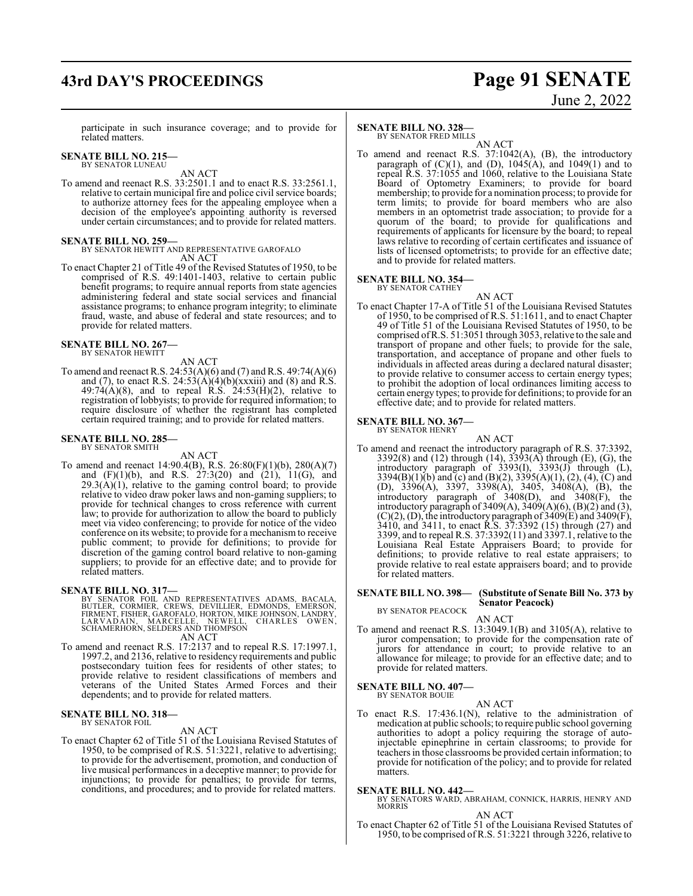participate in such insurance coverage; and to provide for related matters.

**SENATE BILL NO. 215—**
BY SENATOR LUNEAU

AN ACT

To amend and reenact R.S. 33:2501.1 and to enact R.S. 33:2561.1, relative to certain municipal fire and police civil service boards; to authorize attorney fees for the appealing employee when a decision of the employee's appointing authority is reversed under certain circumstances; and to provide for related matters.

**SENATE BILL NO. 259—**
BY SENATOR HEWITT AND REPRESENTATIVE GAROFALO

AN ACT

To enact Chapter 21 of Title 49 of the Revised Statutes of 1950, to be comprised of R.S. 49:1401-1403, relative to certain public benefit programs; to require annual reports from state agencies administering federal and state social services and financial assistance programs; to enhance program integrity; to eliminate fraud, waste, and abuse of federal and state resources; and to provide for related matters.

**SENATE BILL NO. 267—**
BY SENATOR HEWITT

AN ACT

To amend and reenact R.S. 24:53(A)(6) and (7) and R.S. 49:74(A)(6) and (7), to enact R.S. 24:53(A)(4)(b)(xxxiii) and (8) and R.S. 49:74(A)(8), and to repeal R.S. 24:53(H)(2), relative to registration of lobbyists; to provide for required information; to require disclosure of whether the registrant has completed certain required training; and to provide for related matters.

**SENATE BILL NO. 285—**
BY SENATOR SMITH

AN ACT

To amend and reenact 14:90.4(B), R.S. 26:80(F)(1)(b), 280(A)(7) and (F)(1)(b), and R.S. 27:3(20) and (21), 11(G), and 29.3(A)(1), relative to the gaming control board; to provide relative to video draw poker laws and non-gaming suppliers; to provide for technical changes to cross reference with current law; to provide for authorization to allow the board to publicly meet via video conferencing; to provide for notice of the video conference on its website; to provide for a mechanism to receive public comment; to provide for definitions; to provide for discretion of the gaming control board relative to non-gaming suppliers; to provide for an effective date; and to provide for related matters.

**SENATE BILL NO. 317—**
BY SENATOR FOIL AND REPRESENTATIVES ADAMS, BACALA, BUTLER, CORMIER, CREWS, DEVILLIER, EDMONDS, EMERSON, FIRMENT, FISHER, GAROFALO, HORTON, MIKE JOHNSON, LANDRY, LARVADAIN, MARCELLE, NEWELL, CHARLES OWEN, SCHAMERHORN, SELDERS AND THOMPSON

AN ACT

To amend and reenact R.S. 17:2137 and to repeal R.S. 17:1997.1, 1997.2, and 2136, relative to residency requirements and public postsecondary tuition fees for residents of other states; to provide relative to resident classifications of members and veterans of the United States Armed Forces and their dependents; and to provide for related matters.

**SENATE BILL NO. 318—**
BY SENATOR FOIL

AN ACT

To enact Chapter 62 of Title 51 of the Louisiana Revised Statutes of 1950, to be comprised of R.S. 51:3221, relative to advertising; to provide for the advertisement, promotion, and conduction of live musical performances in a deceptive manner; to provide for injunctions; to provide for penalties; to provide for terms, conditions, and procedures; and to provide for related matters.

**SENATE BILL NO. 328—**
BY SENATOR FRED MILLS

AN ACT

To amend and reenact R.S. 37:1042(A), (B), the introductory paragraph of (C)(1), and (D), 1045(A), and 1049(1) and to repeal R.S. 37:1055 and 1060, relative to the Louisiana State Board of Optometry Examiners; to provide for board membership; to provide for a nomination process; to provide for term limits; to provide for board members who are also members in an optometrist trade association; to provide for a quorum of the board; to provide for qualifications and requirements of applicants for licensure by the board; to repeal laws relative to recording of certain certificates and issuance of lists of licensed optometrists; to provide for an effective date; and to provide for related matters.

**SENATE BILL NO. 354—**
BY SENATOR CATHEY

AN ACT

To enact Chapter 17-A of Title 51 of the Louisiana Revised Statutes of 1950, to be comprised of R.S. 51:1611, and to enact Chapter 49 of Title 51 of the Louisiana Revised Statutes of 1950, to be comprised of R.S. 51:3051 through 3053, relative to the sale and transport of propane and other fuels; to provide for the sale, transportation, and acceptance of propane and other fuels to individuals in affected areas during a declared natural disaster; to provide relative to consumer access to certain energy types; to prohibit the adoption of local ordinances limiting access to certain energy types; to provide for definitions; to provide for an effective date; and to provide for related matters.

**SENATE BILL NO. 367—**
BY SENATOR HENRY

AN ACT

To amend and reenact the introductory paragraph of R.S. 37:3392, 3392(8) and (12) through (14), 3393(A) through (E), (G), the introductory paragraph of 3393(I), 3393(J) through (L), 3394(B)(1)(b) and (c) and (B)(2), 3395(A)(1), (2), (4), (C) and (D), 3396(A), 3397, 3398(A), 3405, 3408(A), (B), the introductory paragraph of 3408(D), and 3408(F), the introductory paragraph of 3409(A), 3409(A)(6), (B)(2) and (3), (C)(2), (D), the introductory paragraph of 3409(E) and 3409(F), 3410, and 3411, to enact R.S. 37:3392 (15) through (27) and 3399, and to repeal R.S. 37:3392(11) and 3397.1, relative to the Louisiana Real Estate Appraisers Board; to provide for definitions; to provide relative to real estate appraisers; to provide relative to real estate appraisers board; and to provide for related matters.

**SENATE BILL NO. 398— (Substitute of Senate Bill No. 373 by Senator Peacock)**
BY SENATOR PEACOCK

AN ACT

To amend and reenact R.S. 13:3049.1(B) and 3105(A), relative to juror compensation; to provide for the compensation rate of jurors for attendance in court; to provide relative to an allowance for mileage; to provide for an effective date; and to provide for related matters.

**SENATE BILL NO. 407—**
BY SENATOR BOUIE

AN ACT

To enact R.S. 17:436.1(N), relative to the administration of medication at public schools; to require public school governing authorities to adopt a policy requiring the storage of auto-injectable epinephrine in certain classrooms; to provide for teachers in those classrooms be provided certain information; to provide for notification of the policy; and to provide for related matters.

**SENATE BILL NO. 442—**
BY SENATORS WARD, ABRAHAM, CONNICK, HARRIS, HENRY AND MORRIS

AN ACT

To enact Chapter 62 of Title 51 of the Louisiana Revised Statutes of 1950, to be comprised of R.S. 51:3221 through 3226, relative to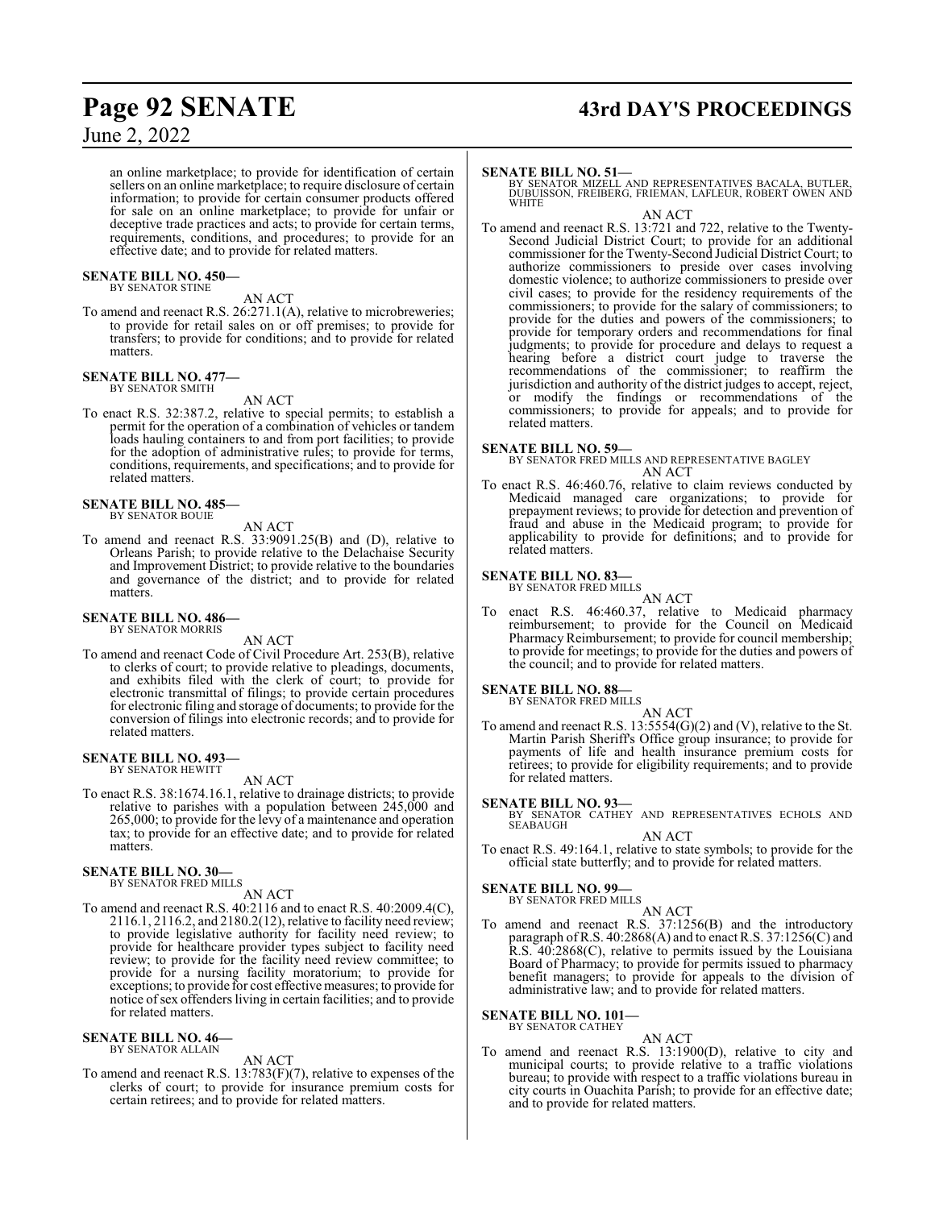an online marketplace; to provide for identification of certain sellers on an online marketplace; to require disclosure of certain information; to provide for certain consumer products offered for sale on an online marketplace; to provide for unfair or deceptive trade practices and acts; to provide for certain terms, requirements, conditions, and procedures; to provide for an effective date; and to provide for related matters.

**SENATE BILL NO. 450—**
BY SENATOR STINE

AN ACT

To amend and reenact R.S. 26:271.1(A), relative to microbreweries; to provide for retail sales on or off premises; to provide for transfers; to provide for conditions; and to provide for related matters.

**SENATE BILL NO. 477—**
BY SENATOR SMITH

AN ACT

To enact R.S. 32:387.2, relative to special permits; to establish a permit for the operation of a combination of vehicles or tandem loads hauling containers to and from port facilities; to provide for the adoption of administrative rules; to provide for terms, conditions, requirements, and specifications; and to provide for related matters.

**SENATE BILL NO. 485—**
BY SENATOR BOUIE

AN ACT

To amend and reenact R.S. 33:9091.25(B) and (D), relative to Orleans Parish; to provide relative to the Delachaise Security and Improvement District; to provide relative to the boundaries and governance of the district; and to provide for related matters.

**SENATE BILL NO. 486—**
BY SENATOR MORRIS

AN ACT

To amend and reenact Code of Civil Procedure Art. 253(B), relative to clerks of court; to provide relative to pleadings, documents, and exhibits filed with the clerk of court; to provide for electronic transmittal of filings; to provide certain procedures for electronic filing and storage of documents; to provide for the conversion of filings into electronic records; and to provide for related matters.

**SENATE BILL NO. 493—**
BY SENATOR HEWITT

AN ACT

To enact R.S. 38:1674.16.1, relative to drainage districts; to provide relative to parishes with a population between 245,000 and 265,000; to provide for the levy of a maintenance and operation tax; to provide for an effective date; and to provide for related matters.

**SENATE BILL NO. 30—**
BY SENATOR FRED MILLS

AN ACT

To amend and reenact R.S. 40:2116 and to enact R.S. 40:2009.4(C), 2116.1, 2116.2, and 2180.2(12), relative to facility need review; to provide legislative authority for facility need review; to provide for healthcare provider types subject to facility need review; to provide for the facility need review committee; to provide for a nursing facility moratorium; to provide for exceptions; to provide for cost effective measures; to provide for notice of sex offenders living in certain facilities; and to provide for related matters.

**SENATE BILL NO. 46—**
BY SENATOR ALLAIN

AN ACT

To amend and reenact R.S. 13:783(F)(7), relative to expenses of the clerks of court; to provide for insurance premium costs for certain retirees; and to provide for related matters.

**SENATE BILL NO. 51—**
BY SENATOR MIZELL AND REPRESENTATIVES BACALA, BUTLER, DUBUISSON, FREIBERG, FRIEMAN, LAFLEUR, ROBERT OWEN AND WHITE

AN ACT

To amend and reenact R.S. 13:721 and 722, relative to the Twenty-Second Judicial District Court; to provide for an additional commissioner for the Twenty-Second Judicial District Court; to authorize commissioners to preside over cases involving domestic violence; to authorize commissioners to preside over civil cases; to provide for the residency requirements of the commissioners; to provide for the salary of commissioners; to provide for the duties and powers of the commissioners; to provide for temporary orders and recommendations for final judgments; to provide for procedure and delays to request a hearing before a district court judge to traverse the recommendations of the commissioner; to reaffirm the jurisdiction and authority of the district judges to accept, reject, or modify the findings or recommendations of the commissioners; to provide for appeals; and to provide for related matters.

**SENATE BILL NO. 59—**
BY SENATOR FRED MILLS AND REPRESENTATIVE BAGLEY

AN ACT

To enact R.S. 46:460.76, relative to claim reviews conducted by Medicaid managed care organizations; to provide for prepayment reviews; to provide for detection and prevention of fraud and abuse in the Medicaid program; to provide for applicability to provide for definitions; and to provide for related matters.

**SENATE BILL NO. 83—**
BY SENATOR FRED MILLS

AN ACT

To enact R.S. 46:460.37, relative to Medicaid pharmacy reimbursement; to provide for the Council on Medicaid Pharmacy Reimbursement; to provide for council membership; to provide for meetings; to provide for the duties and powers of the council; and to provide for related matters.

**SENATE BILL NO. 88—**
BY SENATOR FRED MILLS

AN ACT

To amend and reenact R.S. 13:5554(G)(2) and (V), relative to the St. Martin Parish Sheriff's Office group insurance; to provide for payments of life and health insurance premium costs for retirees; to provide for eligibility requirements; and to provide for related matters.

**SENATE BILL NO. 93—**
BY SENATOR CATHEY AND REPRESENTATIVES ECHOLS AND SEABAUGH

AN ACT

To enact R.S. 49:164.1, relative to state symbols; to provide for the official state butterfly; and to provide for related matters.

**SENATE BILL NO. 99—**
BY SENATOR FRED MILLS

AN ACT

To amend and reenact R.S. 37:1256(B) and the introductory paragraph of R.S. 40:2868(A) and to enact R.S. 37:1256(C) and R.S. 40:2868(C), relative to permits issued by the Louisiana Board of Pharmacy; to provide for permits issued to pharmacy benefit managers; to provide for appeals to the division of administrative law; and to provide for related matters.

**SENATE BILL NO. 101—**
BY SENATOR CATHEY

AN ACT

To amend and reenact R.S. 13:1900(D), relative to city and municipal courts; to provide relative to a traffic violations bureau; to provide with respect to a traffic violations bureau in city courts in Ouachita Parish; to provide for an effective date; and to provide for related matters.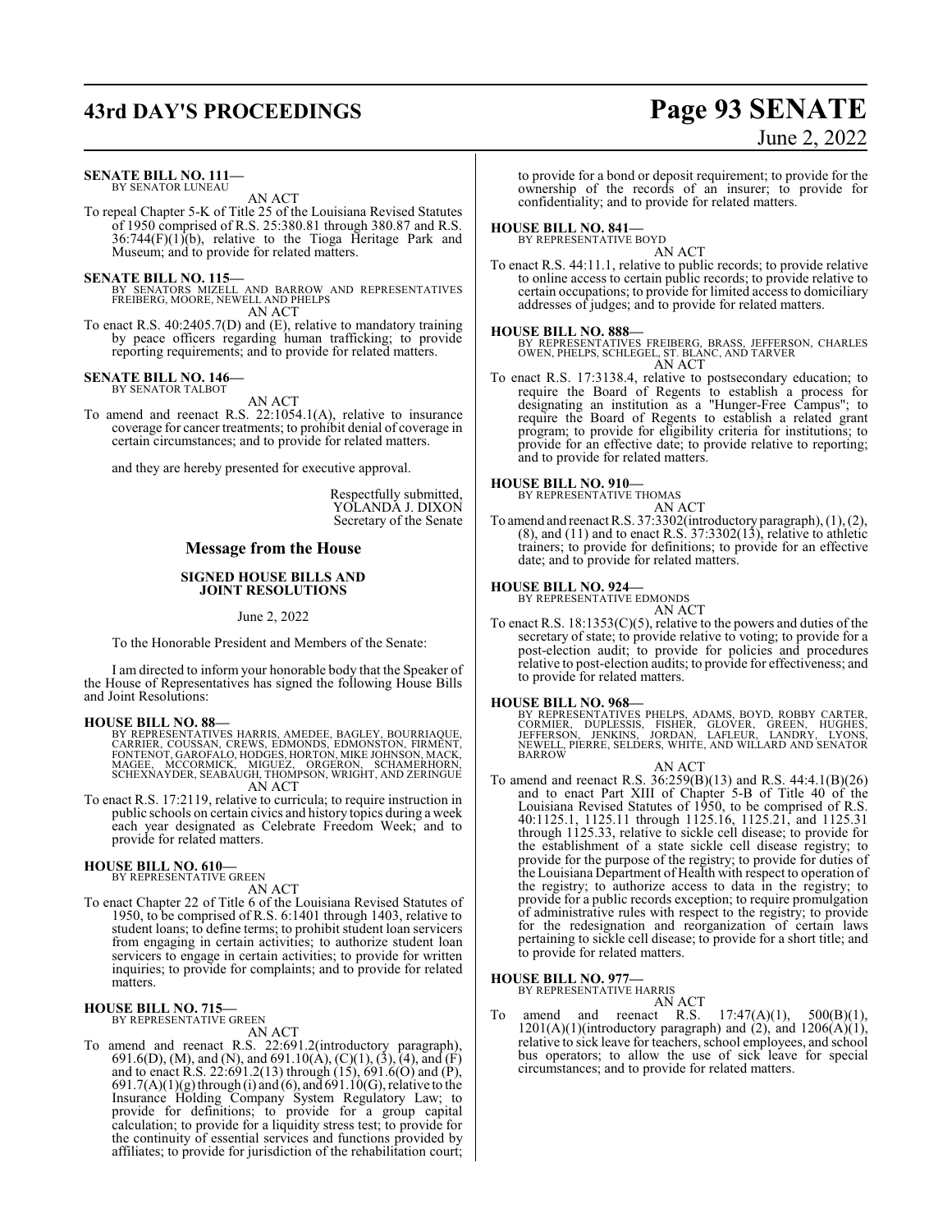**SENATE BILL NO. 111—**
BY SENATOR LUNEAU

AN ACT

To repeal Chapter 5-K of Title 25 of the Louisiana Revised Statutes of 1950 comprised of R.S. 25:380.81 through 380.87 and R.S. 36:744(F)(1)(b), relative to the Tioga Heritage Park and Museum; and to provide for related matters.

**SENATE BILL NO. 115—**
BY SENATORS MIZELL AND BARROW AND REPRESENTATIVES FREIBERG, MOORE, NEWELL AND PHELPS

AN ACT

To enact R.S. 40:2405.7(D) and (E), relative to mandatory training by peace officers regarding human trafficking; to provide reporting requirements; and to provide for related matters.

**SENATE BILL NO. 146—**
BY SENATOR TALBOT

AN ACT

To amend and reenact R.S. 22:1054.1(A), relative to insurance coverage for cancer treatments; to prohibit denial of coverage in certain circumstances; and to provide for related matters.

and they are hereby presented for executive approval.

Respectfully submitted,
YOLANDA J. DIXON
Secretary of the Senate

## Message from the House

### SIGNED HOUSE BILLS AND JOINT RESOLUTIONS

June 2, 2022

To the Honorable President and Members of the Senate:

I am directed to inform your honorable body that the Speaker of the House of Representatives has signed the following House Bills and Joint Resolutions:

**HOUSE BILL NO. 88—**
BY REPRESENTATIVES HARRIS, AMEDEE, BAGLEY, BOURRIAQUE, CARRIER, COUSSAN, CREWS, EDMONDS, EDMONSTON, FIRMENT, FONTENOT, GAROFALO, HODGES, HORTON, MIKE JOHNSON, MACK, MAGEE, MCCORMICK, MIGUEZ, ORGERON, SCHAMERHORN, SCHEXNAYDER, SEABAUGH, THOMPSON, WRIGHT, AND ZERINGUE

AN ACT

To enact R.S. 17:2119, relative to curricula; to require instruction in public schools on certain civics and history topics during a week each year designated as Celebrate Freedom Week; and to provide for related matters.

**HOUSE BILL NO. 610—**
BY REPRESENTATIVE GREEN

AN ACT

To enact Chapter 22 of Title 6 of the Louisiana Revised Statutes of 1950, to be comprised of R.S. 6:1401 through 1403, relative to student loans; to define terms; to prohibit student loan servicers from engaging in certain activities; to authorize student loan servicers to engage in certain activities; to provide for written inquiries; to provide for complaints; and to provide for related matters.

**HOUSE BILL NO. 715—**
BY REPRESENTATIVE GREEN

AN ACT

To amend and reenact R.S. 22:691.2(introductory paragraph), 691.6(D), (M), and (N), and 691.10(A), (C)(1), (3), (4), and (F) and to enact R.S. 22:691.2(13) through (15), 691.6(O) and (P), 691.7(A)(1)(g) through (i) and (6), and 691.10(G), relative to the Insurance Holding Company System Regulatory Law; to provide for definitions; to provide for a group capital calculation; to provide for a liquidity stress test; to provide for the continuity of essential services and functions provided by affiliates; to provide for jurisdiction of the rehabilitation court; to provide for a bond or deposit requirement; to provide for the ownership of the records of an insurer; to provide for confidentiality; and to provide for related matters.

**HOUSE BILL NO. 841—**
BY REPRESENTATIVE BOYD

AN ACT

To enact R.S. 44:11.1, relative to public records; to provide relative to online access to certain public records; to provide relative to certain occupations; to provide for limited access to domiciliary addresses of judges; and to provide for related matters.

**HOUSE BILL NO. 888—**
BY REPRESENTATIVES FREIBERG, BRASS, JEFFERSON, CHARLES OWEN, PHELPS, SCHLEGEL, ST. BLANC, AND TARVER

AN ACT

To enact R.S. 17:3138.4, relative to postsecondary education; to require the Board of Regents to establish a process for designating an institution as a "Hunger-Free Campus"; to require the Board of Regents to establish a related grant program; to provide for eligibility criteria for institutions; to provide for an effective date; to provide relative to reporting; and to provide for related matters.

**HOUSE BILL NO. 910—**
BY REPRESENTATIVE THOMAS

AN ACT

To amend and reenact R.S. 37:3302(introductory paragraph), (1), (2), (8), and (11) and to enact R.S. 37:3302(13), relative to athletic trainers; to provide for definitions; to provide for an effective date; and to provide for related matters.

**HOUSE BILL NO. 924—**
BY REPRESENTATIVE EDMONDS

AN ACT

To enact R.S. 18:1353(C)(5), relative to the powers and duties of the secretary of state; to provide relative to voting; to provide for a post-election audit; to provide for policies and procedures relative to post-election audits; to provide for effectiveness; and to provide for related matters.

**HOUSE BILL NO. 968—**
BY REPRESENTATIVES PHELPS, ADAMS, BOYD, ROBBY CARTER, CORMIER, DUPLESSIS, FISHER, GLOVER, GREEN, HUGHES, JEFFERSON, JENKINS, JORDAN, LAFLEUR, LANDRY, LYONS, NEWELL, PIERRE, SELDERS, WHITE, AND WILLARD AND SENATOR BARROW

AN ACT

To amend and reenact R.S. 36:259(B)(13) and R.S. 44:4.1(B)(26) and to enact Part XIII of Chapter 5-B of Title 40 of the Louisiana Revised Statutes of 1950, to be comprised of R.S. 40:1125.1, 1125.11 through 1125.16, 1125.21, and 1125.31 through 1125.33, relative to sickle cell disease; to provide for the establishment of a state sickle cell disease registry; to provide for the purpose of the registry; to provide for duties of the Louisiana Department of Health with respect to operation of the registry; to authorize access to data in the registry; to provide for a public records exception; to require promulgation of administrative rules with respect to the registry; to provide for the redesignation and reorganization of certain laws pertaining to sickle cell disease; to provide for a short title; and to provide for related matters.

**HOUSE BILL NO. 977—**
BY REPRESENTATIVE HARRIS

AN ACT

To amend and reenact R.S. 17:47(A)(1), 500(B)(1), 1201(A)(1)(introductory paragraph) and (2), and 1206(A)(1), relative to sick leave for teachers, school employees, and school bus operators; to allow the use of sick leave for special circumstances; and to provide for related matters.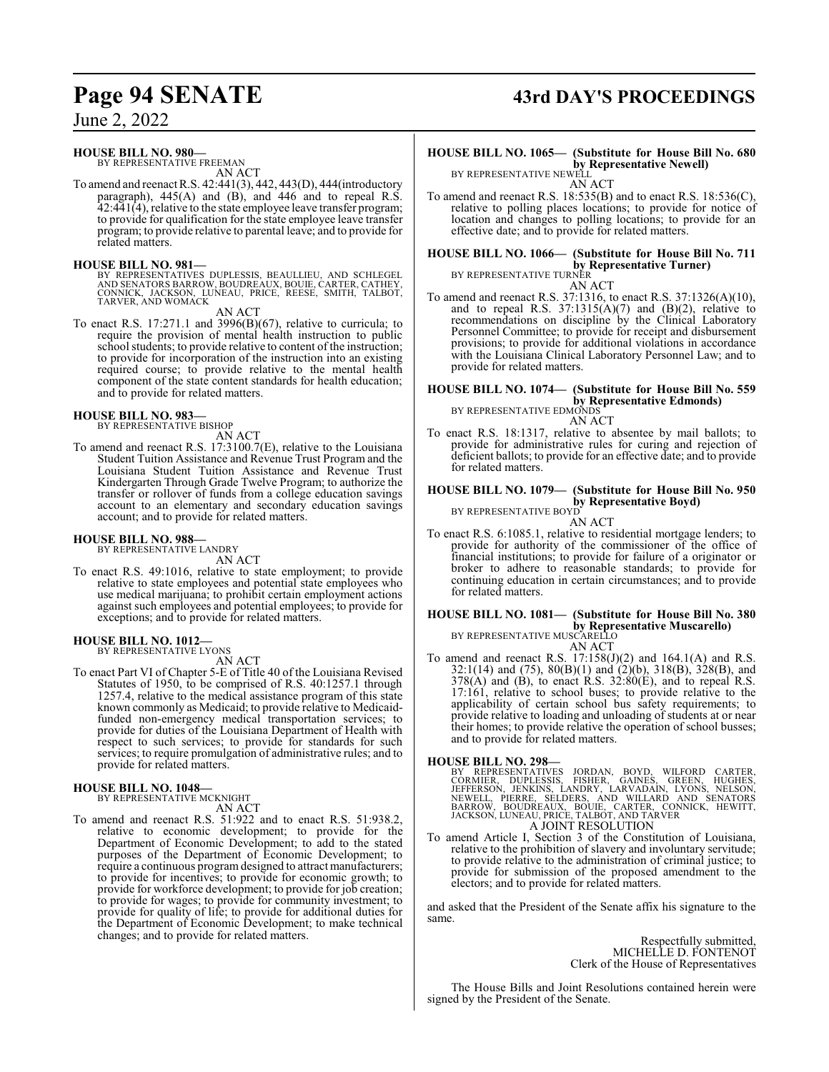**HOUSE BILL NO. 980—**
BY REPRESENTATIVE FREEMAN
AN ACT

To amend and reenact R.S. 42:441(3), 442, 443(D), 444(introductory paragraph), 445(A) and (B), and 446 and to repeal R.S. 42:441(4), relative to the state employee leave transfer program; to provide for qualification for the state employee leave transfer program; to provide relative to parental leave; and to provide for related matters.

**HOUSE BILL NO. 981—**
BY REPRESENTATIVES DUPLESSIS, BEAULLIEU, AND SCHLEGEL AND SENATORS BARROW, BOUDREAUX, BOUIE, CARTER, CATHEY, CONNICK, JACKSON, LUNEAU, PRICE, REESE, SMITH, TALBOT, TARVER, AND WOMACK
AN ACT

To enact R.S. 17:271.1 and 3996(B)(67), relative to curricula; to require the provision of mental health instruction to public school students; to provide relative to content of the instruction; to provide for incorporation of the instruction into an existing required course; to provide relative to the mental health component of the state content standards for health education; and to provide for related matters.

**HOUSE BILL NO. 983—**
BY REPRESENTATIVE BISHOP
AN ACT

To amend and reenact R.S. 17:3100.7(E), relative to the Louisiana Student Tuition Assistance and Revenue Trust Program and the Louisiana Student Tuition Assistance and Revenue Trust Kindergarten Through Grade Twelve Program; to authorize the transfer or rollover of funds from a college education savings account to an elementary and secondary education savings account; and to provide for related matters.

**HOUSE BILL NO. 988—**
BY REPRESENTATIVE LANDRY
AN ACT

To enact R.S. 49:1016, relative to state employment; to provide relative to state employees and potential state employees who use medical marijuana; to prohibit certain employment actions against such employees and potential employees; to provide for exceptions; and to provide for related matters.

**HOUSE BILL NO. 1012—**
BY REPRESENTATIVE LYONS
AN ACT

To enact Part VI of Chapter 5-E of Title 40 of the Louisiana Revised Statutes of 1950, to be comprised of R.S. 40:1257.1 through 1257.4, relative to the medical assistance program of this state known commonly as Medicaid; to provide relative to Medicaid-funded non-emergency medical transportation services; to provide for duties of the Louisiana Department of Health with respect to such services; to provide for standards for such services; to require promulgation of administrative rules; and to provide for related matters.

**HOUSE BILL NO. 1048—**
BY REPRESENTATIVE MCKNIGHT
AN ACT

To amend and reenact R.S. 51:922 and to enact R.S. 51:938.2, relative to economic development; to provide for the Department of Economic Development; to add to the stated purposes of the Department of Economic Development; to require a continuous program designed to attract manufacturers; to provide for incentives; to provide for economic growth; to provide for workforce development; to provide for job creation; to provide for wages; to provide for community investment; to provide for quality of life; to provide for additional duties for the Department of Economic Development; to make technical changes; and to provide for related matters.

**HOUSE BILL NO. 1065— (Substitute for House Bill No. 680 by Representative Newell)**
BY REPRESENTATIVE NEWELL
AN ACT

To amend and reenact R.S. 18:535(B) and to enact R.S. 18:536(C), relative to polling places locations; to provide for notice of location and changes to polling locations; to provide for an effective date; and to provide for related matters.

**HOUSE BILL NO. 1066— (Substitute for House Bill No. 711 by Representative Turner)**
BY REPRESENTATIVE TURNER
AN ACT

To amend and reenact R.S. 37:1316, to enact R.S. 37:1326(A)(10), and to repeal R.S. 37:1315(A)(7) and (B)(2), relative to recommendations on discipline by the Clinical Laboratory Personnel Committee; to provide for receipt and disbursement provisions; to provide for additional violations in accordance with the Louisiana Clinical Laboratory Personnel Law; and to provide for related matters.

**HOUSE BILL NO. 1074— (Substitute for House Bill No. 559 by Representative Edmonds)**
BY REPRESENTATIVE EDMONDS
AN ACT

To enact R.S. 18:1317, relative to absentee by mail ballots; to provide for administrative rules for curing and rejection of deficient ballots; to provide for an effective date; and to provide for related matters.

**HOUSE BILL NO. 1079— (Substitute for House Bill No. 950 by Representative Boyd)**
BY REPRESENTATIVE BOYD
AN ACT

To enact R.S. 6:1085.1, relative to residential mortgage lenders; to provide for authority of the commissioner of the office of financial institutions; to provide for failure of a originator or broker to adhere to reasonable standards; to provide for continuing education in certain circumstances; and to provide for related matters.

**HOUSE BILL NO. 1081— (Substitute for House Bill No. 380 by Representative Muscarello)**
BY REPRESENTATIVE MUSCARELLO
AN ACT

To amend and reenact R.S. 17:158(J)(2) and 164.1(A) and R.S. 32:1(14) and (75), 80(B)(1) and (2)(b), 318(B), 328(B), and 378(A) and (B), to enact R.S. 32:80(E), and to repeal R.S. 17:161, relative to school buses; to provide relative to the applicability of certain school bus safety requirements; to provide relative to loading and unloading of students at or near their homes; to provide relative the operation of school busses; and to provide for related matters.

**HOUSE BILL NO. 298—**
BY REPRESENTATIVES JORDAN, BOYD, WILFORD CARTER, CORMIER, DUPLESSIS, FISHER, GAINES, GREEN, HUGHES, JEFFERSON, JENKINS, LANDRY, LARVADAIN, LYONS, NELSON, NEWELL, PIERRE, SELDERS, AND WILLARD AND SENATORS BARROW, BOUDREAUX, BOUIE, CARTER, CONNICK, HEWITT, JACKSON, LUNEAU, PRICE, TALBOT, AND TARVER
A JOINT RESOLUTION

To amend Article I, Section 3 of the Constitution of Louisiana, relative to the prohibition of slavery and involuntary servitude; to provide relative to the administration of criminal justice; to provide for submission of the proposed amendment to the electors; and to provide for related matters.

and asked that the President of the Senate affix his signature to the same.

Respectfully submitted,
MICHELLE D. FONTENOT
Clerk of the House of Representatives

The House Bills and Joint Resolutions contained herein were signed by the President of the Senate.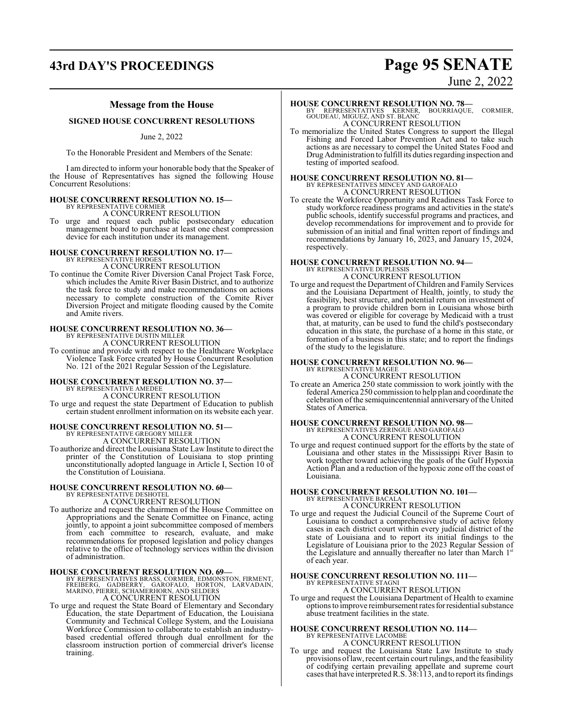## Message from the House

### SIGNED HOUSE CONCURRENT RESOLUTIONS

June 2, 2022

To the Honorable President and Members of the Senate:

I am directed to inform your honorable body that the Speaker of the House of Representatives has signed the following House Concurrent Resolutions:

**HOUSE CONCURRENT RESOLUTION NO. 15—**
BY REPRESENTATIVE CORMIER
A CONCURRENT RESOLUTION
To urge and request each public postsecondary education management board to purchase at least one chest compression device for each institution under its management.

**HOUSE CONCURRENT RESOLUTION NO. 17—**
BY REPRESENTATIVE HODGES
A CONCURRENT RESOLUTION
To continue the Comite River Diversion Canal Project Task Force, which includes the Amite River Basin District, and to authorize the task force to study and make recommendations on actions necessary to complete construction of the Comite River Diversion Project and mitigate flooding caused by the Comite and Amite rivers.

**HOUSE CONCURRENT RESOLUTION NO. 36—**
BY REPRESENTATIVE DUSTIN MILLER
A CONCURRENT RESOLUTION
To continue and provide with respect to the Healthcare Workplace Violence Task Force created by House Concurrent Resolution No. 121 of the 2021 Regular Session of the Legislature.

**HOUSE CONCURRENT RESOLUTION NO. 37—**
BY REPRESENTATIVE AMEDEE
A CONCURRENT RESOLUTION
To urge and request the state Department of Education to publish certain student enrollment information on its website each year.

**HOUSE CONCURRENT RESOLUTION NO. 51—**
BY REPRESENTATIVE GREGORY MILLER
A CONCURRENT RESOLUTION
To authorize and direct the Louisiana State Law Institute to direct the printer of the Constitution of Louisiana to stop printing unconstitutionally adopted language in Article I, Section 10 of the Constitution of Louisiana.

**HOUSE CONCURRENT RESOLUTION NO. 60—**
BY REPRESENTATIVE DESHOTEL
A CONCURRENT RESOLUTION
To authorize and request the chairmen of the House Committee on Appropriations and the Senate Committee on Finance, acting jointly, to appoint a joint subcommittee composed of members from each committee to research, evaluate, and make recommendations for proposed legislation and policy changes relative to the office of technology services within the division of administration.

**HOUSE CONCURRENT RESOLUTION NO. 69—**
BY REPRESENTATIVES BRASS, CORMIER, EDMONSTON, FIRMENT, FREIBERG, GADBERRY, GAROFALO, HORTON, LARVADAIN, MARINO, PIERRE, SCHAMERHORN, AND SELDERS
A CONCURRENT RESOLUTION
To urge and request the State Board of Elementary and Secondary Education, the state Department of Education, the Louisiana Community and Technical College System, and the Louisiana Workforce Commission to collaborate to establish an industry-based credential offered through dual enrollment for the classroom instruction portion of commercial driver's license training.

**HOUSE CONCURRENT RESOLUTION NO. 78—**
BY REPRESENTATIVES KERNER, BOURRIAQUE, CORMIER, GOUDEAU, MIGUEZ, AND ST. BLANC
A CONCURRENT RESOLUTION
To memorialize the United States Congress to support the Illegal Fishing and Forced Labor Prevention Act and to take such actions as are necessary to compel the United States Food and Drug Administration to fulfill its duties regarding inspection and testing of imported seafood.

**HOUSE CONCURRENT RESOLUTION NO. 81—**
BY REPRESENTATIVES MINCEY AND GAROFALO
A CONCURRENT RESOLUTION
To create the Workforce Opportunity and Readiness Task Force to study workforce readiness programs and activities in the state's public schools, identify successful programs and practices, and develop recommendations for improvement and to provide for submission of an initial and final written report of findings and recommendations by January 16, 2023, and January 15, 2024, respectively.

**HOUSE CONCURRENT RESOLUTION NO. 94—**
BY REPRESENTATIVE DUPLESSIS
A CONCURRENT RESOLUTION
To urge and request the Department of Children and Family Services and the Louisiana Department of Health, jointly, to study the feasibility, best structure, and potential return on investment of a program to provide children born in Louisiana whose birth was covered or eligible for coverage by Medicaid with a trust that, at maturity, can be used to fund the child's postsecondary education in this state, the purchase of a home in this state, or formation of a business in this state; and to report the findings of the study to the legislature.

**HOUSE CONCURRENT RESOLUTION NO. 96—**
BY REPRESENTATIVE MAGEE
A CONCURRENT RESOLUTION
To create an America 250 state commission to work jointly with the federal America 250 commission to help plan and coordinate the celebration of the semiquincentennial anniversary of the United States of America.

**HOUSE CONCURRENT RESOLUTION NO. 98—**
BY REPRESENTATIVES ZERINGUE AND GAROFALO
A CONCURRENT RESOLUTION
To urge and request continued support for the efforts by the state of Louisiana and other states in the Mississippi River Basin to work together toward achieving the goals of the Gulf Hypoxia Action Plan and a reduction of the hypoxic zone off the coast of Louisiana.

**HOUSE CONCURRENT RESOLUTION NO. 101—**
BY REPRESENTATIVE BACALA
A CONCURRENT RESOLUTION
To urge and request the Judicial Council of the Supreme Court of Louisiana to conduct a comprehensive study of active felony cases in each district court within every judicial district of the state of Louisiana and to report its initial findings to the Legislature of Louisiana prior to the 2023 Regular Session of the Legislature and annually thereafter no later than March 1st of each year.

**HOUSE CONCURRENT RESOLUTION NO. 111—**
BY REPRESENTATIVE STAGNI
A CONCURRENT RESOLUTION
To urge and request the Louisiana Department of Health to examine options to improve reimbursement rates for residential substance abuse treatment facilities in the state.

**HOUSE CONCURRENT RESOLUTION NO. 114—**
BY REPRESENTATIVE LACOMBE
A CONCURRENT RESOLUTION
To urge and request the Louisiana State Law Institute to study provisions of law, recent certain court rulings, and the feasibility of codifying certain prevailing appellate and supreme court cases that have interpreted R.S. 38:113, and to report its findings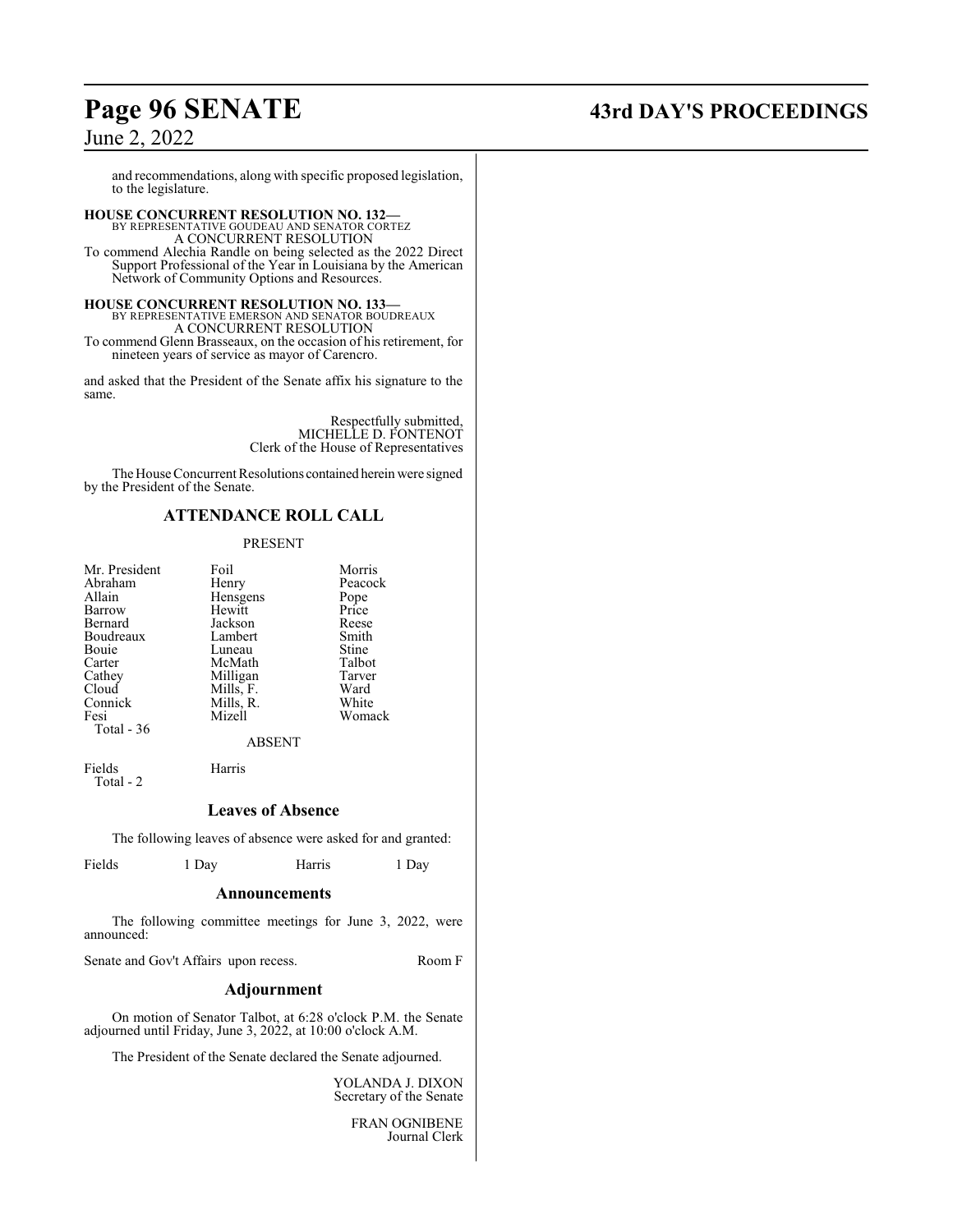and recommendations, along with specific proposed legislation, to the legislature.

**HOUSE CONCURRENT RESOLUTION NO. 132—**
BY REPRESENTATIVE GOUDEAU AND SENATOR CORTEZ
A CONCURRENT RESOLUTION
To commend Alechia Randle on being selected as the 2022 Direct Support Professional of the Year in Louisiana by the American Network of Community Options and Resources.

**HOUSE CONCURRENT RESOLUTION NO. 133—**
BY REPRESENTATIVE EMERSON AND SENATOR BOUDREAUX
A CONCURRENT RESOLUTION
To commend Glenn Brasseaux, on the occasion of his retirement, for nineteen years of service as mayor of Carencro.

and asked that the President of the Senate affix his signature to the same.

Respectfully submitted,
MICHELLE D. FONTENOT
Clerk of the House of Representatives

The House Concurrent Resolutions contained herein were signed by the President of the Senate.

## ATTENDANCE ROLL CALL

PRESENT

| | | |
|---|---|---|
| Mr. President | Foil | Morris |
| Abraham | Henry | Peacock |
| Allain | Hensgens | Pope |
| Barrow | Hewitt | Price |
| Bernard | Jackson | Reese |
| Boudreaux | Lambert | Smith |
| Bouie | Luneau | Stine |
| Carter | McMath | Talbot |
| Cathey | Milligan | Tarver |
| Cloud | Mills, F. | Ward |
| Connick | Mills, R. | White |
| Fesi | Mizell | Womack |

Total - 36

ABSENT

| | |
|---|---|
| Fields | Harris |

Total - 2

## Leaves of Absence

The following leaves of absence were asked for and granted:

| | | | |
|---|---|---|---|
| Fields | 1 Day | Harris | 1 Day |

## Announcements

The following committee meetings for June 3, 2022, were announced:

Senate and Gov't Affairs upon recess. Room F

## Adjournment

On motion of Senator Talbot, at 6:28 o'clock P.M. the Senate adjourned until Friday, June 3, 2022, at 10:00 o'clock A.M.

The President of the Senate declared the Senate adjourned.

YOLANDA J. DIXON
Secretary of the Senate

FRAN OGNIBENE
Journal Clerk